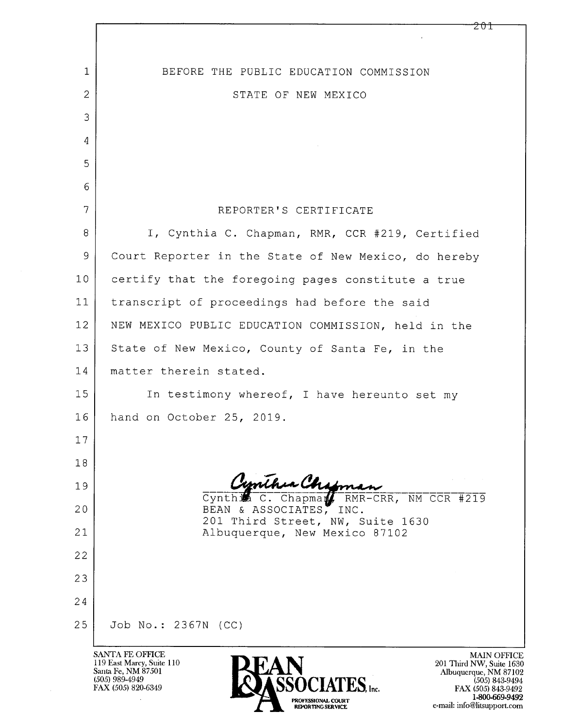BEFORE THE PUBLIC EDUCATION COMMISSION

STATE OF NEW MEXICO

## REPORTER'S CERTIFICATE

I, Cynthia C. Chapman, RMR, CCR #219, Certified Court Reporter in the State of New Mexico, do hereby certify that the foregoing pages constitute a true transcript of proceedings had before the said NEW MEXICO PUBLIC EDUCATION COMMISSION, held in the State of New Mexico, County of Santa Fe, in the matter therein stated.

In testimony whereof, I have hereunto set my hand on October 25, 2019.

Cynthia C. Chapman, RMR-CRR, NM CCR #219
BEAN & ASSOCIATES, INC.
201 Third Street, NW, Suite 1630
Albuquerque, New Mexico 87102

Job No.: 2367N (CC)

SANTA FE OFFICE
119 East Marcy, Suite 110
Santa Fe, NM 87501
(505) 989-4949
FAX (505) 820-6349

BEAN & ASSOCIATES, Inc.
PROFESSIONAL COURT REPORTING SERVICE

MAIN OFFICE
201 Third NW, Suite 1630
Albuquerque, NM 87102
(505) 843-9494
FAX (505) 843-9492
1-800-669-9492
e-mail: info@litsupport.com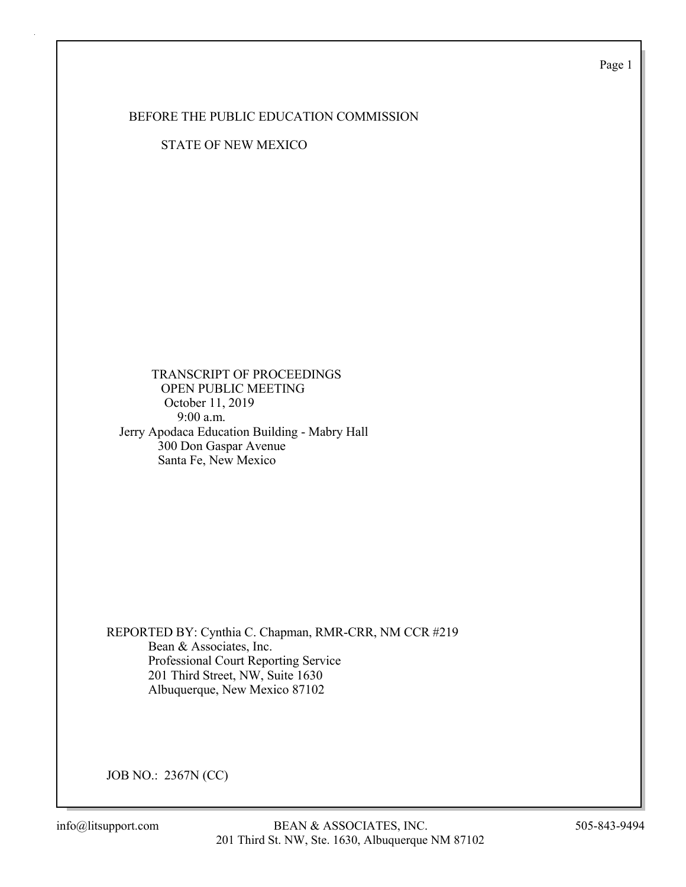BEFORE THE PUBLIC EDUCATION COMMISSION

STATE OF NEW MEXICO

TRANSCRIPT OF PROCEEDINGS
OPEN PUBLIC MEETING
October 11, 2019
9:00 a.m.
Jerry Apodaca Education Building - Mabry Hall
300 Don Gaspar Avenue
Santa Fe, New Mexico

REPORTED BY: Cynthia C. Chapman, RMR-CRR, NM CCR #219
Bean & Associates, Inc.
Professional Court Reporting Service
201 Third Street, NW, Suite 1630
Albuquerque, New Mexico 87102

JOB NO.: 2367N (CC)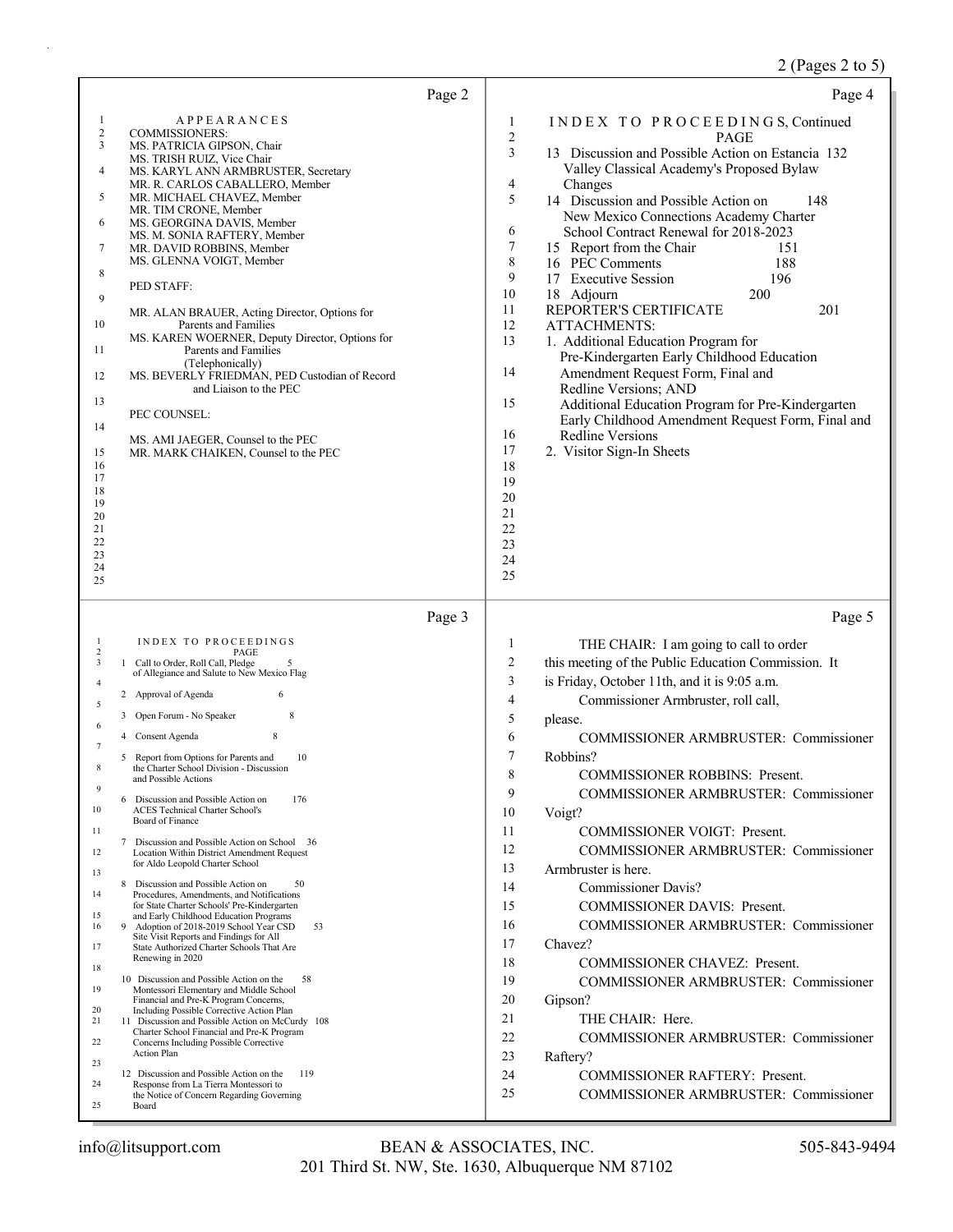## Page 2

APPEARANCES

COMMISSIONERS:

MS. PATRICIA GIPSON, Chair
MS. TRISH RUIZ, Vice Chair
MS. KARYL ANN ARMBRUSTER, Secretary
MR. R. CARLOS CABALLERO, Member
MR. MICHAEL CHAVEZ, Member
MR. TIM CRONE, Member
MS. GEORGINA DAVIS, Member
MS. M. SONIA RAFTERY, Member
MR. DAVID ROBBINS, Member
MS. GLENNA VOIGT, Member

PED STAFF:

MR. ALAN BRAUER, Acting Director, Options for Parents and Families
MS. KAREN WOERNER, Deputy Director, Options for Parents and Families (Telephonically)
MS. BEVERLY FRIEDMAN, PED Custodian of Record and Liaison to the PEC

PEC COUNSEL:

MS. AMI JAEGER, Counsel to the PEC
MR. MARK CHAIKEN, Counsel to the PEC

## Page 3

INDEX TO PROCEEDINGS

| | PAGE |
|---|---|
| 1 Call to Order, Roll Call, Pledge of Allegiance and Salute to New Mexico Flag | 5 |
| 2 Approval of Agenda | 6 |
| 3 Open Forum - No Speaker | 8 |
| 4 Consent Agenda | 8 |
| 5 Report from Options for Parents and the Charter School Division - Discussion and Possible Actions | 10 |
| 6 Discussion and Possible Action on ACES Technical Charter School's Board of Finance | 176 |
| 7 Discussion and Possible Action on School Location Within District Amendment Request for Aldo Leopold Charter School | 36 |
| 8 Discussion and Possible Action on Procedures, Amendments, and Notifications for State Charter Schools' Pre-Kindergarten and Early Childhood Education Programs | 50 |
| 9 Adoption of 2018-2019 School Year CSD Site Visit Reports and Findings for All State Authorized Charter Schools That Are Renewing in 2020 | 53 |
| 10 Discussion and Possible Action on the Montessori Elementary and Middle School Financial and Pre-K Program Concerns, Including Possible Corrective Action Plan | 58 |
| 11 Discussion and Possible Action on McCurdy Charter School Financial and Pre-K Program Concerns Including Possible Corrective Action Plan | 108 |
| 12 Discussion and Possible Action on the Response from La Tierra Montessori to the Notice of Concern Regarding Governing Board | 119 |

## Page 4

INDEX TO PROCEEDINGS, Continued

| | PAGE |
|---|---|
| 13 Discussion and Possible Action on Estancia Valley Classical Academy's Proposed Bylaw Changes | 132 |
| 14 Discussion and Possible Action on New Mexico Connections Academy Charter School Contract Renewal for 2018-2023 | 148 |
| 15 Report from the Chair | 151 |
| 16 PEC Comments | 188 |
| 17 Executive Session | 196 |
| 18 Adjourn | 200 |
| REPORTER'S CERTIFICATE | 201 |

ATTACHMENTS:

1. Additional Education Program for Pre-Kindergarten Early Childhood Education Amendment Request Form, Final and Redline Versions; AND Additional Education Program for Pre-Kindergarten Early Childhood Amendment Request Form, Final and Redline Versions
2. Visitor Sign-In Sheets

## Page 5

THE CHAIR: I am going to call to order this meeting of the Public Education Commission. It is Friday, October 11th, and it is 9:05 a.m.

Commissioner Armbruster, roll call, please.

COMMISSIONER ARMBRUSTER: Commissioner Robbins?

COMMISSIONER ROBBINS: Present.

COMMISSIONER ARMBRUSTER: Commissioner Voigt?

COMMISSIONER VOIGT: Present.

COMMISSIONER ARMBRUSTER: Commissioner Armbruster is here.

Commissioner Davis?

COMMISSIONER DAVIS: Present.

COMMISSIONER ARMBRUSTER: Commissioner Chavez?

COMMISSIONER CHAVEZ: Present.

COMMISSIONER ARMBRUSTER: Commissioner Gipson?

THE CHAIR: Here.

COMMISSIONER ARMBRUSTER: Commissioner Raftery?

COMMISSIONER RAFTERY: Present.

COMMISSIONER ARMBRUSTER: Commissioner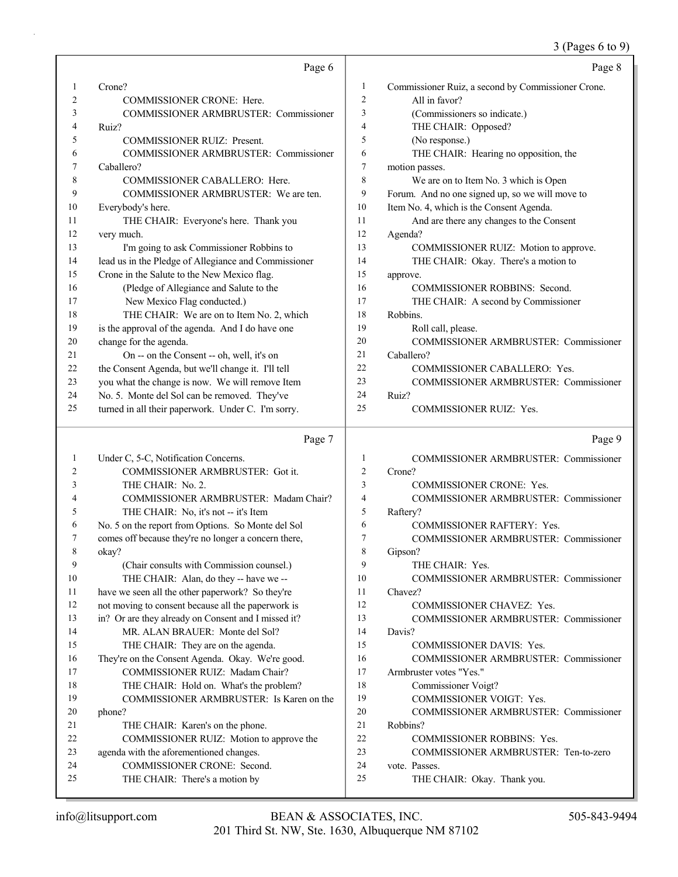Page 6

1 Crone?
2 COMMISSIONER CRONE: Here.
3 COMMISSIONER ARMBRUSTER: Commissioner
4 Ruiz?
5 COMMISSIONER RUIZ: Present.
6 COMMISSIONER ARMBRUSTER: Commissioner
7 Caballero?
8 COMMISSIONER CABALLERO: Here.
9 COMMISSIONER ARMBRUSTER: We are ten.
10 Everybody's here.
11 THE CHAIR: Everyone's here. Thank you
12 very much.
13 I'm going to ask Commissioner Robbins to
14 lead us in the Pledge of Allegiance and Commissioner
15 Crone in the Salute to the New Mexico flag.
16 (Pledge of Allegiance and Salute to the
17 New Mexico Flag conducted.)
18 THE CHAIR: We are on to Item No. 2, which
19 is the approval of the agenda. And I do have one
20 change for the agenda.
21 On -- on the Consent -- oh, well, it's on
22 the Consent Agenda, but we'll change it. I'll tell
23 you what the change is now. We will remove Item
24 No. 5. Monte del Sol can be removed. They've
25 turned in all their paperwork. Under C. I'm sorry.

Page 7

1 Under C, 5-C, Notification Concerns.
2 COMMISSIONER ARMBRUSTER: Got it.
3 THE CHAIR: No. 2.
4 COMMISSIONER ARMBRUSTER: Madam Chair?
5 THE CHAIR: No, it's not -- it's Item
6 No. 5 on the report from Options. So Monte del Sol
7 comes off because they're no longer a concern there,
8 okay?
9 (Chair consults with Commission counsel.)
10 THE CHAIR: Alan, do they -- have we --
11 have we seen all the other paperwork? So they're
12 not moving to consent because all the paperwork is
13 in? Or are they already on Consent and I missed it?
14 MR. ALAN BRAUER: Monte del Sol?
15 THE CHAIR: They are on the agenda.
16 They're on the Consent Agenda. Okay. We're good.
17 COMMISSIONER RUIZ: Madam Chair?
18 THE CHAIR: Hold on. What's the problem?
19 COMMISSIONER ARMBRUSTER: Is Karen on the
20 phone?
21 THE CHAIR: Karen's on the phone.
22 COMMISSIONER RUIZ: Motion to approve the
23 agenda with the aforementioned changes.
24 COMMISSIONER CRONE: Second.
25 THE CHAIR: There's a motion by

Page 8

1 Commissioner Ruiz, a second by Commissioner Crone.
2 All in favor?
3 (Commissioners so indicate.)
4 THE CHAIR: Opposed?
5 (No response.)
6 THE CHAIR: Hearing no opposition, the
7 motion passes.
8 We are on to Item No. 3 which is Open
9 Forum. And no one signed up, so we will move to
10 Item No. 4, which is the Consent Agenda.
11 And are there any changes to the Consent
12 Agenda?
13 COMMISSIONER RUIZ: Motion to approve.
14 THE CHAIR: Okay. There's a motion to
15 approve.
16 COMMISSIONER ROBBINS: Second.
17 THE CHAIR: A second by Commissioner
18 Robbins.
19 Roll call, please.
20 COMMISSIONER ARMBRUSTER: Commissioner
21 Caballero?
22 COMMISSIONER CABALLERO: Yes.
23 COMMISSIONER ARMBRUSTER: Commissioner
24 Ruiz?
25 COMMISSIONER RUIZ: Yes.

Page 9

1 COMMISSIONER ARMBRUSTER: Commissioner
2 Crone?
3 COMMISSIONER CRONE: Yes.
4 COMMISSIONER ARMBRUSTER: Commissioner
5 Raftery?
6 COMMISSIONER RAFTERY: Yes.
7 COMMISSIONER ARMBRUSTER: Commissioner
8 Gipson?
9 THE CHAIR: Yes.
10 COMMISSIONER ARMBRUSTER: Commissioner
11 Chavez?
12 COMMISSIONER CHAVEZ: Yes.
13 COMMISSIONER ARMBRUSTER: Commissioner
14 Davis?
15 COMMISSIONER DAVIS: Yes.
16 COMMISSIONER ARMBRUSTER: Commissioner
17 Armbruster votes "Yes."
18 Commissioner Voigt?
19 COMMISSIONER VOIGT: Yes.
20 COMMISSIONER ARMBRUSTER: Commissioner
21 Robbins?
22 COMMISSIONER ROBBINS: Yes.
23 COMMISSIONER ARMBRUSTER: Ten-to-zero
24 vote. Passes.
25 THE CHAIR: Okay. Thank you.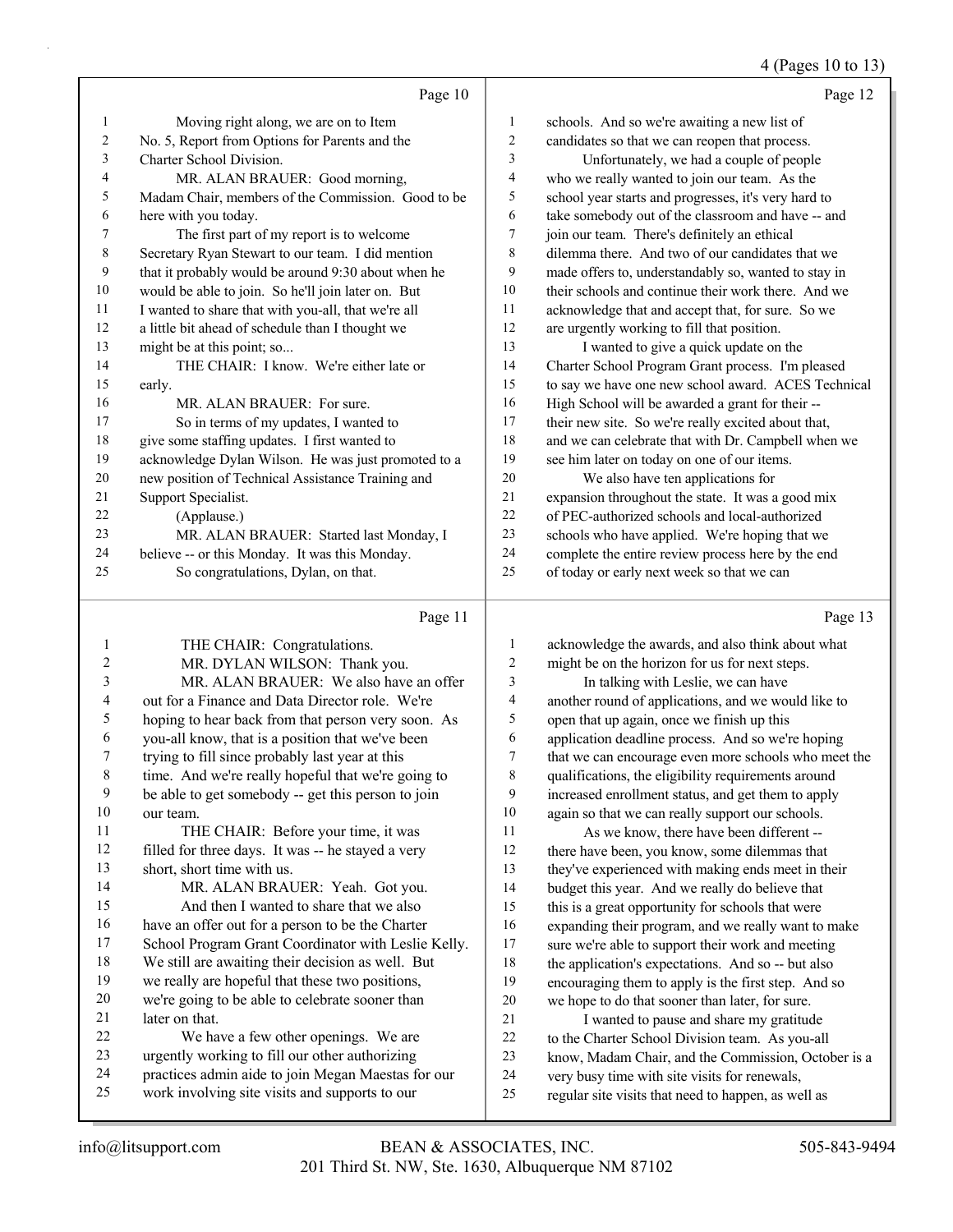Page 10

1 Moving right along, we are on to Item
2 No. 5, Report from Options for Parents and the
3 Charter School Division.
4 MR. ALAN BRAUER: Good morning,
5 Madam Chair, members of the Commission. Good to be
6 here with you today.
7 The first part of my report is to welcome
8 Secretary Ryan Stewart to our team. I did mention
9 that it probably would be around 9:30 about when he
10 would be able to join. So he'll join later on. But
11 I wanted to share that with you-all, that we're all
12 a little bit ahead of schedule than I thought we
13 might be at this point; so...
14 THE CHAIR: I know. We're either late or
15 early.
16 MR. ALAN BRAUER: For sure.
17 So in terms of my updates, I wanted to
18 give some staffing updates. I first wanted to
19 acknowledge Dylan Wilson. He was just promoted to a
20 new position of Technical Assistance Training and
21 Support Specialist.
22 (Applause.)
23 MR. ALAN BRAUER: Started last Monday, I
24 believe -- or this Monday. It was this Monday.
25 So congratulations, Dylan, on that.

Page 11

1 THE CHAIR: Congratulations.
2 MR. DYLAN WILSON: Thank you.
3 MR. ALAN BRAUER: We also have an offer
4 out for a Finance and Data Director role. We're
5 hoping to hear back from that person very soon. As
6 you-all know, that is a position that we've been
7 trying to fill since probably last year at this
8 time. And we're really hopeful that we're going to
9 be able to get somebody -- get this person to join
10 our team.
11 THE CHAIR: Before your time, it was
12 filled for three days. It was -- he stayed a very
13 short, short time with us.
14 MR. ALAN BRAUER: Yeah. Got you.
15 And then I wanted to share that we also
16 have an offer out for a person to be the Charter
17 School Program Grant Coordinator with Leslie Kelly.
18 We still are awaiting their decision as well. But
19 we really are hopeful that these two positions,
20 we're going to be able to celebrate sooner than
21 later on that.
22 We have a few other openings. We are
23 urgently working to fill our other authorizing
24 practices admin aide to join Megan Maestas for our
25 work involving site visits and supports to our

Page 12

1 schools. And so we're awaiting a new list of
2 candidates so that we can reopen that process.
3 Unfortunately, we had a couple of people
4 who we really wanted to join our team. As the
5 school year starts and progresses, it's very hard to
6 take somebody out of the classroom and have -- and
7 join our team. There's definitely an ethical
8 dilemma there. And two of our candidates that we
9 made offers to, understandably so, wanted to stay in
10 their schools and continue their work there. And we
11 acknowledge that and accept that, for sure. So we
12 are urgently working to fill that position.
13 I wanted to give a quick update on the
14 Charter School Program Grant process. I'm pleased
15 to say we have one new school award. ACES Technical
16 High School will be awarded a grant for their --
17 their new site. So we're really excited about that,
18 and we can celebrate that with Dr. Campbell when we
19 see him later on today on one of our items.
20 We also have ten applications for
21 expansion throughout the state. It was a good mix
22 of PEC-authorized schools and local-authorized
23 schools who have applied. We're hoping that we
24 complete the entire review process here by the end
25 of today or early next week so that we can

Page 13

1 acknowledge the awards, and also think about what
2 might be on the horizon for us for next steps.
3 In talking with Leslie, we can have
4 another round of applications, and we would like to
5 open that up again, once we finish up this
6 application deadline process. And so we're hoping
7 that we can encourage even more schools who meet the
8 qualifications, the eligibility requirements around
9 increased enrollment status, and get them to apply
10 again so that we can really support our schools.
11 As we know, there have been different --
12 there have been, you know, some dilemmas that
13 they've experienced with making ends meet in their
14 budget this year. And we really do believe that
15 this is a great opportunity for schools that were
16 expanding their program, and we really want to make
17 sure we're able to support their work and meeting
18 the application's expectations. And so -- but also
19 encouraging them to apply is the first step. And so
20 we hope to do that sooner than later, for sure.
21 I wanted to pause and share my gratitude
22 to the Charter School Division team. As you-all
23 know, Madam Chair, and the Commission, October is a
24 very busy time with site visits for renewals,
25 regular site visits that need to happen, as well as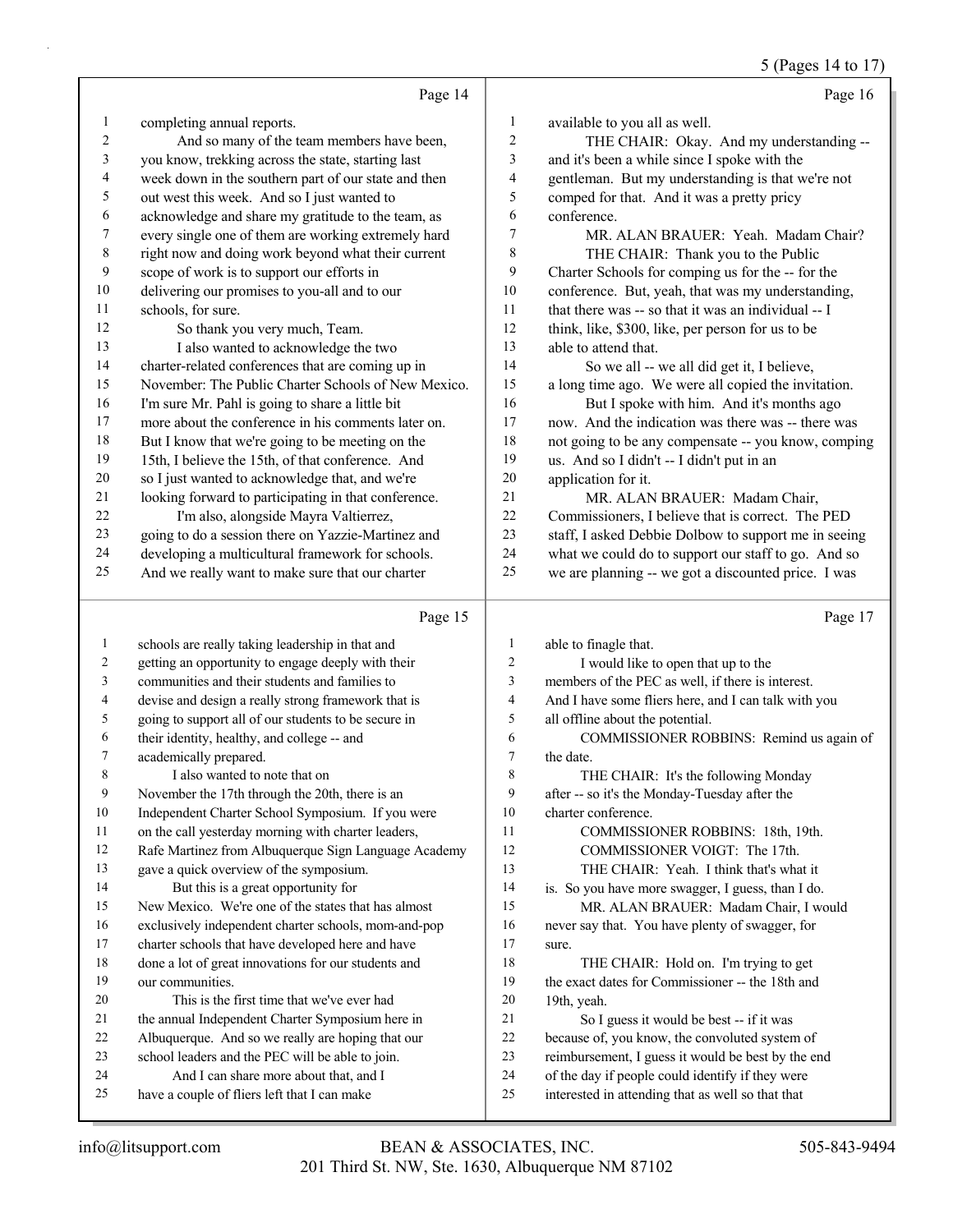Page 14

completing annual reports.

And so many of the team members have been, you know, trekking across the state, starting last week down in the southern part of our state and then out west this week. And so I just wanted to acknowledge and share my gratitude to the team, as every single one of them are working extremely hard right now and doing work beyond what their current scope of work is to support our efforts in delivering our promises to you-all and to our schools, for sure.

So thank you very much, Team.

I also wanted to acknowledge the two charter-related conferences that are coming up in November: The Public Charter Schools of New Mexico. I'm sure Mr. Pahl is going to share a little bit more about the conference in his comments later on. But I know that we're going to be meeting on the 15th, I believe the 15th, of that conference. And so I just wanted to acknowledge that, and we're looking forward to participating in that conference.

I'm also, alongside Mayra Valtierrez, going to do a session there on Yazzie-Martinez and developing a multicultural framework for schools. And we really want to make sure that our charter

Page 15

schools are really taking leadership in that and getting an opportunity to engage deeply with their communities and their students and families to devise and design a really strong framework that is going to support all of our students to be secure in their identity, healthy, and college -- and academically prepared.

I also wanted to note that on November the 17th through the 20th, there is an Independent Charter School Symposium. If you were on the call yesterday morning with charter leaders, Rafe Martinez from Albuquerque Sign Language Academy gave a quick overview of the symposium.

But this is a great opportunity for New Mexico. We're one of the states that has almost exclusively independent charter schools, mom-and-pop charter schools that have developed here and have done a lot of great innovations for our students and our communities.

This is the first time that we've ever had the annual Independent Charter Symposium here in Albuquerque. And so we really are hoping that our school leaders and the PEC will be able to join.

And I can share more about that, and I have a couple of fliers left that I can make

Page 16

available to you all as well.

THE CHAIR: Okay. And my understanding -- and it's been a while since I spoke with the gentleman. But my understanding is that we're not comped for that. And it was a pretty pricy conference.

MR. ALAN BRAUER: Yeah. Madam Chair?

THE CHAIR: Thank you to the Public Charter Schools for comping us for the -- for the conference. But, yeah, that was my understanding, that there was -- so that it was an individual -- I think, like, $300, like, per person for us to be able to attend that.

So we all -- we all did get it, I believe, a long time ago. We were all copied the invitation.

But I spoke with him. And it's months ago now. And the indication was there was -- there was not going to be any compensate -- you know, comping us. And so I didn't -- I didn't put in an application for it.

MR. ALAN BRAUER: Madam Chair, Commissioners, I believe that is correct. The PED staff, I asked Debbie Dolbow to support me in seeing what we could do to support our staff to go. And so we are planning -- we got a discounted price. I was

Page 17

able to finagle that.

I would like to open that up to the members of the PEC as well, if there is interest. And I have some fliers here, and I can talk with you all offline about the potential.

COMMISSIONER ROBBINS: Remind us again of the date.

THE CHAIR: It's the following Monday after -- so it's the Monday-Tuesday after the charter conference.

COMMISSIONER ROBBINS: 18th, 19th.

COMMISSIONER VOIGT: The 17th.

THE CHAIR: Yeah. I think that's what it is. So you have more swagger, I guess, than I do.

MR. ALAN BRAUER: Madam Chair, I would never say that. You have plenty of swagger, for sure.

THE CHAIR: Hold on. I'm trying to get the exact dates for Commissioner -- the 18th and 19th, yeah.

So I guess it would be best -- if it was because of, you know, the convoluted system of reimbursement, I guess it would be best by the end of the day if people could identify if they were interested in attending that as well so that that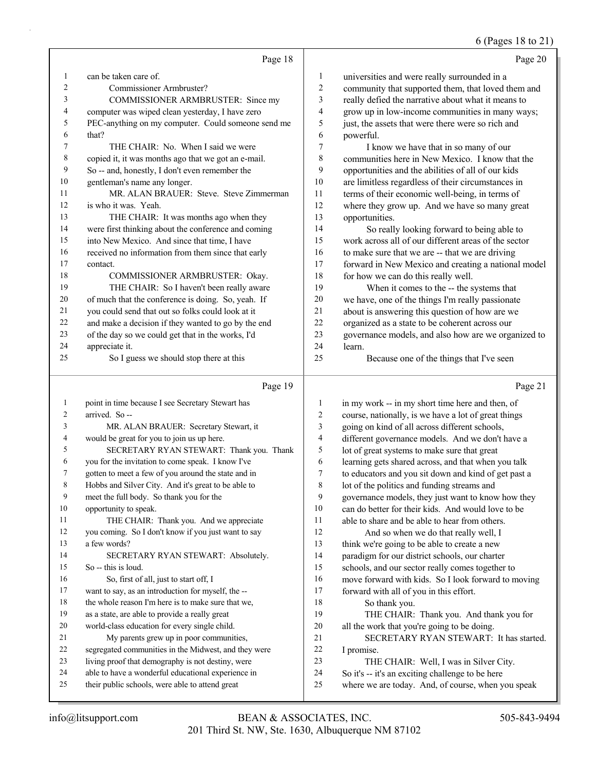Page 18

1 can be taken care of.
2 Commissioner Armbruster?
3 COMMISSIONER ARMBRUSTER: Since my
4 computer was wiped clean yesterday, I have zero
5 PEC-anything on my computer. Could someone send me
6 that?
7 THE CHAIR: No. When I said we were
8 copied it, it was months ago that we got an e-mail.
9 So -- and, honestly, I don't even remember the
10 gentleman's name any longer.
11 MR. ALAN BRAUER: Steve. Steve Zimmerman
12 is who it was. Yeah.
13 THE CHAIR: It was months ago when they
14 were first thinking about the conference and coming
15 into New Mexico. And since that time, I have
16 received no information from them since that early
17 contact.
18 COMMISSIONER ARMBRUSTER: Okay.
19 THE CHAIR: So I haven't been really aware
20 of much that the conference is doing. So, yeah. If
21 you could send that out so folks could look at it
22 and make a decision if they wanted to go by the end
23 of the day so we could get that in the works, I'd
24 appreciate it.
25 So I guess we should stop there at this

Page 19

1 point in time because I see Secretary Stewart has
2 arrived. So --
3 MR. ALAN BRAUER: Secretary Stewart, it
4 would be great for you to join us up here.
5 SECRETARY RYAN STEWART: Thank you. Thank
6 you for the invitation to come speak. I know I've
7 gotten to meet a few of you around the state and in
8 Hobbs and Silver City. And it's great to be able to
9 meet the full body. So thank you for the
10 opportunity to speak.
11 THE CHAIR: Thank you. And we appreciate
12 you coming. So I don't know if you just want to say
13 a few words?
14 SECRETARY RYAN STEWART: Absolutely.
15 So -- this is loud.
16 So, first of all, just to start off, I
17 want to say, as an introduction for myself, the --
18 the whole reason I'm here is to make sure that we,
19 as a state, are able to provide a really great
20 world-class education for every single child.
21 My parents grew up in poor communities,
22 segregated communities in the Midwest, and they were
23 living proof that demography is not destiny, were
24 able to have a wonderful educational experience in
25 their public schools, were able to attend great

Page 20

1 universities and were really surrounded in a
2 community that supported them, that loved them and
3 really defied the narrative about what it means to
4 grow up in low-income communities in many ways;
5 just, the assets that were there were so rich and
6 powerful.
7 I know we have that in so many of our
8 communities here in New Mexico. I know that the
9 opportunities and the abilities of all of our kids
10 are limitless regardless of their circumstances in
11 terms of their economic well-being, in terms of
12 where they grow up. And we have so many great
13 opportunities.
14 So really looking forward to being able to
15 work across all of our different areas of the sector
16 to make sure that we are -- that we are driving
17 forward in New Mexico and creating a national model
18 for how we can do this really well.
19 When it comes to the -- the systems that
20 we have, one of the things I'm really passionate
21 about is answering this question of how are we
22 organized as a state to be coherent across our
23 governance models, and also how are we organized to
24 learn.
25 Because one of the things that I've seen

Page 21

1 in my work -- in my short time here and then, of
2 course, nationally, is we have a lot of great things
3 going on kind of all across different schools,
4 different governance models. And we don't have a
5 lot of great systems to make sure that great
6 learning gets shared across, and that when you talk
7 to educators and you sit down and kind of get past a
8 lot of the politics and funding streams and
9 governance models, they just want to know how they
10 can do better for their kids. And would love to be
11 able to share and be able to hear from others.
12 And so when we do that really well, I
13 think we're going to be able to create a new
14 paradigm for our district schools, our charter
15 schools, and our sector really comes together to
16 move forward with kids. So I look forward to moving
17 forward with all of you in this effort.
18 So thank you.
19 THE CHAIR: Thank you. And thank you for
20 all the work that you're going to be doing.
21 SECRETARY RYAN STEWART: It has started.
22 I promise.
23 THE CHAIR: Well, I was in Silver City.
24 So it's -- it's an exciting challenge to be here
25 where we are today. And, of course, when you speak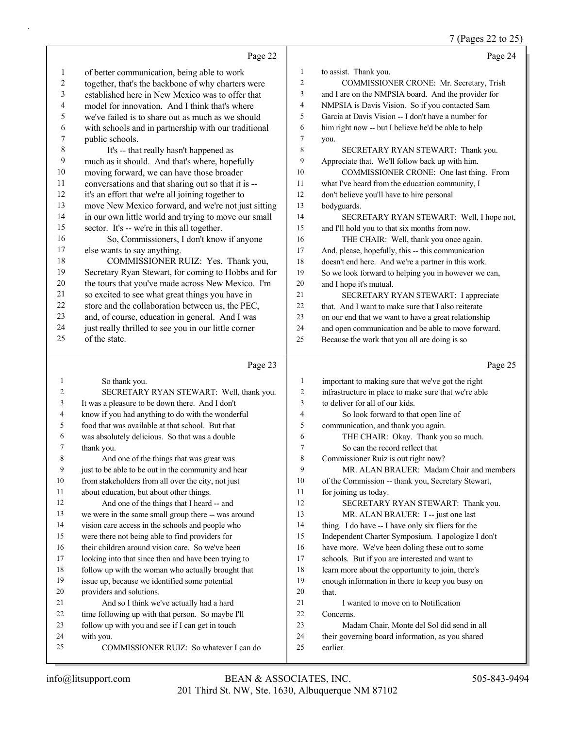Page 22

1 of better communication, being able to work
2 together, that's the backbone of why charters were
3 established here in New Mexico was to offer that
4 model for innovation. And I think that's where
5 we've failed is to share out as much as we should
6 with schools and in partnership with our traditional
7 public schools.
8 It's -- that really hasn't happened as
9 much as it should. And that's where, hopefully
10 moving forward, we can have those broader
11 conversations and that sharing out so that it is --
12 it's an effort that we're all joining together to
13 move New Mexico forward, and we're not just sitting
14 in our own little world and trying to move our small
15 sector. It's -- we're in this all together.
16 So, Commissioners, I don't know if anyone
17 else wants to say anything.
18 COMMISSIONER RUIZ: Yes. Thank you,
19 Secretary Ryan Stewart, for coming to Hobbs and for
20 the tours that you've made across New Mexico. I'm
21 so excited to see what great things you have in
22 store and the collaboration between us, the PEC,
23 and, of course, education in general. And I was
24 just really thrilled to see you in our little corner
25 of the state.

Page 23

1 So thank you.
2 SECRETARY RYAN STEWART: Well, thank you.
3 It was a pleasure to be down there. And I don't
4 know if you had anything to do with the wonderful
5 food that was available at that school. But that
6 was absolutely delicious. So that was a double
7 thank you.
8 And one of the things that was great was
9 just to be able to be out in the community and hear
10 from stakeholders from all over the city, not just
11 about education, but about other things.
12 And one of the things that I heard -- and
13 we were in the same small group there -- was around
14 vision care access in the schools and people who
15 were there not being able to find providers for
16 their children around vision care. So we've been
17 looking into that since then and have been trying to
18 follow up with the woman who actually brought that
19 issue up, because we identified some potential
20 providers and solutions.
21 And so I think we've actually had a hard
22 time following up with that person. So maybe I'll
23 follow up with you and see if I can get in touch
24 with you.
25 COMMISSIONER RUIZ: So whatever I can do

Page 24

1 to assist. Thank you.
2 COMMISSIONER CRONE: Mr. Secretary, Trish
3 and I are on the NMPSIA board. And the provider for
4 NMPSIA is Davis Vision. So if you contacted Sam
5 Garcia at Davis Vision -- I don't have a number for
6 him right now -- but I believe he'd be able to help
7 you.
8 SECRETARY RYAN STEWART: Thank you.
9 Appreciate that. We'll follow back up with him.
10 COMMISSIONER CRONE: One last thing. From
11 what I've heard from the education community, I
12 don't believe you'll have to hire personal
13 bodyguards.
14 SECRETARY RYAN STEWART: Well, I hope not,
15 and I'll hold you to that six months from now.
16 THE CHAIR: Well, thank you once again.
17 And, please, hopefully, this -- this communication
18 doesn't end here. And we're a partner in this work.
19 So we look forward to helping you in however we can,
20 and I hope it's mutual.
21 SECRETARY RYAN STEWART: I appreciate
22 that. And I want to make sure that I also reiterate
23 on our end that we want to have a great relationship
24 and open communication and be able to move forward.
25 Because the work that you all are doing is so

Page 25

1 important to making sure that we've got the right
2 infrastructure in place to make sure that we're able
3 to deliver for all of our kids.
4 So look forward to that open line of
5 communication, and thank you again.
6 THE CHAIR: Okay. Thank you so much.
7 So can the record reflect that
8 Commissioner Ruiz is out right now?
9 MR. ALAN BRAUER: Madam Chair and members
10 of the Commission -- thank you, Secretary Stewart,
11 for joining us today.
12 SECRETARY RYAN STEWART: Thank you.
13 MR. ALAN BRAUER: I -- just one last
14 thing. I do have -- I have only six fliers for the
15 Independent Charter Symposium. I apologize I don't
16 have more. We've been doling these out to some
17 schools. But if you are interested and want to
18 learn more about the opportunity to join, there's
19 enough information in there to keep you busy on
20 that.
21 I wanted to move on to Notification
22 Concerns.
23 Madam Chair, Monte del Sol did send in all
24 their governing board information, as you shared
25 earlier.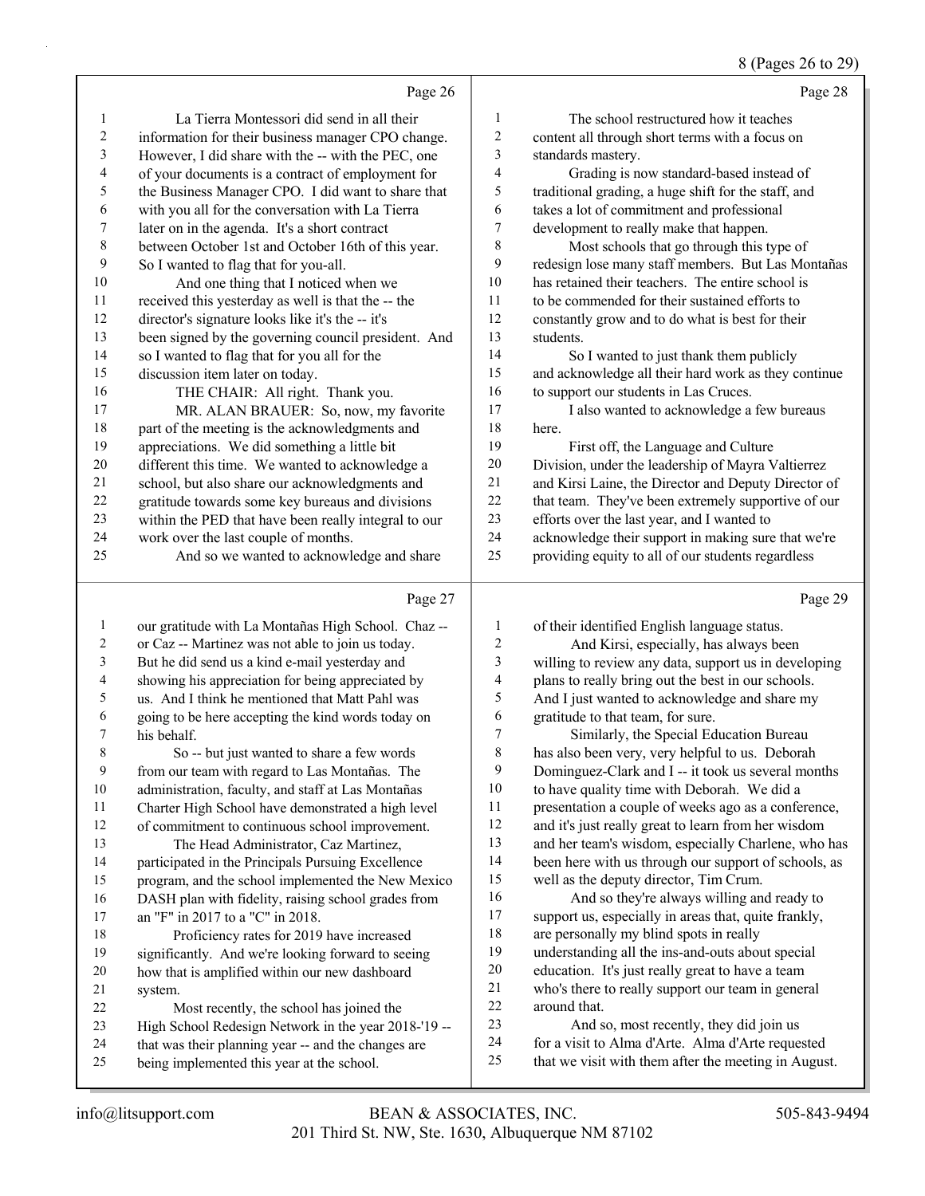Page 26

1 La Tierra Montessori did send in all their
2 information for their business manager CPO change.
3 However, I did share with the -- with the PEC, one
4 of your documents is a contract of employment for
5 the Business Manager CPO. I did want to share that
6 with you all for the conversation with La Tierra
7 later on in the agenda. It's a short contract
8 between October 1st and October 16th of this year.
9 So I wanted to flag that for you-all.
10 And one thing that I noticed when we
11 received this yesterday as well is that the -- the
12 director's signature looks like it's the -- it's
13 been signed by the governing council president. And
14 so I wanted to flag that for you all for the
15 discussion item later on today.
16 THE CHAIR: All right. Thank you.
17 MR. ALAN BRAUER: So, now, my favorite
18 part of the meeting is the acknowledgments and
19 appreciations. We did something a little bit
20 different this time. We wanted to acknowledge a
21 school, but also share our acknowledgments and
22 gratitude towards some key bureaus and divisions
23 within the PED that have been really integral to our
24 work over the last couple of months.
25 And so we wanted to acknowledge and share

Page 27

1 our gratitude with La Montañas High School. Chaz --
2 or Caz -- Martinez was not able to join us today.
3 But he did send us a kind e-mail yesterday and
4 showing his appreciation for being appreciated by
5 us. And I think he mentioned that Matt Pahl was
6 going to be here accepting the kind words today on
7 his behalf.
8 So -- but just wanted to share a few words
9 from our team with regard to Las Montañas. The
10 administration, faculty, and staff at Las Montañas
11 Charter High School have demonstrated a high level
12 of commitment to continuous school improvement.
13 The Head Administrator, Caz Martinez,
14 participated in the Principals Pursuing Excellence
15 program, and the school implemented the New Mexico
16 DASH plan with fidelity, raising school grades from
17 an "F" in 2017 to a "C" in 2018.
18 Proficiency rates for 2019 have increased
19 significantly. And we're looking forward to seeing
20 how that is amplified within our new dashboard
21 system.
22 Most recently, the school has joined the
23 High School Redesign Network in the year 2018-'19 --
24 that was their planning year -- and the changes are
25 being implemented this year at the school.

Page 28

1 The school restructured how it teaches
2 content all through short terms with a focus on
3 standards mastery.
4 Grading is now standard-based instead of
5 traditional grading, a huge shift for the staff, and
6 takes a lot of commitment and professional
7 development to really make that happen.
8 Most schools that go through this type of
9 redesign lose many staff members. But Las Montañas
10 has retained their teachers. The entire school is
11 to be commended for their sustained efforts to
12 constantly grow and to do what is best for their
13 students.
14 So I wanted to just thank them publicly
15 and acknowledge all their hard work as they continue
16 to support our students in Las Cruces.
17 I also wanted to acknowledge a few bureaus
18 here.
19 First off, the Language and Culture
20 Division, under the leadership of Mayra Valtierrez
21 and Kirsi Laine, the Director and Deputy Director of
22 that team. They've been extremely supportive of our
23 efforts over the last year, and I wanted to
24 acknowledge their support in making sure that we're
25 providing equity to all of our students regardless

Page 29

1 of their identified English language status.
2 And Kirsi, especially, has always been
3 willing to review any data, support us in developing
4 plans to really bring out the best in our schools.
5 And I just wanted to acknowledge and share my
6 gratitude to that team, for sure.
7 Similarly, the Special Education Bureau
8 has also been very, very helpful to us. Deborah
9 Dominguez-Clark and I -- it took us several months
10 to have quality time with Deborah. We did a
11 presentation a couple of weeks ago as a conference,
12 and it's just really great to learn from her wisdom
13 and her team's wisdom, especially Charlene, who has
14 been here with us through our support of schools, as
15 well as the deputy director, Tim Crum.
16 And so they're always willing and ready to
17 support us, especially in areas that, quite frankly,
18 are personally my blind spots in really
19 understanding all the ins-and-outs about special
20 education. It's just really great to have a team
21 who's there to really support our team in general
22 around that.
23 And so, most recently, they did join us
24 for a visit to Alma d'Arte. Alma d'Arte requested
25 that we visit with them after the meeting in August.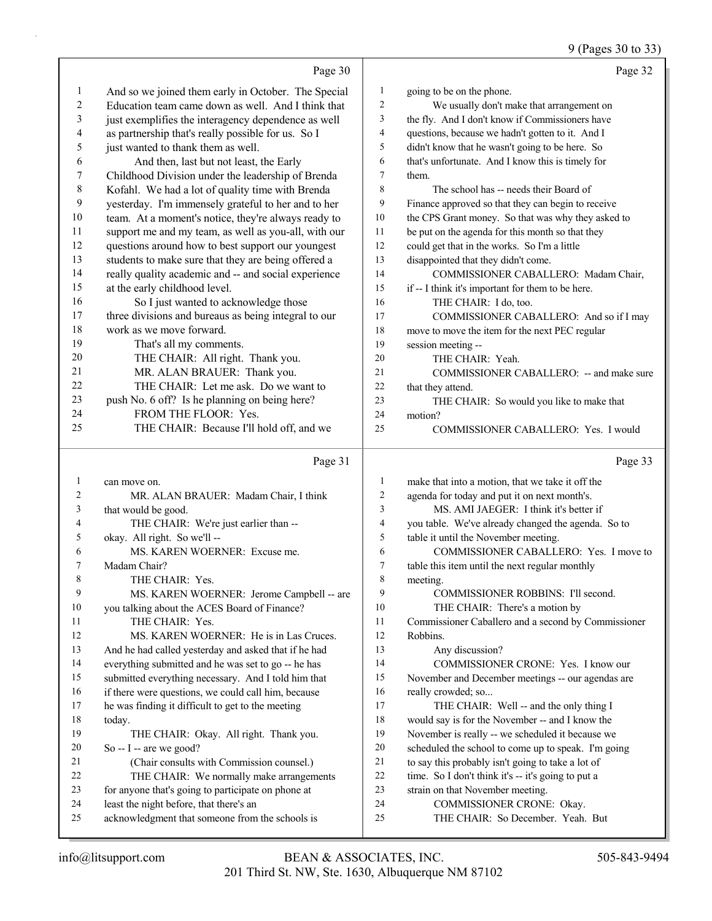Page 30

1 And so we joined them early in October. The Special
2 Education team came down as well. And I think that
3 just exemplifies the interagency dependence as well
4 as partnership that's really possible for us. So I
5 just wanted to thank them as well.
6 And then, last but not least, the Early
7 Childhood Division under the leadership of Brenda
8 Kofahl. We had a lot of quality time with Brenda
9 yesterday. I'm immensely grateful to her and to her
10 team. At a moment's notice, they're always ready to
11 support me and my team, as well as you-all, with our
12 questions around how to best support our youngest
13 students to make sure that they are being offered a
14 really quality academic and -- and social experience
15 at the early childhood level.
16 So I just wanted to acknowledge those
17 three divisions and bureaus as being integral to our
18 work as we move forward.
19 That's all my comments.
20 THE CHAIR: All right. Thank you.
21 MR. ALAN BRAUER: Thank you.
22 THE CHAIR: Let me ask. Do we want to
23 push No. 6 off? Is he planning on being here?
24 FROM THE FLOOR: Yes.
25 THE CHAIR: Because I'll hold off, and we

Page 31

1 can move on.
2 MR. ALAN BRAUER: Madam Chair, I think
3 that would be good.
4 THE CHAIR: We're just earlier than --
5 okay. All right. So we'll --
6 MS. KAREN WOERNER: Excuse me.
7 Madam Chair?
8 THE CHAIR: Yes.
9 MS. KAREN WOERNER: Jerome Campbell -- are
10 you talking about the ACES Board of Finance?
11 THE CHAIR: Yes.
12 MS. KAREN WOERNER: He is in Las Cruces.
13 And he had called yesterday and asked that if he had
14 everything submitted and he was set to go -- he has
15 submitted everything necessary. And I told him that
16 if there were questions, we could call him, because
17 he was finding it difficult to get to the meeting
18 today.
19 THE CHAIR: Okay. All right. Thank you.
20 So -- I -- are we good?
21 (Chair consults with Commission counsel.)
22 THE CHAIR: We normally make arrangements
23 for anyone that's going to participate on phone at
24 least the night before, that there's an
25 acknowledgment that someone from the schools is

Page 32

1 going to be on the phone.
2 We usually don't make that arrangement on
3 the fly. And I don't know if Commissioners have
4 questions, because we hadn't gotten to it. And I
5 didn't know that he wasn't going to be here. So
6 that's unfortunate. And I know this is timely for
7 them.
8 The school has -- needs their Board of
9 Finance approved so that they can begin to receive
10 the CPS Grant money. So that was why they asked to
11 be put on the agenda for this month so that they
12 could get that in the works. So I'm a little
13 disappointed that they didn't come.
14 COMMISSIONER CABALLERO: Madam Chair,
15 if -- I think it's important for them to be here.
16 THE CHAIR: I do, too.
17 COMMISSIONER CABALLERO: And so if I may
18 move to move the item for the next PEC regular
19 session meeting --
20 THE CHAIR: Yeah.
21 COMMISSIONER CABALLERO: -- and make sure
22 that they attend.
23 THE CHAIR: So would you like to make that
24 motion?
25 COMMISSIONER CABALLERO: Yes. I would

Page 33

1 make that into a motion, that we take it off the
2 agenda for today and put it on next month's.
3 MS. AMI JAEGER: I think it's better if
4 you table. We've already changed the agenda. So to
5 table it until the November meeting.
6 COMMISSIONER CABALLERO: Yes. I move to
7 table this item until the next regular monthly
8 meeting.
9 COMMISSIONER ROBBINS: I'll second.
10 THE CHAIR: There's a motion by
11 Commissioner Caballero and a second by Commissioner
12 Robbins.
13 Any discussion?
14 COMMISSIONER CRONE: Yes. I know our
15 November and December meetings -- our agendas are
16 really crowded; so...
17 THE CHAIR: Well -- and the only thing I
18 would say is for the November -- and I know the
19 November is really -- we scheduled it because we
20 scheduled the school to come up to speak. I'm going
21 to say this probably isn't going to take a lot of
22 time. So I don't think it's -- it's going to put a
23 strain on that November meeting.
24 COMMISSIONER CRONE: Okay.
25 THE CHAIR: So December. Yeah. But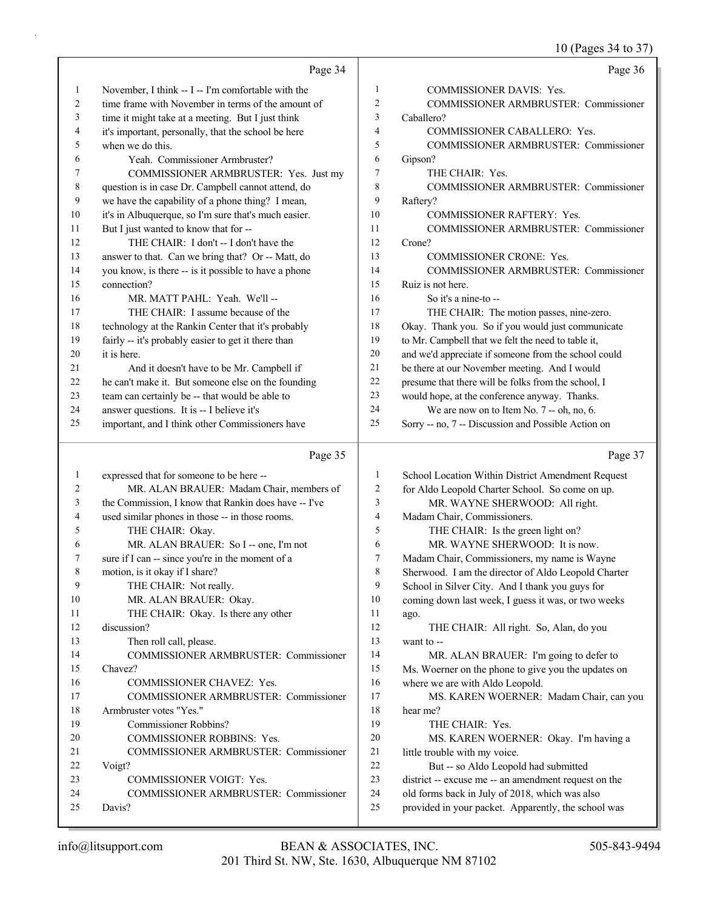10 (Pages 34 to 37)

Page 34

1 November, I think -- I -- I'm comfortable with the
2 time frame with November in terms of the amount of
3 time it might take at a meeting. But I just think
4 it's important, personally, that the school be here
5 when we do this.
6 Yeah. Commissioner Armbruster?
7 COMMISSIONER ARMBRUSTER: Yes. Just my
8 question is in case Dr. Campbell cannot attend, do
9 we have the capability of a phone thing? I mean,
10 it's in Albuquerque, so I'm sure that's much easier.
11 But I just wanted to know that for --
12 THE CHAIR: I don't -- I don't have the
13 answer to that. Can we bring that? Or -- Matt, do
14 you know, is there -- is it possible to have a phone
15 connection?
16 MR. MATT PAHL: Yeah. We'll --
17 THE CHAIR: I assume because of the
18 technology at the Rankin Center that it's probably
19 fairly -- it's probably easier to get it there than
20 it is here.
21 And it doesn't have to be Mr. Campbell if
22 he can't make it. But someone else on the founding
23 team can certainly be -- that would be able to
24 answer questions. It is -- I believe it's
25 important, and I think other Commissioners have

Page 35

1 expressed that for someone to be here --
2 MR. ALAN BRAUER: Madam Chair, members of
3 the Commission, I know that Rankin does have -- I've
4 used similar phones in those -- in those rooms.
5 THE CHAIR: Okay.
6 MR. ALAN BRAUER: So I -- one, I'm not
7 sure if I can -- since you're in the moment of a
8 motion, is it okay if I share?
9 THE CHAIR: Not really.
10 MR. ALAN BRAUER: Okay.
11 THE CHAIR: Okay. Is there any other
12 discussion?
13 Then roll call, please.
14 COMMISSIONER ARMBRUSTER: Commissioner
15 Chavez?
16 COMMISSIONER CHAVEZ: Yes.
17 COMMISSIONER ARMBRUSTER: Commissioner
18 Armbruster votes "Yes."
19 Commissioner Robbins?
20 COMMISSIONER ROBBINS: Yes.
21 COMMISSIONER ARMBRUSTER: Commissioner
22 Voigt?
23 COMMISSIONER VOIGT: Yes.
24 COMMISSIONER ARMBRUSTER: Commissioner
25 Davis?

Page 36

1 COMMISSIONER DAVIS: Yes.
2 COMMISSIONER ARMBRUSTER: Commissioner
3 Caballero?
4 COMMISSIONER CABALLERO: Yes.
5 COMMISSIONER ARMBRUSTER: Commissioner
6 Gipson?
7 THE CHAIR: Yes.
8 COMMISSIONER ARMBRUSTER: Commissioner
9 Raftery?
10 COMMISSIONER RAFTERY: Yes.
11 COMMISSIONER ARMBRUSTER: Commissioner
12 Crone?
13 COMMISSIONER CRONE: Yes.
14 COMMISSIONER ARMBRUSTER: Commissioner
15 Ruiz is not here.
16 So it's a nine-to --
17 THE CHAIR: The motion passes, nine-zero.
18 Okay. Thank you. So if you would just communicate
19 to Mr. Campbell that we felt the need to table it,
20 and we'd appreciate if someone from the school could
21 be there at our November meeting. And I would
22 presume that there will be folks from the school, I
23 would hope, at the conference anyway. Thanks.
24 We are now on to Item No. 7 -- oh, no, 6.
25 Sorry -- no, 7 -- Discussion and Possible Action on

Page 37

1 School Location Within District Amendment Request
2 for Aldo Leopold Charter School. So come on up.
3 MR. WAYNE SHERWOOD: All right.
4 Madam Chair, Commissioners.
5 THE CHAIR: Is the green light on?
6 MR. WAYNE SHERWOOD: It is now.
7 Madam Chair, Commissioners, my name is Wayne
8 Sherwood. I am the director of Aldo Leopold Charter
9 School in Silver City. And I thank you guys for
10 coming down last week, I guess it was, or two weeks
11 ago.
12 THE CHAIR: All right. So, Alan, do you
13 want to --
14 MR. ALAN BRAUER: I'm going to defer to
15 Ms. Woerner on the phone to give you the updates on
16 where we are with Aldo Leopold.
17 MS. KAREN WOERNER: Madam Chair, can you
18 hear me?
19 THE CHAIR: Yes.
20 MS. KAREN WOERNER: Okay. I'm having a
21 little trouble with my voice.
22 But -- so Aldo Leopold had submitted
23 district -- excuse me -- an amendment request on the
24 old forms back in July of 2018, which was also
25 provided in your packet. Apparently, the school was

info@litsupport.com BEAN & ASSOCIATES, INC. 505-843-9494
201 Third St. NW, Ste. 1630, Albuquerque NM 87102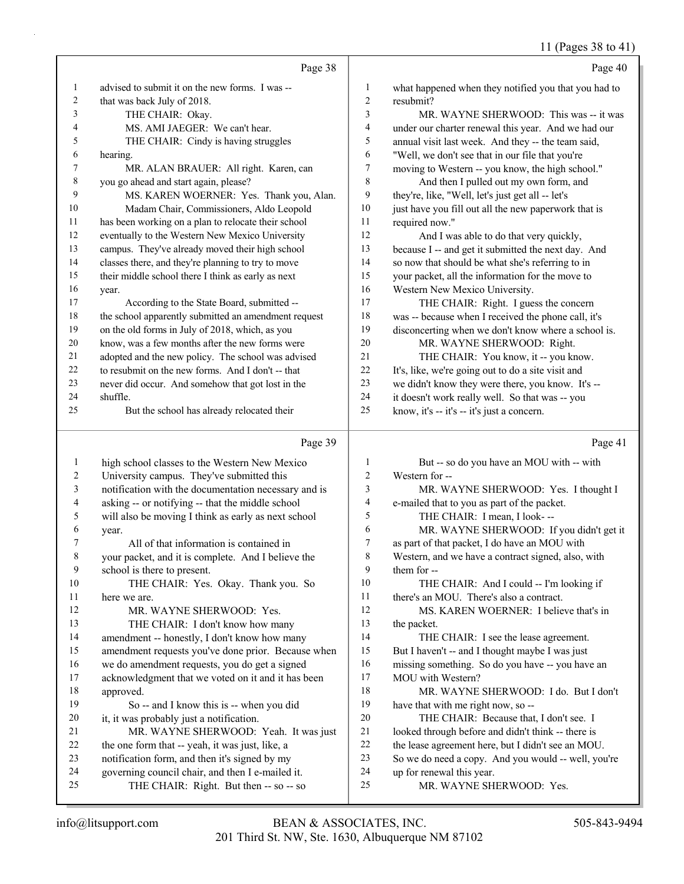11 (Pages 38 to 41)

Page 38

1 advised to submit it on the new forms. I was --
2 that was back July of 2018.
3 THE CHAIR: Okay.
4 MS. AMI JAEGER: We can't hear.
5 THE CHAIR: Cindy is having struggles
6 hearing.
7 MR. ALAN BRAUER: All right. Karen, can
8 you go ahead and start again, please?
9 MS. KAREN WOERNER: Yes. Thank you, Alan.
10 Madam Chair, Commissioners, Aldo Leopold
11 has been working on a plan to relocate their school
12 eventually to the Western New Mexico University
13 campus. They've already moved their high school
14 classes there, and they're planning to try to move
15 their middle school there I think as early as next
16 year.
17 According to the State Board, submitted --
18 the school apparently submitted an amendment request
19 on the old forms in July of 2018, which, as you
20 know, was a few months after the new forms were
21 adopted and the new policy. The school was advised
22 to resubmit on the new forms. And I don't -- that
23 never did occur. And somehow that got lost in the
24 shuffle.
25 But the school has already relocated their

Page 39

1 high school classes to the Western New Mexico
2 University campus. They've submitted this
3 notification with the documentation necessary and is
4 asking -- or notifying -- that the middle school
5 will also be moving I think as early as next school
6 year.
7 All of that information is contained in
8 your packet, and it is complete. And I believe the
9 school is there to present.
10 THE CHAIR: Yes. Okay. Thank you. So
11 here we are.
12 MR. WAYNE SHERWOOD: Yes.
13 THE CHAIR: I don't know how many
14 amendment -- honestly, I don't know how many
15 amendment requests you've done prior. Because when
16 we do amendment requests, you do get a signed
17 acknowledgment that we voted on it and it has been
18 approved.
19 So -- and I know this is -- when you did
20 it, it was probably just a notification.
21 MR. WAYNE SHERWOOD: Yeah. It was just
22 the one form that -- yeah, it was just, like, a
23 notification form, and then it's signed by my
24 governing council chair, and then I e-mailed it.
25 THE CHAIR: Right. But then -- so -- so

Page 40

1 what happened when they notified you that you had to
2 resubmit?
3 MR. WAYNE SHERWOOD: This was -- it was
4 under our charter renewal this year. And we had our
5 annual visit last week. And they -- the team said,
6 "Well, we don't see that in our file that you're
7 moving to Western -- you know, the high school."
8 And then I pulled out my own form, and
9 they're, like, "Well, let's just get all -- let's
10 just have you fill out all the new paperwork that is
11 required now."
12 And I was able to do that very quickly,
13 because I -- and get it submitted the next day. And
14 so now that should be what she's referring to in
15 your packet, all the information for the move to
16 Western New Mexico University.
17 THE CHAIR: Right. I guess the concern
18 was -- because when I received the phone call, it's
19 disconcerting when we don't know where a school is.
20 MR. WAYNE SHERWOOD: Right.
21 THE CHAIR: You know, it -- you know.
22 It's, like, we're going out to do a site visit and
23 we didn't know they were there, you know. It's --
24 it doesn't work really well. So that was -- you
25 know, it's -- it's -- it's just a concern.

Page 41

1 But -- so do you have an MOU with -- with
2 Western for --
3 MR. WAYNE SHERWOOD: Yes. I thought I
4 e-mailed that to you as part of the packet.
5 THE CHAIR: I mean, I look- --
6 MR. WAYNE SHERWOOD: If you didn't get it
7 as part of that packet, I do have an MOU with
8 Western, and we have a contract signed, also, with
9 them for --
10 THE CHAIR: And I could -- I'm looking if
11 there's an MOU. There's also a contract.
12 MS. KAREN WOERNER: I believe that's in
13 the packet.
14 THE CHAIR: I see the lease agreement.
15 But I haven't -- and I thought maybe I was just
16 missing something. So do you have -- you have an
17 MOU with Western?
18 MR. WAYNE SHERWOOD: I do. But I don't
19 have that with me right now, so --
20 THE CHAIR: Because that, I don't see. I
21 looked through before and didn't think -- there is
22 the lease agreement here, but I didn't see an MOU.
23 So we do need a copy. And you would -- well, you're
24 up for renewal this year.
25 MR. WAYNE SHERWOOD: Yes.

info@litsupport.com BEAN & ASSOCIATES, INC. 505-843-9494
201 Third St. NW, Ste. 1630, Albuquerque NM 87102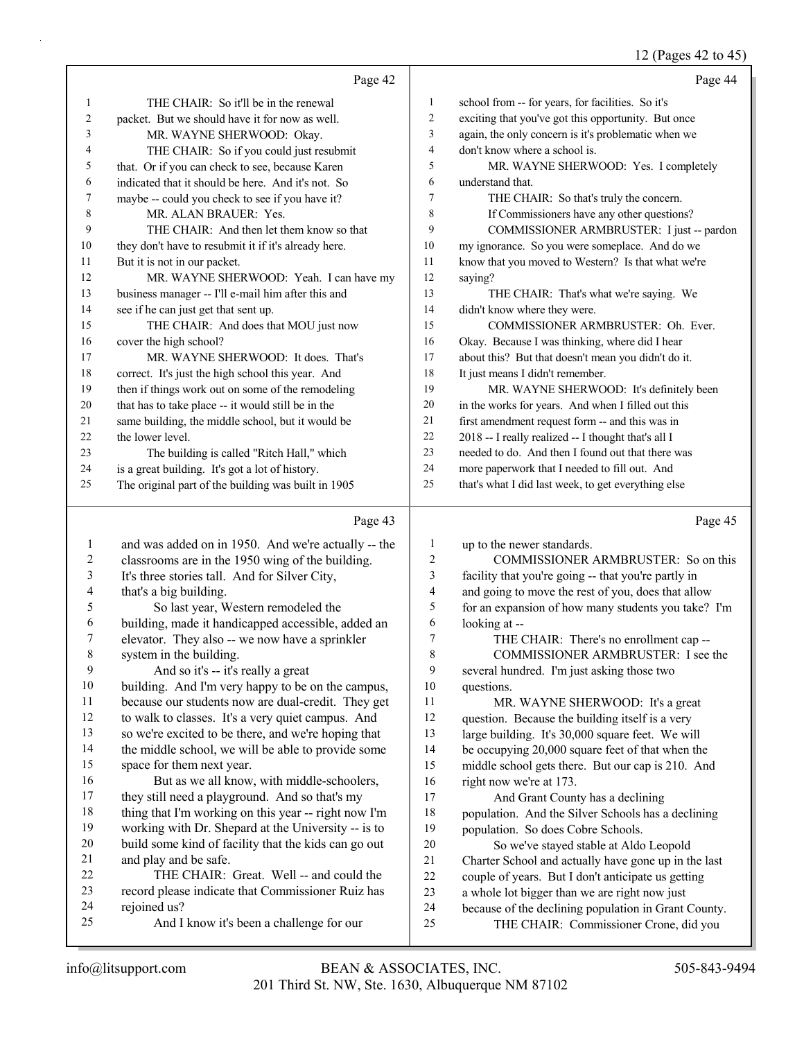Page 42

1 THE CHAIR: So it'll be in the renewal
2 packet. But we should have it for now as well.
3 MR. WAYNE SHERWOOD: Okay.
4 THE CHAIR: So if you could just resubmit
5 that. Or if you can check to see, because Karen
6 indicated that it should be here. And it's not. So
7 maybe -- could you check to see if you have it?
8 MR. ALAN BRAUER: Yes.
9 THE CHAIR: And then let them know so that
10 they don't have to resubmit it if it's already here.
11 But it is not in our packet.
12 MR. WAYNE SHERWOOD: Yeah. I can have my
13 business manager -- I'll e-mail him after this and
14 see if he can just get that sent up.
15 THE CHAIR: And does that MOU just now
16 cover the high school?
17 MR. WAYNE SHERWOOD: It does. That's
18 correct. It's just the high school this year. And
19 then if things work out on some of the remodeling
20 that has to take place -- it would still be in the
21 same building, the middle school, but it would be
22 the lower level.
23 The building is called "Ritch Hall," which
24 is a great building. It's got a lot of history.
25 The original part of the building was built in 1905

Page 43

1 and was added on in 1950. And we're actually -- the
2 classrooms are in the 1950 wing of the building.
3 It's three stories tall. And for Silver City,
4 that's a big building.
5 So last year, Western remodeled the
6 building, made it handicapped accessible, added an
7 elevator. They also -- we now have a sprinkler
8 system in the building.
9 And so it's -- it's really a great
10 building. And I'm very happy to be on the campus,
11 because our students now are dual-credit. They get
12 to walk to classes. It's a very quiet campus. And
13 so we're excited to be there, and we're hoping that
14 the middle school, we will be able to provide some
15 space for them next year.
16 But as we all know, with middle-schoolers,
17 they still need a playground. And so that's my
18 thing that I'm working on this year -- right now I'm
19 working with Dr. Shepard at the University -- is to
20 build some kind of facility that the kids can go out
21 and play and be safe.
22 THE CHAIR: Great. Well -- and could the
23 record please indicate that Commissioner Ruiz has
24 rejoined us?
25 And I know it's been a challenge for our

Page 44

1 school from -- for years, for facilities. So it's
2 exciting that you've got this opportunity. But once
3 again, the only concern is it's problematic when we
4 don't know where a school is.
5 MR. WAYNE SHERWOOD: Yes. I completely
6 understand that.
7 THE CHAIR: So that's truly the concern.
8 If Commissioners have any other questions?
9 COMMISSIONER ARMBRUSTER: I just -- pardon
10 my ignorance. So you were someplace. And do we
11 know that you moved to Western? Is that what we're
12 saying?
13 THE CHAIR: That's what we're saying. We
14 didn't know where they were.
15 COMMISSIONER ARMBRUSTER: Oh. Ever.
16 Okay. Because I was thinking, where did I hear
17 about this? But that doesn't mean you didn't do it.
18 It just means I didn't remember.
19 MR. WAYNE SHERWOOD: It's definitely been
20 in the works for years. And when I filled out this
21 first amendment request form -- and this was in
22 2018 -- I really realized -- I thought that's all I
23 needed to do. And then I found out that there was
24 more paperwork that I needed to fill out. And
25 that's what I did last week, to get everything else

Page 45

1 up to the newer standards.
2 COMMISSIONER ARMBRUSTER: So on this
3 facility that you're going -- that you're partly in
4 and going to move the rest of you, does that allow
5 for an expansion of how many students you take? I'm
6 looking at --
7 THE CHAIR: There's no enrollment cap --
8 COMMISSIONER ARMBRUSTER: I see the
9 several hundred. I'm just asking those two
10 questions.
11 MR. WAYNE SHERWOOD: It's a great
12 question. Because the building itself is a very
13 large building. It's 30,000 square feet. We will
14 be occupying 20,000 square feet of that when the
15 middle school gets there. But our cap is 210. And
16 right now we're at 173.
17 And Grant County has a declining
18 population. And the Silver Schools has a declining
19 population. So does Cobre Schools.
20 So we've stayed stable at Aldo Leopold
21 Charter School and actually have gone up in the last
22 couple of years. But I don't anticipate us getting
23 a whole lot bigger than we are right now just
24 because of the declining population in Grant County.
25 THE CHAIR: Commissioner Crone, did you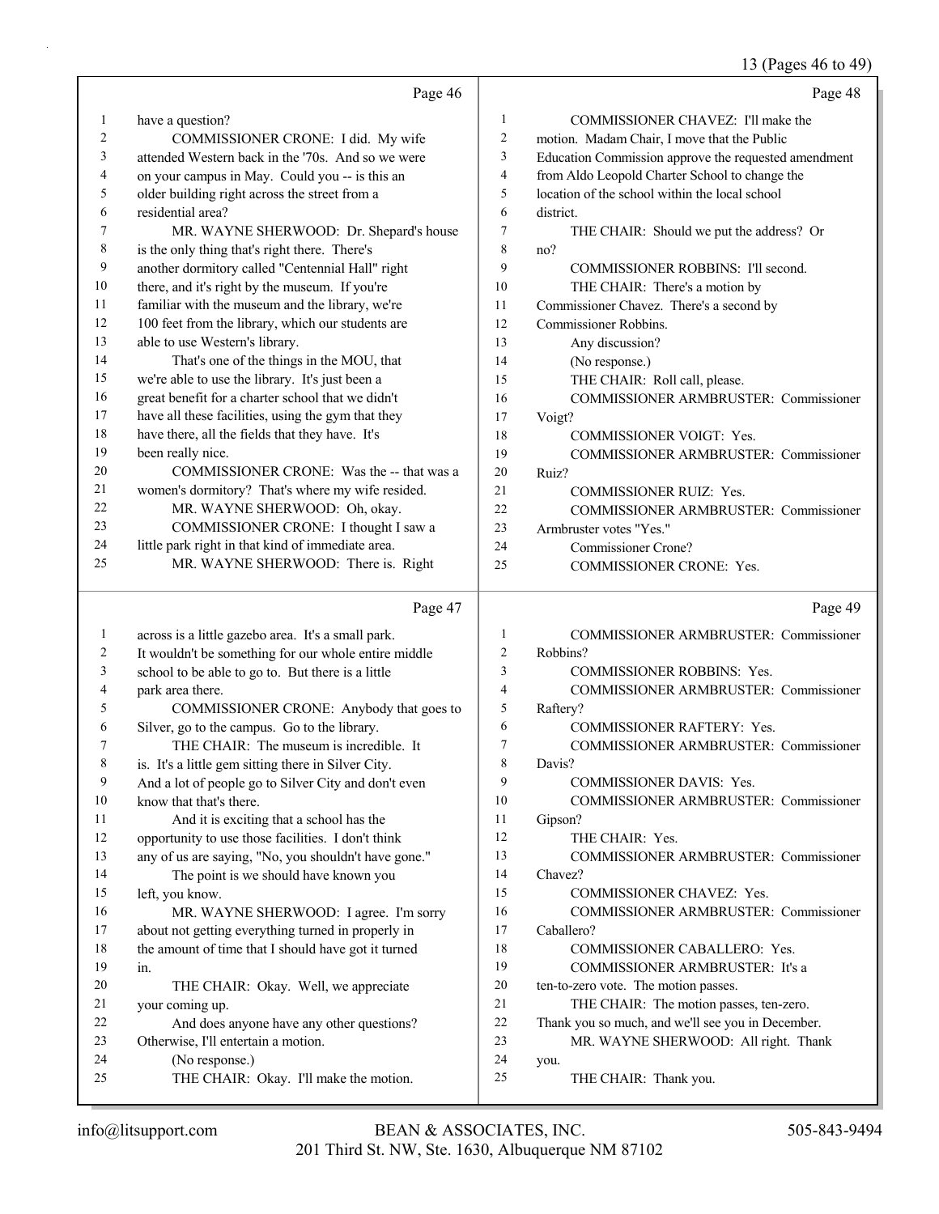Page 46

1 have a question?
2 COMMISSIONER CRONE: I did. My wife
3 attended Western back in the '70s. And so we were
4 on your campus in May. Could you -- is this an
5 older building right across the street from a
6 residential area?
7 MR. WAYNE SHERWOOD: Dr. Shepard's house
8 is the only thing that's right there. There's
9 another dormitory called "Centennial Hall" right
10 there, and it's right by the museum. If you're
11 familiar with the museum and the library, we're
12 100 feet from the library, which our students are
13 able to use Western's library.
14 That's one of the things in the MOU, that
15 we're able to use the library. It's just been a
16 great benefit for a charter school that we didn't
17 have all these facilities, using the gym that they
18 have there, all the fields that they have. It's
19 been really nice.
20 COMMISSIONER CRONE: Was the -- that was a
21 women's dormitory? That's where my wife resided.
22 MR. WAYNE SHERWOOD: Oh, okay.
23 COMMISSIONER CRONE: I thought I saw a
24 little park right in that kind of immediate area.
25 MR. WAYNE SHERWOOD: There is. Right

Page 47

1 across is a little gazebo area. It's a small park.
2 It wouldn't be something for our whole entire middle
3 school to be able to go to. But there is a little
4 park area there.
5 COMMISSIONER CRONE: Anybody that goes to
6 Silver, go to the campus. Go to the library.
7 THE CHAIR: The museum is incredible. It
8 is. It's a little gem sitting there in Silver City.
9 And a lot of people go to Silver City and don't even
10 know that that's there.
11 And it is exciting that a school has the
12 opportunity to use those facilities. I don't think
13 any of us are saying, "No, you shouldn't have gone."
14 The point is we should have known you
15 left, you know.
16 MR. WAYNE SHERWOOD: I agree. I'm sorry
17 about not getting everything turned in properly in
18 the amount of time that I should have got it turned
19 in.
20 THE CHAIR: Okay. Well, we appreciate
21 your coming up.
22 And does anyone have any other questions?
23 Otherwise, I'll entertain a motion.
24 (No response.)
25 THE CHAIR: Okay. I'll make the motion.

Page 48

1 COMMISSIONER CHAVEZ: I'll make the
2 motion. Madam Chair, I move that the Public
3 Education Commission approve the requested amendment
4 from Aldo Leopold Charter School to change the
5 location of the school within the local school
6 district.
7 THE CHAIR: Should we put the address? Or
8 no?
9 COMMISSIONER ROBBINS: I'll second.
10 THE CHAIR: There's a motion by
11 Commissioner Chavez. There's a second by
12 Commissioner Robbins.
13 Any discussion?
14 (No response.)
15 THE CHAIR: Roll call, please.
16 COMMISSIONER ARMBRUSTER: Commissioner
17 Voigt?
18 COMMISSIONER VOIGT: Yes.
19 COMMISSIONER ARMBRUSTER: Commissioner
20 Ruiz?
21 COMMISSIONER RUIZ: Yes.
22 COMMISSIONER ARMBRUSTER: Commissioner
23 Armbruster votes "Yes."
24 Commissioner Crone?
25 COMMISSIONER CRONE: Yes.

Page 49

1 COMMISSIONER ARMBRUSTER: Commissioner
2 Robbins?
3 COMMISSIONER ROBBINS: Yes.
4 COMMISSIONER ARMBRUSTER: Commissioner
5 Raftery?
6 COMMISSIONER RAFTERY: Yes.
7 COMMISSIONER ARMBRUSTER: Commissioner
8 Davis?
9 COMMISSIONER DAVIS: Yes.
10 COMMISSIONER ARMBRUSTER: Commissioner
11 Gipson?
12 THE CHAIR: Yes.
13 COMMISSIONER ARMBRUSTER: Commissioner
14 Chavez?
15 COMMISSIONER CHAVEZ: Yes.
16 COMMISSIONER ARMBRUSTER: Commissioner
17 Caballero?
18 COMMISSIONER CABALLERO: Yes.
19 COMMISSIONER ARMBRUSTER: It's a
20 ten-to-zero vote. The motion passes.
21 THE CHAIR: The motion passes, ten-zero.
22 Thank you so much, and we'll see you in December.
23 MR. WAYNE SHERWOOD: All right. Thank
24 you.
25 THE CHAIR: Thank you.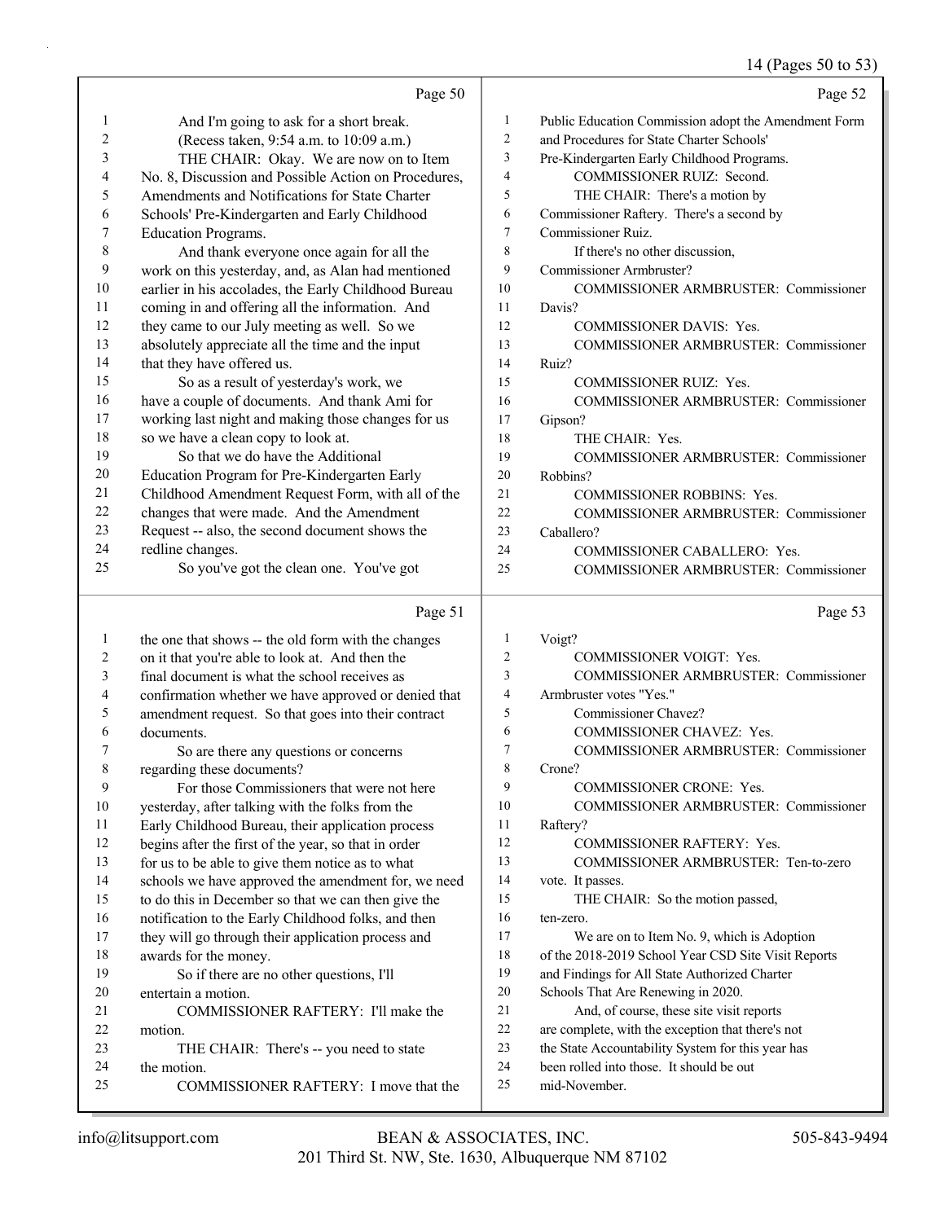Page 50

1 And I'm going to ask for a short break.
2 (Recess taken, 9:54 a.m. to 10:09 a.m.)
3 THE CHAIR: Okay. We are now on to Item
4 No. 8, Discussion and Possible Action on Procedures,
5 Amendments and Notifications for State Charter
6 Schools' Pre-Kindergarten and Early Childhood
7 Education Programs.
8 And thank everyone once again for all the
9 work on this yesterday, and, as Alan had mentioned
10 earlier in his accolades, the Early Childhood Bureau
11 coming in and offering all the information. And
12 they came to our July meeting as well. So we
13 absolutely appreciate all the time and the input
14 that they have offered us.
15 So as a result of yesterday's work, we
16 have a couple of documents. And thank Ami for
17 working last night and making those changes for us
18 so we have a clean copy to look at.
19 So that we do have the Additional
20 Education Program for Pre-Kindergarten Early
21 Childhood Amendment Request Form, with all of the
22 changes that were made. And the Amendment
23 Request -- also, the second document shows the
24 redline changes.
25 So you've got the clean one. You've got

Page 51

1 the one that shows -- the old form with the changes
2 on it that you're able to look at. And then the
3 final document is what the school receives as
4 confirmation whether we have approved or denied that
5 amendment request. So that goes into their contract
6 documents.
7 So are there any questions or concerns
8 regarding these documents?
9 For those Commissioners that were not here
10 yesterday, after talking with the folks from the
11 Early Childhood Bureau, their application process
12 begins after the first of the year, so that in order
13 for us to be able to give them notice as to what
14 schools we have approved the amendment for, we need
15 to do this in December so that we can then give the
16 notification to the Early Childhood folks, and then
17 they will go through their application process and
18 awards for the money.
19 So if there are no other questions, I'll
20 entertain a motion.
21 COMMISSIONER RAFTERY: I'll make the
22 motion.
23 THE CHAIR: There's -- you need to state
24 the motion.
25 COMMISSIONER RAFTERY: I move that the

Page 52

1 Public Education Commission adopt the Amendment Form
2 and Procedures for State Charter Schools'
3 Pre-Kindergarten Early Childhood Programs.
4 COMMISSIONER RUIZ: Second.
5 THE CHAIR: There's a motion by
6 Commissioner Raftery. There's a second by
7 Commissioner Ruiz.
8 If there's no other discussion,
9 Commissioner Armbruster?
10 COMMISSIONER ARMBRUSTER: Commissioner
11 Davis?
12 COMMISSIONER DAVIS: Yes.
13 COMMISSIONER ARMBRUSTER: Commissioner
14 Ruiz?
15 COMMISSIONER RUIZ: Yes.
16 COMMISSIONER ARMBRUSTER: Commissioner
17 Gipson?
18 THE CHAIR: Yes.
19 COMMISSIONER ARMBRUSTER: Commissioner
20 Robbins?
21 COMMISSIONER ROBBINS: Yes.
22 COMMISSIONER ARMBRUSTER: Commissioner
23 Caballero?
24 COMMISSIONER CABALLERO: Yes.
25 COMMISSIONER ARMBRUSTER: Commissioner

Page 53

1 Voigt?
2 COMMISSIONER VOIGT: Yes.
3 COMMISSIONER ARMBRUSTER: Commissioner
4 Armbruster votes "Yes."
5 Commissioner Chavez?
6 COMMISSIONER CHAVEZ: Yes.
7 COMMISSIONER ARMBRUSTER: Commissioner
8 Crone?
9 COMMISSIONER CRONE: Yes.
10 COMMISSIONER ARMBRUSTER: Commissioner
11 Raftery?
12 COMMISSIONER RAFTERY: Yes.
13 COMMISSIONER ARMBRUSTER: Ten-to-zero
14 vote. It passes.
15 THE CHAIR: So the motion passed,
16 ten-zero.
17 We are on to Item No. 9, which is Adoption
18 of the 2018-2019 School Year CSD Site Visit Reports
19 and Findings for All State Authorized Charter
20 Schools That Are Renewing in 2020.
21 And, of course, these site visit reports
22 are complete, with the exception that there's not
23 the State Accountability System for this year has
24 been rolled into those. It should be out
25 mid-November.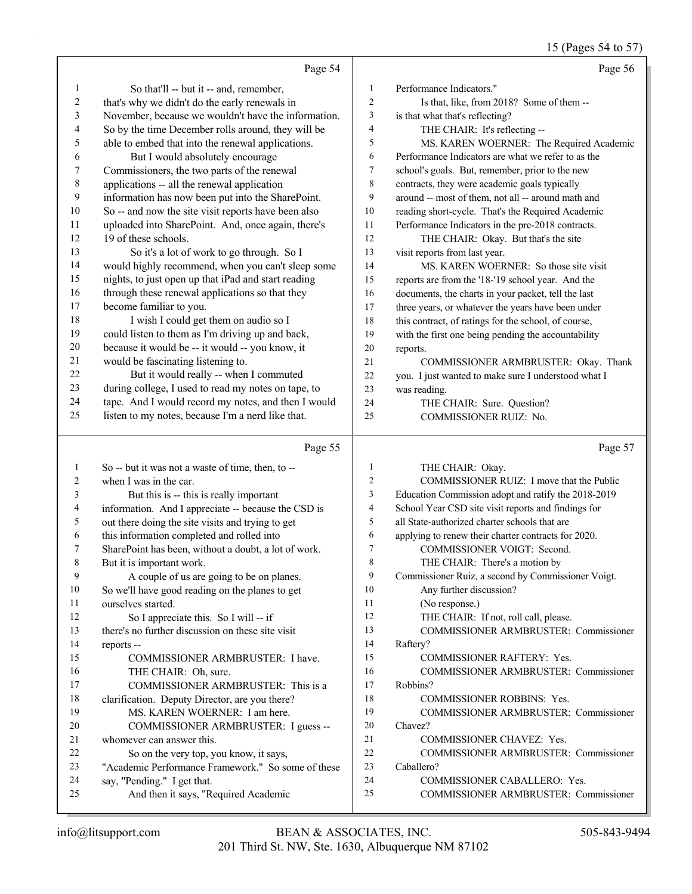Page 54

1 So that'll -- but it -- and, remember,
2 that's why we didn't do the early renewals in
3 November, because we wouldn't have the information.
4 So by the time December rolls around, they will be
5 able to embed that into the renewal applications.
6 But I would absolutely encourage
7 Commissioners, the two parts of the renewal
8 applications -- all the renewal application
9 information has now been put into the SharePoint.
10 So -- and now the site visit reports have been also
11 uploaded into SharePoint. And, once again, there's
12 19 of these schools.
13 So it's a lot of work to go through. So I
14 would highly recommend, when you can't sleep some
15 nights, to just open up that iPad and start reading
16 through these renewal applications so that they
17 become familiar to you.
18 I wish I could get them on audio so I
19 could listen to them as I'm driving up and back,
20 because it would be -- it would -- you know, it
21 would be fascinating listening to.
22 But it would really -- when I commuted
23 during college, I used to read my notes on tape, to
24 tape. And I would record my notes, and then I would
25 listen to my notes, because I'm a nerd like that.

Page 55

1 So -- but it was not a waste of time, then, to --
2 when I was in the car.
3 But this is -- this is really important
4 information. And I appreciate -- because the CSD is
5 out there doing the site visits and trying to get
6 this information completed and rolled into
7 SharePoint has been, without a doubt, a lot of work.
8 But it is important work.
9 A couple of us are going to be on planes.
10 So we'll have good reading on the planes to get
11 ourselves started.
12 So I appreciate this. So I will -- if
13 there's no further discussion on these site visit
14 reports --
15 COMMISSIONER ARMBRUSTER: I have.
16 THE CHAIR: Oh, sure.
17 COMMISSIONER ARMBRUSTER: This is a
18 clarification. Deputy Director, are you there?
19 MS. KAREN WOERNER: I am here.
20 COMMISSIONER ARMBRUSTER: I guess --
21 whomever can answer this.
22 So on the very top, you know, it says,
23 "Academic Performance Framework." So some of these
24 say, "Pending." I get that.
25 And then it says, "Required Academic

Page 56

1 Performance Indicators."
2 Is that, like, from 2018? Some of them --
3 is that what that's reflecting?
4 THE CHAIR: It's reflecting --
5 MS. KAREN WOERNER: The Required Academic
6 Performance Indicators are what we refer to as the
7 school's goals. But, remember, prior to the new
8 contracts, they were academic goals typically
9 around -- most of them, not all -- around math and
10 reading short-cycle. That's the Required Academic
11 Performance Indicators in the pre-2018 contracts.
12 THE CHAIR: Okay. But that's the site
13 visit reports from last year.
14 MS. KAREN WOERNER: So those site visit
15 reports are from the '18-'19 school year. And the
16 documents, the charts in your packet, tell the last
17 three years, or whatever the years have been under
18 this contract, of ratings for the school, of course,
19 with the first one being pending the accountability
20 reports.
21 COMMISSIONER ARMBRUSTER: Okay. Thank
22 you. I just wanted to make sure I understood what I
23 was reading.
24 THE CHAIR: Sure. Question?
25 COMMISSIONER RUIZ: No.

Page 57

1 THE CHAIR: Okay.
2 COMMISSIONER RUIZ: I move that the Public
3 Education Commission adopt and ratify the 2018-2019
4 School Year CSD site visit reports and findings for
5 all State-authorized charter schools that are
6 applying to renew their charter contracts for 2020.
7 COMMISSIONER VOIGT: Second.
8 THE CHAIR: There's a motion by
9 Commissioner Ruiz, a second by Commissioner Voigt.
10 Any further discussion?
11 (No response.)
12 THE CHAIR: If not, roll call, please.
13 COMMISSIONER ARMBRUSTER: Commissioner
14 Raftery?
15 COMMISSIONER RAFTERY: Yes.
16 COMMISSIONER ARMBRUSTER: Commissioner
17 Robbins?
18 COMMISSIONER ROBBINS: Yes.
19 COMMISSIONER ARMBRUSTER: Commissioner
20 Chavez?
21 COMMISSIONER CHAVEZ: Yes.
22 COMMISSIONER ARMBRUSTER: Commissioner
23 Caballero?
24 COMMISSIONER CABALLERO: Yes.
25 COMMISSIONER ARMBRUSTER: Commissioner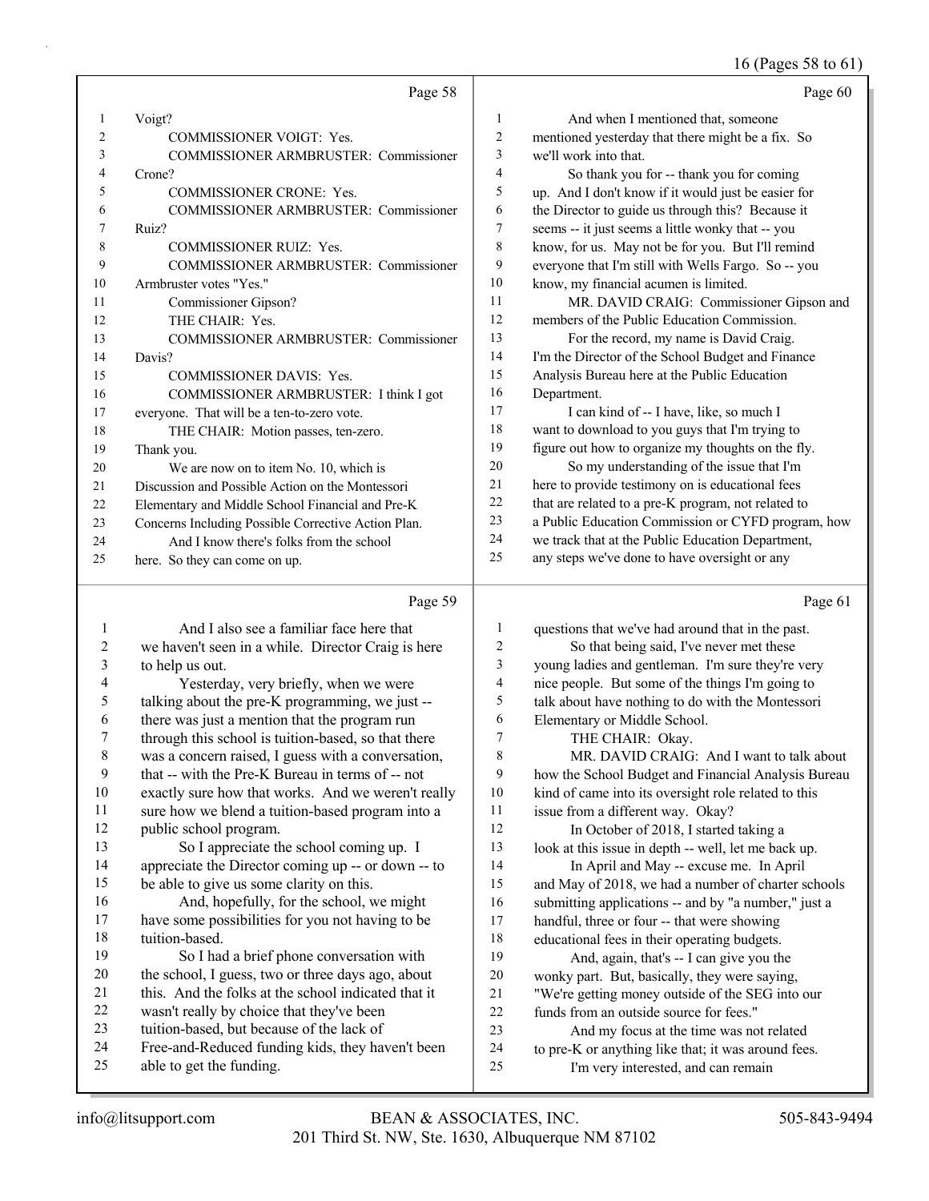Page 58

Voigt?

COMMISSIONER VOIGT: Yes.

COMMISSIONER ARMBRUSTER: Commissioner Crone?

COMMISSIONER CRONE: Yes.

COMMISSIONER ARMBRUSTER: Commissioner Ruiz?

COMMISSIONER RUIZ: Yes.

COMMISSIONER ARMBRUSTER: Commissioner Armbruster votes "Yes."

Commissioner Gipson?

THE CHAIR: Yes.

COMMISSIONER ARMBRUSTER: Commissioner Davis?

COMMISSIONER DAVIS: Yes.

COMMISSIONER ARMBRUSTER: I think I got everyone. That will be a ten-to-zero vote.

THE CHAIR: Motion passes, ten-zero. Thank you.

We are now on to item No. 10, which is Discussion and Possible Action on the Montessori Elementary and Middle School Financial and Pre-K Concerns Including Possible Corrective Action Plan.

And I know there's folks from the school here. So they can come on up.

Page 59

And I also see a familiar face here that we haven't seen in a while. Director Craig is here to help us out.

Yesterday, very briefly, when we were talking about the pre-K programming, we just -- there was just a mention that the program run through this school is tuition-based, so that there was a concern raised, I guess with a conversation, that -- with the Pre-K Bureau in terms of -- not exactly sure how that works. And we weren't really sure how we blend a tuition-based program into a public school program.

So I appreciate the school coming up. I appreciate the Director coming up -- or down -- to be able to give us some clarity on this.

And, hopefully, for the school, we might have some possibilities for you not having to be tuition-based.

So I had a brief phone conversation with the school, I guess, two or three days ago, about this. And the folks at the school indicated that it wasn't really by choice that they've been tuition-based, but because of the lack of Free-and-Reduced funding kids, they haven't been able to get the funding.

Page 60

And when I mentioned that, someone mentioned yesterday that there might be a fix. So we'll work into that.

So thank you for -- thank you for coming up. And I don't know if it would just be easier for the Director to guide us through this? Because it seems -- it just seems a little wonky that -- you know, for us. May not be for you. But I'll remind everyone that I'm still with Wells Fargo. So -- you know, my financial acumen is limited.

MR. DAVID CRAIG: Commissioner Gipson and members of the Public Education Commission.

For the record, my name is David Craig. I'm the Director of the School Budget and Finance Analysis Bureau here at the Public Education Department.

I can kind of -- I have, like, so much I want to download to you guys that I'm trying to figure out how to organize my thoughts on the fly.

So my understanding of the issue that I'm here to provide testimony on is educational fees that are related to a pre-K program, not related to a Public Education Commission or CYFD program, how we track that at the Public Education Department, any steps we've done to have oversight or any

Page 61

questions that we've had around that in the past.

So that being said, I've never met these young ladies and gentleman. I'm sure they're very nice people. But some of the things I'm going to talk about have nothing to do with the Montessori Elementary or Middle School.

THE CHAIR: Okay.

MR. DAVID CRAIG: And I want to talk about how the School Budget and Financial Analysis Bureau kind of came into its oversight role related to this issue from a different way. Okay?

In October of 2018, I started taking a look at this issue in depth -- well, let me back up.

In April and May -- excuse me. In April and May of 2018, we had a number of charter schools submitting applications -- and by "a number," just a handful, three or four -- that were showing educational fees in their operating budgets.

And, again, that's -- I can give you the wonky part. But, basically, they were saying, "We're getting money outside of the SEG into our funds from an outside source for fees."

And my focus at the time was not related to pre-K or anything like that; it was around fees.

I'm very interested, and can remain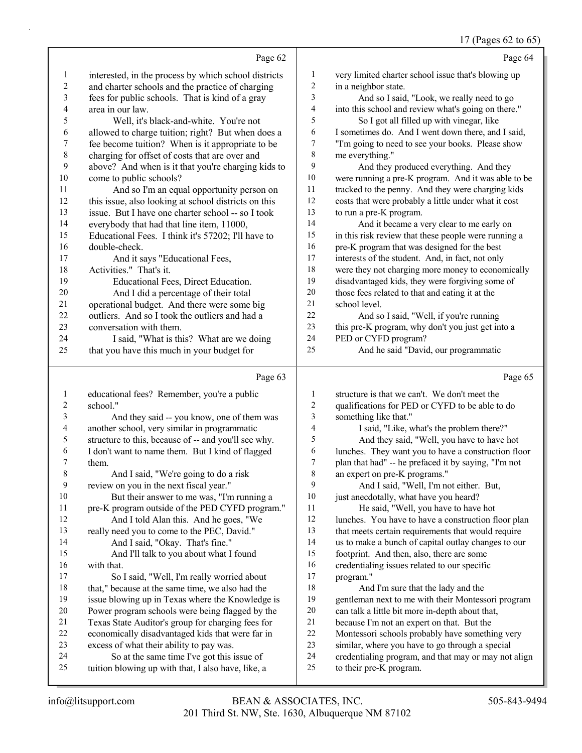Page 62

1 interested, in the process by which school districts
2 and charter schools and the practice of charging
3 fees for public schools. That is kind of a gray
4 area in our law.
5 Well, it's black-and-white. You're not
6 allowed to charge tuition; right? But when does a
7 fee become tuition? When is it appropriate to be
8 charging for offset of costs that are over and
9 above? And when is it that you're charging kids to
10 come to public schools?
11 And so I'm an equal opportunity person on
12 this issue, also looking at school districts on this
13 issue. But I have one charter school -- so I took
14 everybody that had that line item, 11000,
15 Educational Fees. I think it's 57202; I'll have to
16 double-check.
17 And it says "Educational Fees,
18 Activities." That's it.
19 Educational Fees, Direct Education.
20 And I did a percentage of their total
21 operational budget. And there were some big
22 outliers. And so I took the outliers and had a
23 conversation with them.
24 I said, "What is this? What are we doing
25 that you have this much in your budget for

Page 63

1 educational fees? Remember, you're a public
2 school."
3 And they said -- you know, one of them was
4 another school, very similar in programmatic
5 structure to this, because of -- and you'll see why.
6 I don't want to name them. But I kind of flagged
7 them.
8 And I said, "We're going to do a risk
9 review on you in the next fiscal year."
10 But their answer to me was, "I'm running a
11 pre-K program outside of the PED CYFD program."
12 And I told Alan this. And he goes, "We
13 really need you to come to the PEC, David."
14 And I said, "Okay. That's fine."
15 And I'll talk to you about what I found
16 with that.
17 So I said, "Well, I'm really worried about
18 that," because at the same time, we also had the
19 issue blowing up in Texas where the Knowledge is
20 Power program schools were being flagged by the
21 Texas State Auditor's group for charging fees for
22 economically disadvantaged kids that were far in
23 excess of what their ability to pay was.
24 So at the same time I've got this issue of
25 tuition blowing up with that, I also have, like, a

Page 64

1 very limited charter school issue that's blowing up
2 in a neighbor state.
3 And so I said, "Look, we really need to go
4 into this school and review what's going on there."
5 So I got all filled up with vinegar, like
6 I sometimes do. And I went down there, and I said,
7 "I'm going to need to see your books. Please show
8 me everything."
9 And they produced everything. And they
10 were running a pre-K program. And it was able to be
11 tracked to the penny. And they were charging kids
12 costs that were probably a little under what it cost
13 to run a pre-K program.
14 And it became a very clear to me early on
15 in this risk review that these people were running a
16 pre-K program that was designed for the best
17 interests of the student. And, in fact, not only
18 were they not charging more money to economically
19 disadvantaged kids, they were forgiving some of
20 those fees related to that and eating it at the
21 school level.
22 And so I said, "Well, if you're running
23 this pre-K program, why don't you just get into a
24 PED or CYFD program?
25 And he said "David, our programmatic

Page 65

1 structure is that we can't. We don't meet the
2 qualifications for PED or CYFD to be able to do
3 something like that."
4 I said, "Like, what's the problem there?"
5 And they said, "Well, you have to have hot
6 lunches. They want you to have a construction floor
7 plan that had" -- he prefaced it by saying, "I'm not
8 an expert on pre-K programs."
9 And I said, "Well, I'm not either. But,
10 just anecdotally, what have you heard?
11 He said, "Well, you have to have hot
12 lunches. You have to have a construction floor plan
13 that meets certain requirements that would require
14 us to make a bunch of capital outlay changes to our
15 footprint. And then, also, there are some
16 credentialing issues related to our specific
17 program."
18 And I'm sure that the lady and the
19 gentleman next to me with their Montessori program
20 can talk a little bit more in-depth about that,
21 because I'm not an expert on that. But the
22 Montessori schools probably have something very
23 similar, where you have to go through a special
24 credentialing program, and that may or may not align
25 to their pre-K program.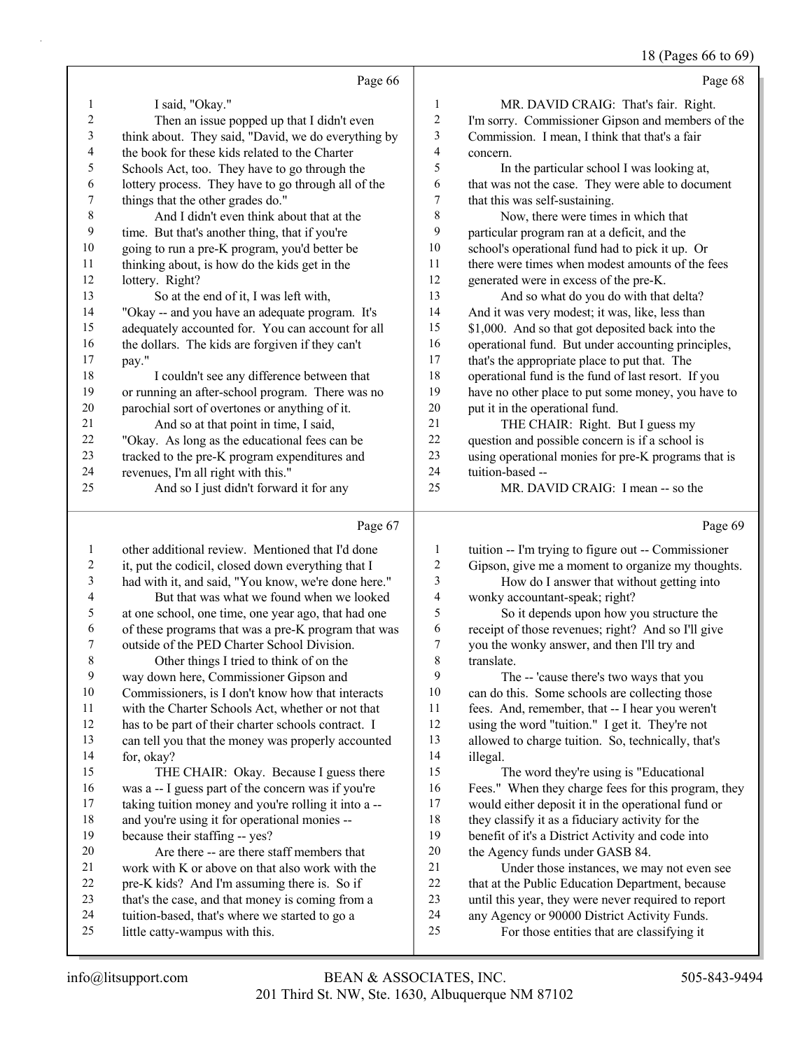Page 66

I said, "Okay."

Then an issue popped up that I didn't even think about. They said, "David, we do everything by the book for these kids related to the Charter Schools Act, too. They have to go through the lottery process. They have to go through all of the things that the other grades do."

And I didn't even think about that at the time. But that's another thing, that if you're going to run a pre-K program, you'd better be thinking about, is how do the kids get in the lottery. Right?

So at the end of it, I was left with, "Okay -- and you have an adequate program. It's adequately accounted for. You can account for all the dollars. The kids are forgiven if they can't pay."

I couldn't see any difference between that or running an after-school program. There was no parochial sort of overtones or anything of it.

And so at that point in time, I said, "Okay. As long as the educational fees can be tracked to the pre-K program expenditures and revenues, I'm all right with this."

And so I just didn't forward it for any

Page 67

other additional review. Mentioned that I'd done it, put the codicil, closed down everything that I had with it, and said, "You know, we're done here."

But that was what we found when we looked at one school, one time, one year ago, that had one of these programs that was a pre-K program that was outside of the PED Charter School Division.

Other things I tried to think of on the way down here, Commissioner Gipson and Commissioners, is I don't know how that interacts with the Charter Schools Act, whether or not that has to be part of their charter schools contract. I can tell you that the money was properly accounted for, okay?

THE CHAIR: Okay. Because I guess there was a -- I guess part of the concern was if you're taking tuition money and you're rolling it into a -- and you're using it for operational monies -- because their staffing -- yes?

Are there -- are there staff members that work with K or above on that also work with the pre-K kids? And I'm assuming there is. So if that's the case, and that money is coming from a tuition-based, that's where we started to go a little catty-wampus with this.

Page 68

MR. DAVID CRAIG: That's fair. Right. I'm sorry. Commissioner Gipson and members of the Commission. I mean, I think that that's a fair concern.

In the particular school I was looking at, that was not the case. They were able to document that this was self-sustaining.

Now, there were times in which that particular program ran at a deficit, and the school's operational fund had to pick it up. Or there were times when modest amounts of the fees generated were in excess of the pre-K.

And so what do you do with that delta? And it was very modest; it was, like, less than $1,000. And so that got deposited back into the operational fund. But under accounting principles, that's the appropriate place to put that. The operational fund is the fund of last resort. If you have no other place to put some money, you have to put it in the operational fund.

THE CHAIR: Right. But I guess my question and possible concern is if a school is using operational monies for pre-K programs that is tuition-based --

MR. DAVID CRAIG: I mean -- so the

Page 69

tuition -- I'm trying to figure out -- Commissioner Gipson, give me a moment to organize my thoughts.

How do I answer that without getting into wonky accountant-speak; right?

So it depends upon how you structure the receipt of those revenues; right? And so I'll give you the wonky answer, and then I'll try and translate.

The -- 'cause there's two ways that you can do this. Some schools are collecting those fees. And, remember, that -- I hear you weren't using the word "tuition." I get it. They're not allowed to charge tuition. So, technically, that's illegal.

The word they're using is "Educational Fees." When they charge fees for this program, they would either deposit it in the operational fund or they classify it as a fiduciary activity for the benefit of it's a District Activity and code into the Agency funds under GASB 84.

Under those instances, we may not even see that at the Public Education Department, because until this year, they were never required to report any Agency or 90000 District Activity Funds.

For those entities that are classifying it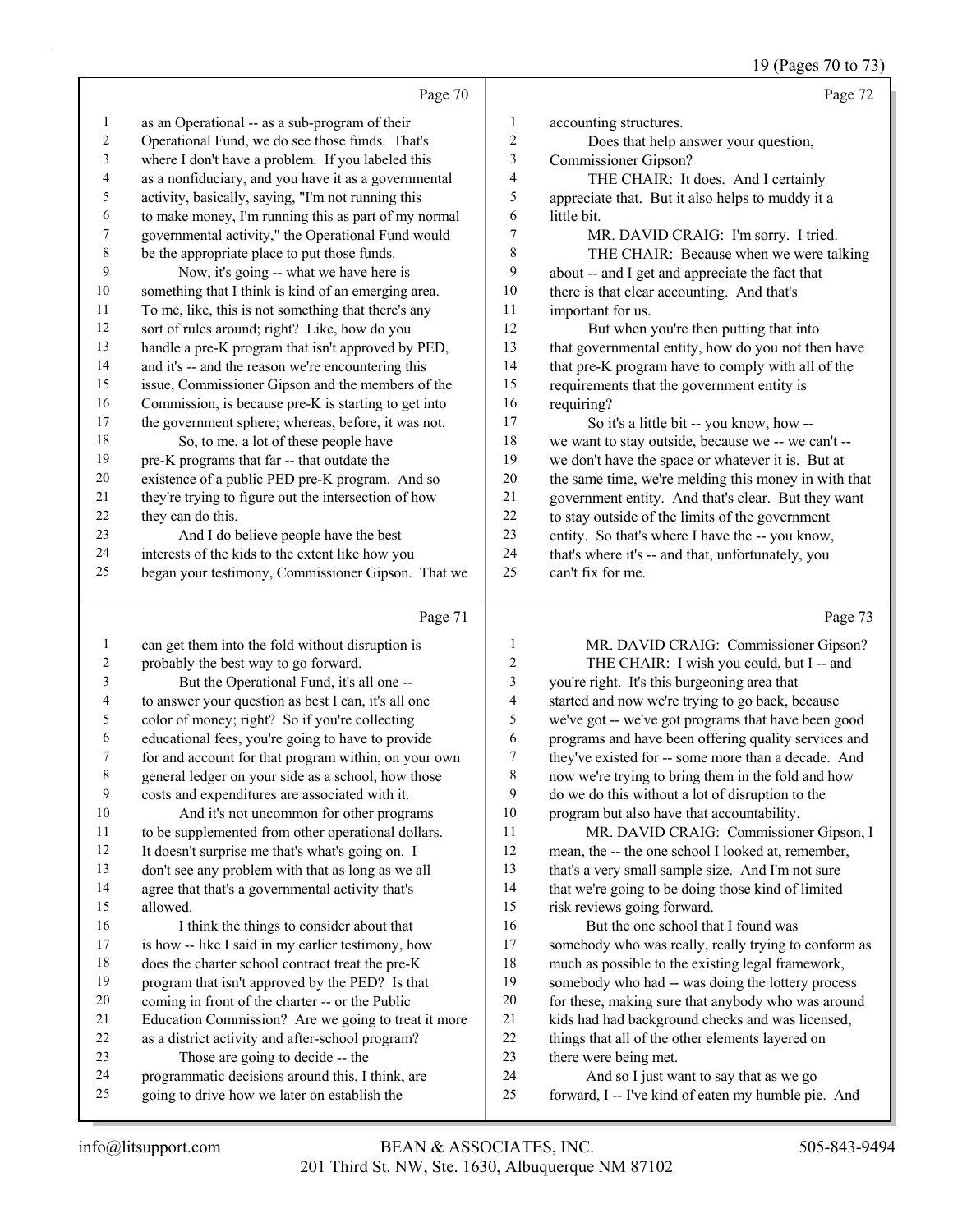Page 70

1 as an Operational -- as a sub-program of their
2 Operational Fund, we do see those funds. That's
3 where I don't have a problem. If you labeled this
4 as a nonfiduciary, and you have it as a governmental
5 activity, basically, saying, "I'm not running this
6 to make money, I'm running this as part of my normal
7 governmental activity," the Operational Fund would
8 be the appropriate place to put those funds.
9 Now, it's going -- what we have here is
10 something that I think is kind of an emerging area.
11 To me, like, this is not something that there's any
12 sort of rules around; right? Like, how do you
13 handle a pre-K program that isn't approved by PED,
14 and it's -- and the reason we're encountering this
15 issue, Commissioner Gipson and the members of the
16 Commission, is because pre-K is starting to get into
17 the government sphere; whereas, before, it was not.
18 So, to me, a lot of these people have
19 pre-K programs that far -- that outdate the
20 existence of a public PED pre-K program. And so
21 they're trying to figure out the intersection of how
22 they can do this.
23 And I do believe people have the best
24 interests of the kids to the extent like how you
25 began your testimony, Commissioner Gipson. That we

Page 71

1 can get them into the fold without disruption is
2 probably the best way to go forward.
3 But the Operational Fund, it's all one --
4 to answer your question as best I can, it's all one
5 color of money; right? So if you're collecting
6 educational fees, you're going to have to provide
7 for and account for that program within, on your own
8 general ledger on your side as a school, how those
9 costs and expenditures are associated with it.
10 And it's not uncommon for other programs
11 to be supplemented from other operational dollars.
12 It doesn't surprise me that's what's going on. I
13 don't see any problem with that as long as we all
14 agree that that's a governmental activity that's
15 allowed.
16 I think the things to consider about that
17 is how -- like I said in my earlier testimony, how
18 does the charter school contract treat the pre-K
19 program that isn't approved by the PED? Is that
20 coming in front of the charter -- or the Public
21 Education Commission? Are we going to treat it more
22 as a district activity and after-school program?
23 Those are going to decide -- the
24 programmatic decisions around this, I think, are
25 going to drive how we later on establish the

Page 72

1 accounting structures.
2 Does that help answer your question,
3 Commissioner Gipson?
4 THE CHAIR: It does. And I certainly
5 appreciate that. But it also helps to muddy it a
6 little bit.
7 MR. DAVID CRAIG: I'm sorry. I tried.
8 THE CHAIR: Because when we were talking
9 about -- and I get and appreciate the fact that
10 there is that clear accounting. And that's
11 important for us.
12 But when you're then putting that into
13 that governmental entity, how do you not then have
14 that pre-K program have to comply with all of the
15 requirements that the government entity is
16 requiring?
17 So it's a little bit -- you know, how --
18 we want to stay outside, because we -- we can't --
19 we don't have the space or whatever it is. But at
20 the same time, we're melding this money in with that
21 government entity. And that's clear. But they want
22 to stay outside of the limits of the government
23 entity. So that's where I have the -- you know,
24 that's where it's -- and that, unfortunately, you
25 can't fix for me.

Page 73

1 MR. DAVID CRAIG: Commissioner Gipson?
2 THE CHAIR: I wish you could, but I -- and
3 you're right. It's this burgeoning area that
4 started and now we're trying to go back, because
5 we've got -- we've got programs that have been good
6 programs and have been offering quality services and
7 they've existed for -- some more than a decade. And
8 now we're trying to bring them in the fold and how
9 do we do this without a lot of disruption to the
10 program but also have that accountability.
11 MR. DAVID CRAIG: Commissioner Gipson, I
12 mean, the -- the one school I looked at, remember,
13 that's a very small sample size. And I'm not sure
14 that we're going to be doing those kind of limited
15 risk reviews going forward.
16 But the one school that I found was
17 somebody who was really, really trying to conform as
18 much as possible to the existing legal framework,
19 somebody who had -- was doing the lottery process
20 for these, making sure that anybody who was around
21 kids had had background checks and was licensed,
22 things that all of the other elements layered on
23 there were being met.
24 And so I just want to say that as we go
25 forward, I -- I've kind of eaten my humble pie. And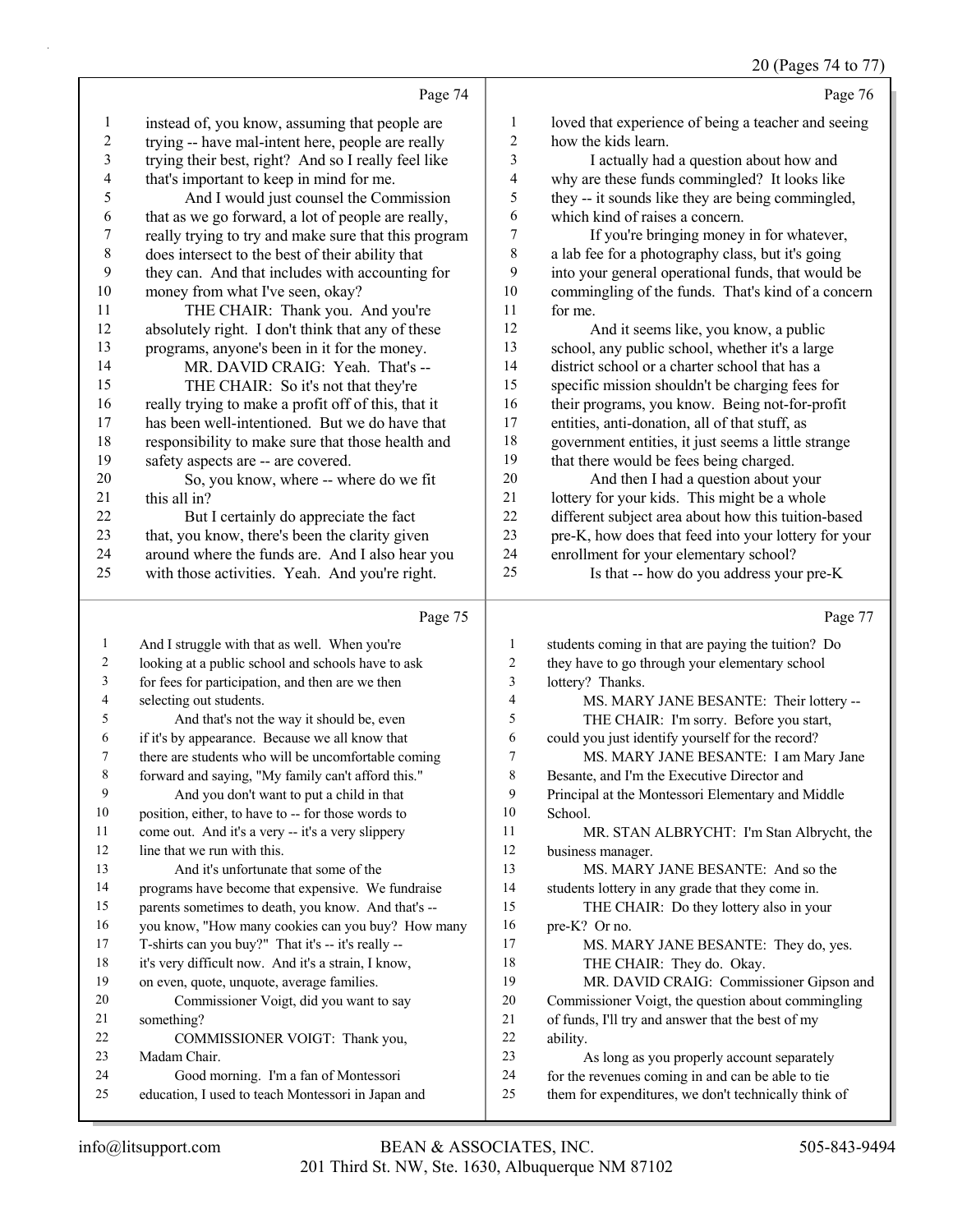Page 74

1 instead of, you know, assuming that people are
2 trying -- have mal-intent here, people are really
3 trying their best, right? And so I really feel like
4 that's important to keep in mind for me.
5 And I would just counsel the Commission
6 that as we go forward, a lot of people are really,
7 really trying to try and make sure that this program
8 does intersect to the best of their ability that
9 they can. And that includes with accounting for
10 money from what I've seen, okay?
11 THE CHAIR: Thank you. And you're
12 absolutely right. I don't think that any of these
13 programs, anyone's been in it for the money.
14 MR. DAVID CRAIG: Yeah. That's --
15 THE CHAIR: So it's not that they're
16 really trying to make a profit off of this, that it
17 has been well-intentioned. But we do have that
18 responsibility to make sure that those health and
19 safety aspects are -- are covered.
20 So, you know, where -- where do we fit
21 this all in?
22 But I certainly do appreciate the fact
23 that, you know, there's been the clarity given
24 around where the funds are. And I also hear you
25 with those activities. Yeah. And you're right.

Page 75

1 And I struggle with that as well. When you're
2 looking at a public school and schools have to ask
3 for fees for participation, and then are we then
4 selecting out students.
5 And that's not the way it should be, even
6 if it's by appearance. Because we all know that
7 there are students who will be uncomfortable coming
8 forward and saying, "My family can't afford this."
9 And you don't want to put a child in that
10 position, either, to have to -- for those words to
11 come out. And it's a very -- it's a very slippery
12 line that we run with this.
13 And it's unfortunate that some of the
14 programs have become that expensive. We fundraise
15 parents sometimes to death, you know. And that's --
16 you know, "How many cookies can you buy? How many
17 T-shirts can you buy?" That it's -- it's really --
18 it's very difficult now. And it's a strain, I know,
19 on even, quote, unquote, average families.
20 Commissioner Voigt, did you want to say
21 something?
22 COMMISSIONER VOIGT: Thank you,
23 Madam Chair.
24 Good morning. I'm a fan of Montessori
25 education, I used to teach Montessori in Japan and

Page 76

1 loved that experience of being a teacher and seeing
2 how the kids learn.
3 I actually had a question about how and
4 why are these funds commingled? It looks like
5 they -- it sounds like they are being commingled,
6 which kind of raises a concern.
7 If you're bringing money in for whatever,
8 a lab fee for a photography class, but it's going
9 into your general operational funds, that would be
10 commingling of the funds. That's kind of a concern
11 for me.
12 And it seems like, you know, a public
13 school, any public school, whether it's a large
14 district school or a charter school that has a
15 specific mission shouldn't be charging fees for
16 their programs, you know. Being not-for-profit
17 entities, anti-donation, all of that stuff, as
18 government entities, it just seems a little strange
19 that there would be fees being charged.
20 And then I had a question about your
21 lottery for your kids. This might be a whole
22 different subject area about how this tuition-based
23 pre-K, how does that feed into your lottery for your
24 enrollment for your elementary school?
25 Is that -- how do you address your pre-K

Page 77

1 students coming in that are paying the tuition? Do
2 they have to go through your elementary school
3 lottery? Thanks.
4 MS. MARY JANE BESANTE: Their lottery --
5 THE CHAIR: I'm sorry. Before you start,
6 could you just identify yourself for the record?
7 MS. MARY JANE BESANTE: I am Mary Jane
8 Besante, and I'm the Executive Director and
9 Principal at the Montessori Elementary and Middle
10 School.
11 MR. STAN ALBRYCHT: I'm Stan Albrycht, the
12 business manager.
13 MS. MARY JANE BESANTE: And so the
14 students lottery in any grade that they come in.
15 THE CHAIR: Do they lottery also in your
16 pre-K? Or no.
17 MS. MARY JANE BESANTE: They do, yes.
18 THE CHAIR: They do. Okay.
19 MR. DAVID CRAIG: Commissioner Gipson and
20 Commissioner Voigt, the question about commingling
21 of funds, I'll try and answer that the best of my
22 ability.
23 As long as you properly account separately
24 for the revenues coming in and can be able to tie
25 them for expenditures, we don't technically think of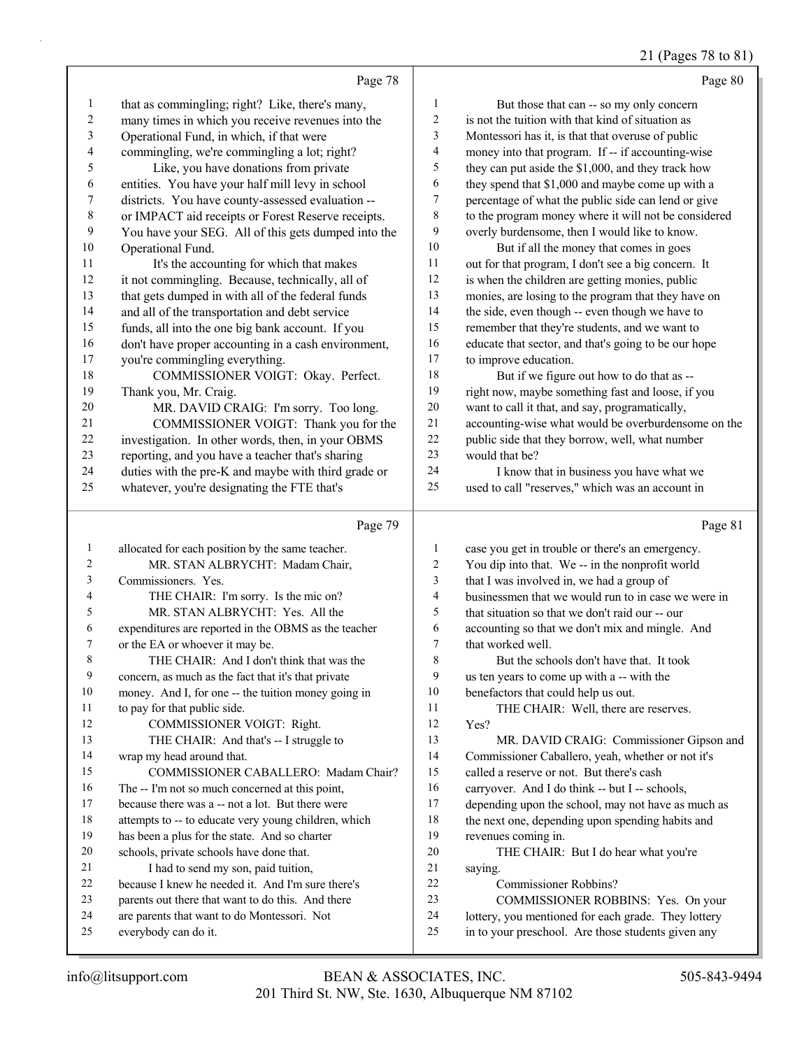Page 78

1 that as commingling; right? Like, there's many,
2 many times in which you receive revenues into the
3 Operational Fund, in which, if that were
4 commingling, we're commingling a lot; right?
5 Like, you have donations from private
6 entities. You have your half mill levy in school
7 districts. You have county-assessed evaluation --
8 or IMPACT aid receipts or Forest Reserve receipts.
9 You have your SEG. All of this gets dumped into the
10 Operational Fund.
11 It's the accounting for which that makes
12 it not commingling. Because, technically, all of
13 that gets dumped in with all of the federal funds
14 and all of the transportation and debt service
15 funds, all into the one big bank account. If you
16 don't have proper accounting in a cash environment,
17 you're commingling everything.
18 COMMISSIONER VOIGT: Okay. Perfect.
19 Thank you, Mr. Craig.
20 MR. DAVID CRAIG: I'm sorry. Too long.
21 COMMISSIONER VOIGT: Thank you for the
22 investigation. In other words, then, in your OBMS
23 reporting, and you have a teacher that's sharing
24 duties with the pre-K and maybe with third grade or
25 whatever, you're designating the FTE that's

Page 79

1 allocated for each position by the same teacher.
2 MR. STAN ALBRYCHT: Madam Chair,
3 Commissioners. Yes.
4 THE CHAIR: I'm sorry. Is the mic on?
5 MR. STAN ALBRYCHT: Yes. All the
6 expenditures are reported in the OBMS as the teacher
7 or the EA or whoever it may be.
8 THE CHAIR: And I don't think that was the
9 concern, as much as the fact that it's that private
10 money. And I, for one -- the tuition money going in
11 to pay for that public side.
12 COMMISSIONER VOIGT: Right.
13 THE CHAIR: And that's -- I struggle to
14 wrap my head around that.
15 COMMISSIONER CABALLERO: Madam Chair?
16 The -- I'm not so much concerned at this point,
17 because there was a -- not a lot. But there were
18 attempts to -- to educate very young children, which
19 has been a plus for the state. And so charter
20 schools, private schools have done that.
21 I had to send my son, paid tuition,
22 because I knew he needed it. And I'm sure there's
23 parents out there that want to do this. And there
24 are parents that want to do Montessori. Not
25 everybody can do it.

Page 80

1 But those that can -- so my only concern
2 is not the tuition with that kind of situation as
3 Montessori has it, is that that overuse of public
4 money into that program. If -- if accounting-wise
5 they can put aside the $1,000, and they track how
6 they spend that $1,000 and maybe come up with a
7 percentage of what the public side can lend or give
8 to the program money where it will not be considered
9 overly burdensome, then I would like to know.
10 But if all the money that comes in goes
11 out for that program, I don't see a big concern. It
12 is when the children are getting monies, public
13 monies, are losing to the program that they have on
14 the side, even though -- even though we have to
15 remember that they're students, and we want to
16 educate that sector, and that's going to be our hope
17 to improve education.
18 But if we figure out how to do that as --
19 right now, maybe something fast and loose, if you
20 want to call it that, and say, programatically,
21 accounting-wise what would be overburdensome on the
22 public side that they borrow, well, what number
23 would that be?
24 I know that in business you have what we
25 used to call "reserves," which was an account in

Page 81

1 case you get in trouble or there's an emergency.
2 You dip into that. We -- in the nonprofit world
3 that I was involved in, we had a group of
4 businessmen that we would run to in case we were in
5 that situation so that we don't raid our -- our
6 accounting so that we don't mix and mingle. And
7 that worked well.
8 But the schools don't have that. It took
9 us ten years to come up with a -- with the
10 benefactors that could help us out.
11 THE CHAIR: Well, there are reserves.
12 Yes?
13 MR. DAVID CRAIG: Commissioner Gipson and
14 Commissioner Caballero, yeah, whether or not it's
15 called a reserve or not. But there's cash
16 carryover. And I do think -- but I -- schools,
17 depending upon the school, may not have as much as
18 the next one, depending upon spending habits and
19 revenues coming in.
20 THE CHAIR: But I do hear what you're
21 saying.
22 Commissioner Robbins?
23 COMMISSIONER ROBBINS: Yes. On your
24 lottery, you mentioned for each grade. They lottery
25 in to your preschool. Are those students given any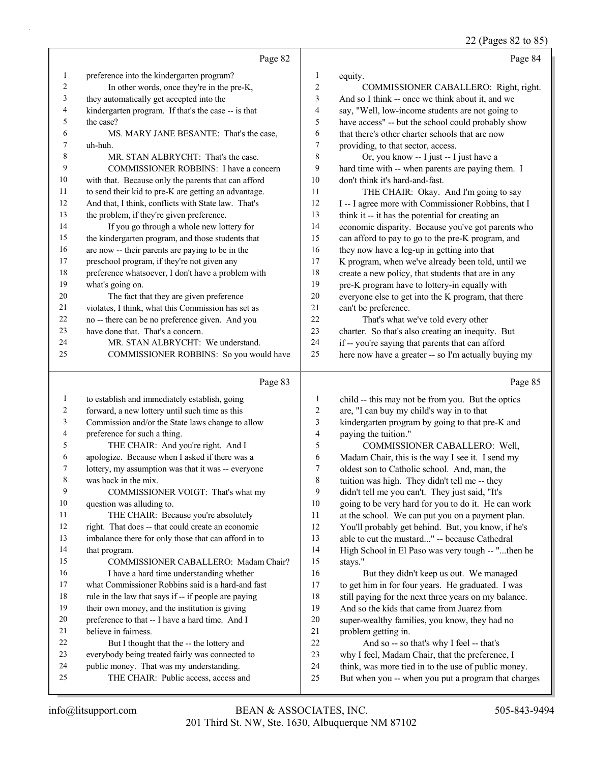Page 82

1 preference into the kindergarten program?
2 In other words, once they're in the pre-K,
3 they automatically get accepted into the
4 kindergarten program. If that's the case -- is that
5 the case?
6 MS. MARY JANE BESANTE: That's the case,
7 uh-huh.
8 MR. STAN ALBRYCHT: That's the case.
9 COMMISSIONER ROBBINS: I have a concern
10 with that. Because only the parents that can afford
11 to send their kid to pre-K are getting an advantage.
12 And that, I think, conflicts with State law. That's
13 the problem, if they're given preference.
14 If you go through a whole new lottery for
15 the kindergarten program, and those students that
16 are now -- their parents are paying to be in the
17 preschool program, if they're not given any
18 preference whatsoever, I don't have a problem with
19 what's going on.
20 The fact that they are given preference
21 violates, I think, what this Commission has set as
22 no -- there can be no preference given. And you
23 have done that. That's a concern.
24 MR. STAN ALBRYCHT: We understand.
25 COMMISSIONER ROBBINS: So you would have

Page 83

1 to establish and immediately establish, going
2 forward, a new lottery until such time as this
3 Commission and/or the State laws change to allow
4 preference for such a thing.
5 THE CHAIR: And you're right. And I
6 apologize. Because when I asked if there was a
7 lottery, my assumption was that it was -- everyone
8 was back in the mix.
9 COMMISSIONER VOIGT: That's what my
10 question was alluding to.
11 THE CHAIR: Because you're absolutely
12 right. That does -- that could create an economic
13 imbalance there for only those that can afford in to
14 that program.
15 COMMISSIONER CABALLERO: Madam Chair?
16 I have a hard time understanding whether
17 what Commissioner Robbins said is a hard-and fast
18 rule in the law that says if -- if people are paying
19 their own money, and the institution is giving
20 preference to that -- I have a hard time. And I
21 believe in fairness.
22 But I thought that the -- the lottery and
23 everybody being treated fairly was connected to
24 public money. That was my understanding.
25 THE CHAIR: Public access, access and

Page 84

1 equity.
2 COMMISSIONER CABALLERO: Right, right.
3 And so I think -- once we think about it, and we
4 say, "Well, low-income students are not going to
5 have access" -- but the school could probably show
6 that there's other charter schools that are now
7 providing, to that sector, access.
8 Or, you know -- I just -- I just have a
9 hard time with -- when parents are paying them. I
10 don't think it's hard-and-fast.
11 THE CHAIR: Okay. And I'm going to say
12 I -- I agree more with Commissioner Robbins, that I
13 think it -- it has the potential for creating an
14 economic disparity. Because you've got parents who
15 can afford to pay to go to the pre-K program, and
16 they now have a leg-up in getting into that
17 K program, when we've already been told, until we
18 create a new policy, that students that are in any
19 pre-K program have to lottery-in equally with
20 everyone else to get into the K program, that there
21 can't be preference.
22 That's what we've told every other
23 charter. So that's also creating an inequity. But
24 if -- you're saying that parents that can afford
25 here now have a greater -- so I'm actually buying my

Page 85

1 child -- this may not be from you. But the optics
2 are, "I can buy my child's way in to that
3 kindergarten program by going to that pre-K and
4 paying the tuition."
5 COMMISSIONER CABALLERO: Well,
6 Madam Chair, this is the way I see it. I send my
7 oldest son to Catholic school. And, man, the
8 tuition was high. They didn't tell me -- they
9 didn't tell me you can't. They just said, "It's
10 going to be very hard for you to do it. He can work
11 at the school. We can put you on a payment plan.
12 You'll probably get behind. But, you know, if he's
13 able to cut the mustard..." -- because Cathedral
14 High School in El Paso was very tough -- "...then he
15 stays."
16 But they didn't keep us out. We managed
17 to get him in for four years. He graduated. I was
18 still paying for the next three years on my balance.
19 And so the kids that came from Juarez from
20 super-wealthy families, you know, they had no
21 problem getting in.
22 And so -- so that's why I feel -- that's
23 why I feel, Madam Chair, that the preference, I
24 think, was more tied in to the use of public money.
25 But when you -- when you put a program that charges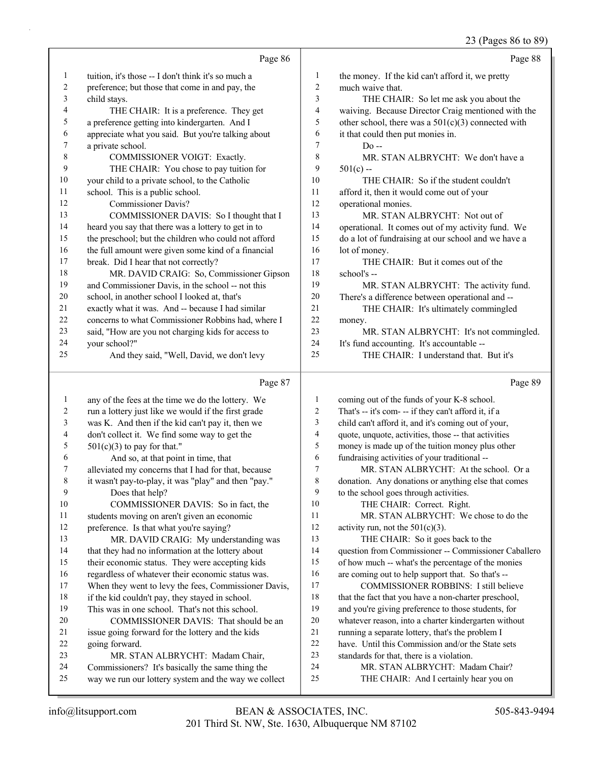Page 86

1 tuition, it's those -- I don't think it's so much a
2 preference; but those that come in and pay, the
3 child stays.
4 THE CHAIR: It is a preference. They get
5 a preference getting into kindergarten. And I
6 appreciate what you said. But you're talking about
7 a private school.
8 COMMISSIONER VOIGT: Exactly.
9 THE CHAIR: You chose to pay tuition for
10 your child to a private school, to the Catholic
11 school. This is a public school.
12 Commissioner Davis?
13 COMMISSIONER DAVIS: So I thought that I
14 heard you say that there was a lottery to get in to
15 the preschool; but the children who could not afford
16 the full amount were given some kind of a financial
17 break. Did I hear that not correctly?
18 MR. DAVID CRAIG: So, Commissioner Gipson
19 and Commissioner Davis, in the school -- not this
20 school, in another school I looked at, that's
21 exactly what it was. And -- because I had similar
22 concerns to what Commissioner Robbins had, where I
23 said, "How are you not charging kids for access to
24 your school?"
25 And they said, "Well, David, we don't levy

Page 87

1 any of the fees at the time we do the lottery. We
2 run a lottery just like we would if the first grade
3 was K. And then if the kid can't pay it, then we
4 don't collect it. We find some way to get the
5 501(c)(3) to pay for that."
6 And so, at that point in time, that
7 alleviated my concerns that I had for that, because
8 it wasn't pay-to-play, it was "play" and then "pay."
9 Does that help?
10 COMMISSIONER DAVIS: So in fact, the
11 students moving on aren't given an economic
12 preference. Is that what you're saying?
13 MR. DAVID CRAIG: My understanding was
14 that they had no information at the lottery about
15 their economic status. They were accepting kids
16 regardless of whatever their economic status was.
17 When they went to levy the fees, Commissioner Davis,
18 if the kid couldn't pay, they stayed in school.
19 This was in one school. That's not this school.
20 COMMISSIONER DAVIS: That should be an
21 issue going forward for the lottery and the kids
22 going forward.
23 MR. STAN ALBRYCHT: Madam Chair,
24 Commissioners? It's basically the same thing the
25 way we run our lottery system and the way we collect

Page 88

1 the money. If the kid can't afford it, we pretty
2 much waive that.
3 THE CHAIR: So let me ask you about the
4 waiving. Because Director Craig mentioned with the
5 other school, there was a 501(c)(3) connected with
6 it that could then put monies in.
7 Do --
8 MR. STAN ALBRYCHT: We don't have a
9 501(c) --
10 THE CHAIR: So if the student couldn't
11 afford it, then it would come out of your
12 operational monies.
13 MR. STAN ALBRYCHT: Not out of
14 operational. It comes out of my activity fund. We
15 do a lot of fundraising at our school and we have a
16 lot of money.
17 THE CHAIR: But it comes out of the
18 school's --
19 MR. STAN ALBRYCHT: The activity fund.
20 There's a difference between operational and --
21 THE CHAIR: It's ultimately commingled
22 money.
23 MR. STAN ALBRYCHT: It's not commingled.
24 It's fund accounting. It's accountable --
25 THE CHAIR: I understand that. But it's

Page 89

1 coming out of the funds of your K-8 school.
2 That's -- it's com- -- if they can't afford it, if a
3 child can't afford it, and it's coming out of your,
4 quote, unquote, activities, those -- that activities
5 money is made up of the tuition money plus other
6 fundraising activities of your traditional --
7 MR. STAN ALBRYCHT: At the school. Or a
8 donation. Any donations or anything else that comes
9 to the school goes through activities.
10 THE CHAIR: Correct. Right.
11 MR. STAN ALBRYCHT: We chose to do the
12 activity run, not the 501(c)(3).
13 THE CHAIR: So it goes back to the
14 question from Commissioner -- Commissioner Caballero
15 of how much -- what's the percentage of the monies
16 are coming out to help support that. So that's --
17 COMMISSIONER ROBBINS: I still believe
18 that the fact that you have a non-charter preschool,
19 and you're giving preference to those students, for
20 whatever reason, into a charter kindergarten without
21 running a separate lottery, that's the problem I
22 have. Until this Commission and/or the State sets
23 standards for that, there is a violation.
24 MR. STAN ALBRYCHT: Madam Chair?
25 THE CHAIR: And I certainly hear you on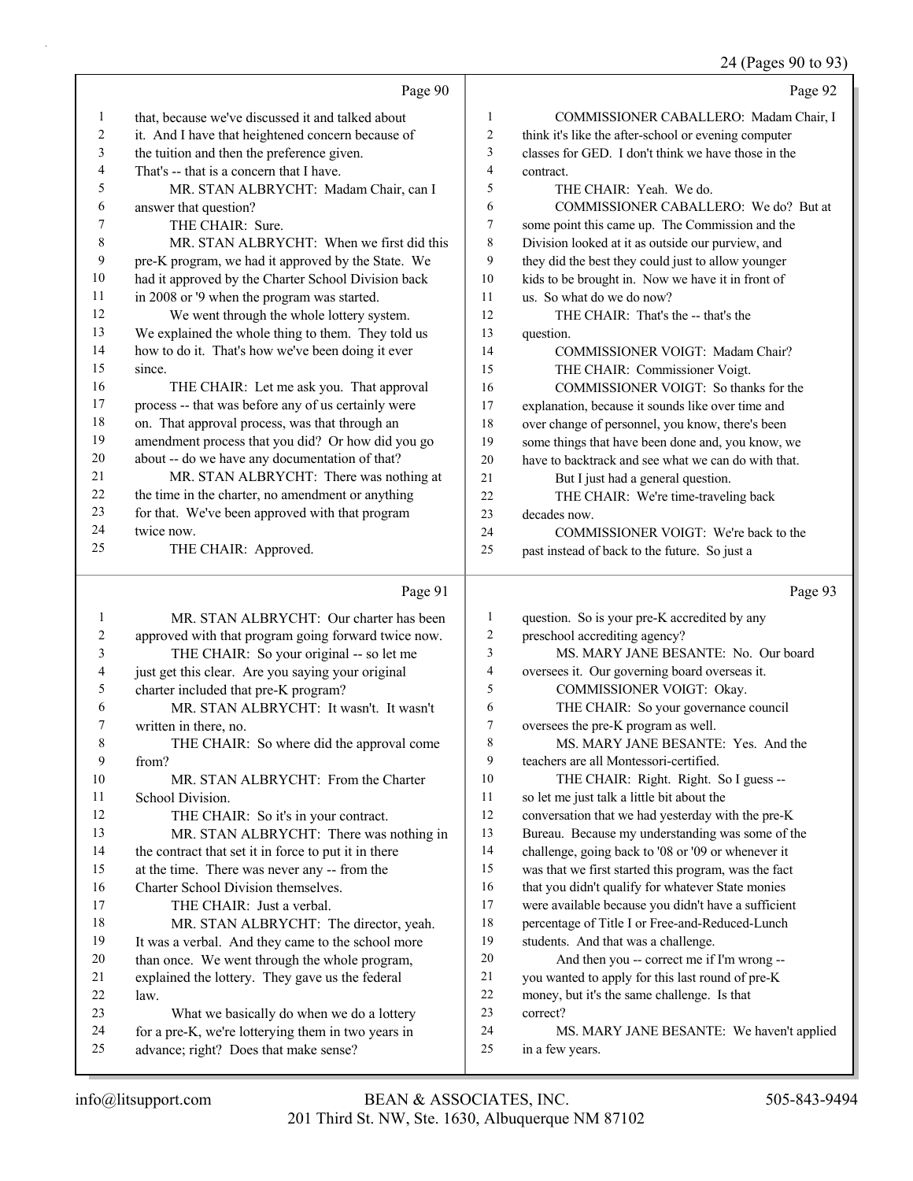## Page 90

1 that, because we've discussed it and talked about
2 it. And I have that heightened concern because of
3 the tuition and then the preference given.
4 That's -- that is a concern that I have.
5 MR. STAN ALBRYCHT: Madam Chair, can I
6 answer that question?
7 THE CHAIR: Sure.
8 MR. STAN ALBRYCHT: When we first did this
9 pre-K program, we had it approved by the State. We
10 had it approved by the Charter School Division back
11 in 2008 or '9 when the program was started.
12 We went through the whole lottery system.
13 We explained the whole thing to them. They told us
14 how to do it. That's how we've been doing it ever
15 since.
16 THE CHAIR: Let me ask you. That approval
17 process -- that was before any of us certainly were
18 on. That approval process, was that through an
19 amendment process that you did? Or how did you go
20 about -- do we have any documentation of that?
21 MR. STAN ALBRYCHT: There was nothing at
22 the time in the charter, no amendment or anything
23 for that. We've been approved with that program
24 twice now.
25 THE CHAIR: Approved.

## Page 91

1 MR. STAN ALBRYCHT: Our charter has been
2 approved with that program going forward twice now.
3 THE CHAIR: So your original -- so let me
4 just get this clear. Are you saying your original
5 charter included that pre-K program?
6 MR. STAN ALBRYCHT: It wasn't. It wasn't
7 written in there, no.
8 THE CHAIR: So where did the approval come
9 from?
10 MR. STAN ALBRYCHT: From the Charter
11 School Division.
12 THE CHAIR: So it's in your contract.
13 MR. STAN ALBRYCHT: There was nothing in
14 the contract that set it in force to put it in there
15 at the time. There was never any -- from the
16 Charter School Division themselves.
17 THE CHAIR: Just a verbal.
18 MR. STAN ALBRYCHT: The director, yeah.
19 It was a verbal. And they came to the school more
20 than once. We went through the whole program,
21 explained the lottery. They gave us the federal
22 law.
23 What we basically do when we do a lottery
24 for a pre-K, we're lotterying them in two years in
25 advance; right? Does that make sense?

## Page 92

1 COMMISSIONER CABALLERO: Madam Chair, I
2 think it's like the after-school or evening computer
3 classes for GED. I don't think we have those in the
4 contract.
5 THE CHAIR: Yeah. We do.
6 COMMISSIONER CABALLERO: We do? But at
7 some point this came up. The Commission and the
8 Division looked at it as outside our purview, and
9 they did the best they could just to allow younger
10 kids to be brought in. Now we have it in front of
11 us. So what do we do now?
12 THE CHAIR: That's the -- that's the
13 question.
14 COMMISSIONER VOIGT: Madam Chair?
15 THE CHAIR: Commissioner Voigt.
16 COMMISSIONER VOIGT: So thanks for the
17 explanation, because it sounds like over time and
18 over change of personnel, you know, there's been
19 some things that have been done and, you know, we
20 have to backtrack and see what we can do with that.
21 But I just had a general question.
22 THE CHAIR: We're time-traveling back
23 decades now.
24 COMMISSIONER VOIGT: We're back to the
25 past instead of back to the future. So just a

## Page 93

1 question. So is your pre-K accredited by any
2 preschool accrediting agency?
3 MS. MARY JANE BESANTE: No. Our board
4 oversees it. Our governing board overseas it.
5 COMMISSIONER VOIGT: Okay.
6 THE CHAIR: So your governance council
7 oversees the pre-K program as well.
8 MS. MARY JANE BESANTE: Yes. And the
9 teachers are all Montessori-certified.
10 THE CHAIR: Right. Right. So I guess --
11 so let me just talk a little bit about the
12 conversation that we had yesterday with the pre-K
13 Bureau. Because my understanding was some of the
14 challenge, going back to '08 or '09 or whenever it
15 was that we first started this program, was the fact
16 that you didn't qualify for whatever State monies
17 were available because you didn't have a sufficient
18 percentage of Title I or Free-and-Reduced-Lunch
19 students. And that was a challenge.
20 And then you -- correct me if I'm wrong --
21 you wanted to apply for this last round of pre-K
22 money, but it's the same challenge. Is that
23 correct?
24 MS. MARY JANE BESANTE: We haven't applied
25 in a few years.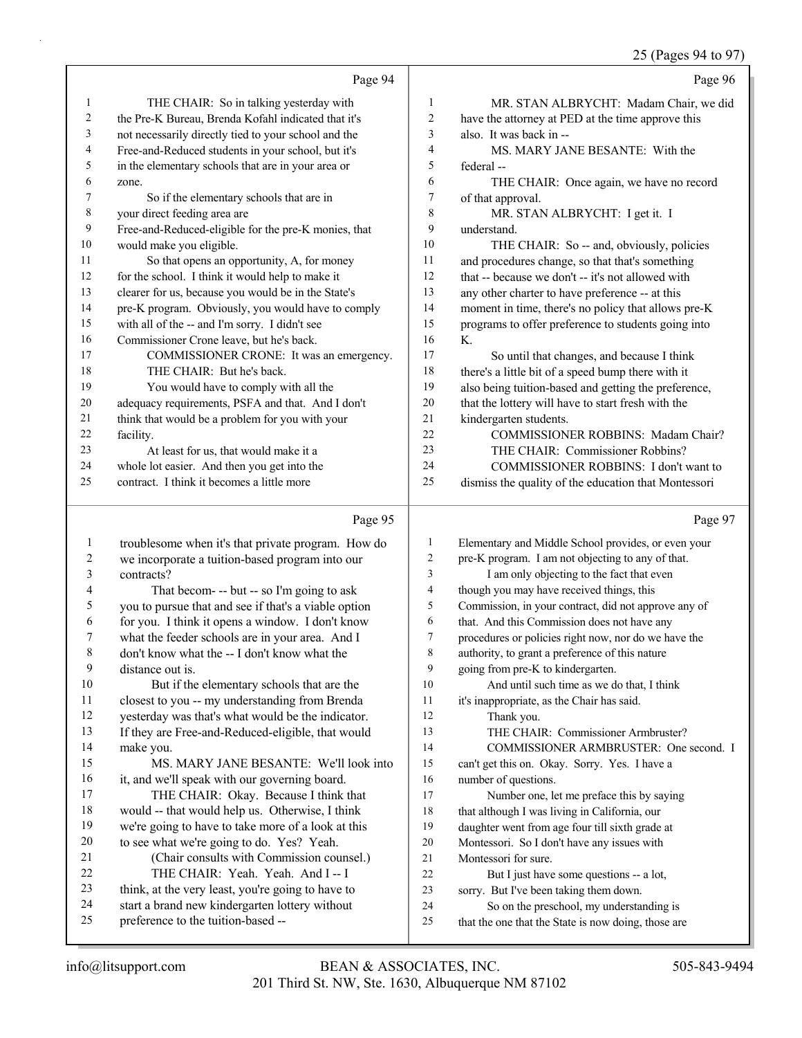Page 94

1 THE CHAIR: So in talking yesterday with
2 the Pre-K Bureau, Brenda Kofahl indicated that it's
3 not necessarily directly tied to your school and the
4 Free-and-Reduced students in your school, but it's
5 in the elementary schools that are in your area or
6 zone.
7 So if the elementary schools that are in
8 your direct feeding area are
9 Free-and-Reduced-eligible for the pre-K monies, that
10 would make you eligible.
11 So that opens an opportunity, A, for money
12 for the school. I think it would help to make it
13 clearer for us, because you would be in the State's
14 pre-K program. Obviously, you would have to comply
15 with all of the -- and I'm sorry. I didn't see
16 Commissioner Crone leave, but he's back.
17 COMMISSIONER CRONE: It was an emergency.
18 THE CHAIR: But he's back.
19 You would have to comply with all the
20 adequacy requirements, PSFA and that. And I don't
21 think that would be a problem for you with your
22 facility.
23 At least for us, that would make it a
24 whole lot easier. And then you get into the
25 contract. I think it becomes a little more

Page 95

1 troublesome when it's that private program. How do
2 we incorporate a tuition-based program into our
3 contracts?
4 That becom- -- but -- so I'm going to ask
5 you to pursue that and see if that's a viable option
6 for you. I think it opens a window. I don't know
7 what the feeder schools are in your area. And I
8 don't know what the -- I don't know what the
9 distance out is.
10 But if the elementary schools that are the
11 closest to you -- my understanding from Brenda
12 yesterday was that's what would be the indicator.
13 If they are Free-and-Reduced-eligible, that would
14 make you.
15 MS. MARY JANE BESANTE: We'll look into
16 it, and we'll speak with our governing board.
17 THE CHAIR: Okay. Because I think that
18 would -- that would help us. Otherwise, I think
19 we're going to have to take more of a look at this
20 to see what we're going to do. Yes? Yeah.
21 (Chair consults with Commission counsel.)
22 THE CHAIR: Yeah. Yeah. And I -- I
23 think, at the very least, you're going to have to
24 start a brand new kindergarten lottery without
25 preference to the tuition-based --

Page 96

1 MR. STAN ALBRYCHT: Madam Chair, we did
2 have the attorney at PED at the time approve this
3 also. It was back in --
4 MS. MARY JANE BESANTE: With the
5 federal --
6 THE CHAIR: Once again, we have no record
7 of that approval.
8 MR. STAN ALBRYCHT: I get it. I
9 understand.
10 THE CHAIR: So -- and, obviously, policies
11 and procedures change, so that that's something
12 that -- because we don't -- it's not allowed with
13 any other charter to have preference -- at this
14 moment in time, there's no policy that allows pre-K
15 programs to offer preference to students going into
16 K.
17 So until that changes, and because I think
18 there's a little bit of a speed bump there with it
19 also being tuition-based and getting the preference,
20 that the lottery will have to start fresh with the
21 kindergarten students.
22 COMMISSIONER ROBBINS: Madam Chair?
23 THE CHAIR: Commissioner Robbins?
24 COMMISSIONER ROBBINS: I don't want to
25 dismiss the quality of the education that Montessori

Page 97

1 Elementary and Middle School provides, or even your
2 pre-K program. I am not objecting to any of that.
3 I am only objecting to the fact that even
4 though you may have received things, this
5 Commission, in your contract, did not approve any of
6 that. And this Commission does not have any
7 procedures or policies right now, nor do we have the
8 authority, to grant a preference of this nature
9 going from pre-K to kindergarten.
10 And until such time as we do that, I think
11 it's inappropriate, as the Chair has said.
12 Thank you.
13 THE CHAIR: Commissioner Armbruster?
14 COMMISSIONER ARMBRUSTER: One second. I
15 can't get this on. Okay. Sorry. Yes. I have a
16 number of questions.
17 Number one, let me preface this by saying
18 that although I was living in California, our
19 daughter went from age four till sixth grade at
20 Montessori. So I don't have any issues with
21 Montessori for sure.
22 But I just have some questions -- a lot,
23 sorry. But I've been taking them down.
24 So on the preschool, my understanding is
25 that the one that the State is now doing, those are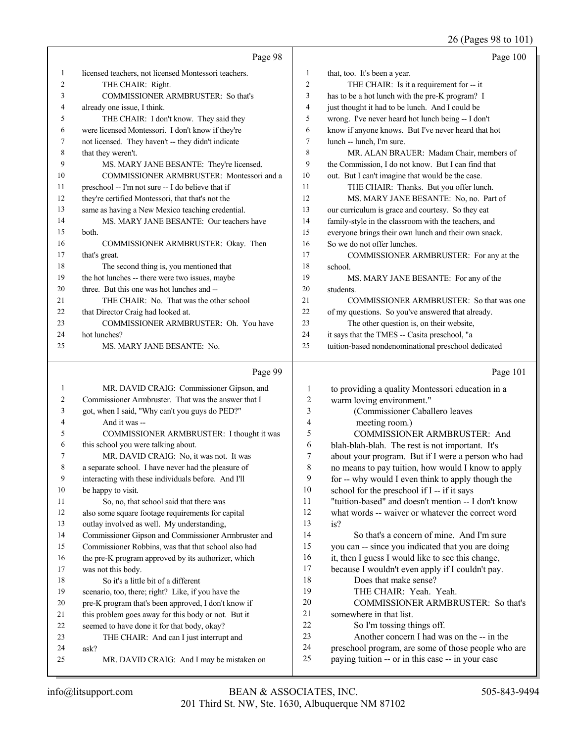Page 98

licensed teachers, not licensed Montessori teachers.

THE CHAIR: Right.

COMMISSIONER ARMBRUSTER: So that's already one issue, I think.

THE CHAIR: I don't know. They said they were licensed Montessori. I don't know if they're not licensed. They haven't -- they didn't indicate that they weren't.

MS. MARY JANE BESANTE: They're licensed.

COMMISSIONER ARMBRUSTER: Montessori and a preschool -- I'm not sure -- I do believe that if they're certified Montessori, that that's not the same as having a New Mexico teaching credential.

MS. MARY JANE BESANTE: Our teachers have both.

COMMISSIONER ARMBRUSTER: Okay. Then that's great.

The second thing is, you mentioned that the hot lunches -- there were two issues, maybe three. But this one was hot lunches and --

THE CHAIR: No. That was the other school that Director Craig had looked at.

COMMISSIONER ARMBRUSTER: Oh. You have hot lunches?

MS. MARY JANE BESANTE: No.

Page 99

MR. DAVID CRAIG: Commissioner Gipson, and Commissioner Armbruster. That was the answer that I got, when I said, "Why can't you guys do PED?"

And it was --

COMMISSIONER ARMBRUSTER: I thought it was this school you were talking about.

MR. DAVID CRAIG: No, it was not. It was a separate school. I have never had the pleasure of interacting with these individuals before. And I'll be happy to visit.

So, no, that school said that there was also some square footage requirements for capital outlay involved as well. My understanding, Commissioner Gipson and Commissioner Armbruster and Commissioner Robbins, was that that school also had the pre-K program approved by its authorizer, which was not this body.

So it's a little bit of a different scenario, too, there; right? Like, if you have the pre-K program that's been approved, I don't know if this problem goes away for this body or not. But it seemed to have done it for that body, okay?

THE CHAIR: And can I just interrupt and ask?

MR. DAVID CRAIG: And I may be mistaken on

Page 100

that, too. It's been a year.

THE CHAIR: Is it a requirement for -- it has to be a hot lunch with the pre-K program? I just thought it had to be lunch. And I could be wrong. I've never heard hot lunch being -- I don't know if anyone knows. But I've never heard that hot lunch -- lunch, I'm sure.

MR. ALAN BRAUER: Madam Chair, members of the Commission, I do not know. But I can find that out. But I can't imagine that would be the case.

THE CHAIR: Thanks. But you offer lunch.

MS. MARY JANE BESANTE: No, no. Part of our curriculum is grace and courtesy. So they eat family-style in the classroom with the teachers, and everyone brings their own lunch and their own snack. So we do not offer lunches.

COMMISSIONER ARMBRUSTER: For any at the school.

MS. MARY JANE BESANTE: For any of the students.

COMMISSIONER ARMBRUSTER: So that was one of my questions. So you've answered that already.

The other question is, on their website, it says that the TMES -- Casita preschool, "a tuition-based nondenominational preschool dedicated

Page 101

to providing a quality Montessori education in a warm loving environment."

(Commissioner Caballero leaves meeting room.)

COMMISSIONER ARMBRUSTER: And blah-blah-blah. The rest is not important. It's about your program. But if I were a person who had no means to pay tuition, how would I know to apply for -- why would I even think to apply though the school for the preschool if I -- if it says "tuition-based" and doesn't mention -- I don't know what words -- waiver or whatever the correct word is?

So that's a concern of mine. And I'm sure you can -- since you indicated that you are doing it, then I guess I would like to see this change, because I wouldn't even apply if I couldn't pay.

Does that make sense?

THE CHAIR: Yeah. Yeah.

COMMISSIONER ARMBRUSTER: So that's somewhere in that list.

So I'm tossing things off.

Another concern I had was on the -- in the preschool program, are some of those people who are paying tuition -- or in this case -- in your case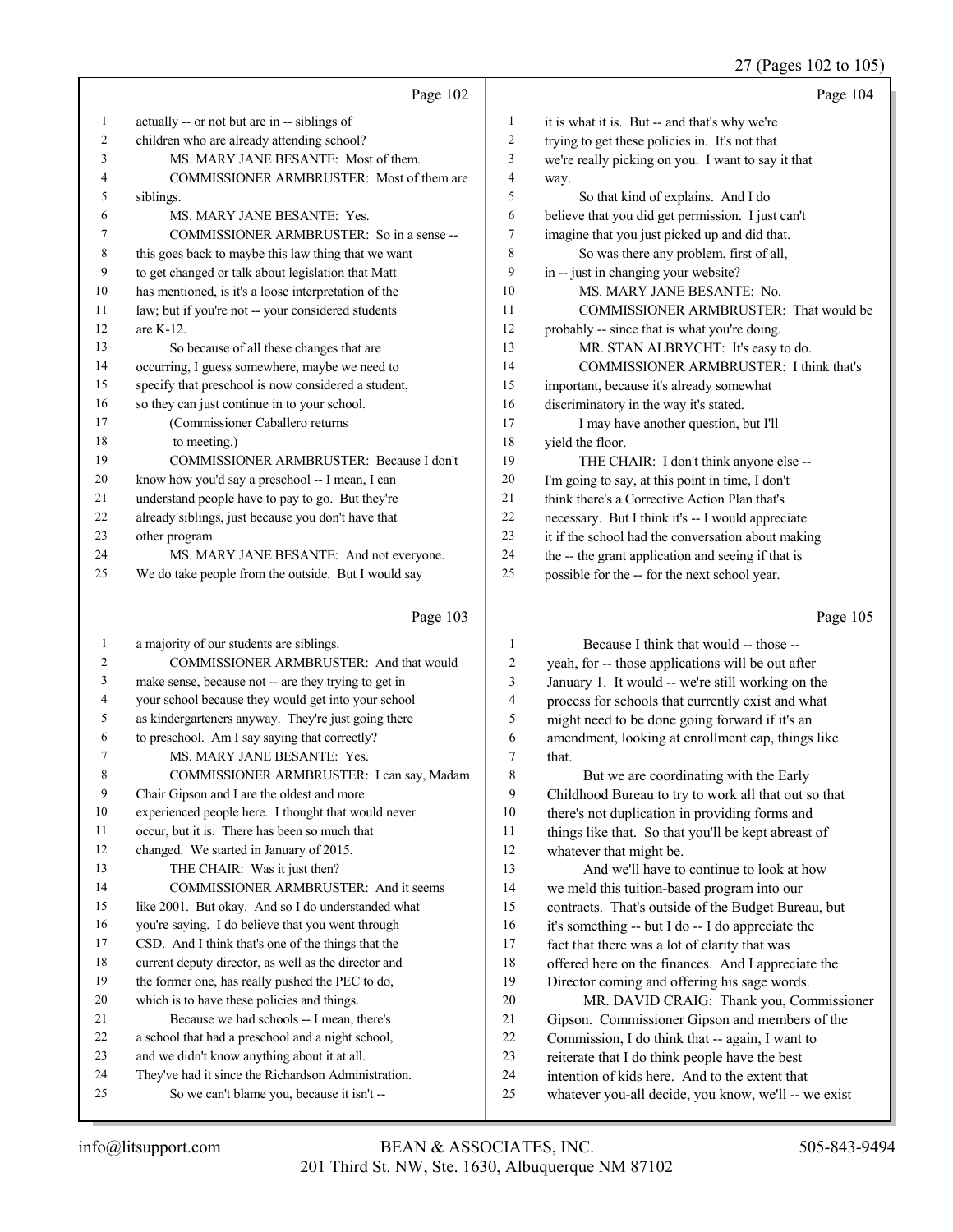Page 102

1 actually -- or not but are in -- siblings of
2 children who are already attending school?
3 MS. MARY JANE BESANTE: Most of them.
4 COMMISSIONER ARMBRUSTER: Most of them are
5 siblings.
6 MS. MARY JANE BESANTE: Yes.
7 COMMISSIONER ARMBRUSTER: So in a sense --
8 this goes back to maybe this law thing that we want
9 to get changed or talk about legislation that Matt
10 has mentioned, is it's a loose interpretation of the
11 law; but if you're not -- your considered students
12 are K-12.
13 So because of all these changes that are
14 occurring, I guess somewhere, maybe we need to
15 specify that preschool is now considered a student,
16 so they can just continue in to your school.
17 (Commissioner Caballero returns
18 to meeting.)
19 COMMISSIONER ARMBRUSTER: Because I don't
20 know how you'd say a preschool -- I mean, I can
21 understand people have to pay to go. But they're
22 already siblings, just because you don't have that
23 other program.
24 MS. MARY JANE BESANTE: And not everyone.
25 We do take people from the outside. But I would say

Page 103

1 a majority of our students are siblings.
2 COMMISSIONER ARMBRUSTER: And that would
3 make sense, because not -- are they trying to get in
4 your school because they would get into your school
5 as kindergarteners anyway. They're just going there
6 to preschool. Am I say saying that correctly?
7 MS. MARY JANE BESANTE: Yes.
8 COMMISSIONER ARMBRUSTER: I can say, Madam
9 Chair Gipson and I are the oldest and more
10 experienced people here. I thought that would never
11 occur, but it is. There has been so much that
12 changed. We started in January of 2015.
13 THE CHAIR: Was it just then?
14 COMMISSIONER ARMBRUSTER: And it seems
15 like 2001. But okay. And so I do understanded what
16 you're saying. I do believe that you went through
17 CSD. And I think that's one of the things that the
18 current deputy director, as well as the director and
19 the former one, has really pushed the PEC to do,
20 which is to have these policies and things.
21 Because we had schools -- I mean, there's
22 a school that had a preschool and a night school,
23 and we didn't know anything about it at all.
24 They've had it since the Richardson Administration.
25 So we can't blame you, because it isn't --

Page 104

1 it is what it is. But -- and that's why we're
2 trying to get these policies in. It's not that
3 we're really picking on you. I want to say it that
4 way.
5 So that kind of explains. And I do
6 believe that you did get permission. I just can't
7 imagine that you just picked up and did that.
8 So was there any problem, first of all,
9 in -- just in changing your website?
10 MS. MARY JANE BESANTE: No.
11 COMMISSIONER ARMBRUSTER: That would be
12 probably -- since that is what you're doing.
13 MR. STAN ALBRYCHT: It's easy to do.
14 COMMISSIONER ARMBRUSTER: I think that's
15 important, because it's already somewhat
16 discriminatory in the way it's stated.
17 I may have another question, but I'll
18 yield the floor.
19 THE CHAIR: I don't think anyone else --
20 I'm going to say, at this point in time, I don't
21 think there's a Corrective Action Plan that's
22 necessary. But I think it's -- I would appreciate
23 it if the school had the conversation about making
24 the -- the grant application and seeing if that is
25 possible for the -- for the next school year.

Page 105

1 Because I think that would -- those --
2 yeah, for -- those applications will be out after
3 January 1. It would -- we're still working on the
4 process for schools that currently exist and what
5 might need to be done going forward if it's an
6 amendment, looking at enrollment cap, things like
7 that.
8 But we are coordinating with the Early
9 Childhood Bureau to try to work all that out so that
10 there's not duplication in providing forms and
11 things like that. So that you'll be kept abreast of
12 whatever that might be.
13 And we'll have to continue to look at how
14 we meld this tuition-based program into our
15 contracts. That's outside of the Budget Bureau, but
16 it's something -- but I do -- I do appreciate the
17 fact that there was a lot of clarity that was
18 offered here on the finances. And I appreciate the
19 Director coming and offering his sage words.
20 MR. DAVID CRAIG: Thank you, Commissioner
21 Gipson. Commissioner Gipson and members of the
22 Commission, I do think that -- again, I want to
23 reiterate that I do think people have the best
24 intention of kids here. And to the extent that
25 whatever you-all decide, you know, we'll -- we exist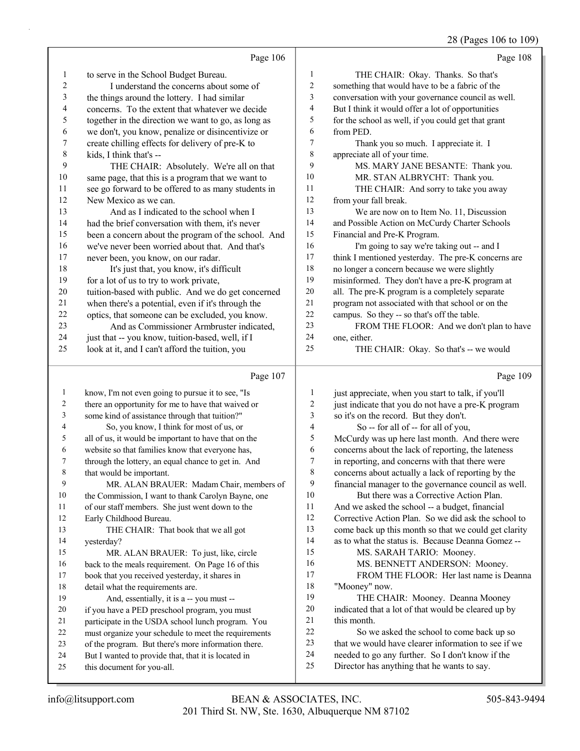Page 106

1 to serve in the School Budget Bureau.
2 I understand the concerns about some of
3 the things around the lottery. I had similar
4 concerns. To the extent that whatever we decide
5 together in the direction we want to go, as long as
6 we don't, you know, penalize or disincentivize or
7 create chilling effects for delivery of pre-K to
8 kids, I think that's --
9 THE CHAIR: Absolutely. We're all on that
10 same page, that this is a program that we want to
11 see go forward to be offered to as many students in
12 New Mexico as we can.
13 And as I indicated to the school when I
14 had the brief conversation with them, it's never
15 been a concern about the program of the school. And
16 we've never been worried about that. And that's
17 never been, you know, on our radar.
18 It's just that, you know, it's difficult
19 for a lot of us to try to work private,
20 tuition-based with public. And we do get concerned
21 when there's a potential, even if it's through the
22 optics, that someone can be excluded, you know.
23 And as Commissioner Armbruster indicated,
24 just that -- you know, tuition-based, well, if I
25 look at it, and I can't afford the tuition, you

Page 107

1 know, I'm not even going to pursue it to see, "Is
2 there an opportunity for me to have that waived or
3 some kind of assistance through that tuition?"
4 So, you know, I think for most of us, or
5 all of us, it would be important to have that on the
6 website so that families know that everyone has,
7 through the lottery, an equal chance to get in. And
8 that would be important.
9 MR. ALAN BRAUER: Madam Chair, members of
10 the Commission, I want to thank Carolyn Bayne, one
11 of our staff members. She just went down to the
12 Early Childhood Bureau.
13 THE CHAIR: That book that we all got
14 yesterday?
15 MR. ALAN BRAUER: To just, like, circle
16 back to the meals requirement. On Page 16 of this
17 book that you received yesterday, it shares in
18 detail what the requirements are.
19 And, essentially, it is a -- you must --
20 if you have a PED preschool program, you must
21 participate in the USDA school lunch program. You
22 must organize your schedule to meet the requirements
23 of the program. But there's more information there.
24 But I wanted to provide that, that it is located in
25 this document for you-all.

Page 108

1 THE CHAIR: Okay. Thanks. So that's
2 something that would have to be a fabric of the
3 conversation with your governance council as well.
4 But I think it would offer a lot of opportunities
5 for the school as well, if you could get that grant
6 from PED.
7 Thank you so much. I appreciate it. I
8 appreciate all of your time.
9 MS. MARY JANE BESANTE: Thank you.
10 MR. STAN ALBRYCHT: Thank you.
11 THE CHAIR: And sorry to take you away
12 from your fall break.
13 We are now on to Item No. 11, Discussion
14 and Possible Action on McCurdy Charter Schools
15 Financial and Pre-K Program.
16 I'm going to say we're taking out -- and I
17 think I mentioned yesterday. The pre-K concerns are
18 no longer a concern because we were slightly
19 misinformed. They don't have a pre-K program at
20 all. The pre-K program is a completely separate
21 program not associated with that school or on the
22 campus. So they -- so that's off the table.
23 FROM THE FLOOR: And we don't plan to have
24 one, either.
25 THE CHAIR: Okay. So that's -- we would

Page 109

1 just appreciate, when you start to talk, if you'll
2 just indicate that you do not have a pre-K program
3 so it's on the record. But they don't.
4 So -- for all of -- for all of you,
5 McCurdy was up here last month. And there were
6 concerns about the lack of reporting, the lateness
7 in reporting, and concerns with that there were
8 concerns about actually a lack of reporting by the
9 financial manager to the governance council as well.
10 But there was a Corrective Action Plan.
11 And we asked the school -- a budget, financial
12 Corrective Action Plan. So we did ask the school to
13 come back up this month so that we could get clarity
14 as to what the status is. Because Deanna Gomez --
15 MS. SARAH TARIO: Mooney.
16 MS. BENNETT ANDERSON: Mooney.
17 FROM THE FLOOR: Her last name is Deanna
18 "Mooney" now.
19 THE CHAIR: Mooney. Deanna Mooney
20 indicated that a lot of that would be cleared up by
21 this month.
22 So we asked the school to come back up so
23 that we would have clearer information to see if we
24 needed to go any further. So I don't know if the
25 Director has anything that he wants to say.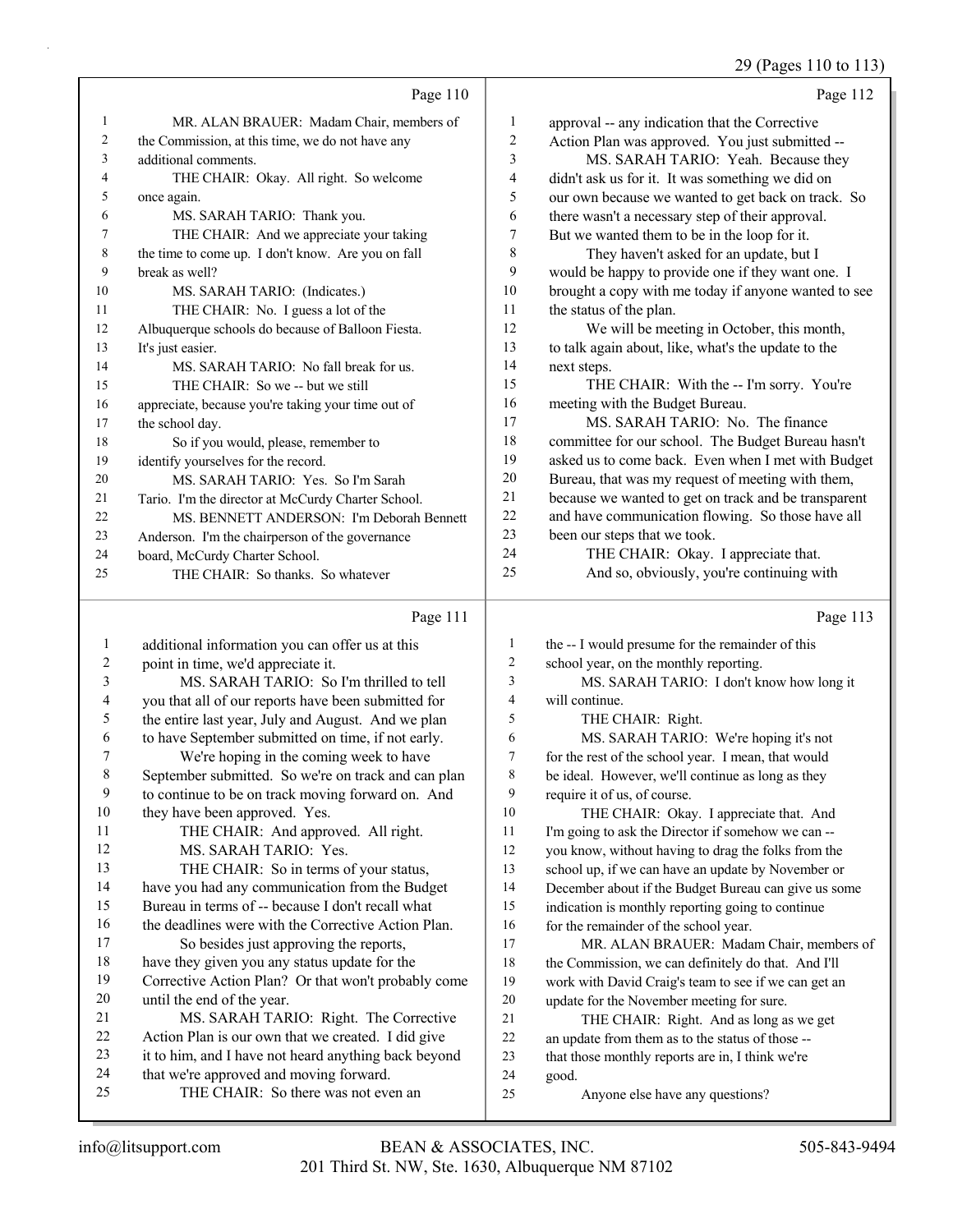Page 110

1 MR. ALAN BRAUER: Madam Chair, members of
2 the Commission, at this time, we do not have any
3 additional comments.
4 THE CHAIR: Okay. All right. So welcome
5 once again.
6 MS. SARAH TARIO: Thank you.
7 THE CHAIR: And we appreciate your taking
8 the time to come up. I don't know. Are you on fall
9 break as well?
10 MS. SARAH TARIO: (Indicates.)
11 THE CHAIR: No. I guess a lot of the
12 Albuquerque schools do because of Balloon Fiesta.
13 It's just easier.
14 MS. SARAH TARIO: No fall break for us.
15 THE CHAIR: So we -- but we still
16 appreciate, because you're taking your time out of
17 the school day.
18 So if you would, please, remember to
19 identify yourselves for the record.
20 MS. SARAH TARIO: Yes. So I'm Sarah
21 Tario. I'm the director at McCurdy Charter School.
22 MS. BENNETT ANDERSON: I'm Deborah Bennett
23 Anderson. I'm the chairperson of the governance
24 board, McCurdy Charter School.
25 THE CHAIR: So thanks. So whatever

Page 111

1 additional information you can offer us at this
2 point in time, we'd appreciate it.
3 MS. SARAH TARIO: So I'm thrilled to tell
4 you that all of our reports have been submitted for
5 the entire last year, July and August. And we plan
6 to have September submitted on time, if not early.
7 We're hoping in the coming week to have
8 September submitted. So we're on track and can plan
9 to continue to be on track moving forward on. And
10 they have been approved. Yes.
11 THE CHAIR: And approved. All right.
12 MS. SARAH TARIO: Yes.
13 THE CHAIR: So in terms of your status,
14 have you had any communication from the Budget
15 Bureau in terms of -- because I don't recall what
16 the deadlines were with the Corrective Action Plan.
17 So besides just approving the reports,
18 have they given you any status update for the
19 Corrective Action Plan? Or that won't probably come
20 until the end of the year.
21 MS. SARAH TARIO: Right. The Corrective
22 Action Plan is our own that we created. I did give
23 it to him, and I have not heard anything back beyond
24 that we're approved and moving forward.
25 THE CHAIR: So there was not even an

Page 112

1 approval -- any indication that the Corrective
2 Action Plan was approved. You just submitted --
3 MS. SARAH TARIO: Yeah. Because they
4 didn't ask us for it. It was something we did on
5 our own because we wanted to get back on track. So
6 there wasn't a necessary step of their approval.
7 But we wanted them to be in the loop for it.
8 They haven't asked for an update, but I
9 would be happy to provide one if they want one. I
10 brought a copy with me today if anyone wanted to see
11 the status of the plan.
12 We will be meeting in October, this month,
13 to talk again about, like, what's the update to the
14 next steps.
15 THE CHAIR: With the -- I'm sorry. You're
16 meeting with the Budget Bureau.
17 MS. SARAH TARIO: No. The finance
18 committee for our school. The Budget Bureau hasn't
19 asked us to come back. Even when I met with Budget
20 Bureau, that was my request of meeting with them,
21 because we wanted to get on track and be transparent
22 and have communication flowing. So those have all
23 been our steps that we took.
24 THE CHAIR: Okay. I appreciate that.
25 And so, obviously, you're continuing with

Page 113

1 the -- I would presume for the remainder of this
2 school year, on the monthly reporting.
3 MS. SARAH TARIO: I don't know how long it
4 will continue.
5 THE CHAIR: Right.
6 MS. SARAH TARIO: We're hoping it's not
7 for the rest of the school year. I mean, that would
8 be ideal. However, we'll continue as long as they
9 require it of us, of course.
10 THE CHAIR: Okay. I appreciate that. And
11 I'm going to ask the Director if somehow we can --
12 you know, without having to drag the folks from the
13 school up, if we can have an update by November or
14 December about if the Budget Bureau can give us some
15 indication is monthly reporting going to continue
16 for the remainder of the school year.
17 MR. ALAN BRAUER: Madam Chair, members of
18 the Commission, we can definitely do that. And I'll
19 work with David Craig's team to see if we can get an
20 update for the November meeting for sure.
21 THE CHAIR: Right. And as long as we get
22 an update from them as to the status of those --
23 that those monthly reports are in, I think we're
24 good.
25 Anyone else have any questions?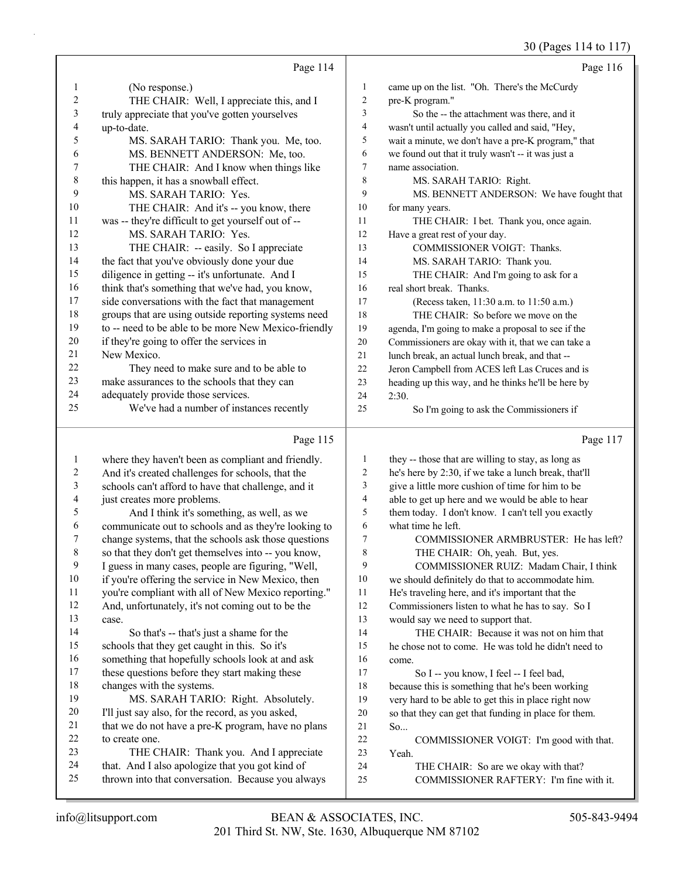Page 114

(No response.)

THE CHAIR: Well, I appreciate this, and I truly appreciate that you've gotten yourselves up-to-date.

MS. SARAH TARIO: Thank you. Me, too.

MS. BENNETT ANDERSON: Me, too.

THE CHAIR: And I know when things like this happen, it has a snowball effect.

MS. SARAH TARIO: Yes.

THE CHAIR: And it's -- you know, there was -- they're difficult to get yourself out of --

MS. SARAH TARIO: Yes.

THE CHAIR: -- easily. So I appreciate the fact that you've obviously done your due diligence in getting -- it's unfortunate. And I think that's something that we've had, you know, side conversations with the fact that management groups that are using outside reporting systems need to -- need to be able to be more New Mexico-friendly if they're going to offer the services in New Mexico.

They need to make sure and to be able to make assurances to the schools that they can adequately provide those services.

We've had a number of instances recently

Page 115

where they haven't been as compliant and friendly. And it's created challenges for schools, that the schools can't afford to have that challenge, and it just creates more problems.

And I think it's something, as well, as we communicate out to schools and as they're looking to change systems, that the schools ask those questions so that they don't get themselves into -- you know, I guess in many cases, people are figuring, "Well, if you're offering the service in New Mexico, then you're compliant with all of New Mexico reporting." And, unfortunately, it's not coming out to be the case.

So that's -- that's just a shame for the schools that they get caught in this. So it's something that hopefully schools look at and ask these questions before they start making these changes with the systems.

MS. SARAH TARIO: Right. Absolutely. I'll just say also, for the record, as you asked, that we do not have a pre-K program, have no plans to create one.

THE CHAIR: Thank you. And I appreciate that. And I also apologize that you got kind of thrown into that conversation. Because you always

Page 116

came up on the list. "Oh. There's the McCurdy pre-K program."

So the -- the attachment was there, and it wasn't until actually you called and said, "Hey, wait a minute, we don't have a pre-K program," that we found out that it truly wasn't -- it was just a name association.

MS. SARAH TARIO: Right.

MS. BENNETT ANDERSON: We have fought that for many years.

THE CHAIR: I bet. Thank you, once again. Have a great rest of your day.

COMMISSIONER VOIGT: Thanks.

MS. SARAH TARIO: Thank you.

THE CHAIR: And I'm going to ask for a real short break. Thanks.

(Recess taken, 11:30 a.m. to 11:50 a.m.)

THE CHAIR: So before we move on the agenda, I'm going to make a proposal to see if the Commissioners are okay with it, that we can take a lunch break, an actual lunch break, and that -- Jeron Campbell from ACES left Las Cruces and is heading up this way, and he thinks he'll be here by 2:30.

So I'm going to ask the Commissioners if

Page 117

they -- those that are willing to stay, as long as he's here by 2:30, if we take a lunch break, that'll give a little more cushion of time for him to be able to get up here and we would be able to hear them today. I don't know. I can't tell you exactly what time he left.

COMMISSIONER ARMBRUSTER: He has left?

THE CHAIR: Oh, yeah. But, yes.

COMMISSIONER RUIZ: Madam Chair, I think we should definitely do that to accommodate him. He's traveling here, and it's important that the Commissioners listen to what he has to say. So I would say we need to support that.

THE CHAIR: Because it was not on him that he chose not to come. He was told he didn't need to come.

So I -- you know, I feel -- I feel bad, because this is something that he's been working very hard to be able to get this in place right now so that they can get that funding in place for them. So...

COMMISSIONER VOIGT: I'm good with that. Yeah.

THE CHAIR: So are we okay with that?

COMMISSIONER RAFTERY: I'm fine with it.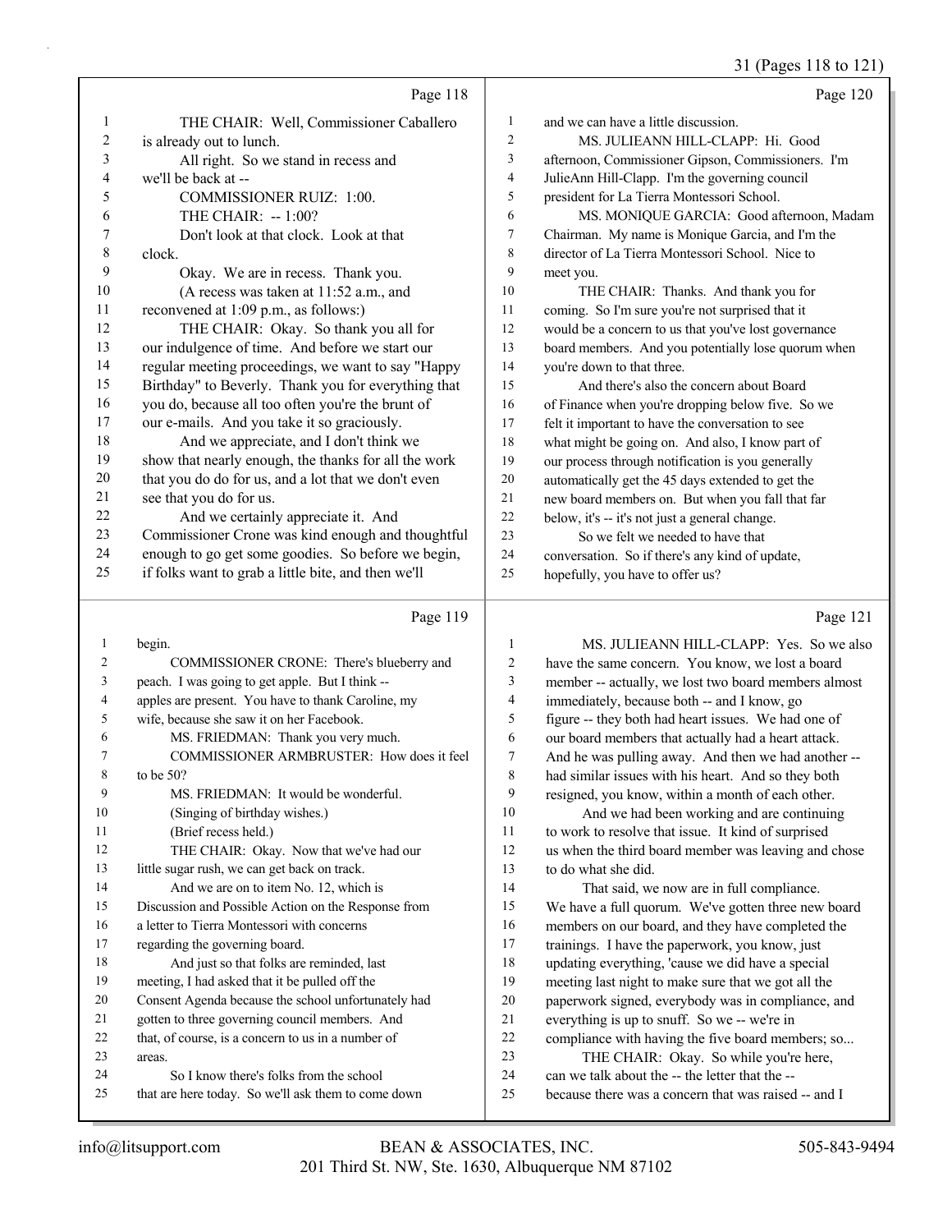Page 118

1 THE CHAIR: Well, Commissioner Caballero
2 is already out to lunch.
3 All right. So we stand in recess and
4 we'll be back at --
5 COMMISSIONER RUIZ: 1:00.
6 THE CHAIR: -- 1:00?
7 Don't look at that clock. Look at that
8 clock.
9 Okay. We are in recess. Thank you.
10 (A recess was taken at 11:52 a.m., and
11 reconvened at 1:09 p.m., as follows:)
12 THE CHAIR: Okay. So thank you all for
13 our indulgence of time. And before we start our
14 regular meeting proceedings, we want to say "Happy
15 Birthday" to Beverly. Thank you for everything that
16 you do, because all too often you're the brunt of
17 our e-mails. And you take it so graciously.
18 And we appreciate, and I don't think we
19 show that nearly enough, the thanks for all the work
20 that you do do for us, and a lot that we don't even
21 see that you do for us.
22 And we certainly appreciate it. And
23 Commissioner Crone was kind enough and thoughtful
24 enough to go get some goodies. So before we begin,
25 if folks want to grab a little bite, and then we'll

Page 119

1 begin.
2 COMMISSIONER CRONE: There's blueberry and
3 peach. I was going to get apple. But I think --
4 apples are present. You have to thank Caroline, my
5 wife, because she saw it on her Facebook.
6 MS. FRIEDMAN: Thank you very much.
7 COMMISSIONER ARMBRUSTER: How does it feel
8 to be 50?
9 MS. FRIEDMAN: It would be wonderful.
10 (Singing of birthday wishes.)
11 (Brief recess held.)
12 THE CHAIR: Okay. Now that we've had our
13 little sugar rush, we can get back on track.
14 And we are on to item No. 12, which is
15 Discussion and Possible Action on the Response from
16 a letter to Tierra Montessori with concerns
17 regarding the governing board.
18 And just so that folks are reminded, last
19 meeting, I had asked that it be pulled off the
20 Consent Agenda because the school unfortunately had
21 gotten to three governing council members. And
22 that, of course, is a concern to us in a number of
23 areas.
24 So I know there's folks from the school
25 that are here today. So we'll ask them to come down

Page 120

1 and we can have a little discussion.
2 MS. JULIEANN HILL-CLAPP: Hi. Good
3 afternoon, Commissioner Gipson, Commissioners. I'm
4 JulieAnn Hill-Clapp. I'm the governing council
5 president for La Tierra Montessori School.
6 MS. MONIQUE GARCIA: Good afternoon, Madam
7 Chairman. My name is Monique Garcia, and I'm the
8 director of La Tierra Montessori School. Nice to
9 meet you.
10 THE CHAIR: Thanks. And thank you for
11 coming. So I'm sure you're not surprised that it
12 would be a concern to us that you've lost governance
13 board members. And you potentially lose quorum when
14 you're down to that three.
15 And there's also the concern about Board
16 of Finance when you're dropping below five. So we
17 felt it important to have the conversation to see
18 what might be going on. And also, I know part of
19 our process through notification is you generally
20 automatically get the 45 days extended to get the
21 new board members on. But when you fall that far
22 below, it's -- it's not just a general change.
23 So we felt we needed to have that
24 conversation. So if there's any kind of update,
25 hopefully, you have to offer us?

Page 121

1 MS. JULIEANN HILL-CLAPP: Yes. So we also
2 have the same concern. You know, we lost a board
3 member -- actually, we lost two board members almost
4 immediately, because both -- and I know, go
5 figure -- they both had heart issues. We had one of
6 our board members that actually had a heart attack.
7 And he was pulling away. And then we had another --
8 had similar issues with his heart. And so they both
9 resigned, you know, within a month of each other.
10 And we had been working and are continuing
11 to work to resolve that issue. It kind of surprised
12 us when the third board member was leaving and chose
13 to do what she did.
14 That said, we now are in full compliance.
15 We have a full quorum. We've gotten three new board
16 members on our board, and they have completed the
17 trainings. I have the paperwork, you know, just
18 updating everything, 'cause we did have a special
19 meeting last night to make sure that we got all the
20 paperwork signed, everybody was in compliance, and
21 everything is up to snuff. So we -- we're in
22 compliance with having the five board members; so...
23 THE CHAIR: Okay. So while you're here,
24 can we talk about the -- the letter that the --
25 because there was a concern that was raised -- and I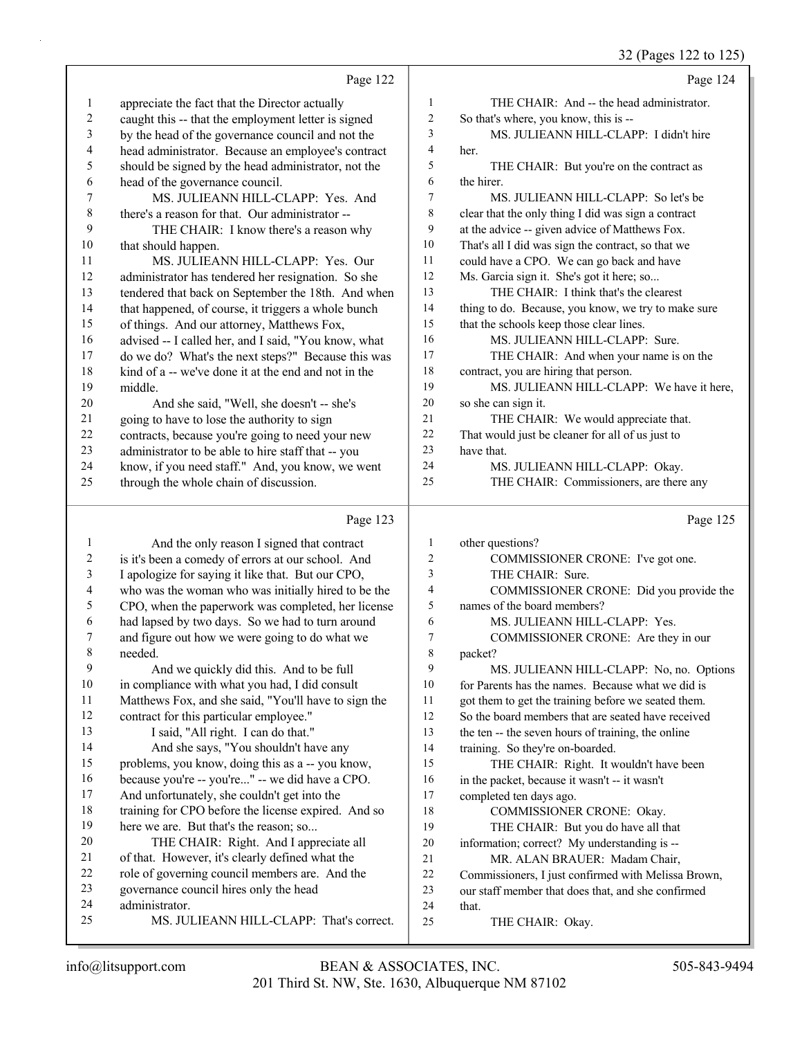Page 122

appreciate the fact that the Director actually caught this -- that the employment letter is signed by the head of the governance council and not the head administrator. Because an employee's contract should be signed by the head administrator, not the head of the governance council.

MS. JULIEANN HILL-CLAPP: Yes. And there's a reason for that. Our administrator --

THE CHAIR: I know there's a reason why that should happen.

MS. JULIEANN HILL-CLAPP: Yes. Our administrator has tendered her resignation. So she tendered that back on September the 18th. And when that happened, of course, it triggers a whole bunch of things. And our attorney, Matthews Fox, advised -- I called her, and I said, "You know, what do we do? What's the next steps?" Because this was kind of a -- we've done it at the end and not in the middle.

And she said, "Well, she doesn't -- she's going to have to lose the authority to sign contracts, because you're going to need your new administrator to be able to hire staff that -- you know, if you need staff." And, you know, we went through the whole chain of discussion.

Page 123

And the only reason I signed that contract is it's been a comedy of errors at our school. And I apologize for saying it like that. But our CPO, who was the woman who was initially hired to be the CPO, when the paperwork was completed, her license had lapsed by two days. So we had to turn around and figure out how we were going to do what we needed.

And we quickly did this. And to be full in compliance with what you had, I did consult Matthews Fox, and she said, "You'll have to sign the contract for this particular employee."

I said, "All right. I can do that."

And she says, "You shouldn't have any problems, you know, doing this as a -- you know, because you're -- you're..." -- we did have a CPO. And unfortunately, she couldn't get into the training for CPO before the license expired. And so here we are. But that's the reason; so...

THE CHAIR: Right. And I appreciate all of that. However, it's clearly defined what the role of governing council members are. And the governance council hires only the head administrator.

MS. JULIEANN HILL-CLAPP: That's correct.

Page 124

THE CHAIR: And -- the head administrator. So that's where, you know, this is --

MS. JULIEANN HILL-CLAPP: I didn't hire her.

THE CHAIR: But you're on the contract as the hirer.

MS. JULIEANN HILL-CLAPP: So let's be clear that the only thing I did was sign a contract at the advice -- given advice of Matthews Fox. That's all I did was sign the contract, so that we could have a CPO. We can go back and have Ms. Garcia sign it. She's got it here; so...

THE CHAIR: I think that's the clearest thing to do. Because, you know, we try to make sure that the schools keep those clear lines.

MS. JULIEANN HILL-CLAPP: Sure.

THE CHAIR: And when your name is on the contract, you are hiring that person.

MS. JULIEANN HILL-CLAPP: We have it here, so she can sign it.

THE CHAIR: We would appreciate that. That would just be cleaner for all of us just to have that.

MS. JULIEANN HILL-CLAPP: Okay.

THE CHAIR: Commissioners, are there any

Page 125

other questions?

COMMISSIONER CRONE: I've got one.

THE CHAIR: Sure.

COMMISSIONER CRONE: Did you provide the names of the board members?

MS. JULIEANN HILL-CLAPP: Yes.

COMMISSIONER CRONE: Are they in our packet?

MS. JULIEANN HILL-CLAPP: No, no. Options for Parents has the names. Because what we did is got them to get the training before we seated them. So the board members that are seated have received the ten -- the seven hours of training, the online training. So they're on-boarded.

THE CHAIR: Right. It wouldn't have been in the packet, because it wasn't -- it wasn't completed ten days ago.

COMMISSIONER CRONE: Okay.

THE CHAIR: But you do have all that information; correct? My understanding is --

MR. ALAN BRAUER: Madam Chair, Commissioners, I just confirmed with Melissa Brown, our staff member that does that, and she confirmed that.

THE CHAIR: Okay.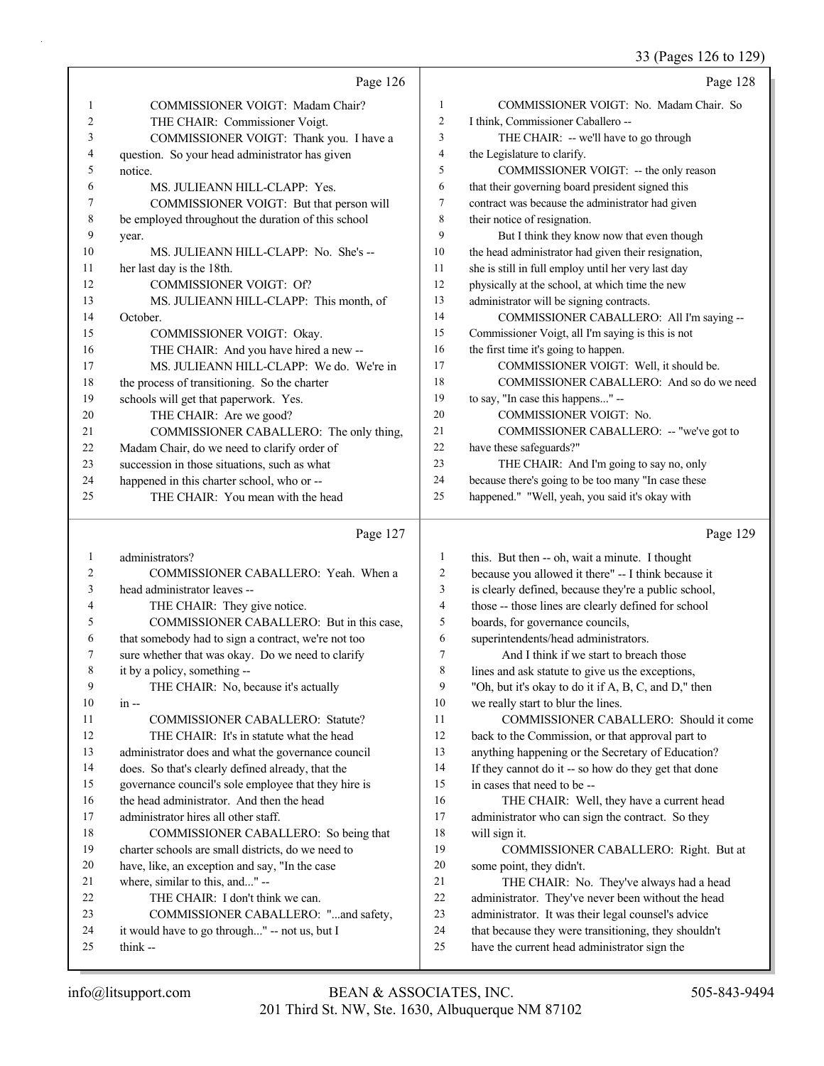Page 126

1 COMMISSIONER VOIGT: Madam Chair?
2 THE CHAIR: Commissioner Voigt.
3 COMMISSIONER VOIGT: Thank you. I have a
4 question. So your head administrator has given
5 notice.
6 MS. JULIEANN HILL-CLAPP: Yes.
7 COMMISSIONER VOIGT: But that person will
8 be employed throughout the duration of this school
9 year.
10 MS. JULIEANN HILL-CLAPP: No. She's --
11 her last day is the 18th.
12 COMMISSIONER VOIGT: Of?
13 MS. JULIEANN HILL-CLAPP: This month, of
14 October.
15 COMMISSIONER VOIGT: Okay.
16 THE CHAIR: And you have hired a new --
17 MS. JULIEANN HILL-CLAPP: We do. We're in
18 the process of transitioning. So the charter
19 schools will get that paperwork. Yes.
20 THE CHAIR: Are we good?
21 COMMISSIONER CABALLERO: The only thing,
22 Madam Chair, do we need to clarify order of
23 succession in those situations, such as what
24 happened in this charter school, who or --
25 THE CHAIR: You mean with the head

Page 127

1 administrators?
2 COMMISSIONER CABALLERO: Yeah. When a
3 head administrator leaves --
4 THE CHAIR: They give notice.
5 COMMISSIONER CABALLERO: But in this case,
6 that somebody had to sign a contract, we're not too
7 sure whether that was okay. Do we need to clarify
8 it by a policy, something --
9 THE CHAIR: No, because it's actually
10 in --
11 COMMISSIONER CABALLERO: Statute?
12 THE CHAIR: It's in statute what the head
13 administrator does and what the governance council
14 does. So that's clearly defined already, that the
15 governance council's sole employee that they hire is
16 the head administrator. And then the head
17 administrator hires all other staff.
18 COMMISSIONER CABALLERO: So being that
19 charter schools are small districts, do we need to
20 have, like, an exception and say, "In the case
21 where, similar to this, and..." --
22 THE CHAIR: I don't think we can.
23 COMMISSIONER CABALLERO: "...and safety,
24 it would have to go through..." -- not us, but I
25 think --

Page 128

1 COMMISSIONER VOIGT: No. Madam Chair. So
2 I think, Commissioner Caballero --
3 THE CHAIR: -- we'll have to go through
4 the Legislature to clarify.
5 COMMISSIONER VOIGT: -- the only reason
6 that their governing board president signed this
7 contract was because the administrator had given
8 their notice of resignation.
9 But I think they know now that even though
10 the head administrator had given their resignation,
11 she is still in full employ until her very last day
12 physically at the school, at which time the new
13 administrator will be signing contracts.
14 COMMISSIONER CABALLERO: All I'm saying --
15 Commissioner Voigt, all I'm saying is this is not
16 the first time it's going to happen.
17 COMMISSIONER VOIGT: Well, it should be.
18 COMMISSIONER CABALLERO: And so do we need
19 to say, "In case this happens..." --
20 COMMISSIONER VOIGT: No.
21 COMMISSIONER CABALLERO: -- "we've got to
22 have these safeguards?"
23 THE CHAIR: And I'm going to say no, only
24 because there's going to be too many "In case these
25 happened." "Well, yeah, you said it's okay with

Page 129

1 this. But then -- oh, wait a minute. I thought
2 because you allowed it there" -- I think because it
3 is clearly defined, because they're a public school,
4 those -- those lines are clearly defined for school
5 boards, for governance councils,
6 superintendents/head administrators.
7 And I think if we start to breach those
8 lines and ask statute to give us the exceptions,
9 "Oh, but it's okay to do it if A, B, C, and D," then
10 we really start to blur the lines.
11 COMMISSIONER CABALLERO: Should it come
12 back to the Commission, or that approval part to
13 anything happening or the Secretary of Education?
14 If they cannot do it -- so how do they get that done
15 in cases that need to be --
16 THE CHAIR: Well, they have a current head
17 administrator who can sign the contract. So they
18 will sign it.
19 COMMISSIONER CABALLERO: Right. But at
20 some point, they didn't.
21 THE CHAIR: No. They've always had a head
22 administrator. They've never been without the head
23 administrator. It was their legal counsel's advice
24 that because they were transitioning, they shouldn't
25 have the current head administrator sign the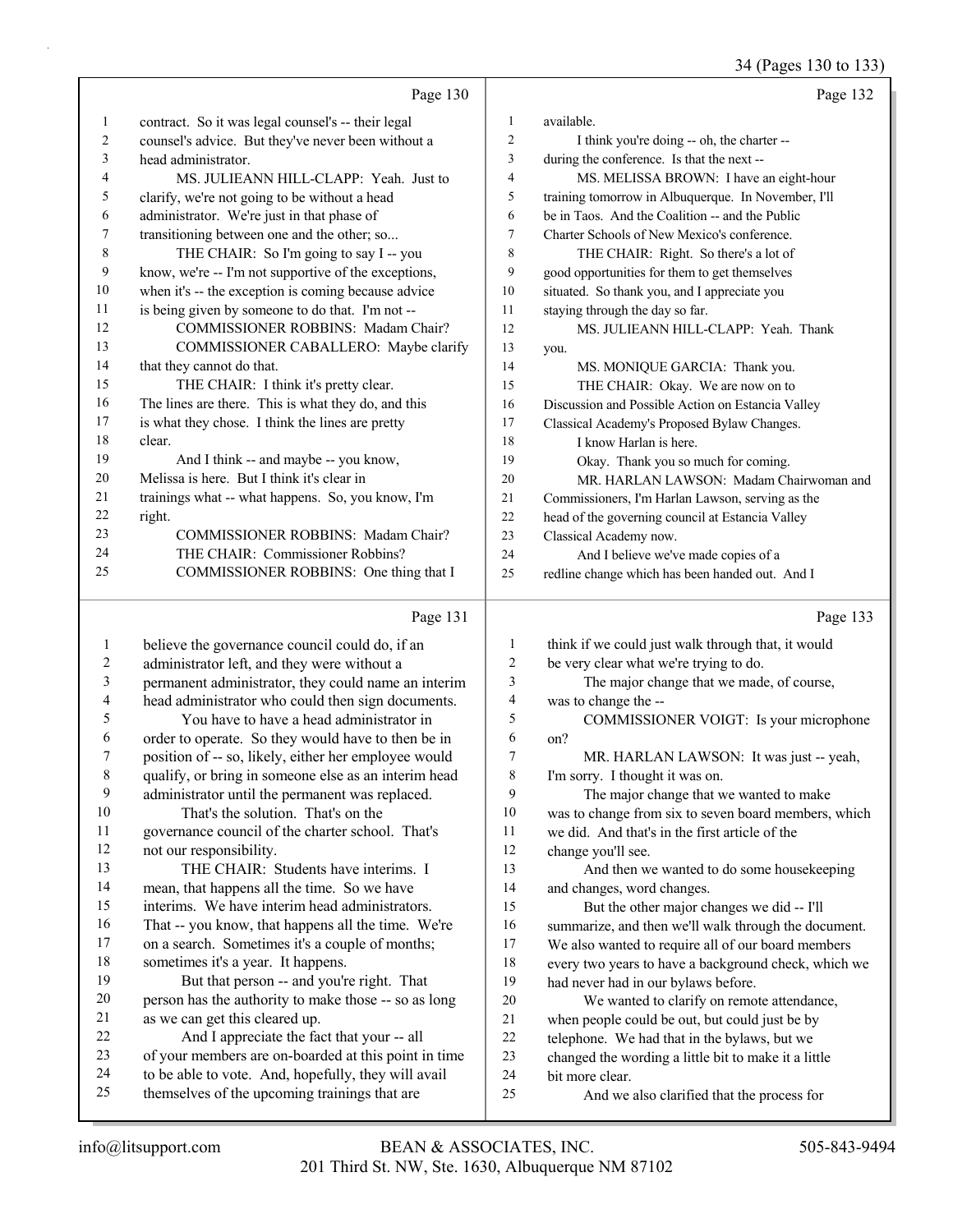Page 130

1 contract. So it was legal counsel's -- their legal
2 counsel's advice. But they've never been without a
3 head administrator.
4 MS. JULIEANN HILL-CLAPP: Yeah. Just to
5 clarify, we're not going to be without a head
6 administrator. We're just in that phase of
7 transitioning between one and the other; so...
8 THE CHAIR: So I'm going to say I -- you
9 know, we're -- I'm not supportive of the exceptions,
10 when it's -- the exception is coming because advice
11 is being given by someone to do that. I'm not --
12 COMMISSIONER ROBBINS: Madam Chair?
13 COMMISSIONER CABALLERO: Maybe clarify
14 that they cannot do that.
15 THE CHAIR: I think it's pretty clear.
16 The lines are there. This is what they do, and this
17 is what they chose. I think the lines are pretty
18 clear.
19 And I think -- and maybe -- you know,
20 Melissa is here. But I think it's clear in
21 trainings what -- what happens. So, you know, I'm
22 right.
23 COMMISSIONER ROBBINS: Madam Chair?
24 THE CHAIR: Commissioner Robbins?
25 COMMISSIONER ROBBINS: One thing that I

Page 131

1 believe the governance council could do, if an
2 administrator left, and they were without a
3 permanent administrator, they could name an interim
4 head administrator who could then sign documents.
5 You have to have a head administrator in
6 order to operate. So they would have to then be in
7 position of -- so, likely, either her employee would
8 qualify, or bring in someone else as an interim head
9 administrator until the permanent was replaced.
10 That's the solution. That's on the
11 governance council of the charter school. That's
12 not our responsibility.
13 THE CHAIR: Students have interims. I
14 mean, that happens all the time. So we have
15 interims. We have interim head administrators.
16 That -- you know, that happens all the time. We're
17 on a search. Sometimes it's a couple of months;
18 sometimes it's a year. It happens.
19 But that person -- and you're right. That
20 person has the authority to make those -- so as long
21 as we can get this cleared up.
22 And I appreciate the fact that your -- all
23 of your members are on-boarded at this point in time
24 to be able to vote. And, hopefully, they will avail
25 themselves of the upcoming trainings that are

Page 132

1 available.
2 I think you're doing -- oh, the charter --
3 during the conference. Is that the next --
4 MS. MELISSA BROWN: I have an eight-hour
5 training tomorrow in Albuquerque. In November, I'll
6 be in Taos. And the Coalition -- and the Public
7 Charter Schools of New Mexico's conference.
8 THE CHAIR: Right. So there's a lot of
9 good opportunities for them to get themselves
10 situated. So thank you, and I appreciate you
11 staying through the day so far.
12 MS. JULIEANN HILL-CLAPP: Yeah. Thank
13 you.
14 MS. MONIQUE GARCIA: Thank you.
15 THE CHAIR: Okay. We are now on to
16 Discussion and Possible Action on Estancia Valley
17 Classical Academy's Proposed Bylaw Changes.
18 I know Harlan is here.
19 Okay. Thank you so much for coming.
20 MR. HARLAN LAWSON: Madam Chairwoman and
21 Commissioners, I'm Harlan Lawson, serving as the
22 head of the governing council at Estancia Valley
23 Classical Academy now.
24 And I believe we've made copies of a
25 redline change which has been handed out. And I

Page 133

1 think if we could just walk through that, it would
2 be very clear what we're trying to do.
3 The major change that we made, of course,
4 was to change the --
5 COMMISSIONER VOIGT: Is your microphone
6 on?
7 MR. HARLAN LAWSON: It was just -- yeah,
8 I'm sorry. I thought it was on.
9 The major change that we wanted to make
10 was to change from six to seven board members, which
11 we did. And that's in the first article of the
12 change you'll see.
13 And then we wanted to do some housekeeping
14 and changes, word changes.
15 But the other major changes we did -- I'll
16 summarize, and then we'll walk through the document.
17 We also wanted to require all of our board members
18 every two years to have a background check, which we
19 had never had in our bylaws before.
20 We wanted to clarify on remote attendance,
21 when people could be out, but could just be by
22 telephone. We had that in the bylaws, but we
23 changed the wording a little bit to make it a little
24 bit more clear.
25 And we also clarified that the process for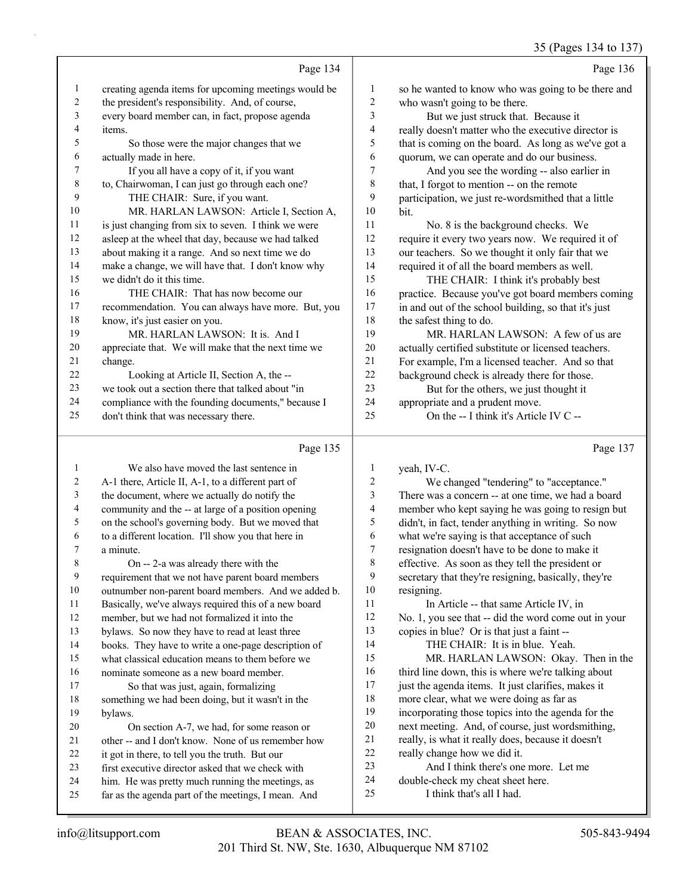Page 134

creating agenda items for upcoming meetings would be the president's responsibility. And, of course, every board member can, in fact, propose agenda items.

So those were the major changes that we actually made in here.

If you all have a copy of it, if you want to, Chairwoman, I can just go through each one?

THE CHAIR: Sure, if you want.

MR. HARLAN LAWSON: Article I, Section A, is just changing from six to seven. I think we were asleep at the wheel that day, because we had talked about making it a range. And so next time we do make a change, we will have that. I don't know why we didn't do it this time.

THE CHAIR: That has now become our recommendation. You can always have more. But, you know, it's just easier on you.

MR. HARLAN LAWSON: It is. And I appreciate that. We will make that the next time we change.

Looking at Article II, Section A, the -- we took out a section there that talked about "in compliance with the founding documents," because I don't think that was necessary there.

Page 135

We also have moved the last sentence in A-1 there, Article II, A-1, to a different part of the document, where we actually do notify the community and the -- at large of a position opening on the school's governing body. But we moved that to a different location. I'll show you that here in a minute.

On -- 2-a was already there with the requirement that we not have parent board members outnumber non-parent board members. And we added b. Basically, we've always required this of a new board member, but we had not formalized it into the bylaws. So now they have to read at least three books. They have to write a one-page description of what classical education means to them before we nominate someone as a new board member.

So that was just, again, formalizing something we had been doing, but it wasn't in the bylaws.

On section A-7, we had, for some reason or other -- and I don't know. None of us remember how it got in there, to tell you the truth. But our first executive director asked that we check with him. He was pretty much running the meetings, as far as the agenda part of the meetings, I mean. And

Page 136

so he wanted to know who was going to be there and who wasn't going to be there.

But we just struck that. Because it really doesn't matter who the executive director is that is coming on the board. As long as we've got a quorum, we can operate and do our business.

And you see the wording -- also earlier in that, I forgot to mention -- on the remote participation, we just re-wordsmithed that a little bit.

No. 8 is the background checks. We require it every two years now. We required it of our teachers. So we thought it only fair that we required it of all the board members as well.

THE CHAIR: I think it's probably best practice. Because you've got board members coming in and out of the school building, so that it's just the safest thing to do.

MR. HARLAN LAWSON: A few of us are actually certified substitute or licensed teachers. For example, I'm a licensed teacher. And so that background check is already there for those.

But for the others, we just thought it appropriate and a prudent move.

On the -- I think it's Article IV C --

Page 137

yeah, IV-C.

We changed "tendering" to "acceptance." There was a concern -- at one time, we had a board member who kept saying he was going to resign but didn't, in fact, tender anything in writing. So now what we're saying is that acceptance of such resignation doesn't have to be done to make it effective. As soon as they tell the president or secretary that they're resigning, basically, they're resigning.

In Article -- that same Article IV, in No. 1, you see that -- did the word come out in your copies in blue? Or is that just a faint --

THE CHAIR: It is in blue. Yeah.

MR. HARLAN LAWSON: Okay. Then in the third line down, this is where we're talking about just the agenda items. It just clarifies, makes it more clear, what we were doing as far as incorporating those topics into the agenda for the next meeting. And, of course, just wordsmithing, really, is what it really does, because it doesn't really change how we did it.

And I think there's one more. Let me double-check my cheat sheet here.

I think that's all I had.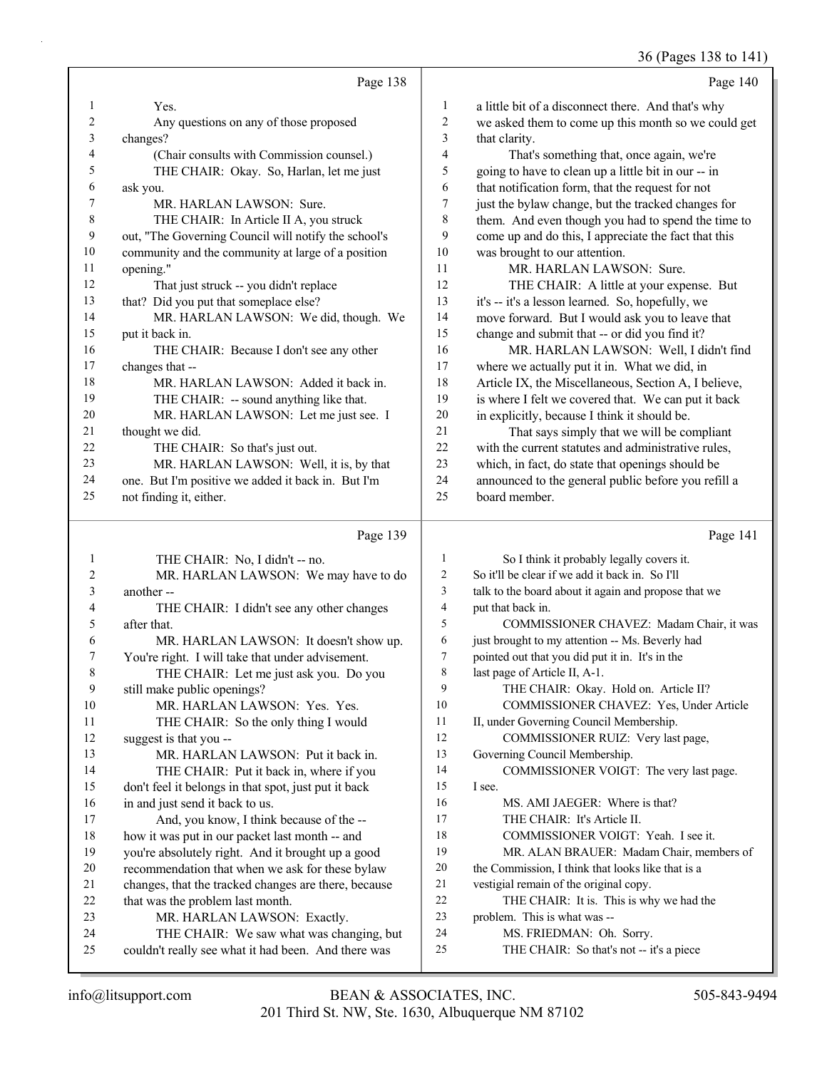Page 138

1 Yes.
2 Any questions on any of those proposed
3 changes?
4 (Chair consults with Commission counsel.)
5 THE CHAIR: Okay. So, Harlan, let me just
6 ask you.
7 MR. HARLAN LAWSON: Sure.
8 THE CHAIR: In Article II A, you struck
9 out, "The Governing Council will notify the school's
10 community and the community at large of a position
11 opening."
12 That just struck -- you didn't replace
13 that? Did you put that someplace else?
14 MR. HARLAN LAWSON: We did, though. We
15 put it back in.
16 THE CHAIR: Because I don't see any other
17 changes that --
18 MR. HARLAN LAWSON: Added it back in.
19 THE CHAIR: -- sound anything like that.
20 MR. HARLAN LAWSON: Let me just see. I
21 thought we did.
22 THE CHAIR: So that's just out.
23 MR. HARLAN LAWSON: Well, it is, by that
24 one. But I'm positive we added it back in. But I'm
25 not finding it, either.

Page 139

1 THE CHAIR: No, I didn't -- no.
2 MR. HARLAN LAWSON: We may have to do
3 another --
4 THE CHAIR: I didn't see any other changes
5 after that.
6 MR. HARLAN LAWSON: It doesn't show up.
7 You're right. I will take that under advisement.
8 THE CHAIR: Let me just ask you. Do you
9 still make public openings?
10 MR. HARLAN LAWSON: Yes. Yes.
11 THE CHAIR: So the only thing I would
12 suggest is that you --
13 MR. HARLAN LAWSON: Put it back in.
14 THE CHAIR: Put it back in, where if you
15 don't feel it belongs in that spot, just put it back
16 in and just send it back to us.
17 And, you know, I think because of the --
18 how it was put in our packet last month -- and
19 you're absolutely right. And it brought up a good
20 recommendation that when we ask for these bylaw
21 changes, that the tracked changes are there, because
22 that was the problem last month.
23 MR. HARLAN LAWSON: Exactly.
24 THE CHAIR: We saw what was changing, but
25 couldn't really see what it had been. And there was

Page 140

1 a little bit of a disconnect there. And that's why
2 we asked them to come up this month so we could get
3 that clarity.
4 That's something that, once again, we're
5 going to have to clean up a little bit in our -- in
6 that notification form, that the request for not
7 just the bylaw change, but the tracked changes for
8 them. And even though you had to spend the time to
9 come up and do this, I appreciate the fact that this
10 was brought to our attention.
11 MR. HARLAN LAWSON: Sure.
12 THE CHAIR: A little at your expense. But
13 it's -- it's a lesson learned. So, hopefully, we
14 move forward. But I would ask you to leave that
15 change and submit that -- or did you find it?
16 MR. HARLAN LAWSON: Well, I didn't find
17 where we actually put it in. What we did, in
18 Article IX, the Miscellaneous, Section A, I believe,
19 is where I felt we covered that. We can put it back
20 in explicitly, because I think it should be.
21 That says simply that we will be compliant
22 with the current statutes and administrative rules,
23 which, in fact, do state that openings should be
24 announced to the general public before you refill a
25 board member.

Page 141

1 So I think it probably legally covers it.
2 So it'll be clear if we add it back in. So I'll
3 talk to the board about it again and propose that we
4 put that back in.
5 COMMISSIONER CHAVEZ: Madam Chair, it was
6 just brought to my attention -- Ms. Beverly had
7 pointed out that you did put it in. It's in the
8 last page of Article II, A-1.
9 THE CHAIR: Okay. Hold on. Article II?
10 COMMISSIONER CHAVEZ: Yes, Under Article
11 II, under Governing Council Membership.
12 COMMISSIONER RUIZ: Very last page,
13 Governing Council Membership.
14 COMMISSIONER VOIGT: The very last page.
15 I see.
16 MS. AMI JAEGER: Where is that?
17 THE CHAIR: It's Article II.
18 COMMISSIONER VOIGT: Yeah. I see it.
19 MR. ALAN BRAUER: Madam Chair, members of
20 the Commission, I think that looks like that is a
21 vestigial remain of the original copy.
22 THE CHAIR: It is. This is why we had the
23 problem. This is what was --
24 MS. FRIEDMAN: Oh. Sorry.
25 THE CHAIR: So that's not -- it's a piece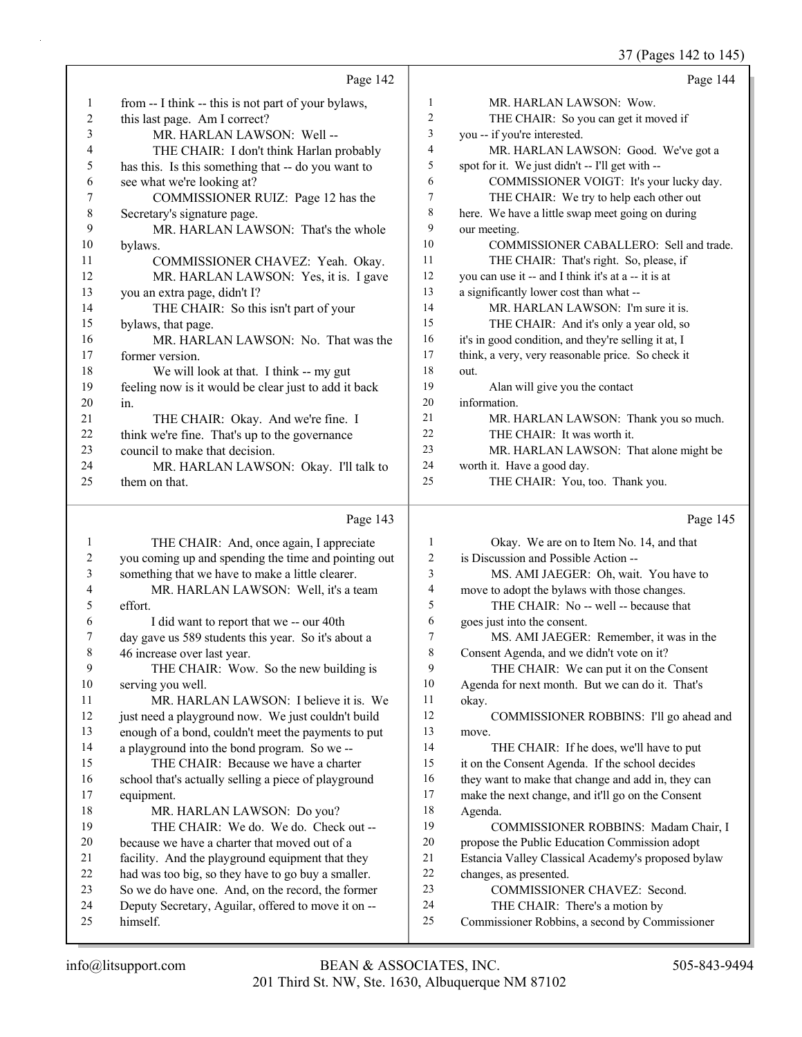Page 142

1 from -- I think -- this is not part of your bylaws,
2 this last page. Am I correct?
3 MR. HARLAN LAWSON: Well --
4 THE CHAIR: I don't think Harlan probably
5 has this. Is this something that -- do you want to
6 see what we're looking at?
7 COMMISSIONER RUIZ: Page 12 has the
8 Secretary's signature page.
9 MR. HARLAN LAWSON: That's the whole
10 bylaws.
11 COMMISSIONER CHAVEZ: Yeah. Okay.
12 MR. HARLAN LAWSON: Yes, it is. I gave
13 you an extra page, didn't I?
14 THE CHAIR: So this isn't part of your
15 bylaws, that page.
16 MR. HARLAN LAWSON: No. That was the
17 former version.
18 We will look at that. I think -- my gut
19 feeling now is it would be clear just to add it back
20 in.
21 THE CHAIR: Okay. And we're fine. I
22 think we're fine. That's up to the governance
23 council to make that decision.
24 MR. HARLAN LAWSON: Okay. I'll talk to
25 them on that.

Page 143

1 THE CHAIR: And, once again, I appreciate
2 you coming up and spending the time and pointing out
3 something that we have to make a little clearer.
4 MR. HARLAN LAWSON: Well, it's a team
5 effort.
6 I did want to report that we -- our 40th
7 day gave us 589 students this year. So it's about a
8 46 increase over last year.
9 THE CHAIR: Wow. So the new building is
10 serving you well.
11 MR. HARLAN LAWSON: I believe it is. We
12 just need a playground now. We just couldn't build
13 enough of a bond, couldn't meet the payments to put
14 a playground into the bond program. So we --
15 THE CHAIR: Because we have a charter
16 school that's actually selling a piece of playground
17 equipment.
18 MR. HARLAN LAWSON: Do you?
19 THE CHAIR: We do. We do. Check out --
20 because we have a charter that moved out of a
21 facility. And the playground equipment that they
22 had was too big, so they have to go buy a smaller.
23 So we do have one. And, on the record, the former
24 Deputy Secretary, Aguilar, offered to move it on --
25 himself.

Page 144

1 MR. HARLAN LAWSON: Wow.
2 THE CHAIR: So you can get it moved if
3 you -- if you're interested.
4 MR. HARLAN LAWSON: Good. We've got a
5 spot for it. We just didn't -- I'll get with --
6 COMMISSIONER VOIGT: It's your lucky day.
7 THE CHAIR: We try to help each other out
8 here. We have a little swap meet going on during
9 our meeting.
10 COMMISSIONER CABALLERO: Sell and trade.
11 THE CHAIR: That's right. So, please, if
12 you can use it -- and I think it's at a -- it is at
13 a significantly lower cost than what --
14 MR. HARLAN LAWSON: I'm sure it is.
15 THE CHAIR: And it's only a year old, so
16 it's in good condition, and they're selling it at, I
17 think, a very, very reasonable price. So check it
18 out.
19 Alan will give you the contact
20 information.
21 MR. HARLAN LAWSON: Thank you so much.
22 THE CHAIR: It was worth it.
23 MR. HARLAN LAWSON: That alone might be
24 worth it. Have a good day.
25 THE CHAIR: You, too. Thank you.

Page 145

1 Okay. We are on to Item No. 14, and that
2 is Discussion and Possible Action --
3 MS. AMI JAEGER: Oh, wait. You have to
4 move to adopt the bylaws with those changes.
5 THE CHAIR: No -- well -- because that
6 goes just into the consent.
7 MS. AMI JAEGER: Remember, it was in the
8 Consent Agenda, and we didn't vote on it?
9 THE CHAIR: We can put it on the Consent
10 Agenda for next month. But we can do it. That's
11 okay.
12 COMMISSIONER ROBBINS: I'll go ahead and
13 move.
14 THE CHAIR: If he does, we'll have to put
15 it on the Consent Agenda. If the school decides
16 they want to make that change and add in, they can
17 make the next change, and it'll go on the Consent
18 Agenda.
19 COMMISSIONER ROBBINS: Madam Chair, I
20 propose the Public Education Commission adopt
21 Estancia Valley Classical Academy's proposed bylaw
22 changes, as presented.
23 COMMISSIONER CHAVEZ: Second.
24 THE CHAIR: There's a motion by
25 Commissioner Robbins, a second by Commissioner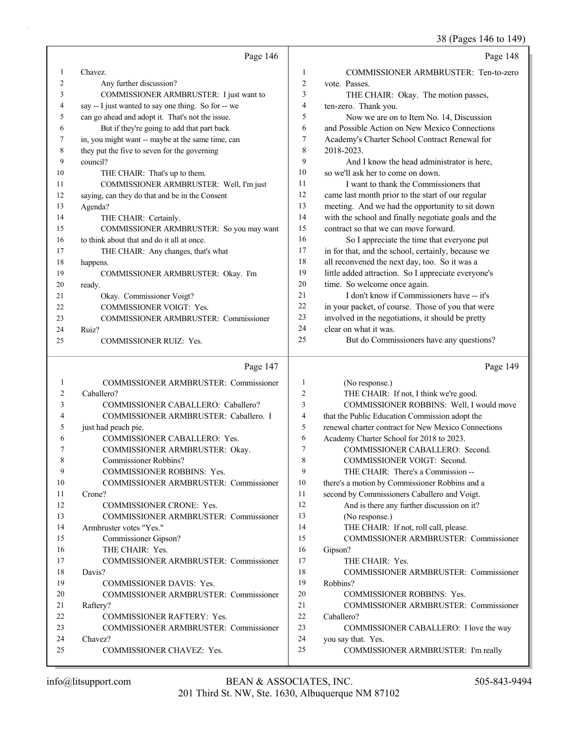Page 146

1 Chavez.
2 Any further discussion?
3 COMMISSIONER ARMBRUSTER: I just want to
4 say -- I just wanted to say one thing. So for -- we
5 can go ahead and adopt it. That's not the issue.
6 But if they're going to add that part back
7 in, you might want -- maybe at the same time, can
8 they put the five to seven for the governing
9 council?
10 THE CHAIR: That's up to them.
11 COMMISSIONER ARMBRUSTER: Well, I'm just
12 saying, can they do that and be in the Consent
13 Agenda?
14 THE CHAIR: Certainly.
15 COMMISSIONER ARMBRUSTER: So you may want
16 to think about that and do it all at once.
17 THE CHAIR: Any changes, that's what
18 happens.
19 COMMISSIONER ARMBRUSTER: Okay. I'm
20 ready.
21 Okay. Commissioner Voigt?
22 COMMISSIONER VOIGT: Yes.
23 COMMISSIONER ARMBRUSTER: Commissioner
24 Ruiz?
25 COMMISSIONER RUIZ: Yes.

Page 147

1 COMMISSIONER ARMBRUSTER: Commissioner
2 Caballero?
3 COMMISSIONER CABALLERO: Caballero?
4 COMMISSIONER ARMBRUSTER: Caballero. I
5 just had peach pie.
6 COMMISSIONER CABALLERO: Yes.
7 COMMISSIONER ARMBRUSTER: Okay.
8 Commissioner Robbins?
9 COMMISSIONER ROBBINS: Yes.
10 COMMISSIONER ARMBRUSTER: Commissioner
11 Crone?
12 COMMISSIONER CRONE: Yes.
13 COMMISSIONER ARMBRUSTER: Commissioner
14 Armbruster votes "Yes."
15 Commissioner Gipson?
16 THE CHAIR: Yes.
17 COMMISSIONER ARMBRUSTER: Commissioner
18 Davis?
19 COMMISSIONER DAVIS: Yes.
20 COMMISSIONER ARMBRUSTER: Commissioner
21 Raftery?
22 COMMISSIONER RAFTERY: Yes.
23 COMMISSIONER ARMBRUSTER: Commissioner
24 Chavez?
25 COMMISSIONER CHAVEZ: Yes.

Page 148

1 COMMISSIONER ARMBRUSTER: Ten-to-zero
2 vote. Passes.
3 THE CHAIR: Okay. The motion passes,
4 ten-zero. Thank you.
5 Now we are on to Item No. 14, Discussion
6 and Possible Action on New Mexico Connections
7 Academy's Charter School Contract Renewal for
8 2018-2023.
9 And I know the head administrator is here,
10 so we'll ask her to come on down.
11 I want to thank the Commissioners that
12 came last month prior to the start of our regular
13 meeting. And we had the opportunity to sit down
14 with the school and finally negotiate goals and the
15 contract so that we can move forward.
16 So I appreciate the time that everyone put
17 in for that, and the school, certainly, because we
18 all reconvened the next day, too. So it was a
19 little added attraction. So I appreciate everyone's
20 time. So welcome once again.
21 I don't know if Commissioners have -- it's
22 in your packet, of course. Those of you that were
23 involved in the negotiations, it should be pretty
24 clear on what it was.
25 But do Commissioners have any questions?

Page 149

1 (No response.)
2 THE CHAIR: If not, I think we're good.
3 COMMISSIONER ROBBINS: Well, I would move
4 that the Public Education Commission adopt the
5 renewal charter contract for New Mexico Connections
6 Academy Charter School for 2018 to 2023.
7 COMMISSIONER CABALLERO: Second.
8 COMMISSIONER VOIGT: Second.
9 THE CHAIR: There's a Commission --
10 there's a motion by Commissioner Robbins and a
11 second by Commissioners Caballero and Voigt.
12 And is there any further discussion on it?
13 (No response.)
14 THE CHAIR: If not, roll call, please.
15 COMMISSIONER ARMBRUSTER: Commissioner
16 Gipson?
17 THE CHAIR: Yes.
18 COMMISSIONER ARMBRUSTER: Commissioner
19 Robbins?
20 COMMISSIONER ROBBINS: Yes.
21 COMMISSIONER ARMBRUSTER: Commissioner
22 Caballero?
23 COMMISSIONER CABALLERO: I love the way
24 you say that. Yes.
25 COMMISSIONER ARMBRUSTER: I'm really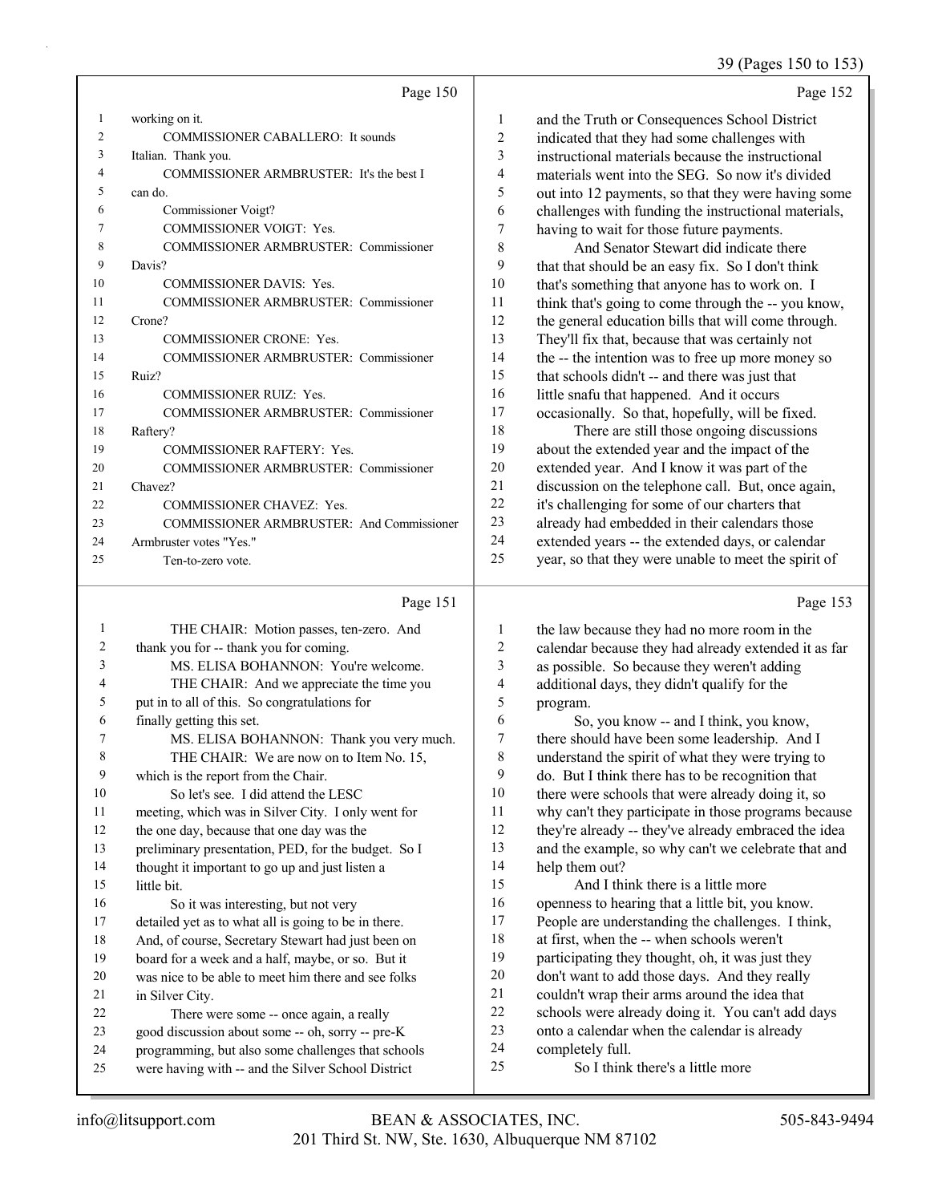Page 150

1 working on it.
2 COMMISSIONER CABALLERO: It sounds
3 Italian. Thank you.
4 COMMISSIONER ARMBRUSTER: It's the best I
5 can do.
6 Commissioner Voigt?
7 COMMISSIONER VOIGT: Yes.
8 COMMISSIONER ARMBRUSTER: Commissioner
9 Davis?
10 COMMISSIONER DAVIS: Yes.
11 COMMISSIONER ARMBRUSTER: Commissioner
12 Crone?
13 COMMISSIONER CRONE: Yes.
14 COMMISSIONER ARMBRUSTER: Commissioner
15 Ruiz?
16 COMMISSIONER RUIZ: Yes.
17 COMMISSIONER ARMBRUSTER: Commissioner
18 Raftery?
19 COMMISSIONER RAFTERY: Yes.
20 COMMISSIONER ARMBRUSTER: Commissioner
21 Chavez?
22 COMMISSIONER CHAVEZ: Yes.
23 COMMISSIONER ARMBRUSTER: And Commissioner
24 Armbruster votes "Yes."
25 Ten-to-zero vote.

Page 151

1 THE CHAIR: Motion passes, ten-zero. And
2 thank you for -- thank you for coming.
3 MS. ELISA BOHANNON: You're welcome.
4 THE CHAIR: And we appreciate the time you
5 put in to all of this. So congratulations for
6 finally getting this set.
7 MS. ELISA BOHANNON: Thank you very much.
8 THE CHAIR: We are now on to Item No. 15,
9 which is the report from the Chair.
10 So let's see. I did attend the LESC
11 meeting, which was in Silver City. I only went for
12 the one day, because that one day was the
13 preliminary presentation, PED, for the budget. So I
14 thought it important to go up and just listen a
15 little bit.
16 So it was interesting, but not very
17 detailed yet as to what all is going to be in there.
18 And, of course, Secretary Stewart had just been on
19 board for a week and a half, maybe, or so. But it
20 was nice to be able to meet him there and see folks
21 in Silver City.
22 There were some -- once again, a really
23 good discussion about some -- oh, sorry -- pre-K
24 programming, but also some challenges that schools
25 were having with -- and the Silver School District

Page 152

1 and the Truth or Consequences School District
2 indicated that they had some challenges with
3 instructional materials because the instructional
4 materials went into the SEG. So now it's divided
5 out into 12 payments, so that they were having some
6 challenges with funding the instructional materials,
7 having to wait for those future payments.
8 And Senator Stewart did indicate there
9 that that should be an easy fix. So I don't think
10 that's something that anyone has to work on. I
11 think that's going to come through the -- you know,
12 the general education bills that will come through.
13 They'll fix that, because that was certainly not
14 the -- the intention was to free up more money so
15 that schools didn't -- and there was just that
16 little snafu that happened. And it occurs
17 occasionally. So that, hopefully, will be fixed.
18 There are still those ongoing discussions
19 about the extended year and the impact of the
20 extended year. And I know it was part of the
21 discussion on the telephone call. But, once again,
22 it's challenging for some of our charters that
23 already had embedded in their calendars those
24 extended years -- the extended days, or calendar
25 year, so that they were unable to meet the spirit of

Page 153

1 the law because they had no more room in the
2 calendar because they had already extended it as far
3 as possible. So because they weren't adding
4 additional days, they didn't qualify for the
5 program.
6 So, you know -- and I think, you know,
7 there should have been some leadership. And I
8 understand the spirit of what they were trying to
9 do. But I think there has to be recognition that
10 there were schools that were already doing it, so
11 why can't they participate in those programs because
12 they're already -- they've already embraced the idea
13 and the example, so why can't we celebrate that and
14 help them out?
15 And I think there is a little more
16 openness to hearing that a little bit, you know.
17 People are understanding the challenges. I think,
18 at first, when the -- when schools weren't
19 participating they thought, oh, it was just they
20 don't want to add those days. And they really
21 couldn't wrap their arms around the idea that
22 schools were already doing it. You can't add days
23 onto a calendar when the calendar is already
24 completely full.
25 So I think there's a little more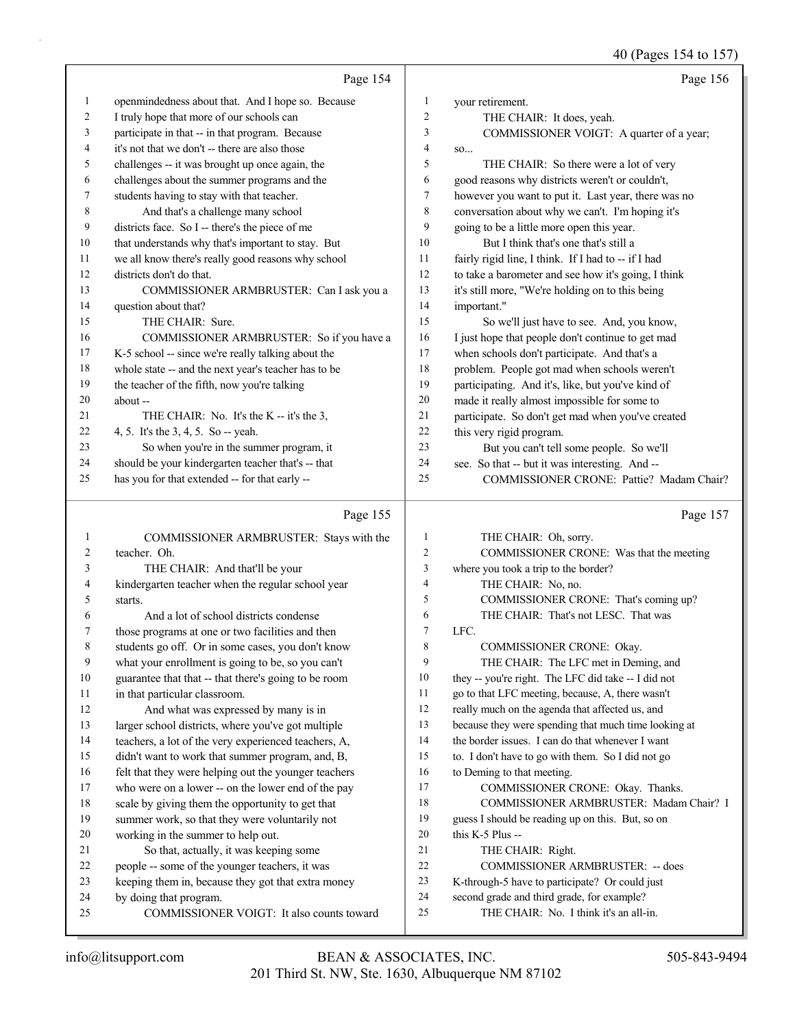Page 154

1 openmindedness about that. And I hope so. Because
2 I truly hope that more of our schools can
3 participate in that -- in that program. Because
4 it's not that we don't -- there are also those
5 challenges -- it was brought up once again, the
6 challenges about the summer programs and the
7 students having to stay with that teacher.
8 And that's a challenge many school
9 districts face. So I -- there's the piece of me
10 that understands why that's important to stay. But
11 we all know there's really good reasons why school
12 districts don't do that.
13 COMMISSIONER ARMBRUSTER: Can I ask you a
14 question about that?
15 THE CHAIR: Sure.
16 COMMISSIONER ARMBRUSTER: So if you have a
17 K-5 school -- since we're really talking about the
18 whole state -- and the next year's teacher has to be
19 the teacher of the fifth, now you're talking
20 about --
21 THE CHAIR: No. It's the K -- it's the 3,
22 4, 5. It's the 3, 4, 5. So -- yeah.
23 So when you're in the summer program, it
24 should be your kindergarten teacher that's -- that
25 has you for that extended -- for that early --

Page 155

1 COMMISSIONER ARMBRUSTER: Stays with the
2 teacher. Oh.
3 THE CHAIR: And that'll be your
4 kindergarten teacher when the regular school year
5 starts.
6 And a lot of school districts condense
7 those programs at one or two facilities and then
8 students go off. Or in some cases, you don't know
9 what your enrollment is going to be, so you can't
10 guarantee that that -- that there's going to be room
11 in that particular classroom.
12 And what was expressed by many is in
13 larger school districts, where you've got multiple
14 teachers, a lot of the very experienced teachers, A,
15 didn't want to work that summer program, and, B,
16 felt that they were helping out the younger teachers
17 who were on a lower -- on the lower end of the pay
18 scale by giving them the opportunity to get that
19 summer work, so that they were voluntarily not
20 working in the summer to help out.
21 So that, actually, it was keeping some
22 people -- some of the younger teachers, it was
23 keeping them in, because they got that extra money
24 by doing that program.
25 COMMISSIONER VOIGT: It also counts toward

Page 156

1 your retirement.
2 THE CHAIR: It does, yeah.
3 COMMISSIONER VOIGT: A quarter of a year;
4 so...
5 THE CHAIR: So there were a lot of very
6 good reasons why districts weren't or couldn't,
7 however you want to put it. Last year, there was no
8 conversation about why we can't. I'm hoping it's
9 going to be a little more open this year.
10 But I think that's one that's still a
11 fairly rigid line, I think. If I had to -- if I had
12 to take a barometer and see how it's going, I think
13 it's still more, "We're holding on to this being
14 important."
15 So we'll just have to see. And, you know,
16 I just hope that people don't continue to get mad
17 when schools don't participate. And that's a
18 problem. People got mad when schools weren't
19 participating. And it's, like, but you've kind of
20 made it really almost impossible for some to
21 participate. So don't get mad when you've created
22 this very rigid program.
23 But you can't tell some people. So we'll
24 see. So that -- but it was interesting. And --
25 COMMISSIONER CRONE: Pattie? Madam Chair?

Page 157

1 THE CHAIR: Oh, sorry.
2 COMMISSIONER CRONE: Was that the meeting
3 where you took a trip to the border?
4 THE CHAIR: No, no.
5 COMMISSIONER CRONE: That's coming up?
6 THE CHAIR: That's not LESC. That was
7 LFC.
8 COMMISSIONER CRONE: Okay.
9 THE CHAIR: The LFC met in Deming, and
10 they -- you're right. The LFC did take -- I did not
11 go to that LFC meeting, because, A, there wasn't
12 really much on the agenda that affected us, and
13 because they were spending that much time looking at
14 the border issues. I can do that whenever I want
15 to. I don't have to go with them. So I did not go
16 to Deming to that meeting.
17 COMMISSIONER CRONE: Okay. Thanks.
18 COMMISSIONER ARMBRUSTER: Madam Chair? I
19 guess I should be reading up on this. But, so on
20 this K-5 Plus --
21 THE CHAIR: Right.
22 COMMISSIONER ARMBRUSTER: -- does
23 K-through-5 have to participate? Or could just
24 second grade and third grade, for example?
25 THE CHAIR: No. I think it's an all-in.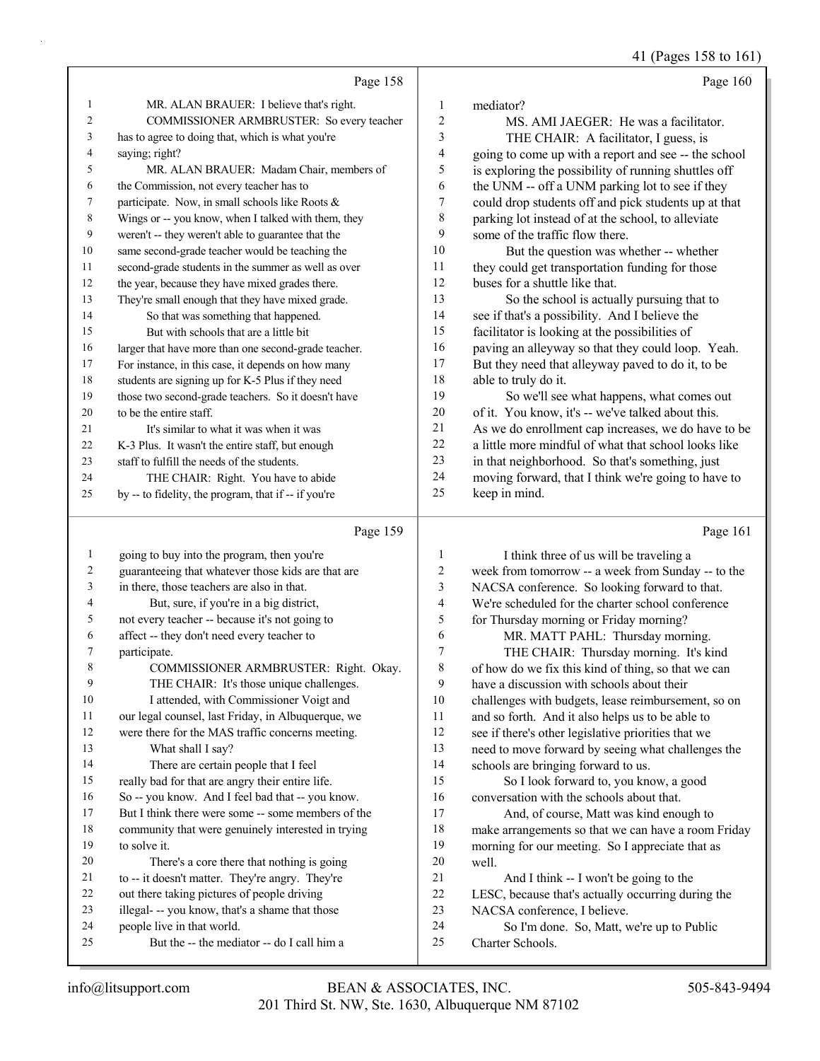Page 158

1 MR. ALAN BRAUER: I believe that's right.
2 COMMISSIONER ARMBRUSTER: So every teacher
3 has to agree to doing that, which is what you're
4 saying; right?
5 MR. ALAN BRAUER: Madam Chair, members of
6 the Commission, not every teacher has to
7 participate. Now, in small schools like Roots &
8 Wings or -- you know, when I talked with them, they
9 weren't -- they weren't able to guarantee that the
10 same second-grade teacher would be teaching the
11 second-grade students in the summer as well as over
12 the year, because they have mixed grades there.
13 They're small enough that they have mixed grade.
14 So that was something that happened.
15 But with schools that are a little bit
16 larger that have more than one second-grade teacher.
17 For instance, in this case, it depends on how many
18 students are signing up for K-5 Plus if they need
19 those two second-grade teachers. So it doesn't have
20 to be the entire staff.
21 It's similar to what it was when it was
22 K-3 Plus. It wasn't the entire staff, but enough
23 staff to fulfill the needs of the students.
24 THE CHAIR: Right. You have to abide
25 by -- to fidelity, the program, that if -- if you're

Page 159

1 going to buy into the program, then you're
2 guaranteeing that whatever those kids are that are
3 in there, those teachers are also in that.
4 But, sure, if you're in a big district,
5 not every teacher -- because it's not going to
6 affect -- they don't need every teacher to
7 participate.
8 COMMISSIONER ARMBRUSTER: Right. Okay.
9 THE CHAIR: It's those unique challenges.
10 I attended, with Commissioner Voigt and
11 our legal counsel, last Friday, in Albuquerque, we
12 were there for the MAS traffic concerns meeting.
13 What shall I say?
14 There are certain people that I feel
15 really bad for that are angry their entire life.
16 So -- you know. And I feel bad that -- you know.
17 But I think there were some -- some members of the
18 community that were genuinely interested in trying
19 to solve it.
20 There's a core there that nothing is going
21 to -- it doesn't matter. They're angry. They're
22 out there taking pictures of people driving
23 illegal- -- you know, that's a shame that those
24 people live in that world.
25 But the -- the mediator -- do I call him a

Page 160

1 mediator?
2 MS. AMI JAEGER: He was a facilitator.
3 THE CHAIR: A facilitator, I guess, is
4 going to come up with a report and see -- the school
5 is exploring the possibility of running shuttles off
6 the UNM -- off a UNM parking lot to see if they
7 could drop students off and pick students up at that
8 parking lot instead of at the school, to alleviate
9 some of the traffic flow there.
10 But the question was whether -- whether
11 they could get transportation funding for those
12 buses for a shuttle like that.
13 So the school is actually pursuing that to
14 see if that's a possibility. And I believe the
15 facilitator is looking at the possibilities of
16 paving an alleyway so that they could loop. Yeah.
17 But they need that alleyway paved to do it, to be
18 able to truly do it.
19 So we'll see what happens, what comes out
20 of it. You know, it's -- we've talked about this.
21 As we do enrollment cap increases, we do have to be
22 a little more mindful of what that school looks like
23 in that neighborhood. So that's something, just
24 moving forward, that I think we're going to have to
25 keep in mind.

Page 161

1 I think three of us will be traveling a
2 week from tomorrow -- a week from Sunday -- to the
3 NACSA conference. So looking forward to that.
4 We're scheduled for the charter school conference
5 for Thursday morning or Friday morning?
6 MR. MATT PAHL: Thursday morning.
7 THE CHAIR: Thursday morning. It's kind
8 of how do we fix this kind of thing, so that we can
9 have a discussion with schools about their
10 challenges with budgets, lease reimbursement, so on
11 and so forth. And it also helps us to be able to
12 see if there's other legislative priorities that we
13 need to move forward by seeing what challenges the
14 schools are bringing forward to us.
15 So I look forward to, you know, a good
16 conversation with the schools about that.
17 And, of course, Matt was kind enough to
18 make arrangements so that we can have a room Friday
19 morning for our meeting. So I appreciate that as
20 well.
21 And I think -- I won't be going to the
22 LESC, because that's actually occurring during the
23 NACSA conference, I believe.
24 So I'm done. So, Matt, we're up to Public
25 Charter Schools.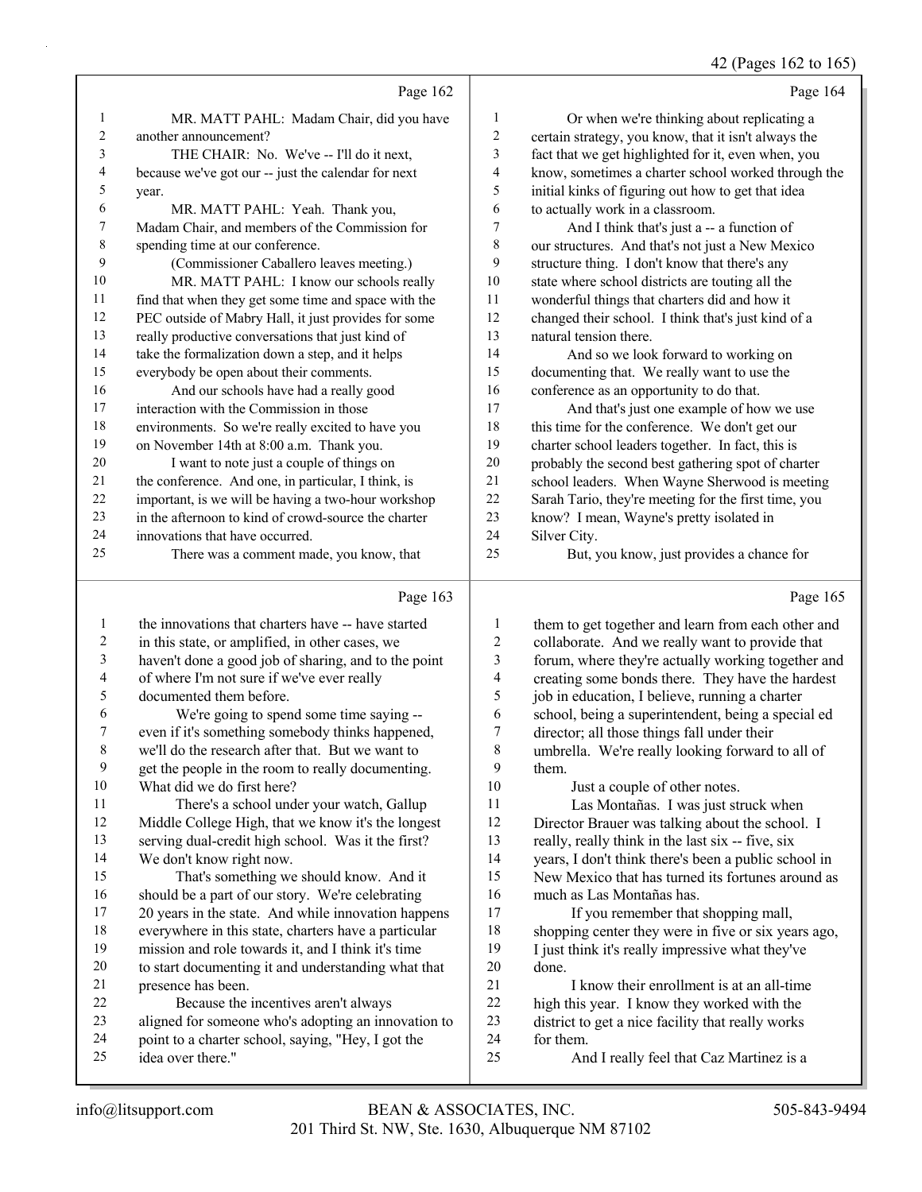Page 162

1 MR. MATT PAHL: Madam Chair, did you have
2 another announcement?
3 THE CHAIR: No. We've -- I'll do it next,
4 because we've got our -- just the calendar for next
5 year.
6 MR. MATT PAHL: Yeah. Thank you,
7 Madam Chair, and members of the Commission for
8 spending time at our conference.
9 (Commissioner Caballero leaves meeting.)
10 MR. MATT PAHL: I know our schools really
11 find that when they get some time and space with the
12 PEC outside of Mabry Hall, it just provides for some
13 really productive conversations that just kind of
14 take the formalization down a step, and it helps
15 everybody be open about their comments.
16 And our schools have had a really good
17 interaction with the Commission in those
18 environments. So we're really excited to have you
19 on November 14th at 8:00 a.m. Thank you.
20 I want to note just a couple of things on
21 the conference. And one, in particular, I think, is
22 important, is we will be having a two-hour workshop
23 in the afternoon to kind of crowd-source the charter
24 innovations that have occurred.
25 There was a comment made, you know, that

Page 163

1 the innovations that charters have -- have started
2 in this state, or amplified, in other cases, we
3 haven't done a good job of sharing, and to the point
4 of where I'm not sure if we've ever really
5 documented them before.
6 We're going to spend some time saying --
7 even if it's something somebody thinks happened,
8 we'll do the research after that. But we want to
9 get the people in the room to really documenting.
10 What did we do first here?
11 There's a school under your watch, Gallup
12 Middle College High, that we know it's the longest
13 serving dual-credit high school. Was it the first?
14 We don't know right now.
15 That's something we should know. And it
16 should be a part of our story. We're celebrating
17 20 years in the state. And while innovation happens
18 everywhere in this state, charters have a particular
19 mission and role towards it, and I think it's time
20 to start documenting it and understanding what that
21 presence has been.
22 Because the incentives aren't always
23 aligned for someone who's adopting an innovation to
24 point to a charter school, saying, "Hey, I got the
25 idea over there."

Page 164

1 Or when we're thinking about replicating a
2 certain strategy, you know, that it isn't always the
3 fact that we get highlighted for it, even when, you
4 know, sometimes a charter school worked through the
5 initial kinks of figuring out how to get that idea
6 to actually work in a classroom.
7 And I think that's just a -- a function of
8 our structures. And that's not just a New Mexico
9 structure thing. I don't know that there's any
10 state where school districts are touting all the
11 wonderful things that charters did and how it
12 changed their school. I think that's just kind of a
13 natural tension there.
14 And so we look forward to working on
15 documenting that. We really want to use the
16 conference as an opportunity to do that.
17 And that's just one example of how we use
18 this time for the conference. We don't get our
19 charter school leaders together. In fact, this is
20 probably the second best gathering spot of charter
21 school leaders. When Wayne Sherwood is meeting
22 Sarah Tario, they're meeting for the first time, you
23 know? I mean, Wayne's pretty isolated in
24 Silver City.
25 But, you know, just provides a chance for

Page 165

1 them to get together and learn from each other and
2 collaborate. And we really want to provide that
3 forum, where they're actually working together and
4 creating some bonds there. They have the hardest
5 job in education, I believe, running a charter
6 school, being a superintendent, being a special ed
7 director; all those things fall under their
8 umbrella. We're really looking forward to all of
9 them.
10 Just a couple of other notes.
11 Las Montañas. I was just struck when
12 Director Brauer was talking about the school. I
13 really, really think in the last six -- five, six
14 years, I don't think there's been a public school in
15 New Mexico that has turned its fortunes around as
16 much as Las Montañas has.
17 If you remember that shopping mall,
18 shopping center they were in five or six years ago,
19 I just think it's really impressive what they've
20 done.
21 I know their enrollment is at an all-time
22 high this year. I know they worked with the
23 district to get a nice facility that really works
24 for them.
25 And I really feel that Caz Martinez is a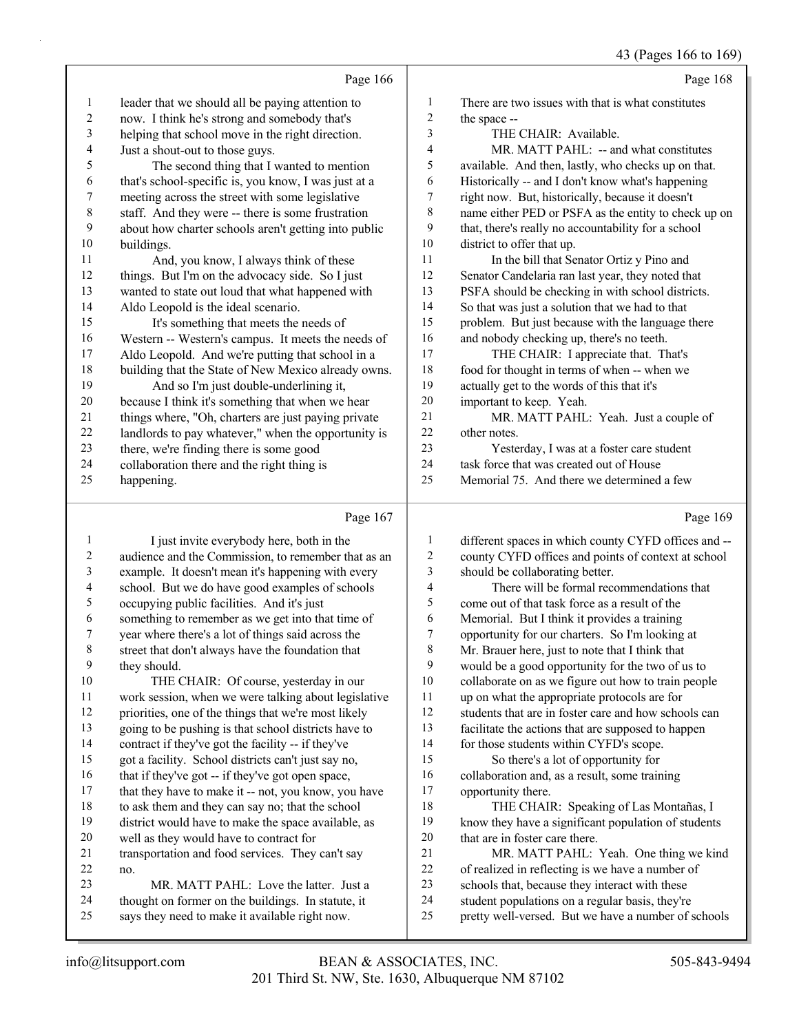Page 166

1 leader that we should all be paying attention to
2 now. I think he's strong and somebody that's
3 helping that school move in the right direction.
4 Just a shout-out to those guys.
5 The second thing that I wanted to mention
6 that's school-specific is, you know, I was just at a
7 meeting across the street with some legislative
8 staff. And they were -- there is some frustration
9 about how charter schools aren't getting into public
10 buildings.
11 And, you know, I always think of these
12 things. But I'm on the advocacy side. So I just
13 wanted to state out loud that what happened with
14 Aldo Leopold is the ideal scenario.
15 It's something that meets the needs of
16 Western -- Western's campus. It meets the needs of
17 Aldo Leopold. And we're putting that school in a
18 building that the State of New Mexico already owns.
19 And so I'm just double-underlining it,
20 because I think it's something that when we hear
21 things where, "Oh, charters are just paying private
22 landlords to pay whatever," when the opportunity is
23 there, we're finding there is some good
24 collaboration there and the right thing is
25 happening.

Page 167

1 I just invite everybody here, both in the
2 audience and the Commission, to remember that as an
3 example. It doesn't mean it's happening with every
4 school. But we do have good examples of schools
5 occupying public facilities. And it's just
6 something to remember as we get into that time of
7 year where there's a lot of things said across the
8 street that don't always have the foundation that
9 they should.
10 THE CHAIR: Of course, yesterday in our
11 work session, when we were talking about legislative
12 priorities, one of the things that we're most likely
13 going to be pushing is that school districts have to
14 contract if they've got the facility -- if they've
15 got a facility. School districts can't just say no,
16 that if they've got -- if they've got open space,
17 that they have to make it -- not, you know, you have
18 to ask them and they can say no; that the school
19 district would have to make the space available, as
20 well as they would have to contract for
21 transportation and food services. They can't say
22 no.
23 MR. MATT PAHL: Love the latter. Just a
24 thought on former on the buildings. In statute, it
25 says they need to make it available right now.

Page 168

1 There are two issues with that is what constitutes
2 the space --
3 THE CHAIR: Available.
4 MR. MATT PAHL: -- and what constitutes
5 available. And then, lastly, who checks up on that.
6 Historically -- and I don't know what's happening
7 right now. But, historically, because it doesn't
8 name either PED or PSFA as the entity to check up on
9 that, there's really no accountability for a school
10 district to offer that up.
11 In the bill that Senator Ortiz y Pino and
12 Senator Candelaria ran last year, they noted that
13 PSFA should be checking in with school districts.
14 So that was just a solution that we had to that
15 problem. But just because with the language there
16 and nobody checking up, there's no teeth.
17 THE CHAIR: I appreciate that. That's
18 food for thought in terms of when -- when we
19 actually get to the words of this that it's
20 important to keep. Yeah.
21 MR. MATT PAHL: Yeah. Just a couple of
22 other notes.
23 Yesterday, I was at a foster care student
24 task force that was created out of House
25 Memorial 75. And there we determined a few

Page 169

1 different spaces in which county CYFD offices and --
2 county CYFD offices and points of context at school
3 should be collaborating better.
4 There will be formal recommendations that
5 come out of that task force as a result of the
6 Memorial. But I think it provides a training
7 opportunity for our charters. So I'm looking at
8 Mr. Brauer here, just to note that I think that
9 would be a good opportunity for the two of us to
10 collaborate on as we figure out how to train people
11 up on what the appropriate protocols are for
12 students that are in foster care and how schools can
13 facilitate the actions that are supposed to happen
14 for those students within CYFD's scope.
15 So there's a lot of opportunity for
16 collaboration and, as a result, some training
17 opportunity there.
18 THE CHAIR: Speaking of Las Montañas, I
19 know they have a significant population of students
20 that are in foster care there.
21 MR. MATT PAHL: Yeah. One thing we kind
22 of realized in reflecting is we have a number of
23 schools that, because they interact with these
24 student populations on a regular basis, they're
25 pretty well-versed. But we have a number of schools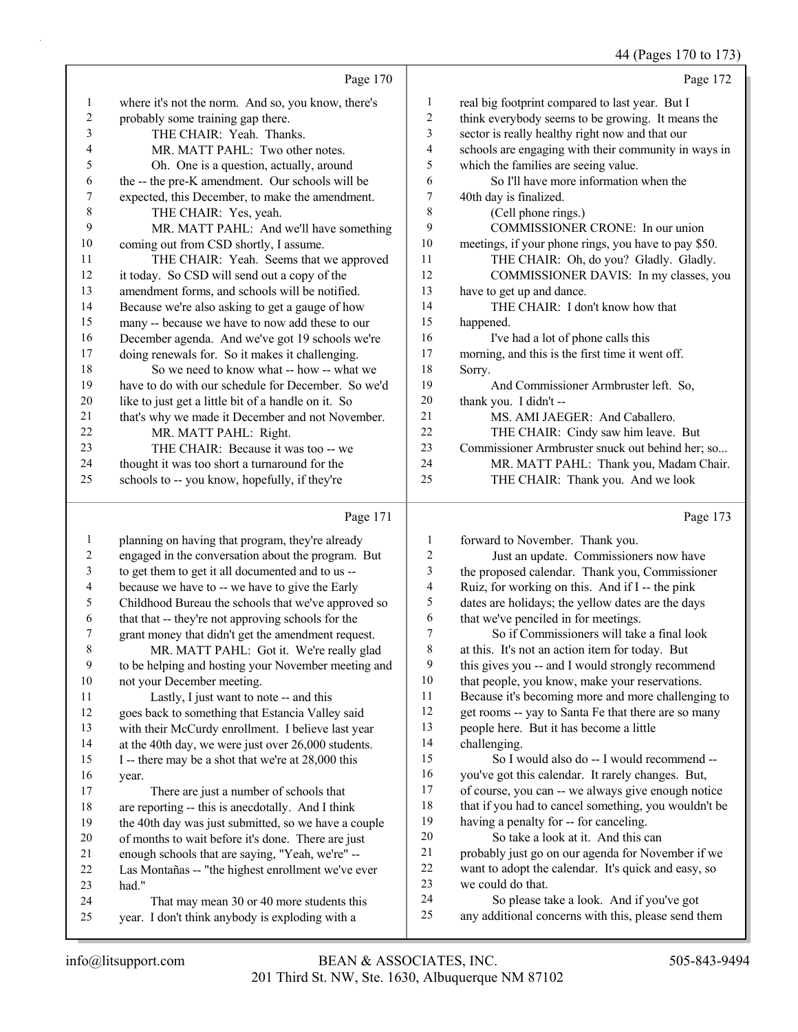Page 170

1 where it's not the norm. And so, you know, there's
2 probably some training gap there.
3 THE CHAIR: Yeah. Thanks.
4 MR. MATT PAHL: Two other notes.
5 Oh. One is a question, actually, around
6 the -- the pre-K amendment. Our schools will be
7 expected, this December, to make the amendment.
8 THE CHAIR: Yes, yeah.
9 MR. MATT PAHL: And we'll have something
10 coming out from CSD shortly, I assume.
11 THE CHAIR: Yeah. Seems that we approved
12 it today. So CSD will send out a copy of the
13 amendment forms, and schools will be notified.
14 Because we're also asking to get a gauge of how
15 many -- because we have to now add these to our
16 December agenda. And we've got 19 schools we're
17 doing renewals for. So it makes it challenging.
18 So we need to know what -- how -- what we
19 have to do with our schedule for December. So we'd
20 like to just get a little bit of a handle on it. So
21 that's why we made it December and not November.
22 MR. MATT PAHL: Right.
23 THE CHAIR: Because it was too -- we
24 thought it was too short a turnaround for the
25 schools to -- you know, hopefully, if they're

Page 171

1 planning on having that program, they're already
2 engaged in the conversation about the program. But
3 to get them to get it all documented and to us --
4 because we have to -- we have to give the Early
5 Childhood Bureau the schools that we've approved so
6 that that -- they're not approving schools for the
7 grant money that didn't get the amendment request.
8 MR. MATT PAHL: Got it. We're really glad
9 to be helping and hosting your November meeting and
10 not your December meeting.
11 Lastly, I just want to note -- and this
12 goes back to something that Estancia Valley said
13 with their McCurdy enrollment. I believe last year
14 at the 40th day, we were just over 26,000 students.
15 I -- there may be a shot that we're at 28,000 this
16 year.
17 There are just a number of schools that
18 are reporting -- this is anecdotally. And I think
19 the 40th day was just submitted, so we have a couple
20 of months to wait before it's done. There are just
21 enough schools that are saying, "Yeah, we're" --
22 Las Montañas -- "the highest enrollment we've ever
23 had."
24 That may mean 30 or 40 more students this
25 year. I don't think anybody is exploding with a

Page 172

1 real big footprint compared to last year. But I
2 think everybody seems to be growing. It means the
3 sector is really healthy right now and that our
4 schools are engaging with their community in ways in
5 which the families are seeing value.
6 So I'll have more information when the
7 40th day is finalized.
8 (Cell phone rings.)
9 COMMISSIONER CRONE: In our union
10 meetings, if your phone rings, you have to pay $50.
11 THE CHAIR: Oh, do you? Gladly. Gladly.
12 COMMISSIONER DAVIS: In my classes, you
13 have to get up and dance.
14 THE CHAIR: I don't know how that
15 happened.
16 I've had a lot of phone calls this
17 morning, and this is the first time it went off.
18 Sorry.
19 And Commissioner Armbruster left. So,
20 thank you. I didn't --
21 MS. AMI JAEGER: And Caballero.
22 THE CHAIR: Cindy saw him leave. But
23 Commissioner Armbruster snuck out behind her; so...
24 MR. MATT PAHL: Thank you, Madam Chair.
25 THE CHAIR: Thank you. And we look

Page 173

1 forward to November. Thank you.
2 Just an update. Commissioners now have
3 the proposed calendar. Thank you, Commissioner
4 Ruiz, for working on this. And if I -- the pink
5 dates are holidays; the yellow dates are the days
6 that we've penciled in for meetings.
7 So if Commissioners will take a final look
8 at this. It's not an action item for today. But
9 this gives you -- and I would strongly recommend
10 that people, you know, make your reservations.
11 Because it's becoming more and more challenging to
12 get rooms -- yay to Santa Fe that there are so many
13 people here. But it has become a little
14 challenging.
15 So I would also do -- I would recommend --
16 you've got this calendar. It rarely changes. But,
17 of course, you can -- we always give enough notice
18 that if you had to cancel something, you wouldn't be
19 having a penalty for -- for canceling.
20 So take a look at it. And this can
21 probably just go on our agenda for November if we
22 want to adopt the calendar. It's quick and easy, so
23 we could do that.
24 So please take a look. And if you've got
25 any additional concerns with this, please send them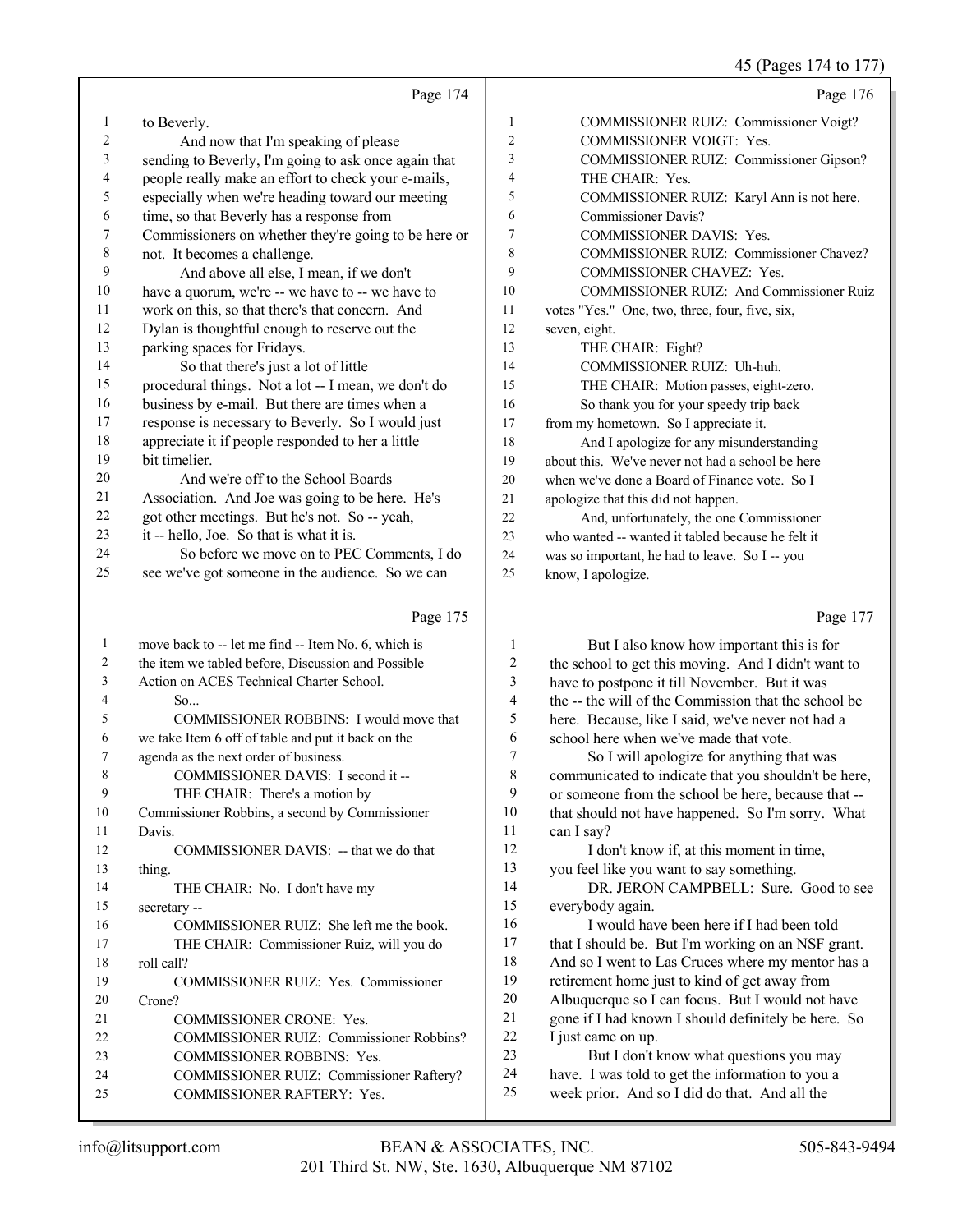## Page 174

1 to Beverly.
2 And now that I'm speaking of please
3 sending to Beverly, I'm going to ask once again that
4 people really make an effort to check your e-mails,
5 especially when we're heading toward our meeting
6 time, so that Beverly has a response from
7 Commissioners on whether they're going to be here or
8 not. It becomes a challenge.
9 And above all else, I mean, if we don't
10 have a quorum, we're -- we have to -- we have to
11 work on this, so that there's that concern. And
12 Dylan is thoughtful enough to reserve out the
13 parking spaces for Fridays.
14 So that there's just a lot of little
15 procedural things. Not a lot -- I mean, we don't do
16 business by e-mail. But there are times when a
17 response is necessary to Beverly. So I would just
18 appreciate it if people responded to her a little
19 bit timelier.
20 And we're off to the School Boards
21 Association. And Joe was going to be here. He's
22 got other meetings. But he's not. So -- yeah,
23 it -- hello, Joe. So that is what it is.
24 So before we move on to PEC Comments, I do
25 see we've got someone in the audience. So we can

## Page 175

1 move back to -- let me find -- Item No. 6, which is
2 the item we tabled before, Discussion and Possible
3 Action on ACES Technical Charter School.
4 So...
5 COMMISSIONER ROBBINS: I would move that
6 we take Item 6 off of table and put it back on the
7 agenda as the next order of business.
8 COMMISSIONER DAVIS: I second it --
9 THE CHAIR: There's a motion by
10 Commissioner Robbins, a second by Commissioner
11 Davis.
12 COMMISSIONER DAVIS: -- that we do that
13 thing.
14 THE CHAIR: No. I don't have my
15 secretary --
16 COMMISSIONER RUIZ: She left me the book.
17 THE CHAIR: Commissioner Ruiz, will you do
18 roll call?
19 COMMISSIONER RUIZ: Yes. Commissioner
20 Crone?
21 COMMISSIONER CRONE: Yes.
22 COMMISSIONER RUIZ: Commissioner Robbins?
23 COMMISSIONER ROBBINS: Yes.
24 COMMISSIONER RUIZ: Commissioner Raftery?
25 COMMISSIONER RAFTERY: Yes.

## Page 176

1 COMMISSIONER RUIZ: Commissioner Voigt?
2 COMMISSIONER VOIGT: Yes.
3 COMMISSIONER RUIZ: Commissioner Gipson?
4 THE CHAIR: Yes.
5 COMMISSIONER RUIZ: Karyl Ann is not here.
6 Commissioner Davis?
7 COMMISSIONER DAVIS: Yes.
8 COMMISSIONER RUIZ: Commissioner Chavez?
9 COMMISSIONER CHAVEZ: Yes.
10 COMMISSIONER RUIZ: And Commissioner Ruiz
11 votes "Yes." One, two, three, four, five, six,
12 seven, eight.
13 THE CHAIR: Eight?
14 COMMISSIONER RUIZ: Uh-huh.
15 THE CHAIR: Motion passes, eight-zero.
16 So thank you for your speedy trip back
17 from my hometown. So I appreciate it.
18 And I apologize for any misunderstanding
19 about this. We've never not had a school be here
20 when we've done a Board of Finance vote. So I
21 apologize that this did not happen.
22 And, unfortunately, the one Commissioner
23 who wanted -- wanted it tabled because he felt it
24 was so important, he had to leave. So I -- you
25 know, I apologize.

## Page 177

1 But I also know how important this is for
2 the school to get this moving. And I didn't want to
3 have to postpone it till November. But it was
4 the -- the will of the Commission that the school be
5 here. Because, like I said, we've never not had a
6 school here when we've made that vote.
7 So I will apologize for anything that was
8 communicated to indicate that you shouldn't be here,
9 or someone from the school be here, because that --
10 that should not have happened. So I'm sorry. What
11 can I say?
12 I don't know if, at this moment in time,
13 you feel like you want to say something.
14 DR. JERON CAMPBELL: Sure. Good to see
15 everybody again.
16 I would have been here if I had been told
17 that I should be. But I'm working on an NSF grant.
18 And so I went to Las Cruces where my mentor has a
19 retirement home just to kind of get away from
20 Albuquerque so I can focus. But I would not have
21 gone if I had known I should definitely be here. So
22 I just came on up.
23 But I don't know what questions you may
24 have. I was told to get the information to you a
25 week prior. And so I did do that. And all the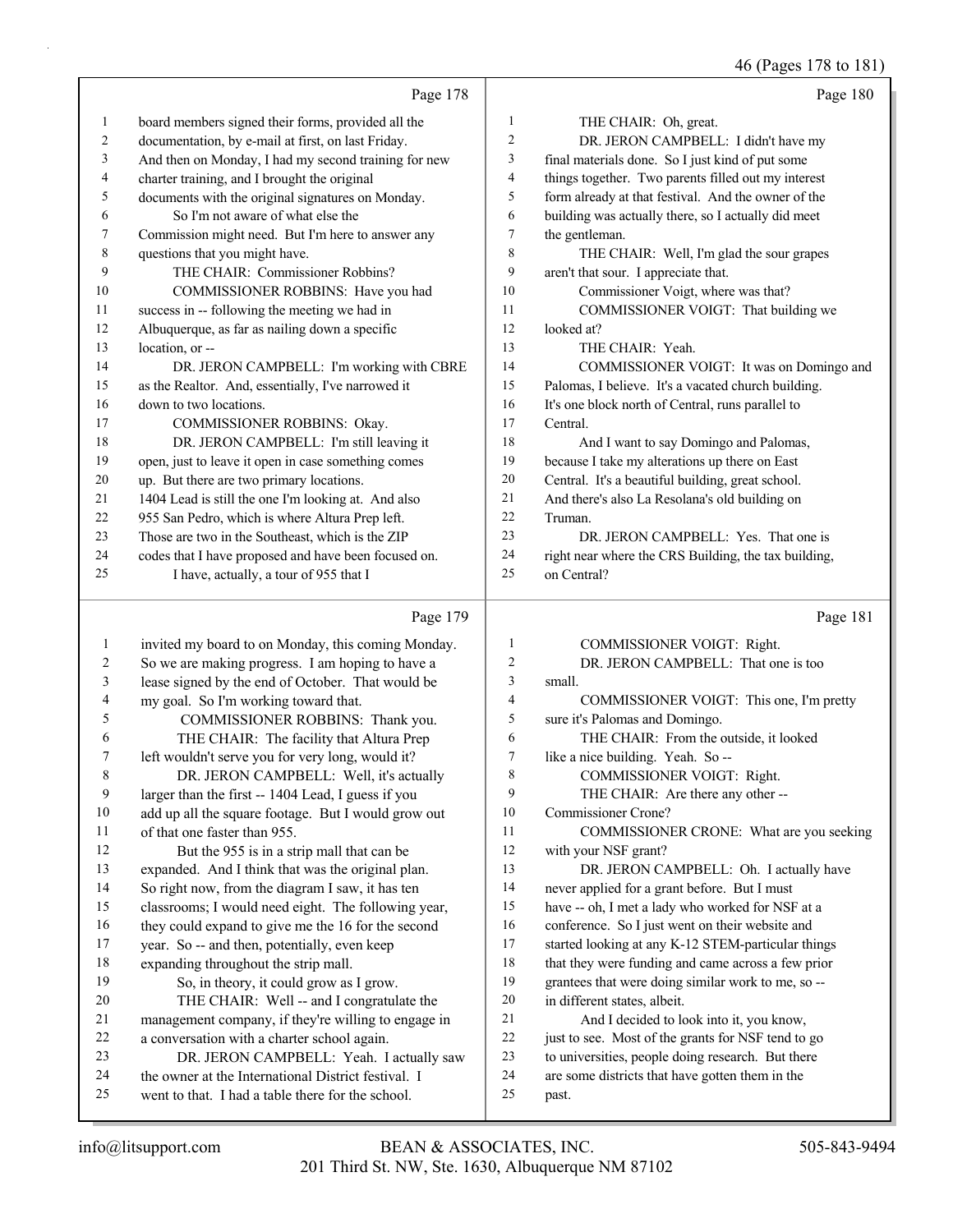Page 178

1 board members signed their forms, provided all the
2 documentation, by e-mail at first, on last Friday.
3 And then on Monday, I had my second training for new
4 charter training, and I brought the original
5 documents with the original signatures on Monday.
6 So I'm not aware of what else the
7 Commission might need. But I'm here to answer any
8 questions that you might have.
9 THE CHAIR: Commissioner Robbins?
10 COMMISSIONER ROBBINS: Have you had
11 success in -- following the meeting we had in
12 Albuquerque, as far as nailing down a specific
13 location, or --
14 DR. JERON CAMPBELL: I'm working with CBRE
15 as the Realtor. And, essentially, I've narrowed it
16 down to two locations.
17 COMMISSIONER ROBBINS: Okay.
18 DR. JERON CAMPBELL: I'm still leaving it
19 open, just to leave it open in case something comes
20 up. But there are two primary locations.
21 1404 Lead is still the one I'm looking at. And also
22 955 San Pedro, which is where Altura Prep left.
23 Those are two in the Southeast, which is the ZIP
24 codes that I have proposed and have been focused on.
25 I have, actually, a tour of 955 that I

Page 179

1 invited my board to on Monday, this coming Monday.
2 So we are making progress. I am hoping to have a
3 lease signed by the end of October. That would be
4 my goal. So I'm working toward that.
5 COMMISSIONER ROBBINS: Thank you.
6 THE CHAIR: The facility that Altura Prep
7 left wouldn't serve you for very long, would it?
8 DR. JERON CAMPBELL: Well, it's actually
9 larger than the first -- 1404 Lead, I guess if you
10 add up all the square footage. But I would grow out
11 of that one faster than 955.
12 But the 955 is in a strip mall that can be
13 expanded. And I think that was the original plan.
14 So right now, from the diagram I saw, it has ten
15 classrooms; I would need eight. The following year,
16 they could expand to give me the 16 for the second
17 year. So -- and then, potentially, even keep
18 expanding throughout the strip mall.
19 So, in theory, it could grow as I grow.
20 THE CHAIR: Well -- and I congratulate the
21 management company, if they're willing to engage in
22 a conversation with a charter school again.
23 DR. JERON CAMPBELL: Yeah. I actually saw
24 the owner at the International District festival. I
25 went to that. I had a table there for the school.

Page 180

1 THE CHAIR: Oh, great.
2 DR. JERON CAMPBELL: I didn't have my
3 final materials done. So I just kind of put some
4 things together. Two parents filled out my interest
5 form already at that festival. And the owner of the
6 building was actually there, so I actually did meet
7 the gentleman.
8 THE CHAIR: Well, I'm glad the sour grapes
9 aren't that sour. I appreciate that.
10 Commissioner Voigt, where was that?
11 COMMISSIONER VOIGT: That building we
12 looked at?
13 THE CHAIR: Yeah.
14 COMMISSIONER VOIGT: It was on Domingo and
15 Palomas, I believe. It's a vacated church building.
16 It's one block north of Central, runs parallel to
17 Central.
18 And I want to say Domingo and Palomas,
19 because I take my alterations up there on East
20 Central. It's a beautiful building, great school.
21 And there's also La Resolana's old building on
22 Truman.
23 DR. JERON CAMPBELL: Yes. That one is
24 right near where the CRS Building, the tax building,
25 on Central?

Page 181

1 COMMISSIONER VOIGT: Right.
2 DR. JERON CAMPBELL: That one is too
3 small.
4 COMMISSIONER VOIGT: This one, I'm pretty
5 sure it's Palomas and Domingo.
6 THE CHAIR: From the outside, it looked
7 like a nice building. Yeah. So --
8 COMMISSIONER VOIGT: Right.
9 THE CHAIR: Are there any other --
10 Commissioner Crone?
11 COMMISSIONER CRONE: What are you seeking
12 with your NSF grant?
13 DR. JERON CAMPBELL: Oh. I actually have
14 never applied for a grant before. But I must
15 have -- oh, I met a lady who worked for NSF at a
16 conference. So I just went on their website and
17 started looking at any K-12 STEM-particular things
18 that they were funding and came across a few prior
19 grantees that were doing similar work to me, so --
20 in different states, albeit.
21 And I decided to look into it, you know,
22 just to see. Most of the grants for NSF tend to go
23 to universities, people doing research. But there
24 are some districts that have gotten them in the
25 past.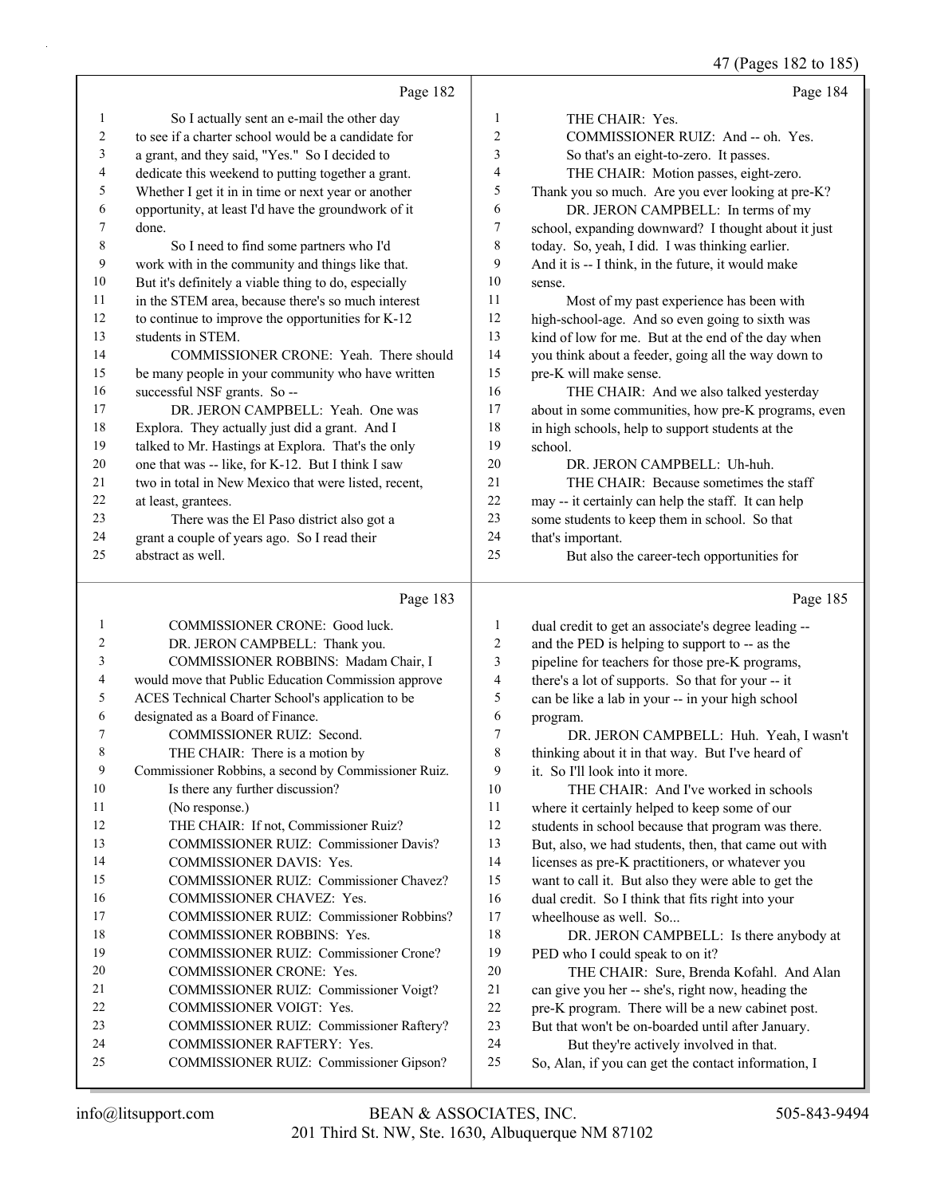Page 182

1 So I actually sent an e-mail the other day
2 to see if a charter school would be a candidate for
3 a grant, and they said, "Yes." So I decided to
4 dedicate this weekend to putting together a grant.
5 Whether I get it in in time or next year or another
6 opportunity, at least I'd have the groundwork of it
7 done.
8 So I need to find some partners who I'd
9 work with in the community and things like that.
10 But it's definitely a viable thing to do, especially
11 in the STEM area, because there's so much interest
12 to continue to improve the opportunities for K-12
13 students in STEM.
14 COMMISSIONER CRONE: Yeah. There should
15 be many people in your community who have written
16 successful NSF grants. So --
17 DR. JERON CAMPBELL: Yeah. One was
18 Explora. They actually just did a grant. And I
19 talked to Mr. Hastings at Explora. That's the only
20 one that was -- like, for K-12. But I think I saw
21 two in total in New Mexico that were listed, recent,
22 at least, grantees.
23 There was the El Paso district also got a
24 grant a couple of years ago. So I read their
25 abstract as well.

Page 183

1 COMMISSIONER CRONE: Good luck.
2 DR. JERON CAMPBELL: Thank you.
3 COMMISSIONER ROBBINS: Madam Chair, I
4 would move that Public Education Commission approve
5 ACES Technical Charter School's application to be
6 designated as a Board of Finance.
7 COMMISSIONER RUIZ: Second.
8 THE CHAIR: There is a motion by
9 Commissioner Robbins, a second by Commissioner Ruiz.
10 Is there any further discussion?
11 (No response.)
12 THE CHAIR: If not, Commissioner Ruiz?
13 COMMISSIONER RUIZ: Commissioner Davis?
14 COMMISSIONER DAVIS: Yes.
15 COMMISSIONER RUIZ: Commissioner Chavez?
16 COMMISSIONER CHAVEZ: Yes.
17 COMMISSIONER RUIZ: Commissioner Robbins?
18 COMMISSIONER ROBBINS: Yes.
19 COMMISSIONER RUIZ: Commissioner Crone?
20 COMMISSIONER CRONE: Yes.
21 COMMISSIONER RUIZ: Commissioner Voigt?
22 COMMISSIONER VOIGT: Yes.
23 COMMISSIONER RUIZ: Commissioner Raftery?
24 COMMISSIONER RAFTERY: Yes.
25 COMMISSIONER RUIZ: Commissioner Gipson?

Page 184

1 THE CHAIR: Yes.
2 COMMISSIONER RUIZ: And -- oh. Yes.
3 So that's an eight-to-zero. It passes.
4 THE CHAIR: Motion passes, eight-zero.
5 Thank you so much. Are you ever looking at pre-K?
6 DR. JERON CAMPBELL: In terms of my
7 school, expanding downward? I thought about it just
8 today. So, yeah, I did. I was thinking earlier.
9 And it is -- I think, in the future, it would make
10 sense.
11 Most of my past experience has been with
12 high-school-age. And so even going to sixth was
13 kind of low for me. But at the end of the day when
14 you think about a feeder, going all the way down to
15 pre-K will make sense.
16 THE CHAIR: And we also talked yesterday
17 about in some communities, how pre-K programs, even
18 in high schools, help to support students at the
19 school.
20 DR. JERON CAMPBELL: Uh-huh.
21 THE CHAIR: Because sometimes the staff
22 may -- it certainly can help the staff. It can help
23 some students to keep them in school. So that
24 that's important.
25 But also the career-tech opportunities for

Page 185

1 dual credit to get an associate's degree leading --
2 and the PED is helping to support to -- as the
3 pipeline for teachers for those pre-K programs,
4 there's a lot of supports. So that for your -- it
5 can be like a lab in your -- in your high school
6 program.
7 DR. JERON CAMPBELL: Huh. Yeah, I wasn't
8 thinking about it in that way. But I've heard of
9 it. So I'll look into it more.
10 THE CHAIR: And I've worked in schools
11 where it certainly helped to keep some of our
12 students in school because that program was there.
13 But, also, we had students, then, that came out with
14 licenses as pre-K practitioners, or whatever you
15 want to call it. But also they were able to get the
16 dual credit. So I think that fits right into your
17 wheelhouse as well. So...
18 DR. JERON CAMPBELL: Is there anybody at
19 PED who I could speak to on it?
20 THE CHAIR: Sure, Brenda Kofahl. And Alan
21 can give you her -- she's, right now, heading the
22 pre-K program. There will be a new cabinet post.
23 But that won't be on-boarded until after January.
24 But they're actively involved in that.
25 So, Alan, if you can get the contact information, I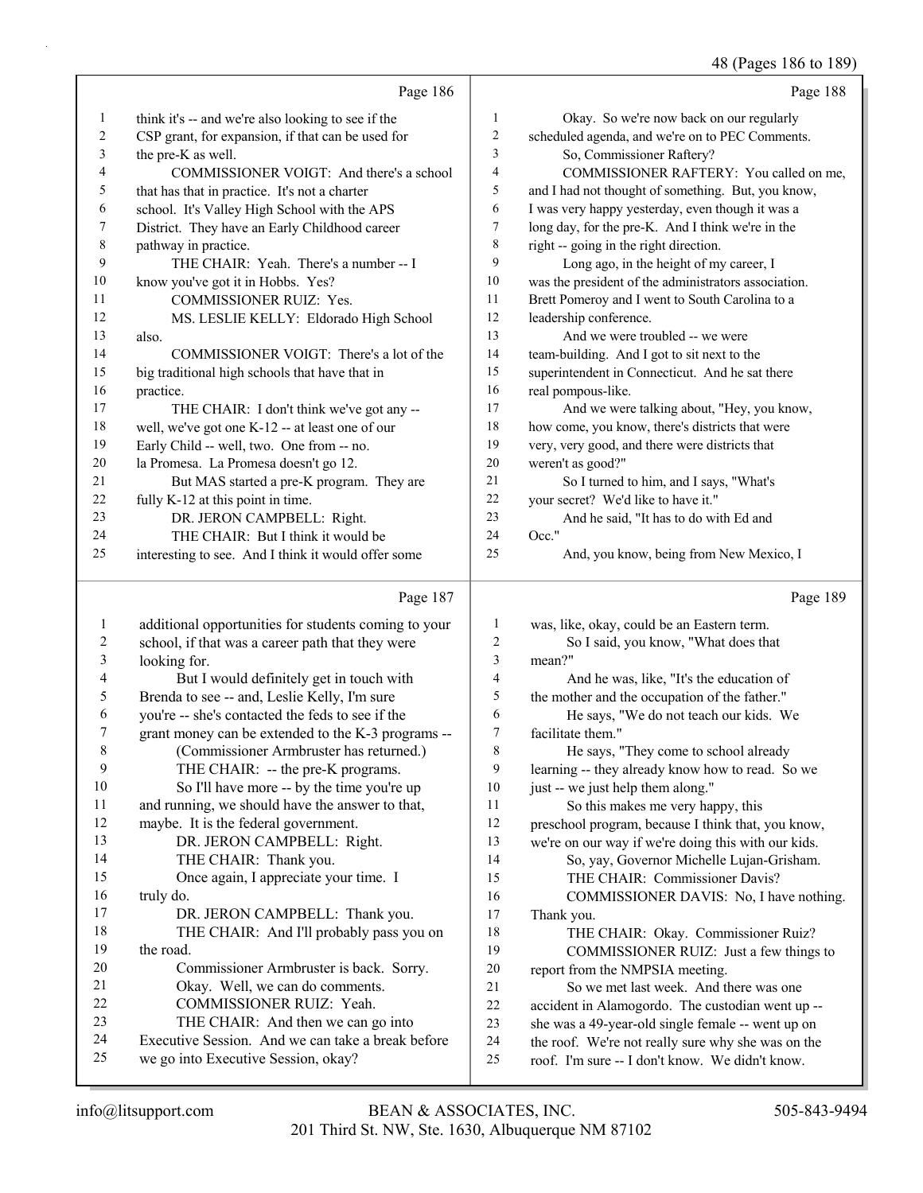Page 186

1 think it's -- and we're also looking to see if the
2 CSP grant, for expansion, if that can be used for
3 the pre-K as well.
4 COMMISSIONER VOIGT: And there's a school
5 that has that in practice. It's not a charter
6 school. It's Valley High School with the APS
7 District. They have an Early Childhood career
8 pathway in practice.
9 THE CHAIR: Yeah. There's a number -- I
10 know you've got it in Hobbs. Yes?
11 COMMISSIONER RUIZ: Yes.
12 MS. LESLIE KELLY: Eldorado High School
13 also.
14 COMMISSIONER VOIGT: There's a lot of the
15 big traditional high schools that have that in
16 practice.
17 THE CHAIR: I don't think we've got any --
18 well, we've got one K-12 -- at least one of our
19 Early Child -- well, two. One from -- no.
20 la Promesa. La Promesa doesn't go 12.
21 But MAS started a pre-K program. They are
22 fully K-12 at this point in time.
23 DR. JERON CAMPBELL: Right.
24 THE CHAIR: But I think it would be
25 interesting to see. And I think it would offer some

Page 187

1 additional opportunities for students coming to your
2 school, if that was a career path that they were
3 looking for.
4 But I would definitely get in touch with
5 Brenda to see -- and, Leslie Kelly, I'm sure
6 you're -- she's contacted the feds to see if the
7 grant money can be extended to the K-3 programs --
8 (Commissioner Armbruster has returned.)
9 THE CHAIR: -- the pre-K programs.
10 So I'll have more -- by the time you're up
11 and running, we should have the answer to that,
12 maybe. It is the federal government.
13 DR. JERON CAMPBELL: Right.
14 THE CHAIR: Thank you.
15 Once again, I appreciate your time. I
16 truly do.
17 DR. JERON CAMPBELL: Thank you.
18 THE CHAIR: And I'll probably pass you on
19 the road.
20 Commissioner Armbruster is back. Sorry.
21 Okay. Well, we can do comments.
22 COMMISSIONER RUIZ: Yeah.
23 THE CHAIR: And then we can go into
24 Executive Session. And we can take a break before
25 we go into Executive Session, okay?

Page 188

1 Okay. So we're now back on our regularly
2 scheduled agenda, and we're on to PEC Comments.
3 So, Commissioner Raftery?
4 COMMISSIONER RAFTERY: You called on me,
5 and I had not thought of something. But, you know,
6 I was very happy yesterday, even though it was a
7 long day, for the pre-K. And I think we're in the
8 right -- going in the right direction.
9 Long ago, in the height of my career, I
10 was the president of the administrators association.
11 Brett Pomeroy and I went to South Carolina to a
12 leadership conference.
13 And we were troubled -- we were
14 team-building. And I got to sit next to the
15 superintendent in Connecticut. And he sat there
16 real pompous-like.
17 And we were talking about, "Hey, you know,
18 how come, you know, there's districts that were
19 very, very good, and there were districts that
20 weren't as good?"
21 So I turned to him, and I says, "What's
22 your secret? We'd like to have it."
23 And he said, "It has to do with Ed and
24 Occ."
25 And, you know, being from New Mexico, I

Page 189

1 was, like, okay, could be an Eastern term.
2 So I said, you know, "What does that
3 mean?"
4 And he was, like, "It's the education of
5 the mother and the occupation of the father."
6 He says, "We do not teach our kids. We
7 facilitate them."
8 He says, "They come to school already
9 learning -- they already know how to read. So we
10 just -- we just help them along."
11 So this makes me very happy, this
12 preschool program, because I think that, you know,
13 we're on our way if we're doing this with our kids.
14 So, yay, Governor Michelle Lujan-Grisham.
15 THE CHAIR: Commissioner Davis?
16 COMMISSIONER DAVIS: No, I have nothing.
17 Thank you.
18 THE CHAIR: Okay. Commissioner Ruiz?
19 COMMISSIONER RUIZ: Just a few things to
20 report from the NMPSIA meeting.
21 So we met last week. And there was one
22 accident in Alamogordo. The custodian went up --
23 she was a 49-year-old single female -- went up on
24 the roof. We're not really sure why she was on the
25 roof. I'm sure -- I don't know. We didn't know.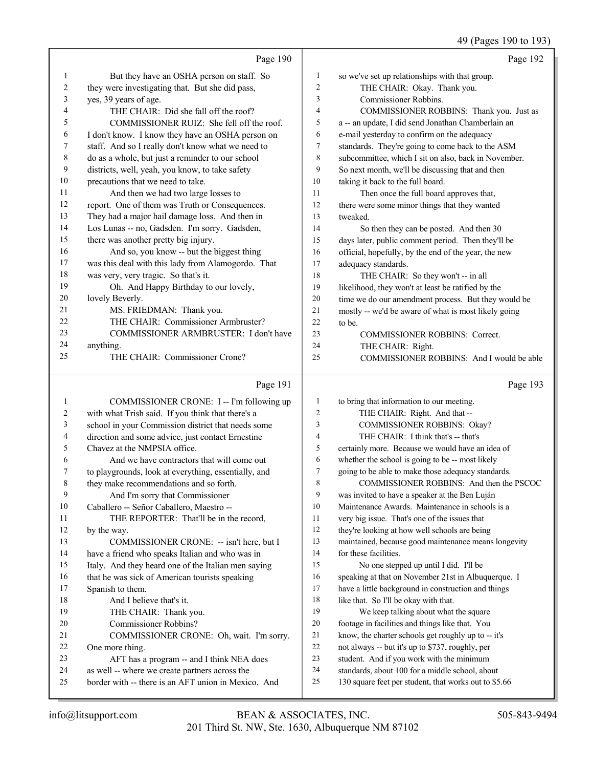Page 190

But they have an OSHA person on staff. So they were investigating that. But she did pass, yes, 39 years of age.

THE CHAIR: Did she fall off the roof?

COMMISSIONER RUIZ: She fell off the roof. I don't know. I know they have an OSHA person on staff. And so I really don't know what we need to do as a whole, but just a reminder to our school districts, well, yeah, you know, to take safety precautions that we need to take.

And then we had two large losses to report. One of them was Truth or Consequences. They had a major hail damage loss. And then in Los Lunas -- no, Gadsden. I'm sorry. Gadsden, there was another pretty big injury.

And so, you know -- but the biggest thing was this deal with this lady from Alamogordo. That was very, very tragic. So that's it.

Oh. And Happy Birthday to our lovely, lovely Beverly.

MS. FRIEDMAN: Thank you.

THE CHAIR: Commissioner Armbruster?

COMMISSIONER ARMBRUSTER: I don't have anything.

THE CHAIR: Commissioner Crone?

Page 191

COMMISSIONER CRONE: I -- I'm following up with what Trish said. If you think that there's a school in your Commission district that needs some direction and some advice, just contact Ernestine Chavez at the NMPSIA office.

And we have contractors that will come out to playgrounds, look at everything, essentially, and they make recommendations and so forth.

And I'm sorry that Commissioner Caballero -- Señor Caballero, Maestro --

THE REPORTER: That'll be in the record, by the way.

COMMISSIONER CRONE: -- isn't here, but I have a friend who speaks Italian and who was in Italy. And they heard one of the Italian men saying that he was sick of American tourists speaking Spanish to them.

And I believe that's it.

THE CHAIR: Thank you.

Commissioner Robbins?

COMMISSIONER CRONE: Oh, wait. I'm sorry. One more thing.

AFT has a program -- and I think NEA does as well -- where we create partners across the border with -- there is an AFT union in Mexico. And

Page 192

so we've set up relationships with that group.

THE CHAIR: Okay. Thank you.

Commissioner Robbins.

COMMISSIONER ROBBINS: Thank you. Just as a -- an update, I did send Jonathan Chamberlain an e-mail yesterday to confirm on the adequacy standards. They're going to come back to the ASM subcommittee, which I sit on also, back in November. So next month, we'll be discussing that and then taking it back to the full board.

Then once the full board approves that, there were some minor things that they wanted tweaked.

So then they can be posted. And then 30 days later, public comment period. Then they'll be official, hopefully, by the end of the year, the new adequacy standards.

THE CHAIR: So they won't -- in all likelihood, they won't at least be ratified by the time we do our amendment process. But they would be mostly -- we'd be aware of what is most likely going to be.

COMMISSIONER ROBBINS: Correct.

THE CHAIR: Right.

COMMISSIONER ROBBINS: And I would be able

Page 193

to bring that information to our meeting.

THE CHAIR: Right. And that --

COMMISSIONER ROBBINS: Okay?

THE CHAIR: I think that's -- that's certainly more. Because we would have an idea of whether the school is going to be -- most likely going to be able to make those adequacy standards.

COMMISSIONER ROBBINS: And then the PSCOC was invited to have a speaker at the Ben Luján Maintenance Awards. Maintenance in schools is a very big issue. That's one of the issues that they're looking at how well schools are being maintained, because good maintenance means longevity for these facilities.

No one stepped up until I did. I'll be speaking at that on November 21st in Albuquerque. I have a little background in construction and things like that. So I'll be okay with that.

We keep talking about what the square footage in facilities and things like that. You know, the charter schools get roughly up to -- it's not always -- but it's up to $737, roughly, per student. And if you work with the minimum standards, about 100 for a middle school, about 130 square feet per student, that works out to $5.66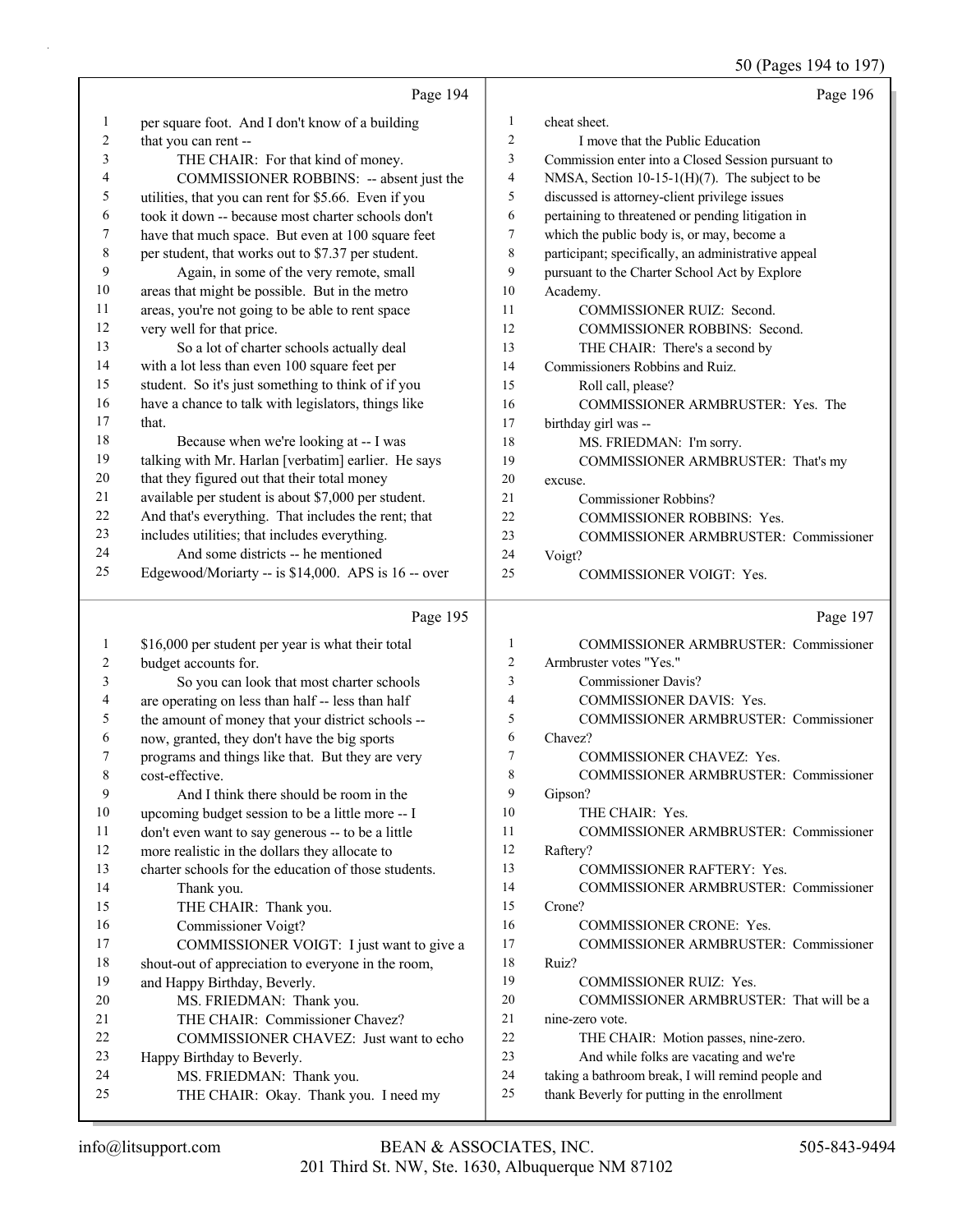Page 194

1 per square foot. And I don't know of a building
2 that you can rent --
3 THE CHAIR: For that kind of money.
4 COMMISSIONER ROBBINS: -- absent just the
5 utilities, that you can rent for $5.66. Even if you
6 took it down -- because most charter schools don't
7 have that much space. But even at 100 square feet
8 per student, that works out to $7.37 per student.
9 Again, in some of the very remote, small
10 areas that might be possible. But in the metro
11 areas, you're not going to be able to rent space
12 very well for that price.
13 So a lot of charter schools actually deal
14 with a lot less than even 100 square feet per
15 student. So it's just something to think of if you
16 have a chance to talk with legislators, things like
17 that.
18 Because when we're looking at -- I was
19 talking with Mr. Harlan [verbatim] earlier. He says
20 that they figured out that their total money
21 available per student is about $7,000 per student.
22 And that's everything. That includes the rent; that
23 includes utilities; that includes everything.
24 And some districts -- he mentioned
25 Edgewood/Moriarty -- is $14,000. APS is 16 -- over

Page 195

1 $16,000 per student per year is what their total
2 budget accounts for.
3 So you can look that most charter schools
4 are operating on less than half -- less than half
5 the amount of money that your district schools --
6 now, granted, they don't have the big sports
7 programs and things like that. But they are very
8 cost-effective.
9 And I think there should be room in the
10 upcoming budget session to be a little more -- I
11 don't even want to say generous -- to be a little
12 more realistic in the dollars they allocate to
13 charter schools for the education of those students.
14 Thank you.
15 THE CHAIR: Thank you.
16 Commissioner Voigt?
17 COMMISSIONER VOIGT: I just want to give a
18 shout-out of appreciation to everyone in the room,
19 and Happy Birthday, Beverly.
20 MS. FRIEDMAN: Thank you.
21 THE CHAIR: Commissioner Chavez?
22 COMMISSIONER CHAVEZ: Just want to echo
23 Happy Birthday to Beverly.
24 MS. FRIEDMAN: Thank you.
25 THE CHAIR: Okay. Thank you. I need my

Page 196

1 cheat sheet.
2 I move that the Public Education
3 Commission enter into a Closed Session pursuant to
4 NMSA, Section 10-15-1(H)(7). The subject to be
5 discussed is attorney-client privilege issues
6 pertaining to threatened or pending litigation in
7 which the public body is, or may, become a
8 participant; specifically, an administrative appeal
9 pursuant to the Charter School Act by Explore
10 Academy.
11 COMMISSIONER RUIZ: Second.
12 COMMISSIONER ROBBINS: Second.
13 THE CHAIR: There's a second by
14 Commissioners Robbins and Ruiz.
15 Roll call, please?
16 COMMISSIONER ARMBRUSTER: Yes. The
17 birthday girl was --
18 MS. FRIEDMAN: I'm sorry.
19 COMMISSIONER ARMBRUSTER: That's my
20 excuse.
21 Commissioner Robbins?
22 COMMISSIONER ROBBINS: Yes.
23 COMMISSIONER ARMBRUSTER: Commissioner
24 Voigt?
25 COMMISSIONER VOIGT: Yes.

Page 197

1 COMMISSIONER ARMBRUSTER: Commissioner
2 Armbruster votes "Yes."
3 Commissioner Davis?
4 COMMISSIONER DAVIS: Yes.
5 COMMISSIONER ARMBRUSTER: Commissioner
6 Chavez?
7 COMMISSIONER CHAVEZ: Yes.
8 COMMISSIONER ARMBRUSTER: Commissioner
9 Gipson?
10 THE CHAIR: Yes.
11 COMMISSIONER ARMBRUSTER: Commissioner
12 Raftery?
13 COMMISSIONER RAFTERY: Yes.
14 COMMISSIONER ARMBRUSTER: Commissioner
15 Crone?
16 COMMISSIONER CRONE: Yes.
17 COMMISSIONER ARMBRUSTER: Commissioner
18 Ruiz?
19 COMMISSIONER RUIZ: Yes.
20 COMMISSIONER ARMBRUSTER: That will be a
21 nine-zero vote.
22 THE CHAIR: Motion passes, nine-zero.
23 And while folks are vacating and we're
24 taking a bathroom break, I will remind people and
25 thank Beverly for putting in the enrollment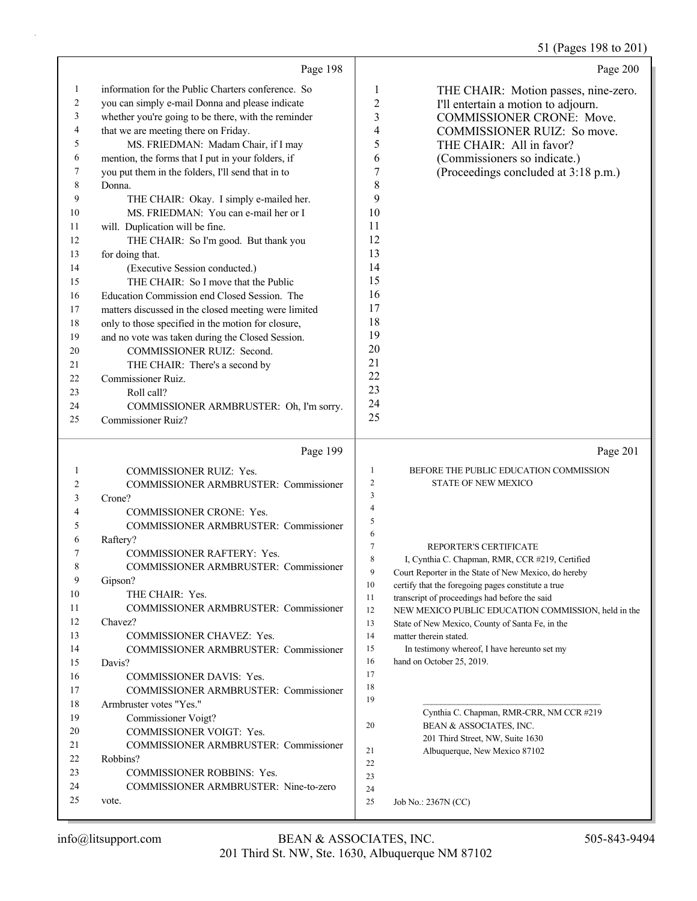Page 198

information for the Public Charters conference. So you can simply e-mail Donna and please indicate whether you're going to be there, with the reminder that we are meeting there on Friday.

MS. FRIEDMAN: Madam Chair, if I may mention, the forms that I put in your folders, if you put them in the folders, I'll send that in to Donna.

THE CHAIR: Okay. I simply e-mailed her.

MS. FRIEDMAN: You can e-mail her or I will. Duplication will be fine.

THE CHAIR: So I'm good. But thank you for doing that.

(Executive Session conducted.)

THE CHAIR: So I move that the Public Education Commission end Closed Session. The matters discussed in the closed meeting were limited only to those specified in the motion for closure, and no vote was taken during the Closed Session.

COMMISSIONER RUIZ: Second.

THE CHAIR: There's a second by Commissioner Ruiz.

Roll call?

COMMISSIONER ARMBRUSTER: Oh, I'm sorry. Commissioner Ruiz?

Page 199

COMMISSIONER RUIZ: Yes.

COMMISSIONER ARMBRUSTER: Commissioner Crone?

COMMISSIONER CRONE: Yes.

COMMISSIONER ARMBRUSTER: Commissioner Raftery?

COMMISSIONER RAFTERY: Yes.

COMMISSIONER ARMBRUSTER: Commissioner Gipson?

THE CHAIR: Yes.

COMMISSIONER ARMBRUSTER: Commissioner Chavez?

COMMISSIONER CHAVEZ: Yes.

COMMISSIONER ARMBRUSTER: Commissioner Davis?

COMMISSIONER DAVIS: Yes.

COMMISSIONER ARMBRUSTER: Commissioner Armbruster votes "Yes."

Commissioner Voigt?

COMMISSIONER VOIGT: Yes.

COMMISSIONER ARMBRUSTER: Commissioner Robbins?

COMMISSIONER ROBBINS: Yes.

COMMISSIONER ARMBRUSTER: Nine-to-zero vote.

Page 200

THE CHAIR: Motion passes, nine-zero. I'll entertain a motion to adjourn.

COMMISSIONER CRONE: Move.

COMMISSIONER RUIZ: So move.

THE CHAIR: All in favor?

(Commissioners so indicate.)

(Proceedings concluded at 3:18 p.m.)

Page 201

BEFORE THE PUBLIC EDUCATION COMMISSION
STATE OF NEW MEXICO

REPORTER'S CERTIFICATE

I, Cynthia C. Chapman, RMR, CCR #219, Certified Court Reporter in the State of New Mexico, do hereby certify that the foregoing pages constitute a true transcript of proceedings had before the said NEW MEXICO PUBLIC EDUCATION COMMISSION, held in the State of New Mexico, County of Santa Fe, in the matter therein stated.

In testimony whereof, I have hereunto set my hand on October 25, 2019.

Cynthia C. Chapman, RMR-CRR, NM CCR #219
BEAN & ASSOCIATES, INC.
201 Third Street, NW, Suite 1630
Albuquerque, New Mexico 87102

Job No.: 2367N (CC)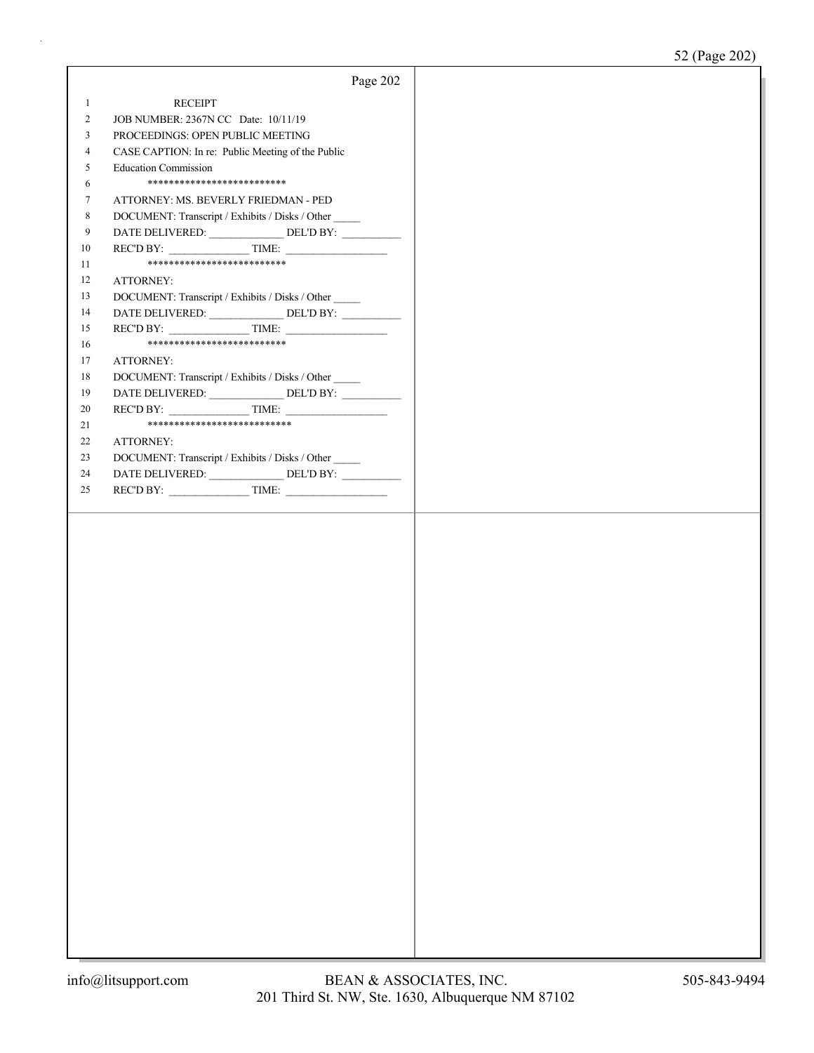Page 202

1 RECEIPT
2 JOB NUMBER: 2367N CC Date: 10/11/19
3 PROCEEDINGS: OPEN PUBLIC MEETING
4 CASE CAPTION: In re: Public Meeting of the Public
5 Education Commission
6 **************************
7 ATTORNEY: MS. BEVERLY FRIEDMAN - PED
8 DOCUMENT: Transcript / Exhibits / Disks / Other _____
9 DATE DELIVERED: ______________ DEL'D BY: ___________
10 REC'D BY: _______________ TIME: ___________________
11 **************************
12 ATTORNEY:
13 DOCUMENT: Transcript / Exhibits / Disks / Other _____
14 DATE DELIVERED: ______________ DEL'D BY: ___________
15 REC'D BY: _______________ TIME: ___________________
16 **************************
17 ATTORNEY:
18 DOCUMENT: Transcript / Exhibits / Disks / Other _____
19 DATE DELIVERED: ______________ DEL'D BY: ___________
20 REC'D BY: _______________ TIME: ___________________
21 ***************************
22 ATTORNEY:
23 DOCUMENT: Transcript / Exhibits / Disks / Other _____
24 DATE DELIVERED: ______________ DEL'D BY: ___________
25 REC'D BY: _______________ TIME: ___________________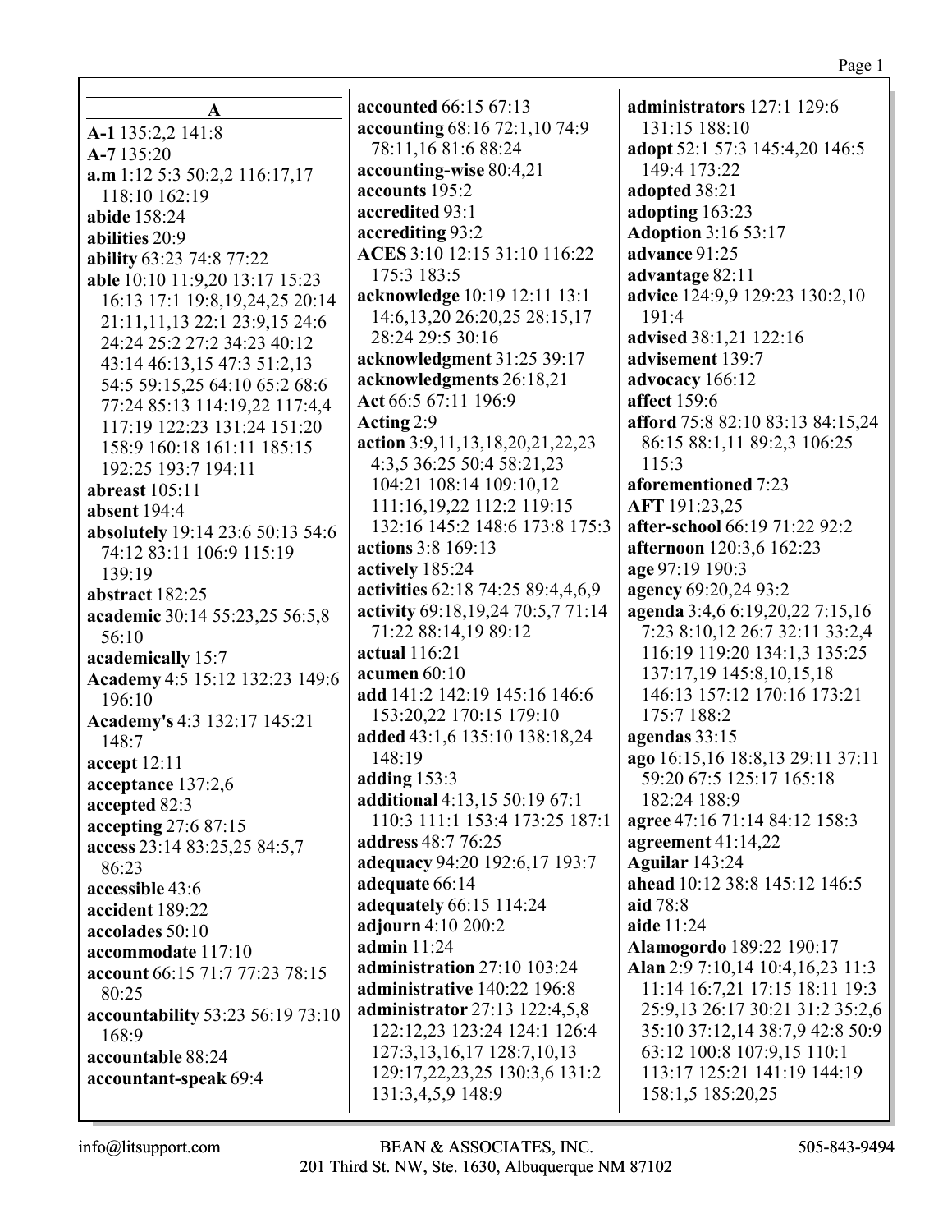## A

**A-1** 135:2,2 141:8
**A-7** 135:20
**a.m** 1:12 5:3 50:2,2 116:17,17 118:10 162:19
**abide** 158:24
**abilities** 20:9
**ability** 63:23 74:8 77:22
**able** 10:10 11:9,20 13:17 15:23 16:13 17:1 19:8,19,24,25 20:14 21:11,11,13 22:1 23:9,15 24:6 24:24 25:2 27:2 34:23 40:12 43:14 46:13,15 47:3 51:2,13 54:5 59:15,25 64:10 65:2 68:6 77:24 85:13 114:19,22 117:4,4 117:19 122:23 131:24 151:20 158:9 160:18 161:11 185:15 192:25 193:7 194:11
**abreast** 105:11
**absent** 194:4
**absolutely** 19:14 23:6 50:13 54:6 74:12 83:11 106:9 115:19 139:19
**abstract** 182:25
**academic** 30:14 55:23,25 56:5,8 56:10
**academically** 15:7
**Academy** 4:5 15:12 132:23 149:6 196:10
**Academy's** 4:3 132:17 145:21 148:7
**accept** 12:11
**acceptance** 137:2,6
**accepted** 82:3
**accepting** 27:6 87:15
**access** 23:14 83:25,25 84:5,7 86:23
**accessible** 43:6
**accident** 189:22
**accolades** 50:10
**accommodate** 117:10
**account** 66:15 71:7 77:23 78:15 80:25
**accountability** 53:23 56:19 73:10 168:9
**accountable** 88:24
**accountant-speak** 69:4
**accounted** 66:15 67:13
**accounting** 68:16 72:1,10 74:9 78:11,16 81:6 88:24
**accounting-wise** 80:4,21
**accounts** 195:2
**accredited** 93:1
**accrediting** 93:2
**ACES** 3:10 12:15 31:10 116:22 175:3 183:5
**acknowledge** 10:19 12:11 13:1 14:6,13,20 26:20,25 28:15,17 28:24 29:5 30:16
**acknowledgment** 31:25 39:17
**acknowledgments** 26:18,21
**Act** 66:5 67:11 196:9
**Acting** 2:9
**action** 3:9,11,13,18,20,21,22,23 4:3,5 36:25 50:4 58:21,23 104:21 108:14 109:10,12 111:16,19,22 112:2 119:15 132:16 145:2 148:6 173:8 175:3
**actions** 3:8 169:13
**actively** 185:24
**activities** 62:18 74:25 89:4,4,6,9
**activity** 69:18,19,24 70:5,7 71:14 71:22 88:14,19 89:12
**actual** 116:21
**acumen** 60:10
**add** 141:2 142:19 145:16 146:6 153:20,22 170:15 179:10
**added** 43:1,6 135:10 138:18,24 148:19
**adding** 153:3
**additional** 4:13,15 50:19 67:1 110:3 111:1 153:4 173:25 187:1
**address** 48:7 76:25
**adequacy** 94:20 192:6,17 193:7
**adequate** 66:14
**adequately** 66:15 114:24
**adjourn** 4:10 200:2
**admin** 11:24
**administration** 27:10 103:24
**administrative** 140:22 196:8
**administrator** 27:13 122:4,5,8 122:12,23 123:24 124:1 126:4 127:3,13,16,17 128:7,10,13 129:17,22,23,25 130:3,6 131:2 131:3,4,5,9 148:9
**administrators** 127:1 129:6 131:15 188:10
**adopt** 52:1 57:3 145:4,20 146:5 149:4 173:22
**adopted** 38:21
**adopting** 163:23
**Adoption** 3:16 53:17
**advance** 91:25
**advantage** 82:11
**advice** 124:9,9 129:23 130:2,10 191:4
**advised** 38:1,21 122:16
**advisement** 139:7
**advocacy** 166:12
**affect** 159:6
**afford** 75:8 82:10 83:13 84:15,24 86:15 88:1,11 89:2,3 106:25 115:3
**aforementioned** 7:23
**AFT** 191:23,25
**after-school** 66:19 71:22 92:2
**afternoon** 120:3,6 162:23
**age** 97:19 190:3
**agency** 69:20,24 93:2
**agenda** 3:4,6 6:19,20,22 7:15,16 7:23 8:10,12 26:7 32:11 33:2,4 116:19 119:20 134:1,3 135:25 137:17,19 145:8,10,15,18 146:13 157:12 170:16 173:21 175:7 188:2
**agendas** 33:15
**ago** 16:15,16 18:8,13 29:11 37:11 59:20 67:5 125:17 165:18 182:24 188:9
**agree** 47:16 71:14 84:12 158:3
**agreement** 41:14,22
**Aguilar** 143:24
**ahead** 10:12 38:8 145:12 146:5
**aid** 78:8
**aide** 11:24
**Alamogordo** 189:22 190:17
**Alan** 2:9 7:10,14 10:4,16,23 11:3 11:14 16:7,21 17:15 18:11 19:3 25:9,13 26:17 30:21 31:2 35:2,6 35:10 37:12,14 38:7,9 42:8 50:9 63:12 100:8 107:9,15 110:1 113:17 125:21 141:19 144:19 158:1,5 185:20,25

info@litsupport.com BEAN & ASSOCIATES, INC. 505-843-9494
201 Third St. NW, Ste. 1630, Albuquerque NM 87102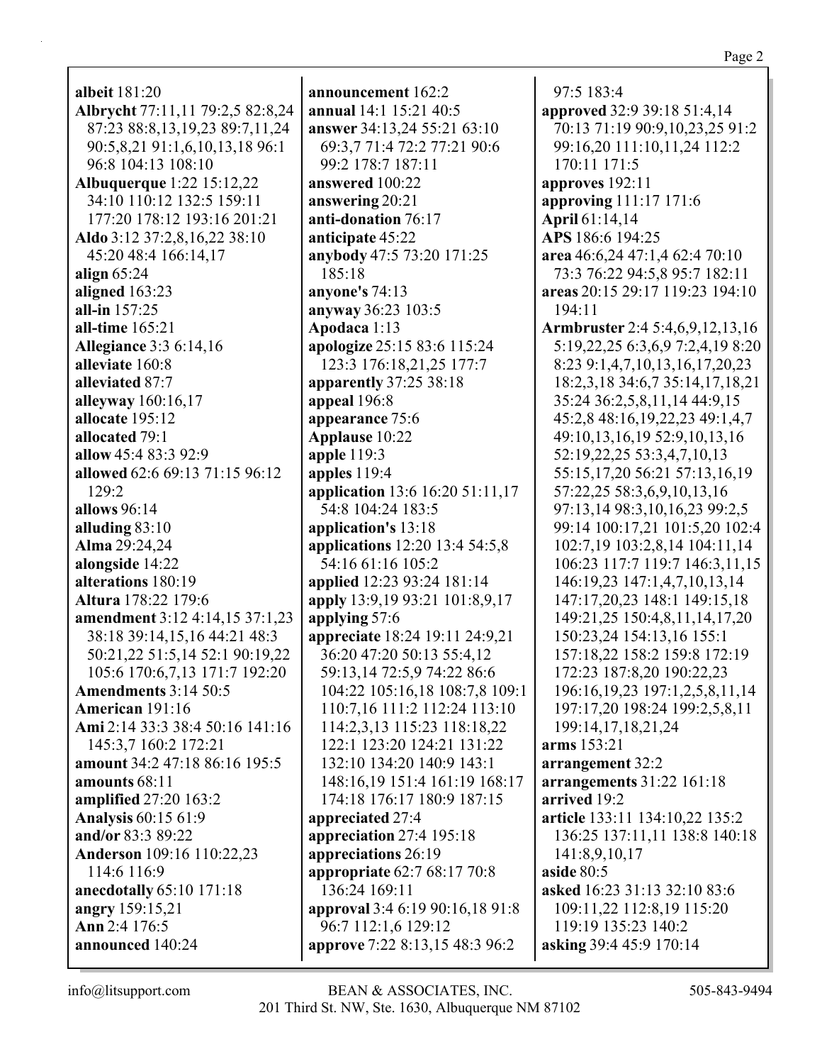**albeit** 181:20
**Albrycht** 77:11,11 79:2,5 82:8,24 87:23 88:8,13,19,23 89:7,11,24 90:5,8,21 91:1,6,10,13,18 96:1 96:8 104:13 108:10
**Albuquerque** 1:22 15:12,22 34:10 110:12 132:5 159:11 177:20 178:12 193:16 201:21
**Aldo** 3:12 37:2,8,16,22 38:10 45:20 48:4 166:14,17
**align** 65:24
**aligned** 163:23
**all-in** 157:25
**all-time** 165:21
**Allegiance** 3:3 6:14,16
**alleviate** 160:8
**alleviated** 87:7
**alleyway** 160:16,17
**allocate** 195:12
**allocated** 79:1
**allow** 45:4 83:3 92:9
**allowed** 62:6 69:13 71:15 96:12 129:2
**allows** 96:14
**alluding** 83:10
**Alma** 29:24,24
**alongside** 14:22
**alterations** 180:19
**Altura** 178:22 179:6
**amendment** 3:12 4:14,15 37:1,23 38:18 39:14,15,16 44:21 48:3 50:21,22 51:5,14 52:1 90:19,22 105:6 170:6,7,13 171:7 192:20
**Amendments** 3:14 50:5
**American** 191:16
**Ami** 2:14 33:3 38:4 50:16 141:16 145:3,7 160:2 172:21
**amount** 34:2 47:18 86:16 195:5
**amounts** 68:11
**amplified** 27:20 163:2
**Analysis** 60:15 61:9
**and/or** 83:3 89:22
**Anderson** 109:16 110:22,23 114:6 116:9
**anecdotally** 65:10 171:18
**angry** 159:15,21
**Ann** 2:4 176:5
**announced** 140:24
**announcement** 162:2
**annual** 14:1 15:21 40:5
**answer** 34:13,24 55:21 63:10 69:3,7 71:4 72:2 77:21 90:6 99:2 178:7 187:11
**answered** 100:22
**answering** 20:21
**anti-donation** 76:17
**anticipate** 45:22
**anybody** 47:5 73:20 171:25 185:18
**anyone's** 74:13
**anyway** 36:23 103:5
**Apodaca** 1:13
**apologize** 25:15 83:6 115:24 123:3 176:18,21,25 177:7
**apparently** 37:25 38:18
**appeal** 196:8
**appearance** 75:6
**Applause** 10:22
**apple** 119:3
**apples** 119:4
**application** 13:6 16:20 51:11,17 54:8 104:24 183:5
**application's** 13:18
**applications** 12:20 13:4 54:5,8 54:16 61:16 105:2
**applied** 12:23 93:24 181:14
**apply** 13:9,19 93:21 101:8,9,17
**applying** 57:6
**appreciate** 18:24 19:11 24:9,21 36:20 47:20 50:13 55:4,12 59:13,14 72:5,9 74:22 86:6 104:22 105:16,18 108:7,8 109:1 110:7,16 111:2 112:24 113:10 114:2,3,13 115:23 118:18,22 122:1 123:20 124:21 131:22 132:10 134:20 140:9 143:1 148:16,19 151:4 161:19 168:17 174:18 176:17 180:9 187:15
**appreciated** 27:4
**appreciation** 27:4 195:18
**appreciations** 26:19
**appropriate** 62:7 68:17 70:8 136:24 169:11
**approval** 3:4 6:19 90:16,18 91:8 96:7 112:1,6 129:12
**approve** 7:22 8:13,15 48:3 96:2 97:5 183:4
**approved** 32:9 39:18 51:4,14 70:13 71:19 90:9,10,23,25 91:2 99:16,20 111:10,11,24 112:2 170:11 171:5
**approves** 192:11
**approving** 111:17 171:6
**April** 61:14,14
**APS** 186:6 194:25
**area** 46:6,24 47:1,4 62:4 70:10 73:3 76:22 94:5,8 95:7 182:11
**areas** 20:15 29:17 119:23 194:10 194:11
**Armbruster** 2:4 5:4,6,9,12,13,16 5:19,22,25 6:3,6,9 7:2,4,19 8:20 8:23 9:1,4,7,10,13,16,17,20,23 18:2,3,18 34:6,7 35:14,17,18,21 35:24 36:2,5,8,11,14 44:9,15 45:2,8 48:16,19,22,23 49:1,4,7 49:10,13,16,19 52:9,10,13,16 52:19,22,25 53:3,4,7,10,13 55:15,17,20 56:21 57:13,16,19 57:22,25 58:3,6,9,10,13,16 97:13,14 98:3,10,16,23 99:2,5 99:14 100:17,21 101:5,20 102:4 102:7,19 103:2,8,14 104:11,14 106:23 117:7 119:7 146:3,11,15 146:19,23 147:1,4,7,10,13,14 147:17,20,23 148:1 149:15,18 149:21,25 150:4,8,11,14,17,20 150:23,24 154:13,16 155:1 157:18,22 158:2 159:8 172:19 172:23 187:8,20 190:22,23 196:16,19,23 197:1,2,5,8,11,14 197:17,20 198:24 199:2,5,8,11 199:14,17,18,21,24
**arms** 153:21
**arrangement** 32:2
**arrangements** 31:22 161:18
**arrived** 19:2
**article** 133:11 134:10,22 135:2 136:25 137:11,11 138:8 140:18 141:8,9,10,17
**aside** 80:5
**asked** 16:23 31:13 32:10 83:6 109:11,22 112:8,19 115:20 119:19 135:23 140:2
**asking** 39:4 45:9 170:14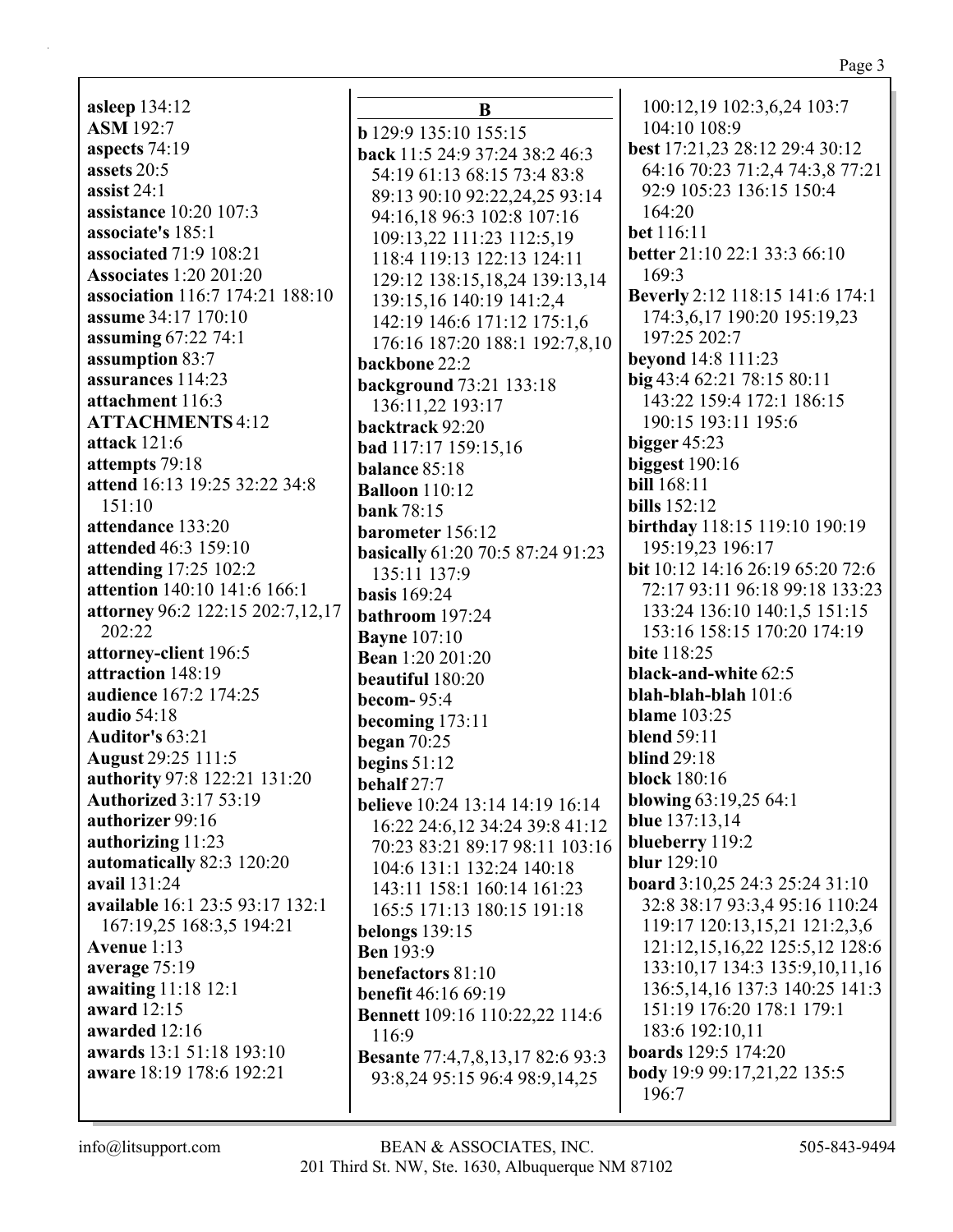**asleep** 134:12
**ASM** 192:7
**aspects** 74:19
**assets** 20:5
**assist** 24:1
**assistance** 10:20 107:3
**associate's** 185:1
**associated** 71:9 108:21
**Associates** 1:20 201:20
**association** 116:7 174:21 188:10
**assume** 34:17 170:10
**assuming** 67:22 74:1
**assumption** 83:7
**assurances** 114:23
**attachment** 116:3
**ATTACHMENTS** 4:12
**attack** 121:6
**attempts** 79:18
**attend** 16:13 19:25 32:22 34:8 151:10
**attendance** 133:20
**attended** 46:3 159:10
**attending** 17:25 102:2
**attention** 140:10 141:6 166:1
**attorney** 96:2 122:15 202:7,12,17 202:22
**attorney-client** 196:5
**attraction** 148:19
**audience** 167:2 174:25
**audio** 54:18
**Auditor's** 63:21
**August** 29:25 111:5
**authority** 97:8 122:21 131:20
**Authorized** 3:17 53:19
**authorizer** 99:16
**authorizing** 11:23
**automatically** 82:3 120:20
**avail** 131:24
**available** 16:1 23:5 93:17 132:1 167:19,25 168:3,5 194:21
**Avenue** 1:13
**average** 75:19
**awaiting** 11:18 12:1
**award** 12:15
**awarded** 12:16
**awards** 13:1 51:18 193:10
**aware** 18:19 178:6 192:21

## B

**b** 129:9 135:10 155:15
**back** 11:5 24:9 37:24 38:2 46:3 54:19 61:13 68:15 73:4 83:8 89:13 90:10 92:22,24,25 93:14 94:16,18 96:3 102:8 107:16 109:13,22 111:23 112:5,19 118:4 119:13 122:13 124:11 129:12 138:15,18,24 139:13,14 139:15,16 140:19 141:2,4 142:19 146:6 171:12 175:1,6 176:16 187:20 188:1 192:7,8,10
**backbone** 22:2
**background** 73:21 133:18 136:11,22 193:17
**backtrack** 92:20
**bad** 117:17 159:15,16
**balance** 85:18
**Balloon** 110:12
**bank** 78:15
**barometer** 156:12
**basically** 61:20 70:5 87:24 91:23 135:11 137:9
**basis** 169:24
**bathroom** 197:24
**Bayne** 107:10
**Bean** 1:20 201:20
**beautiful** 180:20
**becom-** 95:4
**becoming** 173:11
**began** 70:25
**begins** 51:12
**behalf** 27:7
**believe** 10:24 13:14 14:19 16:14 16:22 24:6,12 34:24 39:8 41:12 70:23 83:21 89:17 98:11 103:16 104:6 131:1 132:24 140:18 143:11 158:1 160:14 161:23 165:5 171:13 180:15 191:18
**belongs** 139:15
**Ben** 193:9
**benefactors** 81:10
**benefit** 46:16 69:19
**Bennett** 109:16 110:22,22 114:6 116:9
**Besante** 77:4,7,8,13,17 82:6 93:3 93:8,24 95:15 96:4 98:9,14,25 100:12,19 102:3,6,24 103:7 104:10 108:9
**best** 17:21,23 28:12 29:4 30:12 64:16 70:23 71:2,4 74:3,8 77:21 92:9 105:23 136:15 150:4 164:20
**bet** 116:11
**better** 21:10 22:1 33:3 66:10 169:3
**Beverly** 2:12 118:15 141:6 174:1 174:3,6,17 190:20 195:19,23 197:25 202:7
**beyond** 14:8 111:23
**big** 43:4 62:21 78:15 80:11 143:22 159:4 172:1 186:15 190:15 193:11 195:6
**bigger** 45:23
**biggest** 190:16
**bill** 168:11
**bills** 152:12
**birthday** 118:15 119:10 190:19 195:19,23 196:17
**bit** 10:12 14:16 26:19 65:20 72:6 72:17 93:11 96:18 99:18 133:23 133:24 136:10 140:1,5 151:15 153:16 158:15 170:20 174:19
**bite** 118:25
**black-and-white** 62:5
**blah-blah-blah** 101:6
**blame** 103:25
**blend** 59:11
**blind** 29:18
**block** 180:16
**blowing** 63:19,25 64:1
**blue** 137:13,14
**blueberry** 119:2
**blur** 129:10
**board** 3:10,25 24:3 25:24 31:10 32:8 38:17 93:3,4 95:16 110:24 119:17 120:13,15,21 121:2,3,6 121:12,15,16,22 125:5,12 128:6 133:10,17 134:3 135:9,10,11,16 136:5,14,16 137:3 140:25 141:3 151:19 176:20 178:1 179:1 183:6 192:10,11
**boards** 129:5 174:20
**body** 19:9 99:17,21,22 135:5 196:7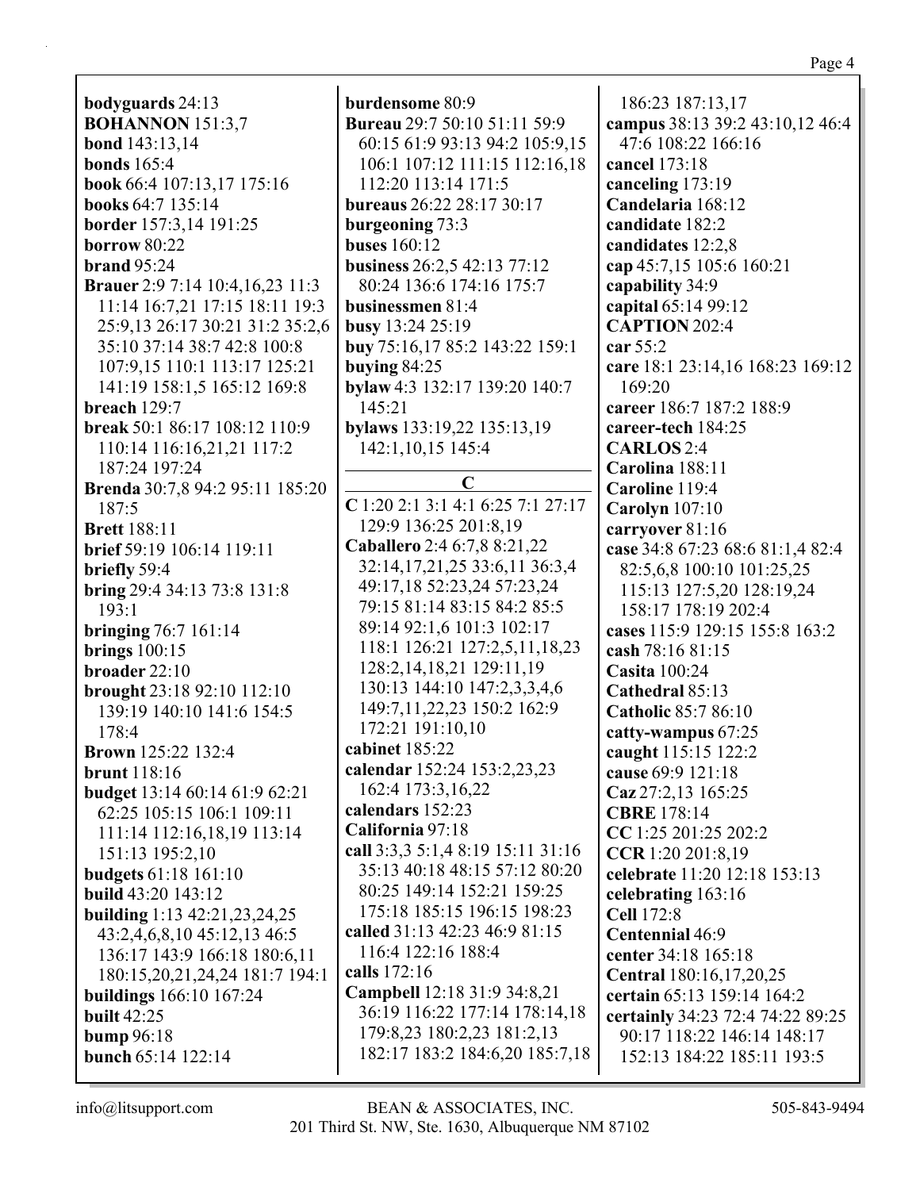**bodyguards** 24:13
**BOHANNON** 151:3,7
**bond** 143:13,14
**bonds** 165:4
**book** 66:4 107:13,17 175:16
**books** 64:7 135:14
**border** 157:3,14 191:25
**borrow** 80:22
**brand** 95:24
**Brauer** 2:9 7:14 10:4,16,23 11:3 11:14 16:7,21 17:15 18:11 19:3 25:9,13 26:17 30:21 31:2 35:2,6 35:10 37:14 38:7 42:8 100:8 107:9,15 110:1 113:17 125:21 141:19 158:1,5 165:12 169:8
**breach** 129:7
**break** 50:1 86:17 108:12 110:9 110:14 116:16,21,21 117:2 187:24 197:24
**Brenda** 30:7,8 94:2 95:11 185:20 187:5
**Brett** 188:11
**brief** 59:19 106:14 119:11
**briefly** 59:4
**bring** 29:4 34:13 73:8 131:8 193:1
**bringing** 76:7 161:14
**brings** 100:15
**broader** 22:10
**brought** 23:18 92:10 112:10 139:19 140:10 141:6 154:5 178:4
**Brown** 125:22 132:4
**brunt** 118:16
**budget** 13:14 60:14 61:9 62:21 62:25 105:15 106:1 109:11 111:14 112:16,18,19 113:14 151:13 195:2,10
**budgets** 61:18 161:10
**build** 43:20 143:12
**building** 1:13 42:21,23,24,25 43:2,4,6,8,10 45:12,13 46:5 136:17 143:9 166:18 180:6,11 180:15,20,21,24,24 181:7 194:1
**buildings** 166:10 167:24
**built** 42:25
**bump** 96:18
**bunch** 65:14 122:14
**burdensome** 80:9
**Bureau** 29:7 50:10 51:11 59:9 60:15 61:9 93:13 94:2 105:9,15 106:1 107:12 111:15 112:16,18 112:20 113:14 171:5
**bureaus** 26:22 28:17 30:17
**burgeoning** 73:3
**buses** 160:12
**business** 26:2,5 42:13 77:12 80:24 136:6 174:16 175:7
**businessmen** 81:4
**busy** 13:24 25:19
**buy** 75:16,17 85:2 143:22 159:1
**buying** 84:25
**bylaw** 4:3 132:17 139:20 140:7 145:21
**bylaws** 133:19,22 135:13,19 142:1,10,15 145:4

## C

**C** 1:20 2:1 3:1 4:1 6:25 7:1 27:17 129:9 136:25 201:8,19
**Caballero** 2:4 6:7,8 8:21,22 32:14,17,21,25 33:6,11 36:3,4 49:17,18 52:23,24 57:23,24 79:15 81:14 83:15 84:2 85:5 89:14 92:1,6 101:3 102:17 118:1 126:21 127:2,5,11,18,23 128:2,14,18,21 129:11,19 130:13 144:10 147:2,3,3,4,6 149:7,11,22,23 150:2 162:9 172:21 191:10,10
**cabinet** 185:22
**calendar** 152:24 153:2,23,23 162:4 173:3,16,22
**calendars** 152:23
**California** 97:18
**call** 3:3,3 5:1,4 8:19 15:11 31:16 35:13 40:18 48:15 57:12 80:20 80:25 149:14 152:21 159:25 175:18 185:15 196:15 198:23
**called** 31:13 42:23 46:9 81:15 116:4 122:16 188:4
**calls** 172:16
**Campbell** 12:18 31:9 34:8,21 36:19 116:22 177:14 178:14,18 179:8,23 180:2,23 181:2,13 182:17 183:2 184:6,20 185:7,18 186:23 187:13,17
**campus** 38:13 39:2 43:10,12 46:4 47:6 108:22 166:16
**cancel** 173:18
**canceling** 173:19
**Candelaria** 168:12
**candidate** 182:2
**candidates** 12:2,8
**cap** 45:7,15 105:6 160:21
**capability** 34:9
**capital** 65:14 99:12
**CAPTION** 202:4
**car** 55:2
**care** 18:1 23:14,16 168:23 169:12 169:20
**career** 186:7 187:2 188:9
**career-tech** 184:25
**CARLOS** 2:4
**Carolina** 188:11
**Caroline** 119:4
**Carolyn** 107:10
**carryover** 81:16
**case** 34:8 67:23 68:6 81:1,4 82:4 82:5,6,8 100:10 101:25,25 115:13 127:5,20 128:19,24 158:17 178:19 202:4
**cases** 115:9 129:15 155:8 163:2
**cash** 78:16 81:15
**Casita** 100:24
**Cathedral** 85:13
**Catholic** 85:7 86:10
**catty-wampus** 67:25
**caught** 115:15 122:2
**cause** 69:9 121:18
**Caz** 27:2,13 165:25
**CBRE** 178:14
**CC** 1:25 201:25 202:2
**CCR** 1:20 201:8,19
**celebrate** 11:20 12:18 153:13
**celebrating** 163:16
**Cell** 172:8
**Centennial** 46:9
**center** 34:18 165:18
**Central** 180:16,17,20,25
**certain** 65:13 159:14 164:2
**certainly** 34:23 72:4 74:22 89:25 90:17 118:22 146:14 148:17 152:13 184:22 185:11 193:5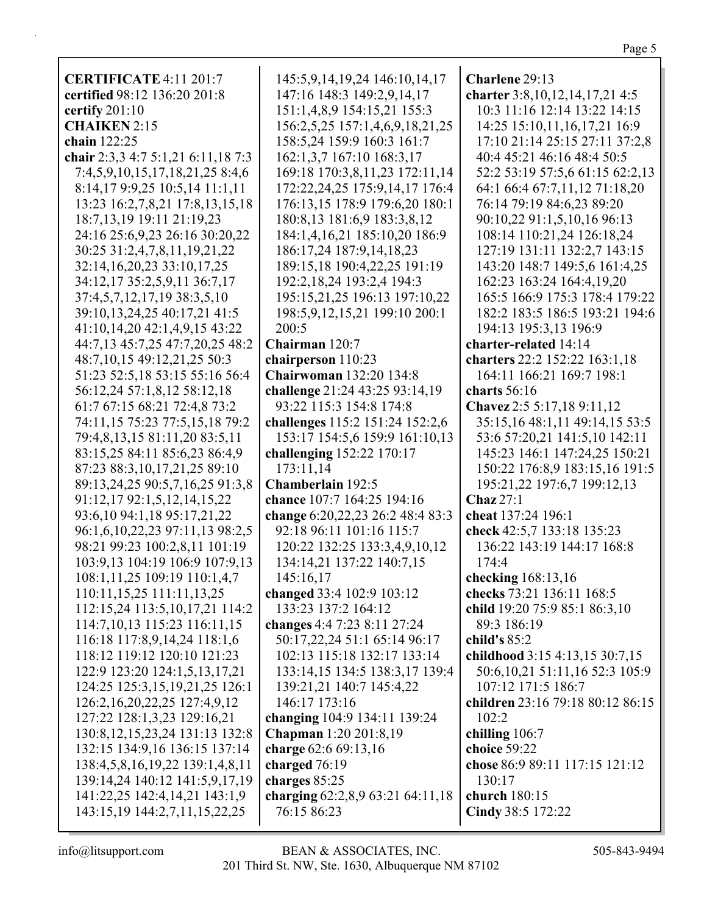**CERTIFICATE** 4:11 201:7
**certified** 98:12 136:20 201:8
**certify** 201:10
**CHAIKEN** 2:15
**chain** 122:25
**chair** 2:3,3 4:7 5:1,21 6:11,18 7:3 7:4,5,9,10,15,17,18,21,25 8:4,6 8:14,17 9:9,25 10:5,14 11:1,11 13:23 16:2,7,8,21 17:8,13,15,18 18:7,13,19 19:11 21:19,23 24:16 25:6,9,23 26:16 30:20,22 30:25 31:2,4,7,8,11,19,21,22 32:14,16,20,23 33:10,17,25 34:12,17 35:2,5,9,11 36:7,17 37:4,5,7,12,17,19 38:3,5,10 39:10,13,24,25 40:17,21 41:5 41:10,14,20 42:1,4,9,15 43:22 44:7,13 45:7,25 47:7,20,25 48:2 48:7,10,15 49:12,21,25 50:3 51:23 52:5,18 53:15 55:16 56:4 56:12,24 57:1,8,12 58:12,18 61:7 67:15 68:21 72:4,8 73:2 74:11,15 75:23 77:5,15,18 79:2 79:4,8,13,15 81:11,20 83:5,11 83:15,25 84:11 85:6,23 86:4,9 87:23 88:3,10,17,21,25 89:10 89:13,24,25 90:5,7,16,25 91:3,8 91:12,17 92:1,5,12,14,15,21 93:6,10 94:1,18 95:17,21,22 96:1,6,10,22,23 97:11,13 98:2,5 98:21 99:23 100:2,8,11 101:19 103:9,13 104:19 106:9 107:9,13 108:1,11,25 109:19 110:1,4,7 110:11,15,25 111:11,13,25 112:15,24 113:5,10,17,21 114:2 114:7,10,13 115:23 116:11,15 116:18 117:8,9,14,24 118:1,6 118:12 119:12 120:10 121:23 122:9 123:20 124:1,5,13,17,21 124:25 125:3,15,19,21,25 126:1 126:2,16,20,22,25 127:4,9,12 127:22 128:1,3,23 129:16,21 130:8,12,15,23,24 131:13 132:8 132:15 134:9,16 136:15 137:14 138:4,5,8,16,19,22 139:1,4,8,11 139:14,24 140:12 141:5,9,17,19 141:22,25 142:4,14,21 143:1,9 143:15,19 144:2,7,11,15,22,25 145:5,9,14,19,24 146:10,14,17 147:16 148:3 149:2,9,14,17 151:1,4,8,9 154:15,21 155:3 156:2,5,25 157:1,4,6,9,18,21,25 158:5,24 159:9 160:3 161:7 162:1,3,7 167:10 168:3,17 169:18 170:3,8,11,23 172:11,14 172:22,24,25 175:9,14,17 176:4 176:13,15 178:9 179:6,20 180:1 180:8,13 181:6,9 183:3,8,12 184:1,4,16,21 185:10,20 186:9 186:17,24 187:9,14,18,23 189:15,18 190:4,22,25 191:19 192:2,18,24 193:2,4 194:3 195:15,21,25 196:13 197:10,22 198:5,9,12,15,21 199:10 200:1 200:5
**Chairman** 120:7
**chairperson** 110:23
**Chairwoman** 132:20 134:8
**challenge** 21:24 43:25 93:14,19 93:22 115:3 154:8 174:8
**challenges** 115:2 151:24 152:2,6 153:17 154:5,6 159:9 161:10,13
**challenging** 152:22 170:17 173:11,14
**Chamberlain** 192:5
**chance** 107:7 164:25 194:16
**change** 6:20,22,23 26:2 48:4 83:3 92:18 96:11 101:16 115:7 120:22 132:25 133:3,4,9,10,12 134:14,21 137:22 140:7,15 145:16,17
**changed** 33:4 102:9 103:12 133:23 137:2 164:12
**changes** 4:4 7:23 8:11 27:24 50:17,22,24 51:1 65:14 96:17 102:13 115:18 132:17 133:14 133:14,15 134:5 138:3,17 139:4 139:21,21 140:7 145:4,22 146:17 173:16
**changing** 104:9 134:11 139:24
**Chapman** 1:20 201:8,19
**charge** 62:6 69:13,16
**charged** 76:19
**charges** 85:25
**charging** 62:2,8,9 63:21 64:11,18 76:15 86:23
**Charlene** 29:13
**charter** 3:8,10,12,14,17,21 4:5 10:3 11:16 12:14 13:22 14:15 14:25 15:10,11,16,17,21 16:9 17:10 21:14 25:15 27:11 37:2,8 40:4 45:21 46:16 48:4 50:5 52:2 53:19 57:5,6 61:15 62:2,13 64:1 66:4 67:7,11,12 71:18,20 76:14 79:19 84:6,23 89:20 90:10,22 91:1,5,10,16 96:13 108:14 110:21,24 126:18,24 127:19 131:11 132:2,7 143:15 143:20 148:7 149:5,6 161:4,25 162:23 163:24 164:4,19,20 165:5 166:9 175:3 178:4 179:22 182:2 183:5 186:5 193:21 194:6 194:13 195:3,13 196:9
**charter-related** 14:14
**charters** 22:2 152:22 163:1,18 164:11 166:21 169:7 198:1
**charts** 56:16
**Chavez** 2:5 5:17,18 9:11,12 35:15,16 48:1,11 49:14,15 53:5 53:6 57:20,21 141:5,10 142:11 145:23 146:1 147:24,25 150:21 150:22 176:8,9 183:15,16 191:5 195:21,22 197:6,7 199:12,13
**Chaz** 27:1
**cheat** 137:24 196:1
**check** 42:5,7 133:18 135:23 136:22 143:19 144:17 168:8 174:4
**checking** 168:13,16
**checks** 73:21 136:11 168:5
**child** 19:20 75:9 85:1 86:3,10 89:3 186:19
**child's** 85:2
**childhood** 3:15 4:13,15 30:7,15 50:6,10,21 51:11,16 52:3 105:9 107:12 171:5 186:7
**children** 23:16 79:18 80:12 86:15 102:2
**chilling** 106:7
**choice** 59:22
**chose** 86:9 89:11 117:15 121:12 130:17
**church** 180:15
**Cindy** 38:5 172:22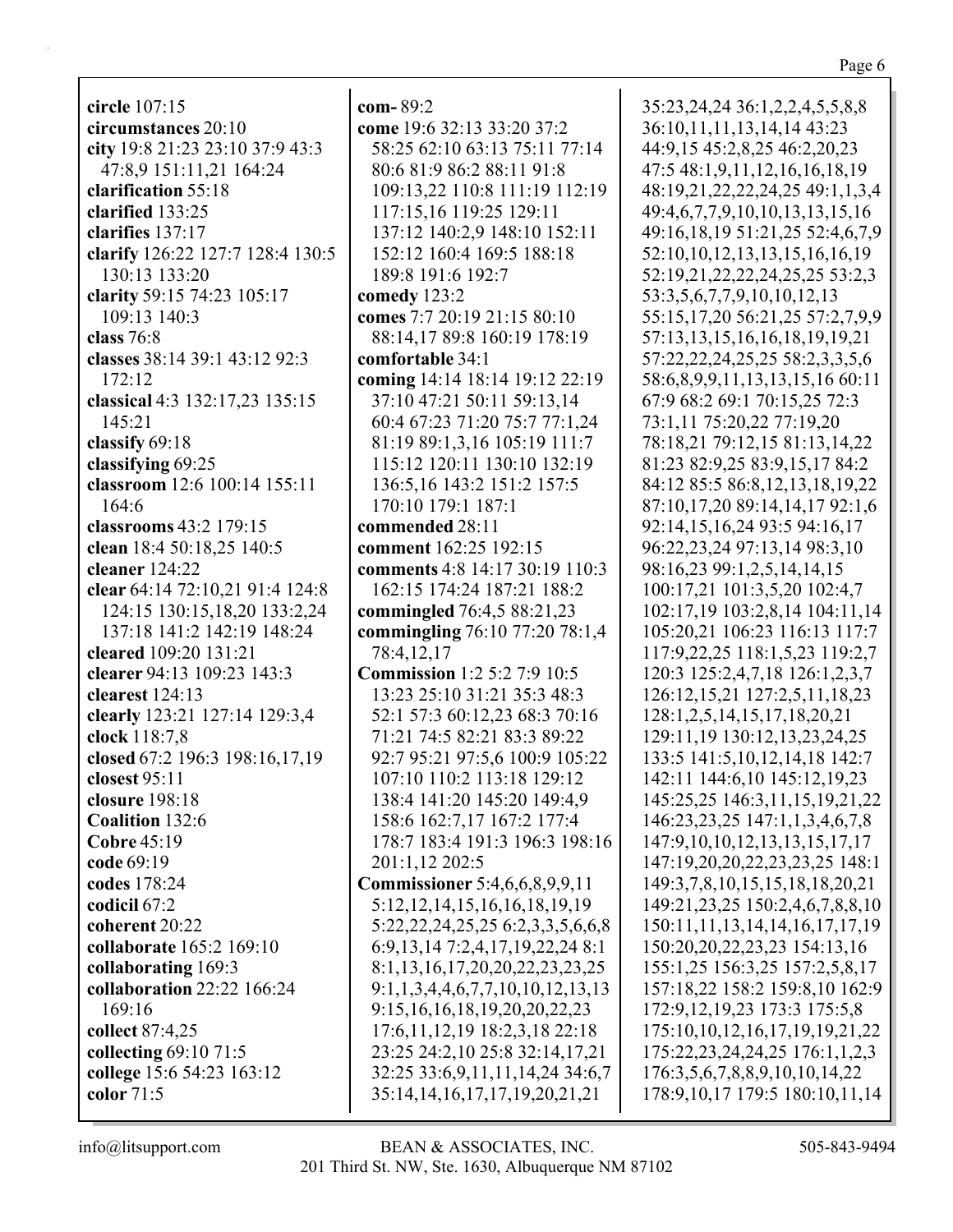**circle** 107:15
**circumstances** 20:10
**city** 19:8 21:23 23:10 37:9 43:3 47:8,9 151:11,21 164:24
**clarification** 55:18
**clarified** 133:25
**clarifies** 137:17
**clarify** 126:22 127:7 128:4 130:5 130:13 133:20
**clarity** 59:15 74:23 105:17 109:13 140:3
**class** 76:8
**classes** 38:14 39:1 43:12 92:3 172:12
**classical** 4:3 132:17,23 135:15 145:21
**classify** 69:18
**classifying** 69:25
**classroom** 12:6 100:14 155:11 164:6
**classrooms** 43:2 179:15
**clean** 18:4 50:18,25 140:5
**cleaner** 124:22
**clear** 64:14 72:10,21 91:4 124:8 124:15 130:15,18,20 133:2,24 137:18 141:2 142:19 148:24
**cleared** 109:20 131:21
**clearer** 94:13 109:23 143:3
**clearest** 124:13
**clearly** 123:21 127:14 129:3,4
**clock** 118:7,8
**closed** 67:2 196:3 198:16,17,19
**closest** 95:11
**closure** 198:18
**Coalition** 132:6
**Cobre** 45:19
**code** 69:19
**codes** 178:24
**codicil** 67:2
**coherent** 20:22
**collaborate** 165:2 169:10
**collaborating** 169:3
**collaboration** 22:22 166:24 169:16
**collect** 87:4,25
**collecting** 69:10 71:5
**college** 15:6 54:23 163:12
**color** 71:5
**com-** 89:2
**come** 19:6 32:13 33:20 37:2 58:25 62:10 63:13 75:11 77:14 80:6 81:9 86:2 88:11 91:8 109:13,22 110:8 111:19 112:19 117:15,16 119:25 129:11 137:12 140:2,9 148:10 152:11 152:12 160:4 169:5 188:18 189:8 191:6 192:7
**comedy** 123:2
**comes** 7:7 20:19 21:15 80:10 88:14,17 89:8 160:19 178:19
**comfortable** 34:1
**coming** 14:14 18:14 19:12 22:19 37:10 47:21 50:11 59:13,14 60:4 67:23 71:20 75:7 77:1,24 81:19 89:1,3,16 105:19 111:7 115:12 120:11 130:10 132:19 136:5,16 143:2 151:2 157:5 170:10 179:1 187:1
**commended** 28:11
**comment** 162:25 192:15
**comments** 4:8 14:17 30:19 110:3 162:15 174:24 187:21 188:2
**commingled** 76:4,5 88:21,23
**commingling** 76:10 77:20 78:1,4 78:4,12,17
**Commission** 1:2 5:2 7:9 10:5 13:23 25:10 31:21 35:3 48:3 52:1 57:3 60:12,23 68:3 70:16 71:21 74:5 82:21 83:3 89:22 92:7 95:21 97:5,6 100:9 105:22 107:10 110:2 113:18 129:12 138:4 141:20 145:20 149:4,9 158:6 162:7,17 167:2 177:4 178:7 183:4 191:3 196:3 198:16 201:1,12 202:5
**Commissioner** 5:4,6,6,8,9,9,11 5:12,12,14,15,16,16,18,19,19 5:22,22,24,25,25 6:2,3,3,5,6,6,8 6:9,13,14 7:2,4,17,19,22,24 8:1 8:1,13,16,17,20,20,22,23,23,25 9:1,1,3,4,4,6,7,7,10,10,12,13,13 9:15,16,16,18,19,20,20,22,23 17:6,11,12,19 18:2,3,18 22:18 23:25 24:2,10 25:8 32:14,17,21 32:25 33:6,9,11,11,14,24 34:6,7 35:14,14,16,17,17,19,20,21,21 35:23,24,24 36:1,2,2,4,5,5,8,8 36:10,11,11,13,14,14 43:23 44:9,15 45:2,8,25 46:2,20,23 47:5 48:1,9,11,12,16,16,18,19 48:19,21,22,22,24,25 49:1,1,3,4 49:4,6,7,7,9,10,10,13,13,15,16 49:16,18,19 51:21,25 52:4,6,7,9 52:10,10,12,13,13,15,16,16,19 52:19,21,22,22,24,25,25 53:2,3 53:3,5,6,7,7,9,10,10,12,13 55:15,17,20 56:21,25 57:2,7,9,9 57:13,13,15,16,16,18,19,19,21 57:22,22,24,25,25 58:2,3,3,5,6 58:6,8,9,9,11,13,13,15,16 60:11 67:9 68:2 69:1 70:15,25 72:3 73:1,11 75:20,22 77:19,20 78:18,21 79:12,15 81:13,14,22 81:23 82:9,25 83:9,15,17 84:2 84:12 85:5 86:8,12,13,18,19,22 87:10,17,20 89:14,14,17 92:1,6 92:14,15,16,24 93:5 94:16,17 96:22,23,24 97:13,14 98:3,10 98:16,23 99:1,2,5,14,14,15 100:17,21 101:3,5,20 102:4,7 102:17,19 103:2,8,14 104:11,14 105:20,21 106:23 116:13 117:7 117:9,22,25 118:1,5,23 119:2,7 120:3 125:2,4,7,18 126:1,2,3,7 126:12,15,21 127:2,5,11,18,23 128:1,2,5,14,15,17,18,20,21 129:11,19 130:12,13,23,24,25 133:5 141:5,10,12,14,18 142:7 142:11 144:6,10 145:12,19,23 145:25,25 146:3,11,15,19,21,22 146:23,23,25 147:1,1,3,4,6,7,8 147:9,10,10,12,13,13,15,17,17 147:19,20,20,22,23,23,25 148:1 149:3,7,8,10,15,15,18,18,20,21 149:21,23,25 150:2,4,6,7,8,8,10 150:11,11,13,14,14,16,17,17,19 150:20,20,22,23,23 154:13,16 155:1,25 156:3,25 157:2,5,8,17 157:18,22 158:2 159:8,10 162:9 172:9,12,19,23 173:3 175:5,8 175:10,10,12,16,17,19,19,21,22 175:22,23,24,24,25 176:1,1,2,3 176:3,5,6,7,8,8,9,10,10,14,22 178:9,10,17 179:5 180:10,11,14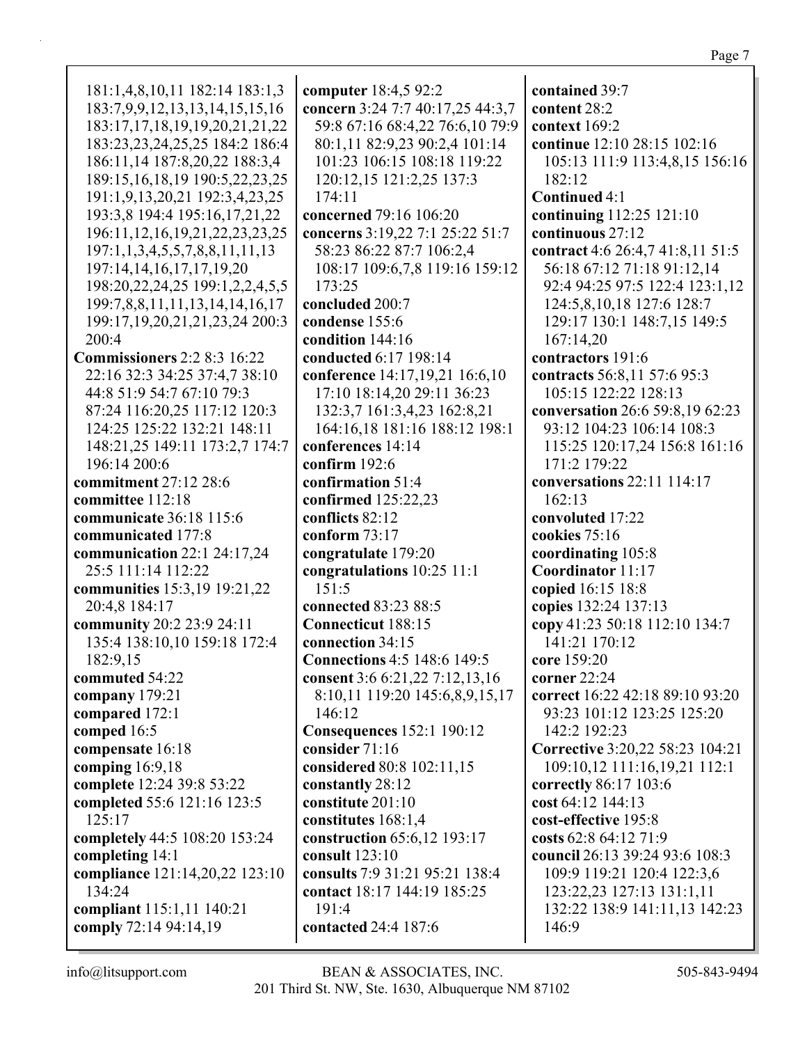181:1,4,8,10,11 182:14 183:1,3 183:7,9,9,12,13,13,14,15,15,16 183:17,17,18,19,19,20,21,21,22 183:23,23,24,25,25 184:2 186:4 186:11,14 187:8,20,22 188:3,4 189:15,16,18,19 190:5,22,23,25 191:1,9,13,20,21 192:3,4,23,25 193:3,8 194:4 195:16,17,21,22 196:11,12,16,19,21,22,23,23,25 197:1,1,3,4,5,5,7,8,8,11,11,13 197:14,14,16,17,17,19,20 198:20,22,24,25 199:1,2,2,4,5,5 199:7,8,8,11,11,13,14,14,16,17 199:17,19,20,21,21,23,24 200:3 200:4

**Commissioners** 2:2 8:3 16:22 22:16 32:3 34:25 37:4,7 38:10 44:8 51:9 54:7 67:10 79:3 87:24 116:20,25 117:12 120:3 124:25 125:22 132:21 148:11 148:21,25 149:11 173:2,7 174:7 196:14 200:6

**commitment** 27:12 28:6

**committee** 112:18

**communicate** 36:18 115:6

**communicated** 177:8

**communication** 22:1 24:17,24 25:5 111:14 112:22

**communities** 15:3,19 19:21,22 20:4,8 184:17

**community** 20:2 23:9 24:11 135:4 138:10,10 159:18 172:4 182:9,15

**commuted** 54:22

**company** 179:21

**compared** 172:1

**comped** 16:5

**compensate** 16:18

**comping** 16:9,18

**complete** 12:24 39:8 53:22

**completed** 55:6 121:16 123:5 125:17

**completely** 44:5 108:20 153:24

**completing** 14:1

**compliance** 121:14,20,22 123:10 134:24

**compliant** 115:1,11 140:21

**comply** 72:14 94:14,19

**computer** 18:4,5 92:2

**concern** 3:24 7:7 40:17,25 44:3,7 59:8 67:16 68:4,22 76:6,10 79:9 80:1,11 82:9,23 90:2,4 101:14 101:23 106:15 108:18 119:22 120:12,15 121:2,25 137:3 174:11

**concerned** 79:16 106:20

**concerns** 3:19,22 7:1 25:22 51:7 58:23 86:22 87:7 106:2,4 108:17 109:6,7,8 119:16 159:12 173:25

**concluded** 200:7

**condense** 155:6

**condition** 144:16

**conducted** 6:17 198:14

**conference** 14:17,19,21 16:6,10 17:10 18:14,20 29:11 36:23 132:3,7 161:3,4,23 162:8,21 164:16,18 181:16 188:12 198:1

**conferences** 14:14

**confirm** 192:6

**confirmation** 51:4

**confirmed** 125:22,23

**conflicts** 82:12

**conform** 73:17

**congratulate** 179:20

**congratulations** 10:25 11:1 151:5

**connected** 83:23 88:5

**Connecticut** 188:15

**connection** 34:15

**Connections** 4:5 148:6 149:5

**consent** 3:6 6:21,22 7:12,13,16 8:10,11 119:20 145:6,8,9,15,17 146:12

**Consequences** 152:1 190:12

**consider** 71:16

**considered** 80:8 102:11,15

**constantly** 28:12

**constitute** 201:10

**constitutes** 168:1,4

**construction** 65:6,12 193:17

**consult** 123:10

**consults** 7:9 31:21 95:21 138:4

**contact** 18:17 144:19 185:25 191:4

**contacted** 24:4 187:6

**contained** 39:7

**content** 28:2

**context** 169:2

**continue** 12:10 28:15 102:16 105:13 111:9 113:4,8,15 156:16 182:12

**Continued** 4:1

**continuing** 112:25 121:10

**continuous** 27:12

**contract** 4:6 26:4,7 41:8,11 51:5 56:18 67:12 71:18 91:12,14 92:4 94:25 97:5 122:4 123:1,12 124:5,8,10,18 127:6 128:7 129:17 130:1 148:7,15 149:5 167:14,20

**contractors** 191:6

**contracts** 56:8,11 57:6 95:3 105:15 122:22 128:13

**conversation** 26:6 59:8,19 62:23 93:12 104:23 106:14 108:3 115:25 120:17,24 156:8 161:16 171:2 179:22

**conversations** 22:11 114:17 162:13

**convoluted** 17:22

**cookies** 75:16

**coordinating** 105:8

**Coordinator** 11:17

**copied** 16:15 18:8

**copies** 132:24 137:13

**copy** 41:23 50:18 112:10 134:7 141:21 170:12

**core** 159:20

**corner** 22:24

**correct** 16:22 42:18 89:10 93:20 93:23 101:12 123:25 125:20 142:2 192:23

**Corrective** 3:20,22 58:23 104:21 109:10,12 111:16,19,21 112:1

**correctly** 86:17 103:6

**cost** 64:12 144:13

**cost-effective** 195:8

**costs** 62:8 64:12 71:9

**council** 26:13 39:24 93:6 108:3 109:9 119:21 120:4 122:3,6 123:22,23 127:13 131:1,11 132:22 138:9 141:11,13 142:23 146:9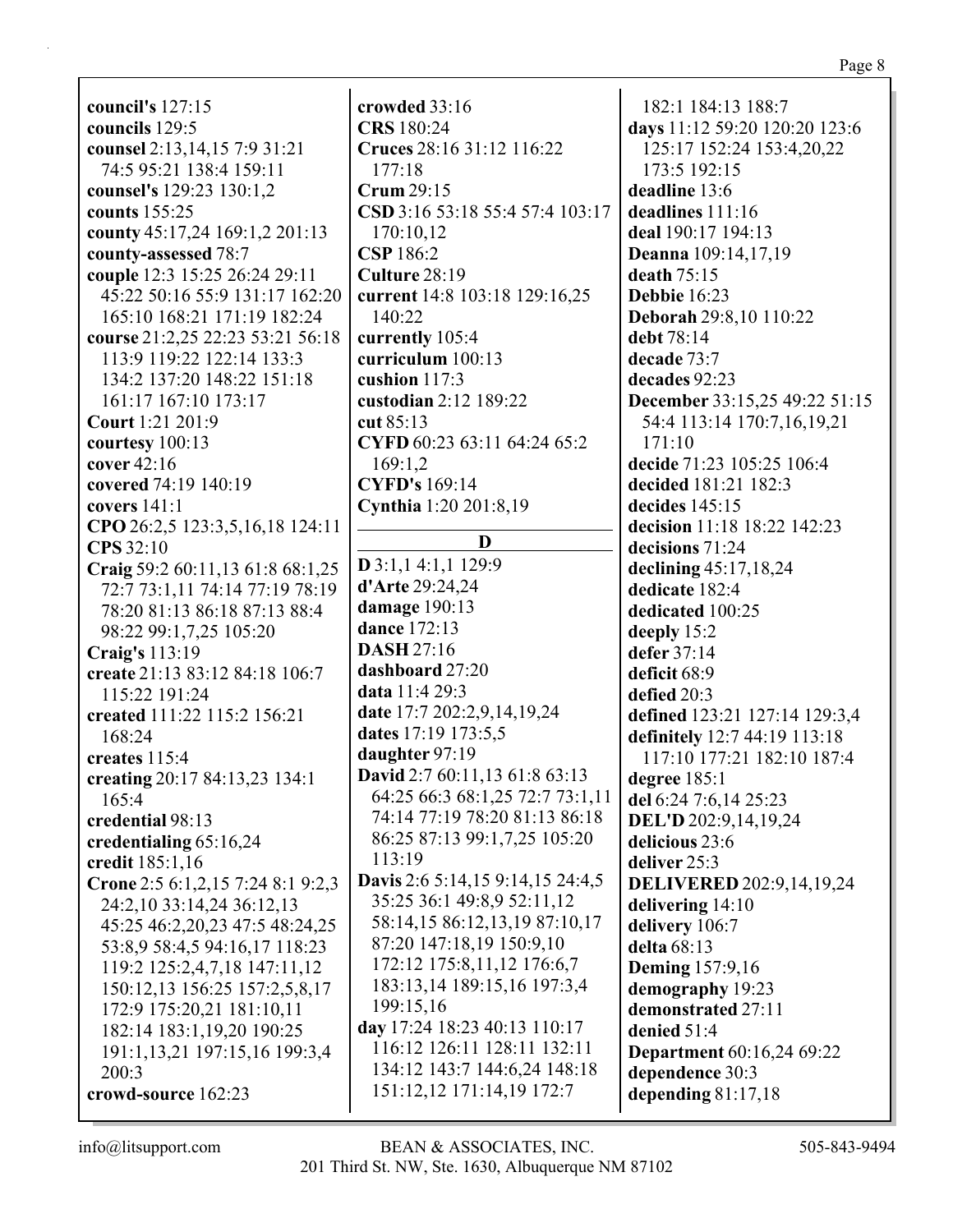**council's** 127:15
**councils** 129:5
**counsel** 2:13,14,15 7:9 31:21 74:5 95:21 138:4 159:11
**counsel's** 129:23 130:1,2
**counts** 155:25
**county** 45:17,24 169:1,2 201:13
**county-assessed** 78:7
**couple** 12:3 15:25 26:24 29:11 45:22 50:16 55:9 131:17 162:20 165:10 168:21 171:19 182:24
**course** 21:2,25 22:23 53:21 56:18 113:9 119:22 122:14 133:3 134:2 137:20 148:22 151:18 161:17 167:10 173:17
**Court** 1:21 201:9
**courtesy** 100:13
**cover** 42:16
**covered** 74:19 140:19
**covers** 141:1
**CPO** 26:2,5 123:3,5,16,18 124:11
**CPS** 32:10
**Craig** 59:2 60:11,13 61:8 68:1,25 72:7 73:1,11 74:14 77:19 78:19 78:20 81:13 86:18 87:13 88:4 98:22 99:1,7,25 105:20
**Craig's** 113:19
**create** 21:13 83:12 84:18 106:7 115:22 191:24
**created** 111:22 115:2 156:21 168:24
**creates** 115:4
**creating** 20:17 84:13,23 134:1 165:4
**credential** 98:13
**credentialing** 65:16,24
**credit** 185:1,16
**Crone** 2:5 6:1,2,15 7:24 8:1 9:2,3 24:2,10 33:14,24 36:12,13 45:25 46:2,20,23 47:5 48:24,25 53:8,9 58:4,5 94:16,17 118:23 119:2 125:2,4,7,18 147:11,12 150:12,13 156:25 157:2,5,8,17 172:9 175:20,21 181:10,11 182:14 183:1,19,20 190:25 191:1,13,21 197:15,16 199:3,4 200:3
**crowd-source** 162:23
**crowded** 33:16
**CRS** 180:24
**Cruces** 28:16 31:12 116:22 177:18
**Crum** 29:15
**CSD** 3:16 53:18 55:4 57:4 103:17 170:10,12
**CSP** 186:2
**Culture** 28:19
**current** 14:8 103:18 129:16,25 140:22
**currently** 105:4
**curriculum** 100:13
**cushion** 117:3
**custodian** 2:12 189:22
**cut** 85:13
**CYFD** 60:23 63:11 64:24 65:2 169:1,2
**CYFD's** 169:14
**Cynthia** 1:20 201:8,19

## D

**D** 3:1,1 4:1,1 129:9
**d'Arte** 29:24,24
**damage** 190:13
**dance** 172:13
**DASH** 27:16
**dashboard** 27:20
**data** 11:4 29:3
**date** 17:7 202:2,9,14,19,24
**dates** 17:19 173:5,5
**daughter** 97:19
**David** 2:7 60:11,13 61:8 63:13 64:25 66:3 68:1,25 72:7 73:1,11 74:14 77:19 78:20 81:13 86:18 86:25 87:13 99:1,7,25 105:20 113:19
**Davis** 2:6 5:14,15 9:14,15 24:4,5 35:25 36:1 49:8,9 52:11,12 58:14,15 86:12,13,19 87:10,17 87:20 147:18,19 150:9,10 172:12 175:8,11,12 176:6,7 183:13,14 189:15,16 197:3,4 199:15,16
**day** 17:24 18:23 40:13 110:17 116:12 126:11 128:11 132:11 134:12 143:7 144:6,24 148:18 151:12,12 171:14,19 172:7 182:1 184:13 188:7
**days** 11:12 59:20 120:20 123:6 125:17 152:24 153:4,20,22 173:5 192:15
**deadline** 13:6
**deadlines** 111:16
**deal** 190:17 194:13
**Deanna** 109:14,17,19
**death** 75:15
**Debbie** 16:23
**Deborah** 29:8,10 110:22
**debt** 78:14
**decade** 73:7
**decades** 92:23
**December** 33:15,25 49:22 51:15 54:4 113:14 170:7,16,19,21 171:10
**decide** 71:23 105:25 106:4
**decided** 181:21 182:3
**decides** 145:15
**decision** 11:18 18:22 142:23
**decisions** 71:24
**declining** 45:17,18,24
**dedicate** 182:4
**dedicated** 100:25
**deeply** 15:2
**defer** 37:14
**deficit** 68:9
**defied** 20:3
**defined** 123:21 127:14 129:3,4
**definitely** 12:7 44:19 113:18 117:10 177:21 182:10 187:4
**degree** 185:1
**del** 6:24 7:6,14 25:23
**DEL'D** 202:9,14,19,24
**delicious** 23:6
**deliver** 25:3
**DELIVERED** 202:9,14,19,24
**delivering** 14:10
**delivery** 106:7
**delta** 68:13
**Deming** 157:9,16
**demography** 19:23
**demonstrated** 27:11
**denied** 51:4
**Department** 60:16,24 69:22
**dependence** 30:3
**depending** 81:17,18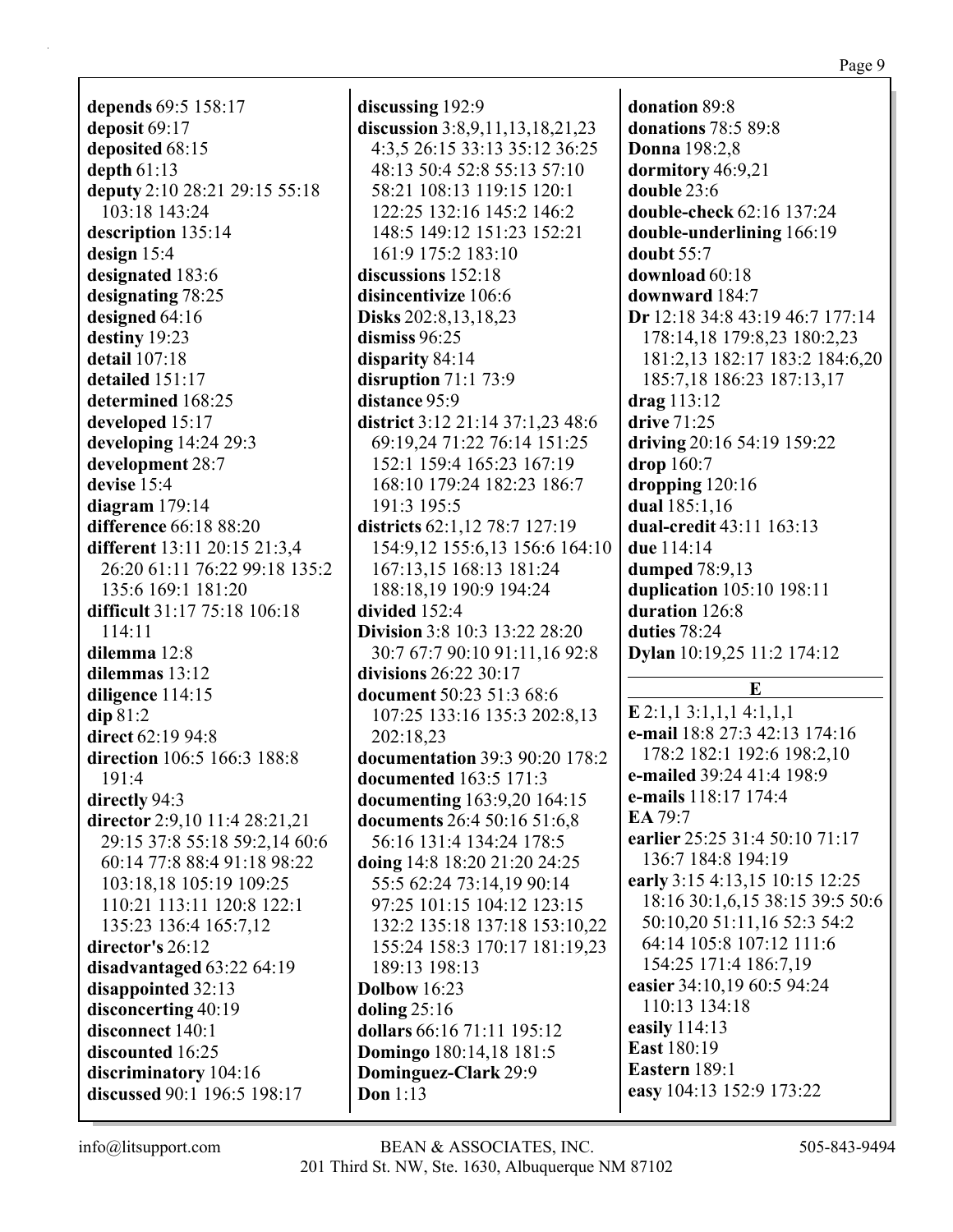**depends** 69:5 158:17
**deposit** 69:17
**deposited** 68:15
**depth** 61:13
**deputy** 2:10 28:21 29:15 55:18 103:18 143:24
**description** 135:14
**design** 15:4
**designated** 183:6
**designating** 78:25
**designed** 64:16
**destiny** 19:23
**detail** 107:18
**detailed** 151:17
**determined** 168:25
**developed** 15:17
**developing** 14:24 29:3
**development** 28:7
**devise** 15:4
**diagram** 179:14
**difference** 66:18 88:20
**different** 13:11 20:15 21:3,4 26:20 61:11 76:22 99:18 135:2 135:6 169:1 181:20
**difficult** 31:17 75:18 106:18 114:11
**dilemma** 12:8
**dilemmas** 13:12
**diligence** 114:15
**dip** 81:2
**direct** 62:19 94:8
**direction** 106:5 166:3 188:8 191:4
**directly** 94:3
**director** 2:9,10 11:4 28:21,21 29:15 37:8 55:18 59:2,14 60:6 60:14 77:8 88:4 91:18 98:22 103:18,18 105:19 109:25 110:21 113:11 120:8 122:1 135:23 136:4 165:7,12
**director's** 26:12
**disadvantaged** 63:22 64:19
**disappointed** 32:13
**disconcerting** 40:19
**disconnect** 140:1
**discounted** 16:25
**discriminatory** 104:16
**discussed** 90:1 196:5 198:17
**discussing** 192:9
**discussion** 3:8,9,11,13,18,21,23 4:3,5 26:15 33:13 35:12 36:25 48:13 50:4 52:8 55:13 57:10 58:21 108:13 119:15 120:1 122:25 132:16 145:2 146:2 148:5 149:12 151:23 152:21 161:9 175:2 183:10
**discussions** 152:18
**disincentivize** 106:6
**Disks** 202:8,13,18,23
**dismiss** 96:25
**disparity** 84:14
**disruption** 71:1 73:9
**distance** 95:9
**district** 3:12 21:14 37:1,23 48:6 69:19,24 71:22 76:14 151:25 152:1 159:4 165:23 167:19 168:10 179:24 182:23 186:7 191:3 195:5
**districts** 62:1,12 78:7 127:19 154:9,12 155:6,13 156:6 164:10 167:13,15 168:13 181:24 188:18,19 190:9 194:24
**divided** 152:4
**Division** 3:8 10:3 13:22 28:20 30:7 67:7 90:10 91:11,16 92:8
**divisions** 26:22 30:17
**document** 50:23 51:3 68:6 107:25 133:16 135:3 202:8,13 202:18,23
**documentation** 39:3 90:20 178:2
**documented** 163:5 171:3
**documenting** 163:9,20 164:15
**documents** 26:4 50:16 51:6,8 56:16 131:4 134:24 178:5
**doing** 14:8 18:20 21:20 24:25 55:5 62:24 73:14,19 90:14 97:25 101:15 104:12 123:15 132:2 135:18 137:18 153:10,22 155:24 158:3 170:17 181:19,23 189:13 198:13
**Dolbow** 16:23
**doling** 25:16
**dollars** 66:16 71:11 195:12
**Domingo** 180:14,18 181:5
**Dominguez-Clark** 29:9
**Don** 1:13
**donation** 89:8
**donations** 78:5 89:8
**Donna** 198:2,8
**dormitory** 46:9,21
**double** 23:6
**double-check** 62:16 137:24
**double-underlining** 166:19
**doubt** 55:7
**download** 60:18
**downward** 184:7
**Dr** 12:18 34:8 43:19 46:7 177:14 178:14,18 179:8,23 180:2,23 181:2,13 182:17 183:2 184:6,20 185:7,18 186:23 187:13,17
**drag** 113:12
**drive** 71:25
**driving** 20:16 54:19 159:22
**drop** 160:7
**dropping** 120:16
**dual** 185:1,16
**dual-credit** 43:11 163:13
**due** 114:14
**dumped** 78:9,13
**duplication** 105:10 198:11
**duration** 126:8
**duties** 78:24
**Dylan** 10:19,25 11:2 174:12

## E

**E** 2:1,1 3:1,1,1 4:1,1,1
**e-mail** 18:8 27:3 42:13 174:16 178:2 182:1 192:6 198:2,10
**e-mailed** 39:24 41:4 198:9
**e-mails** 118:17 174:4
**EA** 79:7
**earlier** 25:25 31:4 50:10 71:17 136:7 184:8 194:19
**early** 3:15 4:13,15 10:15 12:25 18:16 30:1,6,15 38:15 39:5 50:6 50:10,20 51:11,16 52:3 54:2 64:14 105:8 107:12 111:6 154:25 171:4 186:7,19
**easier** 34:10,19 60:5 94:24 110:13 134:18
**easily** 114:13
**East** 180:19
**Eastern** 189:1
**easy** 104:13 152:9 173:22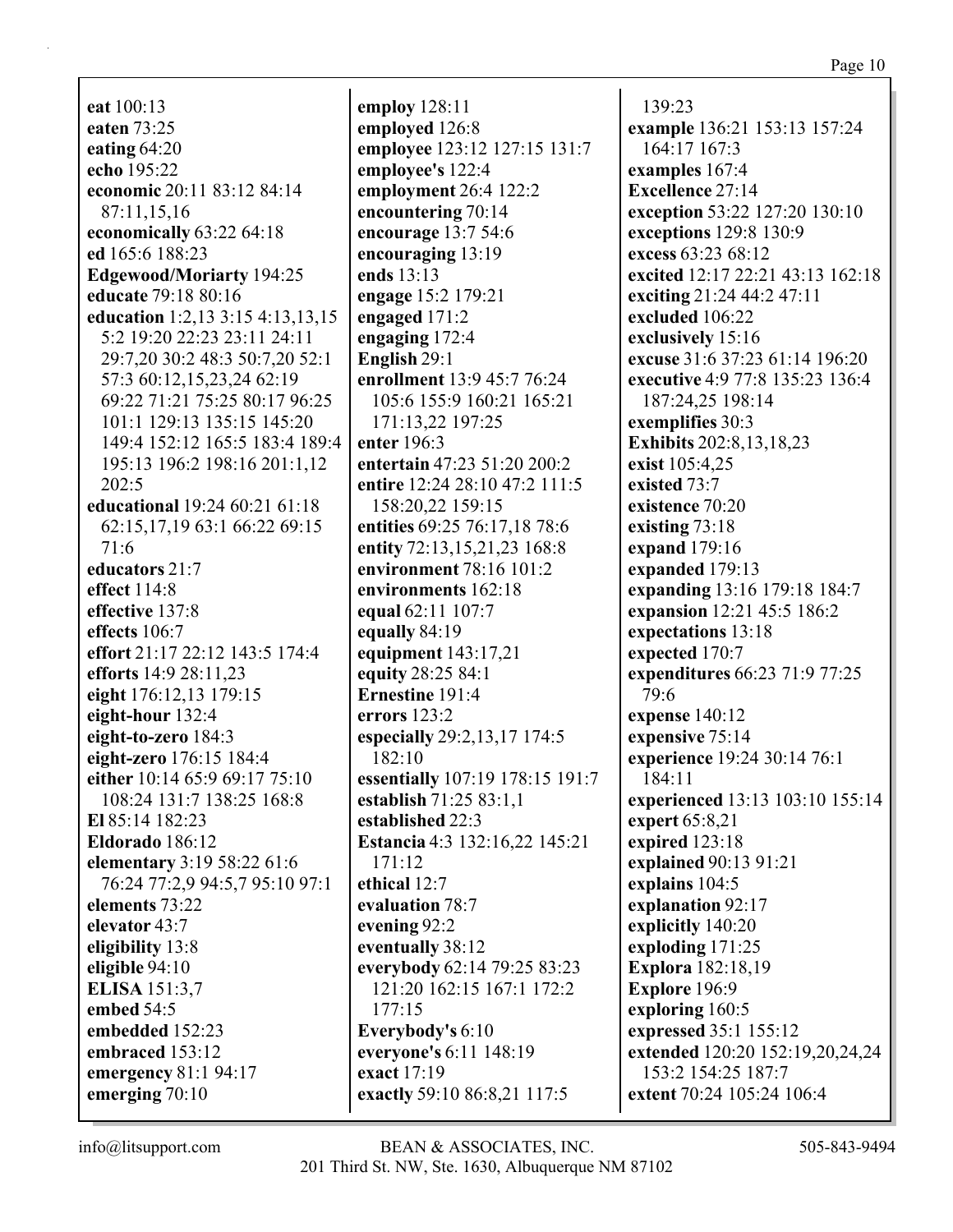**eat** 100:13
**eaten** 73:25
**eating** 64:20
**echo** 195:22
**economic** 20:11 83:12 84:14 87:11,15,16
**economically** 63:22 64:18
**ed** 165:6 188:23
**Edgewood/Moriarty** 194:25
**educate** 79:18 80:16
**education** 1:2,13 3:15 4:13,13,15 5:2 19:20 22:23 23:11 24:11 29:7,20 30:2 48:3 50:7,20 52:1 57:3 60:12,15,23,24 62:19 69:22 71:21 75:25 80:17 96:25 101:1 129:13 135:15 145:20 149:4 152:12 165:5 183:4 189:4 195:13 196:2 198:16 201:1,12 202:5
**educational** 19:24 60:21 61:18 62:15,17,19 63:1 66:22 69:15 71:6
**educators** 21:7
**effect** 114:8
**effective** 137:8
**effects** 106:7
**effort** 21:17 22:12 143:5 174:4
**efforts** 14:9 28:11,23
**eight** 176:12,13 179:15
**eight-hour** 132:4
**eight-to-zero** 184:3
**eight-zero** 176:15 184:4
**either** 10:14 65:9 69:17 75:10 108:24 131:7 138:25 168:8
**El** 85:14 182:23
**Eldorado** 186:12
**elementary** 3:19 58:22 61:6 76:24 77:2,9 94:5,7 95:10 97:1
**elements** 73:22
**elevator** 43:7
**eligibility** 13:8
**eligible** 94:10
**ELISA** 151:3,7
**embed** 54:5
**embedded** 152:23
**embraced** 153:12
**emergency** 81:1 94:17
**emerging** 70:10
**employ** 128:11
**employed** 126:8
**employee** 123:12 127:15 131:7
**employee's** 122:4
**employment** 26:4 122:2
**encountering** 70:14
**encourage** 13:7 54:6
**encouraging** 13:19
**ends** 13:13
**engage** 15:2 179:21
**engaged** 171:2
**engaging** 172:4
**English** 29:1
**enrollment** 13:9 45:7 76:24 105:6 155:9 160:21 165:21 171:13,22 197:25
**enter** 196:3
**entertain** 47:23 51:20 200:2
**entire** 12:24 28:10 47:2 111:5 158:20,22 159:15
**entities** 69:25 76:17,18 78:6
**entity** 72:13,15,21,23 168:8
**environment** 78:16 101:2
**environments** 162:18
**equal** 62:11 107:7
**equally** 84:19
**equipment** 143:17,21
**equity** 28:25 84:1
**Ernestine** 191:4
**errors** 123:2
**especially** 29:2,13,17 174:5 182:10
**essentially** 107:19 178:15 191:7
**establish** 71:25 83:1,1
**established** 22:3
**Estancia** 4:3 132:16,22 145:21 171:12
**ethical** 12:7
**evaluation** 78:7
**evening** 92:2
**eventually** 38:12
**everybody** 62:14 79:25 83:23 121:20 162:15 167:1 172:2 177:15
**Everybody's** 6:10
**everyone's** 6:11 148:19
**exact** 17:19
**exactly** 59:10 86:8,21 117:5 139:23
**example** 136:21 153:13 157:24 164:17 167:3
**examples** 167:4
**Excellence** 27:14
**exception** 53:22 127:20 130:10
**exceptions** 129:8 130:9
**excess** 63:23 68:12
**excited** 12:17 22:21 43:13 162:18
**exciting** 21:24 44:2 47:11
**excluded** 106:22
**exclusively** 15:16
**excuse** 31:6 37:23 61:14 196:20
**executive** 4:9 77:8 135:23 136:4 187:24,25 198:14
**exemplifies** 30:3
**Exhibits** 202:8,13,18,23
**exist** 105:4,25
**existed** 73:7
**existence** 70:20
**existing** 73:18
**expand** 179:16
**expanded** 179:13
**expanding** 13:16 179:18 184:7
**expansion** 12:21 45:5 186:2
**expectations** 13:18
**expected** 170:7
**expenditures** 66:23 71:9 77:25 79:6
**expense** 140:12
**expensive** 75:14
**experience** 19:24 30:14 76:1 184:11
**experienced** 13:13 103:10 155:14
**expert** 65:8,21
**expired** 123:18
**explained** 90:13 91:21
**explains** 104:5
**explanation** 92:17
**explicitly** 140:20
**exploding** 171:25
**Explora** 182:18,19
**Explore** 196:9
**exploring** 160:5
**expressed** 35:1 155:12
**extended** 120:20 152:19,20,24,24 153:2 154:25 187:7
**extent** 70:24 105:24 106:4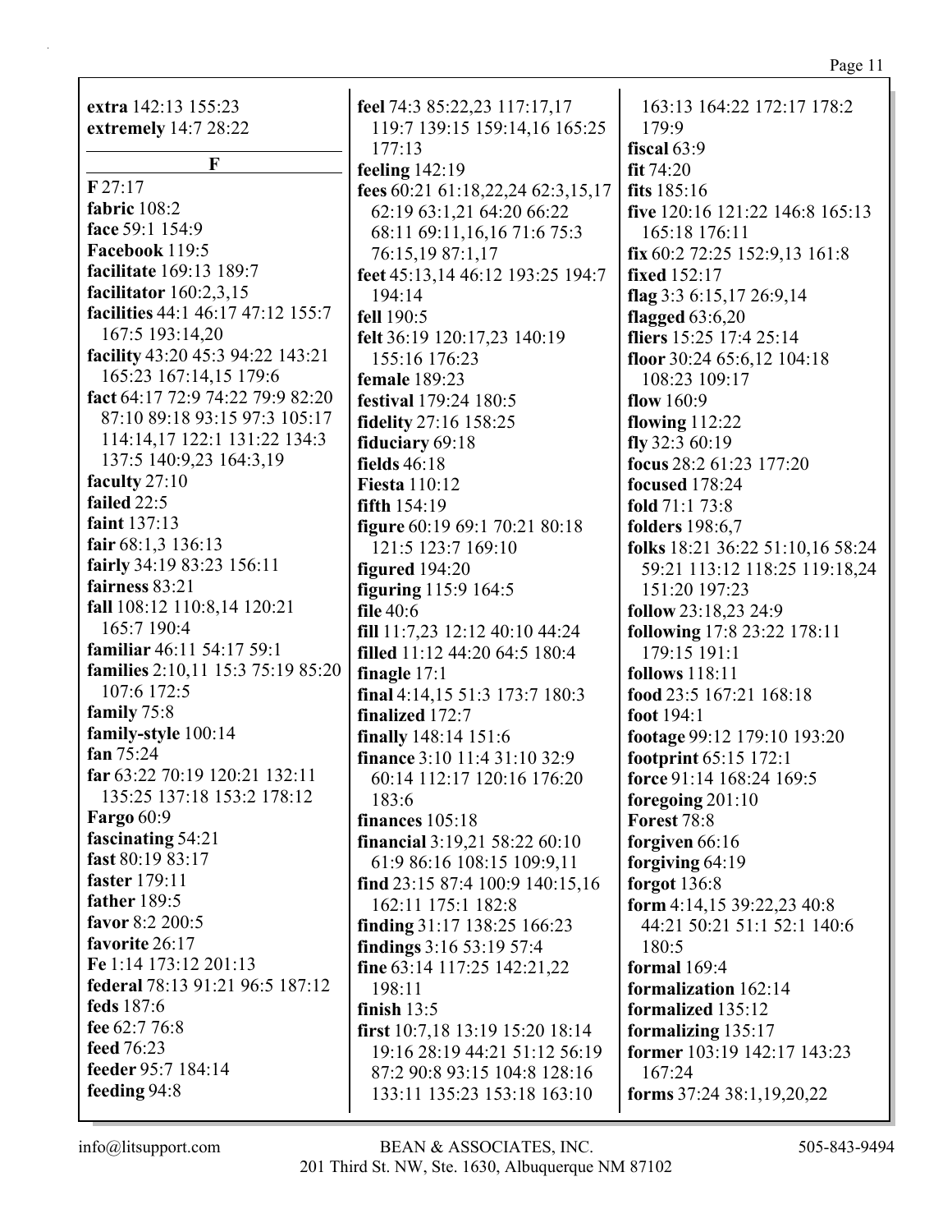**extra** 142:13 155:23
**extremely** 14:7 28:22

## F

**F** 27:17
**fabric** 108:2
**face** 59:1 154:9
**Facebook** 119:5
**facilitate** 169:13 189:7
**facilitator** 160:2,3,15
**facilities** 44:1 46:17 47:12 155:7 167:5 193:14,20
**facility** 43:20 45:3 94:22 143:21 165:23 167:14,15 179:6
**fact** 64:17 72:9 74:22 79:9 82:20 87:10 89:18 93:15 97:3 105:17 114:14,17 122:1 131:22 134:3 137:5 140:9,23 164:3,19
**faculty** 27:10
**failed** 22:5
**faint** 137:13
**fair** 68:1,3 136:13
**fairly** 34:19 83:23 156:11
**fairness** 83:21
**fall** 108:12 110:8,14 120:21 165:7 190:4
**familiar** 46:11 54:17 59:1
**families** 2:10,11 15:3 75:19 85:20 107:6 172:5
**family** 75:8
**family-style** 100:14
**fan** 75:24
**far** 63:22 70:19 120:21 132:11 135:25 137:18 153:2 178:12
**Fargo** 60:9
**fascinating** 54:21
**fast** 80:19 83:17
**faster** 179:11
**father** 189:5
**favor** 8:2 200:5
**favorite** 26:17
**Fe** 1:14 173:12 201:13
**federal** 78:13 91:21 96:5 187:12
**feds** 187:6
**fee** 62:7 76:8
**feed** 76:23
**feeder** 95:7 184:14
**feeding** 94:8
**feel** 74:3 85:22,23 117:17,17 119:7 139:15 159:14,16 165:25 177:13
**feeling** 142:19
**fees** 60:21 61:18,22,24 62:3,15,17 62:19 63:1,21 64:20 66:22 68:11 69:11,16,16 71:6 75:3 76:15,19 87:1,17
**feet** 45:13,14 46:12 193:25 194:7 194:14
**fell** 190:5
**felt** 36:19 120:17,23 140:19 155:16 176:23
**female** 189:23
**festival** 179:24 180:5
**fidelity** 27:16 158:25
**fiduciary** 69:18
**fields** 46:18
**Fiesta** 110:12
**fifth** 154:19
**figure** 60:19 69:1 70:21 80:18 121:5 123:7 169:10
**figured** 194:20
**figuring** 115:9 164:5
**file** 40:6
**fill** 11:7,23 12:12 40:10 44:24
**filled** 11:12 44:20 64:5 180:4
**finagle** 17:1
**final** 4:14,15 51:3 173:7 180:3
**finalized** 172:7
**finally** 148:14 151:6
**finance** 3:10 11:4 31:10 32:9 60:14 112:17 120:16 176:20 183:6
**finances** 105:18
**financial** 3:19,21 58:22 60:10 61:9 86:16 108:15 109:9,11
**find** 23:15 87:4 100:9 140:15,16 162:11 175:1 182:8
**finding** 31:17 138:25 166:23
**findings** 3:16 53:19 57:4
**fine** 63:14 117:25 142:21,22 198:11
**finish** 13:5
**first** 10:7,18 13:19 15:20 18:14 19:16 28:19 44:21 51:12 56:19 87:2 90:8 93:15 104:8 128:16 133:11 135:23 153:18 163:10 163:13 164:22 172:17 178:2 179:9
**fiscal** 63:9
**fit** 74:20
**fits** 185:16
**five** 120:16 121:22 146:8 165:13 165:18 176:11
**fix** 60:2 72:25 152:9,13 161:8
**fixed** 152:17
**flag** 3:3 6:15,17 26:9,14
**flagged** 63:6,20
**fliers** 15:25 17:4 25:14
**floor** 30:24 65:6,12 104:18 108:23 109:17
**flow** 160:9
**flowing** 112:22
**fly** 32:3 60:19
**focus** 28:2 61:23 177:20
**focused** 178:24
**fold** 71:1 73:8
**folders** 198:6,7
**folks** 18:21 36:22 51:10,16 58:24 59:21 113:12 118:25 119:18,24 151:20 197:23
**follow** 23:18,23 24:9
**following** 17:8 23:22 178:11 179:15 191:1
**follows** 118:11
**food** 23:5 167:21 168:18
**foot** 194:1
**footage** 99:12 179:10 193:20
**footprint** 65:15 172:1
**force** 91:14 168:24 169:5
**foregoing** 201:10
**Forest** 78:8
**forgiven** 66:16
**forgiving** 64:19
**forgot** 136:8
**form** 4:14,15 39:22,23 40:8 44:21 50:21 51:1 52:1 140:6 180:5
**formal** 169:4
**formalization** 162:14
**formalized** 135:12
**formalizing** 135:17
**former** 103:19 142:17 143:23 167:24
**forms** 37:24 38:1,19,20,22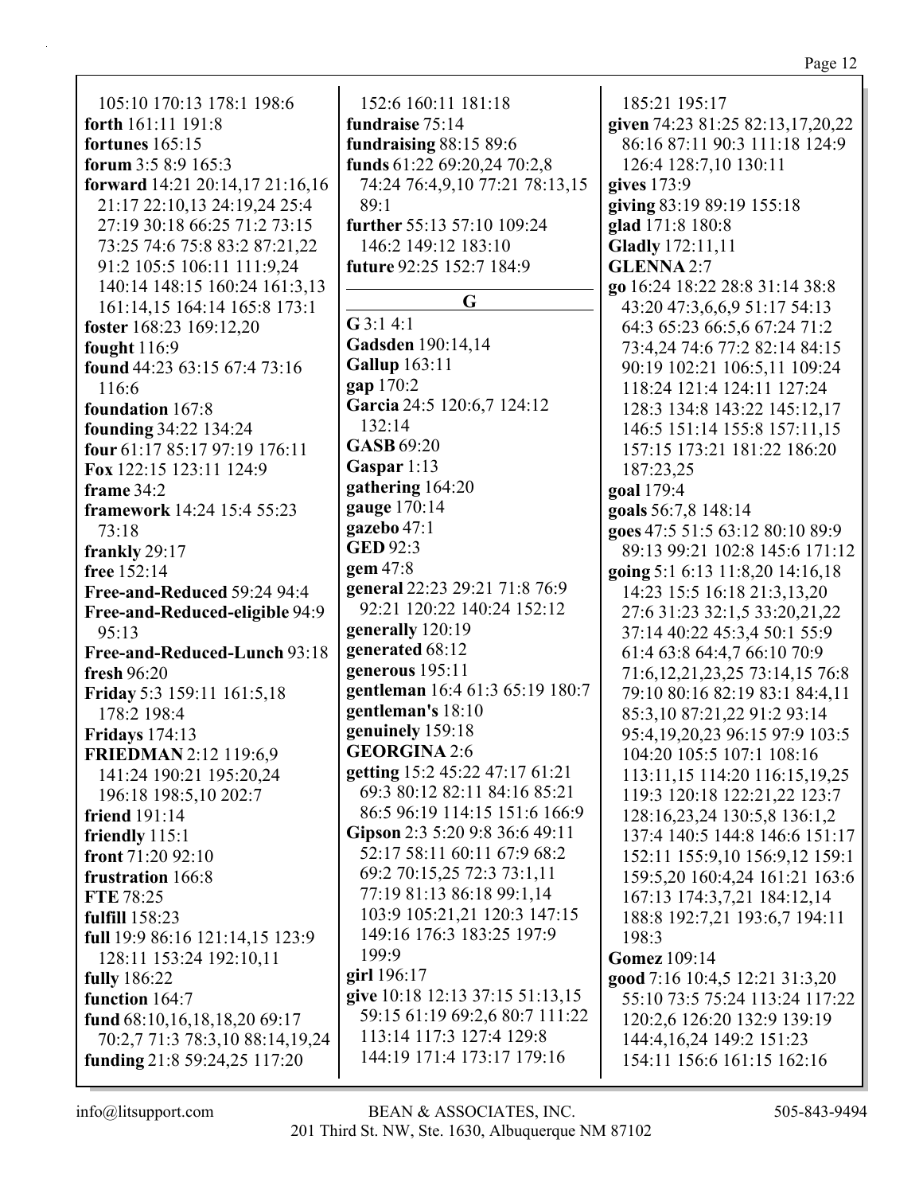105:10 170:13 178:1 198:6
**forth** 161:11 191:8
**fortunes** 165:15
**forum** 3:5 8:9 165:3
**forward** 14:21 20:14,17 21:16,16 21:17 22:10,13 24:19,24 25:4 27:19 30:18 66:25 71:2 73:15 73:25 74:6 75:8 83:2 87:21,22 91:2 105:5 106:11 111:9,24 140:14 148:15 160:24 161:3,13 161:14,15 164:14 165:8 173:1
**foster** 168:23 169:12,20
**fought** 116:9
**found** 44:23 63:15 67:4 73:16 116:6
**foundation** 167:8
**founding** 34:22 134:24
**four** 61:17 85:17 97:19 176:11
**Fox** 122:15 123:11 124:9
**frame** 34:2
**framework** 14:24 15:4 55:23 73:18
**frankly** 29:17
**free** 152:14
**Free-and-Reduced** 59:24 94:4
**Free-and-Reduced-eligible** 94:9 95:13
**Free-and-Reduced-Lunch** 93:18
**fresh** 96:20
**Friday** 5:3 159:11 161:5,18 178:2 198:4
**Fridays** 174:13
**FRIEDMAN** 2:12 119:6,9 141:24 190:21 195:20,24 196:18 198:5,10 202:7
**friend** 191:14
**friendly** 115:1
**front** 71:20 92:10
**frustration** 166:8
**FTE** 78:25
**fulfill** 158:23
**full** 19:9 86:16 121:14,15 123:9 128:11 153:24 192:10,11
**fully** 186:22
**function** 164:7
**fund** 68:10,16,18,18,20 69:17 70:2,7 71:3 78:3,10 88:14,19,24
**funding** 21:8 59:24,25 117:20 152:6 160:11 181:18
**fundraise** 75:14
**fundraising** 88:15 89:6
**funds** 61:22 69:20,24 70:2,8 74:24 76:4,9,10 77:21 78:13,15 89:1
**further** 55:13 57:10 109:24 146:2 149:12 183:10
**future** 92:25 152:7 184:9

## G

**G** 3:1 4:1
**Gadsden** 190:14,14
**Gallup** 163:11
**gap** 170:2
**Garcia** 24:5 120:6,7 124:12 132:14
**GASB** 69:20
**Gaspar** 1:13
**gathering** 164:20
**gauge** 170:14
**gazebo** 47:1
**GED** 92:3
**gem** 47:8
**general** 22:23 29:21 71:8 76:9 92:21 120:22 140:24 152:12
**generally** 120:19
**generated** 68:12
**generous** 195:11
**gentleman** 16:4 61:3 65:19 180:7
**gentleman's** 18:10
**genuinely** 159:18
**GEORGINA** 2:6
**getting** 15:2 45:22 47:17 61:21 69:3 80:12 82:11 84:16 85:21 86:5 96:19 114:15 151:6 166:9
**Gipson** 2:3 5:20 9:8 36:6 49:11 52:17 58:11 60:11 67:9 68:2 69:2 70:15,25 72:3 73:1,11 77:19 81:13 86:18 99:1,14 103:9 105:21,21 120:3 147:15 149:16 176:3 183:25 197:9 199:9
**girl** 196:17
**give** 10:18 12:13 37:15 51:13,15 59:15 61:19 69:2,6 80:7 111:22 113:14 117:3 127:4 129:8 144:19 171:4 173:17 179:16 185:21 195:17
**given** 74:23 81:25 82:13,17,20,22 86:16 87:11 90:3 111:18 124:9 126:4 128:7,10 130:11
**gives** 173:9
**giving** 83:19 89:19 155:18
**glad** 171:8 180:8
**Gladly** 172:11,11
**GLENNA** 2:7
**go** 16:24 18:22 28:8 31:14 38:8 43:20 47:3,6,6,9 51:17 54:13 64:3 65:23 66:5,6 67:24 71:2 73:4,24 74:6 77:2 82:14 84:15 90:19 102:21 106:5,11 109:24 118:24 121:4 124:11 127:24 128:3 134:8 143:22 145:12,17 146:5 151:14 155:8 157:11,15 157:15 173:21 181:22 186:20 187:23,25
**goal** 179:4
**goals** 56:7,8 148:14
**goes** 47:5 51:5 63:12 80:10 89:9 89:13 99:21 102:8 145:6 171:12
**going** 5:1 6:13 11:8,20 14:16,18 14:23 15:5 16:18 21:3,13,20 27:6 31:23 32:1,5 33:20,21,22 37:14 40:22 45:3,4 50:1 55:9 61:4 63:8 64:4,7 66:10 70:9 71:6,12,21,23,25 73:14,15 76:8 79:10 80:16 82:19 83:1 84:4,11 85:3,10 87:21,22 91:2 93:14 95:4,19,20,23 96:15 97:9 103:5 104:20 105:5 107:1 108:16 113:11,15 114:20 116:15,19,25 119:3 120:18 122:21,22 123:7 128:16,23,24 130:5,8 136:1,2 137:4 140:5 144:8 146:6 151:17 152:11 155:9,10 156:9,12 159:1 159:5,20 160:4,24 161:21 163:6 167:13 174:3,7,21 184:12,14 188:8 192:7,21 193:6,7 194:11 198:3
**Gomez** 109:14
**good** 7:16 10:4,5 12:21 31:3,20 55:10 73:5 75:24 113:24 117:22 120:2,6 126:20 132:9 139:19 144:4,16,24 149:2 151:23 154:11 156:6 161:15 162:16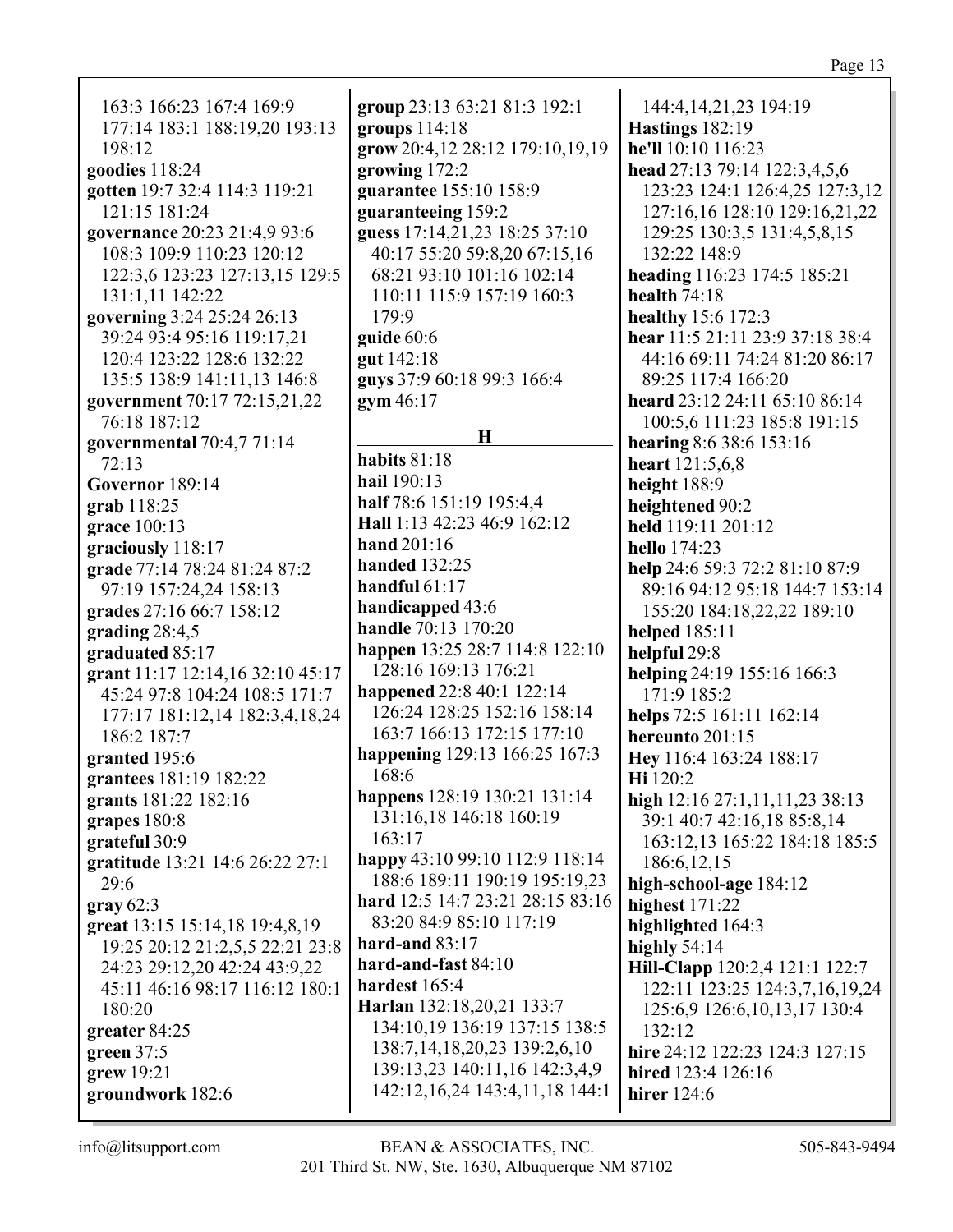163:3 166:23 167:4 169:9 177:14 183:1 188:19,20 193:13 198:12
**goodies** 118:24
**gotten** 19:7 32:4 114:3 119:21 121:15 181:24
**governance** 20:23 21:4,9 93:6 108:3 109:9 110:23 120:12 122:3,6 123:23 127:13,15 129:5 131:1,11 142:22
**governing** 3:24 25:24 26:13 39:24 93:4 95:16 119:17,21 120:4 123:22 128:6 132:22 135:5 138:9 141:11,13 146:8
**government** 70:17 72:15,21,22 76:18 187:12
**governmental** 70:4,7 71:14 72:13
**Governor** 189:14
**grab** 118:25
**grace** 100:13
**graciously** 118:17
**grade** 77:14 78:24 81:24 87:2 97:19 157:24,24 158:13
**grades** 27:16 66:7 158:12
**grading** 28:4,5
**graduated** 85:17
**grant** 11:17 12:14,16 32:10 45:17 45:24 97:8 104:24 108:5 171:7 177:17 181:12,14 182:3,4,18,24 186:2 187:7
**granted** 195:6
**grantees** 181:19 182:22
**grants** 181:22 182:16
**grapes** 180:8
**grateful** 30:9
**gratitude** 13:21 14:6 26:22 27:1 29:6
**gray** 62:3
**great** 13:15 15:14,18 19:4,8,19 19:25 20:12 21:2,5,5 22:21 23:8 24:23 29:12,20 42:24 43:9,22 45:11 46:16 98:17 116:12 180:1 180:20
**greater** 84:25
**green** 37:5
**grew** 19:21
**groundwork** 182:6
**group** 23:13 63:21 81:3 192:1
**groups** 114:18
**grow** 20:4,12 28:12 179:10,19,19
**growing** 172:2
**guarantee** 155:10 158:9
**guaranteeing** 159:2
**guess** 17:14,21,23 18:25 37:10 40:17 55:20 59:8,20 67:15,16 68:21 93:10 101:16 102:14 110:11 115:9 157:19 160:3 179:9
**guide** 60:6
**gut** 142:18
**guys** 37:9 60:18 99:3 166:4
**gym** 46:17

## H

**habits** 81:18
**hail** 190:13
**half** 78:6 151:19 195:4,4
**Hall** 1:13 42:23 46:9 162:12
**hand** 201:16
**handed** 132:25
**handful** 61:17
**handicapped** 43:6
**handle** 70:13 170:20
**happen** 13:25 28:7 114:8 122:10 128:16 169:13 176:21
**happened** 22:8 40:1 122:14 126:24 128:25 152:16 158:14 163:7 166:13 172:15 177:10
**happening** 129:13 166:25 167:3 168:6
**happens** 128:19 130:21 131:14 131:16,18 146:18 160:19 163:17
**happy** 43:10 99:10 112:9 118:14 188:6 189:11 190:19 195:19,23
**hard** 12:5 14:7 23:21 28:15 83:16 83:20 84:9 85:10 117:19
**hard-and** 83:17
**hard-and-fast** 84:10
**hardest** 165:4
**Harlan** 132:18,20,21 133:7 134:10,19 136:19 137:15 138:5 138:7,14,18,20,23 139:2,6,10 139:13,23 140:11,16 142:3,4,9 142:12,16,24 143:4,11,18 144:1 144:4,14,21,23 194:19
**Hastings** 182:19
**he'll** 10:10 116:23
**head** 27:13 79:14 122:3,4,5,6 123:23 124:1 126:4,25 127:3,12 127:16,16 128:10 129:16,21,22 129:25 130:3,5 131:4,5,8,15 132:22 148:9
**heading** 116:23 174:5 185:21
**health** 74:18
**healthy** 15:6 172:3
**hear** 11:5 21:11 23:9 37:18 38:4 44:16 69:11 74:24 81:20 86:17 89:25 117:4 166:20
**heard** 23:12 24:11 65:10 86:14 100:5,6 111:23 185:8 191:15
**hearing** 8:6 38:6 153:16
**heart** 121:5,6,8
**height** 188:9
**heightened** 90:2
**held** 119:11 201:12
**hello** 174:23
**help** 24:6 59:3 72:2 81:10 87:9 89:16 94:12 95:18 144:7 153:14 155:20 184:18,22,22 189:10
**helped** 185:11
**helpful** 29:8
**helping** 24:19 155:16 166:3 171:9 185:2
**helps** 72:5 161:11 162:14
**hereunto** 201:15
**Hey** 116:4 163:24 188:17
**Hi** 120:2
**high** 12:16 27:1,11,11,23 38:13 39:1 40:7 42:16,18 85:8,14 163:12,13 165:22 184:18 185:5 186:6,12,15
**high-school-age** 184:12
**highest** 171:22
**highlighted** 164:3
**highly** 54:14
**Hill-Clapp** 120:2,4 121:1 122:7 122:11 123:25 124:3,7,16,19,24 125:6,9 126:6,10,13,17 130:4 132:12
**hire** 24:12 122:23 124:3 127:15
**hired** 123:4 126:16
**hirer** 124:6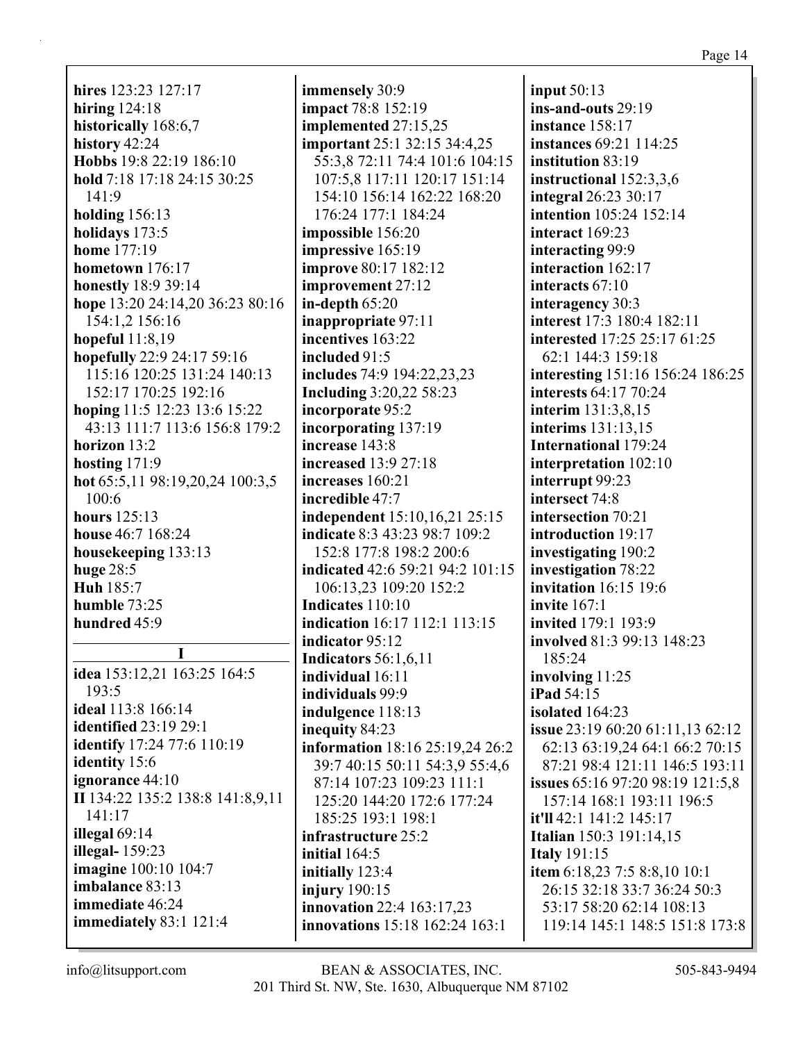**hires** 123:23 127:17
**hiring** 124:18
**historically** 168:6,7
**history** 42:24
**Hobbs** 19:8 22:19 186:10
**hold** 7:18 17:18 24:15 30:25 141:9
**holding** 156:13
**holidays** 173:5
**home** 177:19
**hometown** 176:17
**honestly** 18:9 39:14
**hope** 13:20 24:14,20 36:23 80:16 154:1,2 156:16
**hopeful** 11:8,19
**hopefully** 22:9 24:17 59:16 115:16 120:25 131:24 140:13 152:17 170:25 192:16
**hoping** 11:5 12:23 13:6 15:22 43:13 111:7 113:6 156:8 179:2
**horizon** 13:2
**hosting** 171:9
**hot** 65:5,11 98:19,20,24 100:3,5 100:6
**hours** 125:13
**house** 46:7 168:24
**housekeeping** 133:13
**huge** 28:5
**Huh** 185:7
**humble** 73:25
**hundred** 45:9

**I**

**idea** 153:12,21 163:25 164:5 193:5
**ideal** 113:8 166:14
**identified** 23:19 29:1
**identify** 17:24 77:6 110:19
**identity** 15:6
**ignorance** 44:10
**II** 134:22 135:2 138:8 141:8,9,11 141:17
**illegal** 69:14
**illegal-** 159:23
**imagine** 100:10 104:7
**imbalance** 83:13
**immediate** 46:24
**immediately** 83:1 121:4
**immensely** 30:9
**impact** 78:8 152:19
**implemented** 27:15,25
**important** 25:1 32:15 34:4,25 55:3,8 72:11 74:4 101:6 104:15 107:5,8 117:11 120:17 151:14 154:10 156:14 162:22 168:20 176:24 177:1 184:24
**impossible** 156:20
**impressive** 165:19
**improve** 80:17 182:12
**improvement** 27:12
**in-depth** 65:20
**inappropriate** 97:11
**incentives** 163:22
**included** 91:5
**includes** 74:9 194:22,23,23
**Including** 3:20,22 58:23
**incorporate** 95:2
**incorporating** 137:19
**increase** 143:8
**increased** 13:9 27:18
**increases** 160:21
**incredible** 47:7
**independent** 15:10,16,21 25:15
**indicate** 8:3 43:23 98:7 109:2 152:8 177:8 198:2 200:6
**indicated** 42:6 59:21 94:2 101:15 106:13,23 109:20 152:2
**Indicates** 110:10
**indication** 16:17 112:1 113:15
**indicator** 95:12
**Indicators** 56:1,6,11
**individual** 16:11
**individuals** 99:9
**indulgence** 118:13
**inequity** 84:23
**information** 18:16 25:19,24 26:2 39:7 40:15 50:11 54:3,9 55:4,6 87:14 107:23 109:23 111:1 125:20 144:20 172:6 177:24 185:25 193:1 198:1
**infrastructure** 25:2
**initial** 164:5
**initially** 123:4
**injury** 190:15
**innovation** 22:4 163:17,23
**innovations** 15:18 162:24 163:1
**input** 50:13
**ins-and-outs** 29:19
**instance** 158:17
**instances** 69:21 114:25
**institution** 83:19
**instructional** 152:3,3,6
**integral** 26:23 30:17
**intention** 105:24 152:14
**interact** 169:23
**interacting** 99:9
**interaction** 162:17
**interacts** 67:10
**interagency** 30:3
**interest** 17:3 180:4 182:11
**interested** 17:25 25:17 61:25 62:1 144:3 159:18
**interesting** 151:16 156:24 186:25
**interests** 64:17 70:24
**interim** 131:3,8,15
**interims** 131:13,15
**International** 179:24
**interpretation** 102:10
**interrupt** 99:23
**intersect** 74:8
**intersection** 70:21
**introduction** 19:17
**investigating** 190:2
**investigation** 78:22
**invitation** 16:15 19:6
**invite** 167:1
**invited** 179:1 193:9
**involved** 81:3 99:13 148:23 185:24
**involving** 11:25
**iPad** 54:15
**isolated** 164:23
**issue** 23:19 60:20 61:11,13 62:12 62:13 63:19,24 64:1 66:2 70:15 87:21 98:4 121:11 146:5 193:11
**issues** 65:16 97:20 98:19 121:5,8 157:14 168:1 193:11 196:5
**it'll** 42:1 141:2 145:17
**Italian** 150:3 191:14,15
**Italy** 191:15
**item** 6:18,23 7:5 8:8,10 10:1 26:15 32:18 33:7 36:24 50:3 53:17 58:20 62:14 108:13 119:14 145:1 148:5 151:8 173:8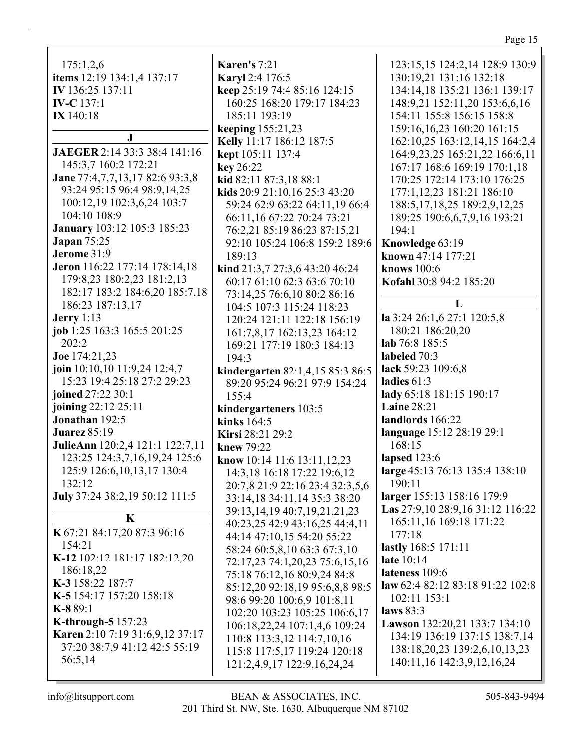175:1,2,6
**items** 12:19 134:1,4 137:17
**IV** 136:25 137:11
**IV-C** 137:1
**IX** 140:18

## J

**JAEGER** 2:14 33:3 38:4 141:16 145:3,7 160:2 172:21
**Jane** 77:4,7,7,13,17 82:6 93:3,8 93:24 95:15 96:4 98:9,14,25 100:12,19 102:3,6,24 103:7 104:10 108:9
**January** 103:12 105:3 185:23
**Japan** 75:25
**Jerome** 31:9
**Jeron** 116:22 177:14 178:14,18 179:8,23 180:2,23 181:2,13 182:17 183:2 184:6,20 185:7,18 186:23 187:13,17
**Jerry** 1:13
**job** 1:25 163:3 165:5 201:25 202:2
**Joe** 174:21,23
**join** 10:10,10 11:9,24 12:4,7 15:23 19:4 25:18 27:2 29:23
**joined** 27:22 30:1
**joining** 22:12 25:11
**Jonathan** 192:5
**Juarez** 85:19
**JulieAnn** 120:2,4 121:1 122:7,11 123:25 124:3,7,16,19,24 125:6 125:9 126:6,10,13,17 130:4 132:12
**July** 37:24 38:2,19 50:12 111:5

## K

**K** 67:21 84:17,20 87:3 96:16 154:21
**K-12** 102:12 181:17 182:12,20 186:18,22
**K-3** 158:22 187:7
**K-5** 154:17 157:20 158:18
**K-8** 89:1
**K-through-5** 157:23
**Karen** 2:10 7:19 31:6,9,12 37:17 37:20 38:7,9 41:12 42:5 55:19 56:5,14
**Karen's** 7:21
**Karyl** 2:4 176:5
**keep** 25:19 74:4 85:16 124:15 160:25 168:20 179:17 184:23 185:11 193:19
**keeping** 155:21,23
**Kelly** 11:17 186:12 187:5
**kept** 105:11 137:4
**key** 26:22
**kid** 82:11 87:3,18 88:1
**kids** 20:9 21:10,16 25:3 43:20 59:24 62:9 63:22 64:11,19 66:4 66:11,16 67:22 70:24 73:21 76:2,21 85:19 86:23 87:15,21 92:10 105:24 106:8 159:2 189:6 189:13
**kind** 21:3,7 27:3,6 43:20 46:24 60:17 61:10 62:3 63:6 70:10 73:14,25 76:6,10 80:2 86:16 104:5 107:3 115:24 118:23 120:24 121:11 122:18 156:19 161:7,8,17 162:13,23 164:12 169:21 177:19 180:3 184:13 194:3
**kindergarten** 82:1,4,15 85:3 86:5 89:20 95:24 96:21 97:9 154:24 155:4
**kindergarteners** 103:5
**kinks** 164:5
**Kirsi** 28:21 29:2
**knew** 79:22
**know** 10:14 11:6 13:11,12,23 14:3,18 16:18 17:22 19:6,12 20:7,8 21:9 22:16 23:4 32:3,5,6 33:14,18 34:11,14 35:3 38:20 39:13,14,19 40:7,19,21,21,23 40:23,25 42:9 43:16,25 44:4,11 44:14 47:10,15 54:20 55:22 58:24 60:5,8,10 63:3 67:3,10 72:17,23 74:1,20,23 75:6,15,16 75:18 76:12,16 80:9,24 84:8 85:12,20 92:18,19 95:6,8,8 98:5 98:6 99:20 100:6,9 101:8,11 102:20 103:23 105:25 106:6,17 106:18,22,24 107:1,4,6 109:24 110:8 113:3,12 114:7,10,16 115:8 117:5,17 119:24 120:18 121:2,4,9,17 122:9,16,24,24 123:15,15 124:2,14 128:9 130:9 130:19,21 131:16 132:18 134:14,18 135:21 136:1 139:17 148:9,21 152:11,20 153:6,6,16 154:11 155:8 156:15 158:8 159:16,16,23 160:20 161:15 162:10,25 163:12,14,15 164:2,4 164:9,23,25 165:21,22 166:6,11 167:17 168:6 169:19 170:1,18 170:25 172:14 173:10 176:25 177:1,12,23 181:21 186:10 188:5,17,18,25 189:2,9,12,25 189:25 190:6,6,7,9,16 193:21 194:1
**Knowledge** 63:19
**known** 47:14 177:21
**knows** 100:6
**Kofahl** 30:8 94:2 185:20

## L

**la** 3:24 26:1,6 27:1 120:5,8 180:21 186:20,20
**lab** 76:8 185:5
**labeled** 70:3
**lack** 59:23 109:6,8
**ladies** 61:3
**lady** 65:18 181:15 190:17
**Laine** 28:21
**landlords** 166:22
**language** 15:12 28:19 29:1 168:15
**lapsed** 123:6
**large** 45:13 76:13 135:4 138:10 190:11
**larger** 155:13 158:16 179:9
**Las** 27:9,10 28:9,16 31:12 116:22 165:11,16 169:18 171:22 177:18
**lastly** 168:5 171:11
**late** 10:14
**lateness** 109:6
**law** 62:4 82:12 83:18 91:22 102:8 102:11 153:1
**laws** 83:3
**Lawson** 132:20,21 133:7 134:10 134:19 136:19 137:15 138:7,14 138:18,20,23 139:2,6,10,13,23 140:11,16 142:3,9,12,16,24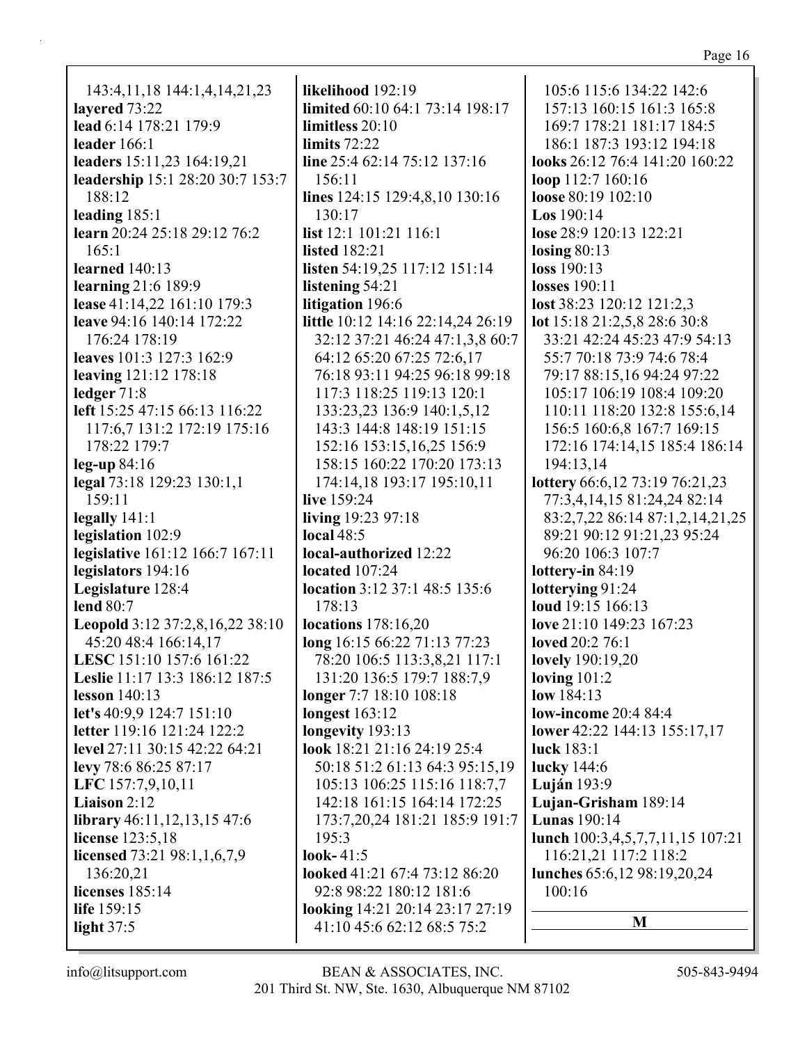143:4,11,18 144:1,4,14,21,23
**layered** 73:22
**lead** 6:14 178:21 179:9
**leader** 166:1
**leaders** 15:11,23 164:19,21
**leadership** 15:1 28:20 30:7 153:7 188:12
**leading** 185:1
**learn** 20:24 25:18 29:12 76:2 165:1
**learned** 140:13
**learning** 21:6 189:9
**lease** 41:14,22 161:10 179:3
**leave** 94:16 140:14 172:22 176:24 178:19
**leaves** 101:3 127:3 162:9
**leaving** 121:12 178:18
**ledger** 71:8
**left** 15:25 47:15 66:13 116:22 117:6,7 131:2 172:19 175:16 178:22 179:7
**leg-up** 84:16
**legal** 73:18 129:23 130:1,1 159:11
**legally** 141:1
**legislation** 102:9
**legislative** 161:12 166:7 167:11
**legislators** 194:16
**Legislature** 128:4
**lend** 80:7
**Leopold** 3:12 37:2,8,16,22 38:10 45:20 48:4 166:14,17
**LESC** 151:10 157:6 161:22
**Leslie** 11:17 13:3 186:12 187:5
**lesson** 140:13
**let's** 40:9,9 124:7 151:10
**letter** 119:16 121:24 122:2
**level** 27:11 30:15 42:22 64:21
**levy** 78:6 86:25 87:17
**LFC** 157:7,9,10,11
**Liaison** 2:12
**library** 46:11,12,13,15 47:6
**license** 123:5,18
**licensed** 73:21 98:1,1,6,7,9 136:20,21
**licenses** 185:14
**life** 159:15
**light** 37:5
**likelihood** 192:19
**limited** 60:10 64:1 73:14 198:17
**limitless** 20:10
**limits** 72:22
**line** 25:4 62:14 75:12 137:16 156:11
**lines** 124:15 129:4,8,10 130:16 130:17
**list** 12:1 101:21 116:1
**listed** 182:21
**listen** 54:19,25 117:12 151:14
**listening** 54:21
**litigation** 196:6
**little** 10:12 14:16 22:14,24 26:19 32:12 37:21 46:24 47:1,3,8 60:7 64:12 65:20 67:25 72:6,17 76:18 93:11 94:25 96:18 99:18 117:3 118:25 119:13 120:1 133:23,23 136:9 140:1,5,12 143:3 144:8 148:19 151:15 152:16 153:15,16,25 156:9 158:15 160:22 170:20 173:13 174:14,18 193:17 195:10,11
**live** 159:24
**living** 19:23 97:18
**local** 48:5
**local-authorized** 12:22
**located** 107:24
**location** 3:12 37:1 48:5 135:6 178:13
**locations** 178:16,20
**long** 16:15 66:22 71:13 77:23 78:20 106:5 113:3,8,21 117:1 131:20 136:5 179:7 188:7,9
**longer** 7:7 18:10 108:18
**longest** 163:12
**longevity** 193:13
**look** 18:21 21:16 24:19 25:4 50:18 51:2 61:13 64:3 95:15,19 105:13 106:25 115:16 118:7,7 142:18 161:15 164:14 172:25 173:7,20,24 181:21 185:9 191:7 195:3
**look-** 41:5
**looked** 41:21 67:4 73:12 86:20 92:8 98:22 180:12 181:6
**looking** 14:21 20:14 23:17 27:19 41:10 45:6 62:12 68:5 75:2 105:6 115:6 134:22 142:6 157:13 160:15 161:3 165:8 169:7 178:21 181:17 184:5 186:1 187:3 193:12 194:18
**looks** 26:12 76:4 141:20 160:22
**loop** 112:7 160:16
**loose** 80:19 102:10
**Los** 190:14
**lose** 28:9 120:13 122:21
**losing** 80:13
**loss** 190:13
**losses** 190:11
**lost** 38:23 120:12 121:2,3
**lot** 15:18 21:2,5,8 28:6 30:8 33:21 42:24 45:23 47:9 54:13 55:7 70:18 73:9 74:6 78:4 79:17 88:15,16 94:24 97:22 105:17 106:19 108:4 109:20 110:11 118:20 132:8 155:6,14 156:5 160:6,8 167:7 169:15 172:16 174:14,15 185:4 186:14 194:13,14
**lottery** 66:6,12 73:19 76:21,23 77:3,4,14,15 81:24,24 82:14 83:2,7,22 86:14 87:1,2,14,21,25 89:21 90:12 91:21,23 95:24 96:20 106:3 107:7
**lottery-in** 84:19
**lotterying** 91:24
**loud** 19:15 166:13
**love** 21:10 149:23 167:23
**loved** 20:2 76:1
**lovely** 190:19,20
**loving** 101:2
**low** 184:13
**low-income** 20:4 84:4
**lower** 42:22 144:13 155:17,17
**luck** 183:1
**lucky** 144:6
**Luján** 193:9
**Lujan-Grisham** 189:14
**Lunas** 190:14
**lunch** 100:3,4,5,7,7,11,15 107:21 116:21,21 117:2 118:2
**lunches** 65:6,12 98:19,20,24 100:16

## M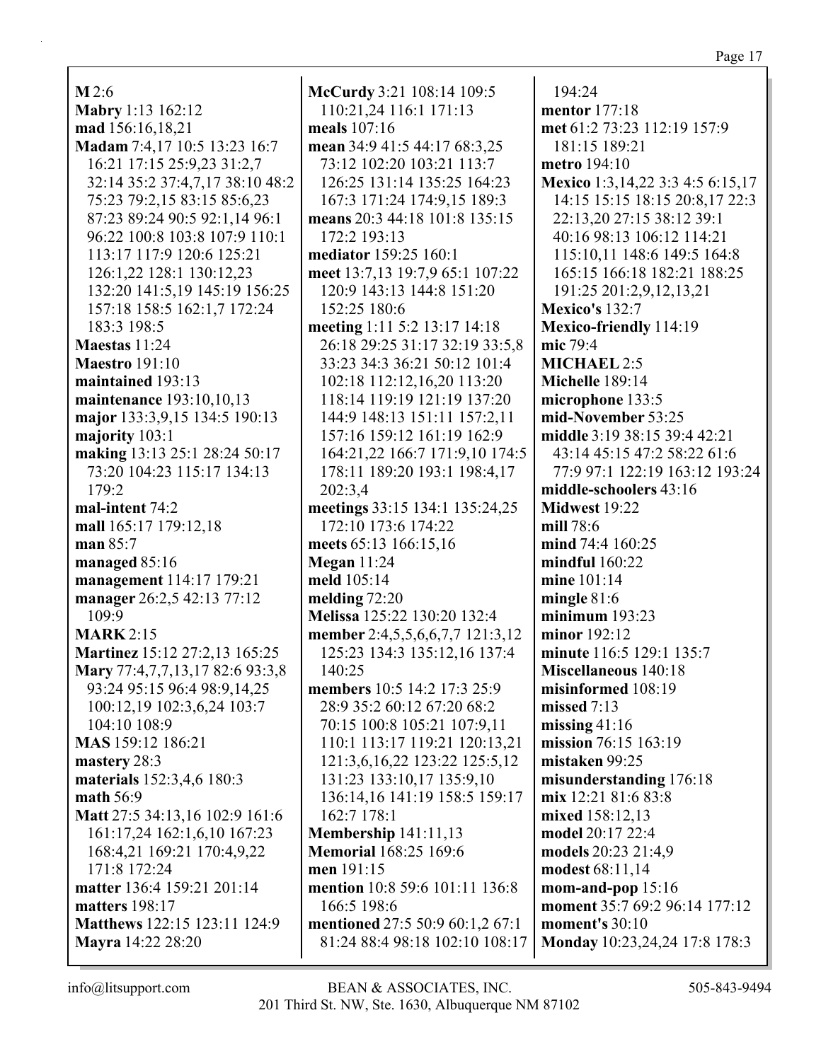**M** 2:6
**Mabry** 1:13 162:12
**mad** 156:16,18,21
**Madam** 7:4,17 10:5 13:23 16:7 16:21 17:15 25:9,23 31:2,7 32:14 35:2 37:4,7,17 38:10 48:2 75:23 79:2,15 83:15 85:6,23 87:23 89:24 90:5 92:1,14 96:1 96:22 100:8 103:8 107:9 110:1 113:17 117:9 120:6 125:21 126:1,22 128:1 130:12,23 132:20 141:5,19 145:19 156:25 157:18 158:5 162:1,7 172:24 183:3 198:5
**Maestas** 11:24
**Maestro** 191:10
**maintained** 193:13
**maintenance** 193:10,10,13
**major** 133:3,9,15 134:5 190:13
**majority** 103:1
**making** 13:13 25:1 28:24 50:17 73:20 104:23 115:17 134:13 179:2
**mal-intent** 74:2
**mall** 165:17 179:12,18
**man** 85:7
**managed** 85:16
**management** 114:17 179:21
**manager** 26:2,5 42:13 77:12 109:9
**MARK** 2:15
**Martinez** 15:12 27:2,13 165:25
**Mary** 77:4,7,7,13,17 82:6 93:3,8 93:24 95:15 96:4 98:9,14,25 100:12,19 102:3,6,24 103:7 104:10 108:9
**MAS** 159:12 186:21
**mastery** 28:3
**materials** 152:3,4,6 180:3
**math** 56:9
**Matt** 27:5 34:13,16 102:9 161:6 161:17,24 162:1,6,10 167:23 168:4,21 169:21 170:4,9,22 171:8 172:24
**matter** 136:4 159:21 201:14
**matters** 198:17
**Matthews** 122:15 123:11 124:9
**Mayra** 14:22 28:20
**McCurdy** 3:21 108:14 109:5 110:21,24 116:1 171:13
**meals** 107:16
**mean** 34:9 41:5 44:17 68:3,25 73:12 102:20 103:21 113:7 126:25 131:14 135:25 164:23 167:3 171:24 174:9,15 189:3
**means** 20:3 44:18 101:8 135:15 172:2 193:13
**mediator** 159:25 160:1
**meet** 13:7,13 19:7,9 65:1 107:22 120:9 143:13 144:8 151:20 152:25 180:6
**meeting** 1:11 5:2 13:17 14:18 26:18 29:25 31:17 32:19 33:5,8 33:23 34:3 36:21 50:12 101:4 102:18 112:12,16,20 113:20 118:14 119:19 121:19 137:20 144:9 148:13 151:11 157:2,11 157:16 159:12 161:19 162:9 164:21,22 166:7 171:9,10 174:5 178:11 189:20 193:1 198:4,17 202:3,4
**meetings** 33:15 134:1 135:24,25 172:10 173:6 174:22
**meets** 65:13 166:15,16
**Megan** 11:24
**meld** 105:14
**melding** 72:20
**Melissa** 125:22 130:20 132:4
**member** 2:4,5,5,6,6,7,7 121:3,12 125:23 134:3 135:12,16 137:4 140:25
**members** 10:5 14:2 17:3 25:9 28:9 35:2 60:12 67:20 68:2 70:15 100:8 105:21 107:9,11 110:1 113:17 119:21 120:13,21 121:3,6,16,22 123:22 125:5,12 131:23 133:10,17 135:9,10 136:14,16 141:19 158:5 159:17 162:7 178:1
**Membership** 141:11,13
**Memorial** 168:25 169:6
**men** 191:15
**mention** 10:8 59:6 101:11 136:8 166:5 198:6
**mentioned** 27:5 50:9 60:1,2 67:1 81:24 88:4 98:18 102:10 108:17 194:24
**mentor** 177:18
**met** 61:2 73:23 112:19 157:9 181:15 189:21
**metro** 194:10
**Mexico** 1:3,14,22 3:3 4:5 6:15,17 14:15 15:15 18:15 20:8,17 22:3 22:13,20 27:15 38:12 39:1 40:16 98:13 106:12 114:21 115:10,11 148:6 149:5 164:8 165:15 166:18 182:21 188:25 191:25 201:2,9,12,13,21
**Mexico's** 132:7
**Mexico-friendly** 114:19
**mic** 79:4
**MICHAEL** 2:5
**Michelle** 189:14
**microphone** 133:5
**mid-November** 53:25
**middle** 3:19 38:15 39:4 42:21 43:14 45:15 47:2 58:22 61:6 77:9 97:1 122:19 163:12 193:24
**middle-schoolers** 43:16
**Midwest** 19:22
**mill** 78:6
**mind** 74:4 160:25
**mindful** 160:22
**mine** 101:14
**mingle** 81:6
**minimum** 193:23
**minor** 192:12
**minute** 116:5 129:1 135:7
**Miscellaneous** 140:18
**misinformed** 108:19
**missed** 7:13
**missing** 41:16
**mission** 76:15 163:19
**mistaken** 99:25
**misunderstanding** 176:18
**mix** 12:21 81:6 83:8
**mixed** 158:12,13
**model** 20:17 22:4
**models** 20:23 21:4,9
**modest** 68:11,14
**mom-and-pop** 15:16
**moment** 35:7 69:2 96:14 177:12
**moment's** 30:10
**Monday** 10:23,24,24 17:8 178:3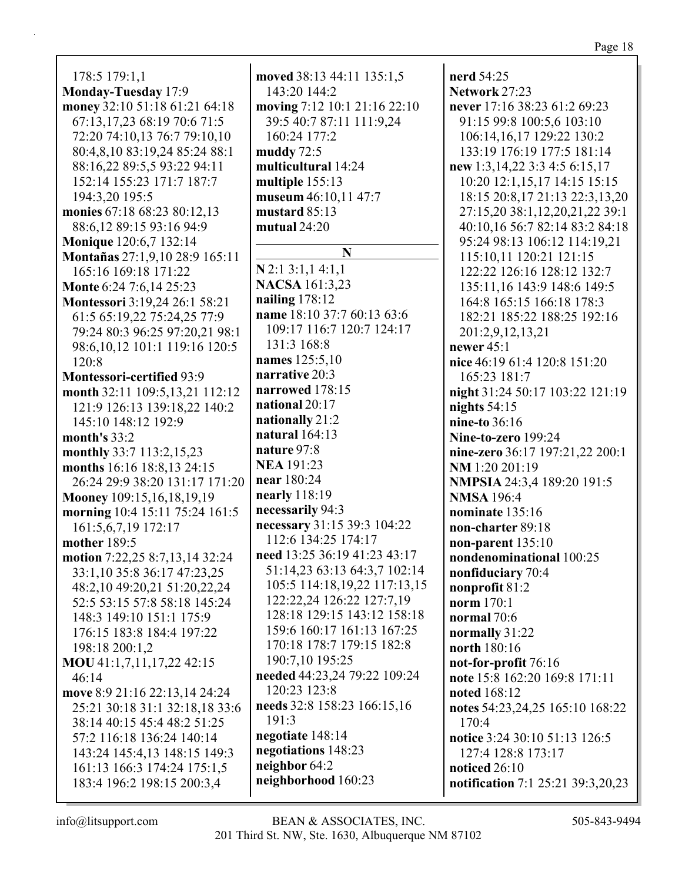178:5 179:1,1
**Monday-Tuesday** 17:9
**money** 32:10 51:18 61:21 64:18 67:13,17,23 68:19 70:6 71:5 72:20 74:10,13 76:7 79:10,10 80:4,8,10 83:19,24 85:24 88:1 88:16,22 89:5,5 93:22 94:11 152:14 155:23 171:7 187:7 194:3,20 195:5
**monies** 67:18 68:23 80:12,13 88:6,12 89:15 93:16 94:9
**Monique** 120:6,7 132:14
**Montañas** 27:1,9,10 28:9 165:11 165:16 169:18 171:22
**Monte** 6:24 7:6,14 25:23
**Montessori** 3:19,24 26:1 58:21 61:5 65:19,22 75:24,25 77:9 79:24 80:3 96:25 97:20,21 98:1 98:6,10,12 101:1 119:16 120:5 120:8
**Montessori-certified** 93:9
**month** 32:11 109:5,13,21 112:12 121:9 126:13 139:18,22 140:2 145:10 148:12 192:9
**month's** 33:2
**monthly** 33:7 113:2,15,23
**months** 16:16 18:8,13 24:15 26:24 29:9 38:20 131:17 171:20
**Mooney** 109:15,16,18,19,19
**morning** 10:4 15:11 75:24 161:5 161:5,6,7,19 172:17
**mother** 189:5
**motion** 7:22,25 8:7,13,14 32:24 33:1,10 35:8 36:17 47:23,25 48:2,10 49:20,21 51:20,22,24 52:5 53:15 57:8 58:18 145:24 148:3 149:10 151:1 175:9 176:15 183:8 184:4 197:22 198:18 200:1,2
**MOU** 41:1,7,11,17,22 42:15 46:14
**move** 8:9 21:16 22:13,14 24:24 25:21 30:18 31:1 32:18,18 33:6 38:14 40:15 45:4 48:2 51:25 57:2 116:18 136:24 140:14 143:24 145:4,13 148:15 149:3 161:13 166:3 174:24 175:1,5 183:4 196:2 198:15 200:3,4
**moved** 38:13 44:11 135:1,5 143:20 144:2
**moving** 7:12 10:1 21:16 22:10 39:5 40:7 87:11 111:9,24 160:24 177:2
**muddy** 72:5
**multicultural** 14:24
**multiple** 155:13
**museum** 46:10,11 47:7
**mustard** 85:13
**mutual** 24:20

## N

**N** 2:1 3:1,1 4:1,1
**NACSA** 161:3,23
**nailing** 178:12
**name** 18:10 37:7 60:13 63:6 109:17 116:7 120:7 124:17 131:3 168:8
**names** 125:5,10
**narrative** 20:3
**narrowed** 178:15
**national** 20:17
**nationally** 21:2
**natural** 164:13
**nature** 97:8
**NEA** 191:23
**near** 180:24
**nearly** 118:19
**necessarily** 94:3
**necessary** 31:15 39:3 104:22 112:6 134:25 174:17
**need** 13:25 36:19 41:23 43:17 51:14,23 63:13 64:3,7 102:14 105:5 114:18,19,22 117:13,15 122:22,24 126:22 127:7,19 128:18 129:15 143:12 158:18 159:6 160:17 161:13 167:25 170:18 178:7 179:15 182:8 190:7,10 195:25
**needed** 44:23,24 79:22 109:24 120:23 123:8
**needs** 32:8 158:23 166:15,16 191:3
**negotiate** 148:14
**negotiations** 148:23
**neighbor** 64:2
**neighborhood** 160:23
**nerd** 54:25
**Network** 27:23
**never** 17:16 38:23 61:2 69:23 91:15 99:8 100:5,6 103:10 106:14,16,17 129:22 130:2 133:19 176:19 177:5 181:14
**new** 1:3,14,22 3:3 4:5 6:15,17 10:20 12:1,15,17 14:15 15:15 18:15 20:8,17 21:13 22:3,13,20 27:15,20 38:1,12,20,21,22 39:1 40:10,16 56:7 82:14 83:2 84:18 95:24 98:13 106:12 114:19,21 115:10,11 120:21 121:15 122:22 126:16 128:12 132:7 135:11,16 143:9 148:6 149:5 164:8 165:15 166:18 178:3 182:21 185:22 188:25 192:16 201:2,9,12,13,21
**newer** 45:1
**nice** 46:19 61:4 120:8 151:20 165:23 181:7
**night** 31:24 50:17 103:22 121:19
**nights** 54:15
**nine-to** 36:16
**Nine-to-zero** 199:24
**nine-zero** 36:17 197:21,22 200:1
**NM** 1:20 201:19
**NMPSIA** 24:3,4 189:20 191:5
**NMSA** 196:4
**nominate** 135:16
**non-charter** 89:18
**non-parent** 135:10
**nondenominational** 100:25
**nonfiduciary** 70:4
**nonprofit** 81:2
**norm** 170:1
**normal** 70:6
**normally** 31:22
**north** 180:16
**not-for-profit** 76:16
**note** 15:8 162:20 169:8 171:11
**noted** 168:12
**notes** 54:23,24,25 165:10 168:22 170:4
**notice** 3:24 30:10 51:13 126:5 127:4 128:8 173:17
**noticed** 26:10
**notification** 7:1 25:21 39:3,20,23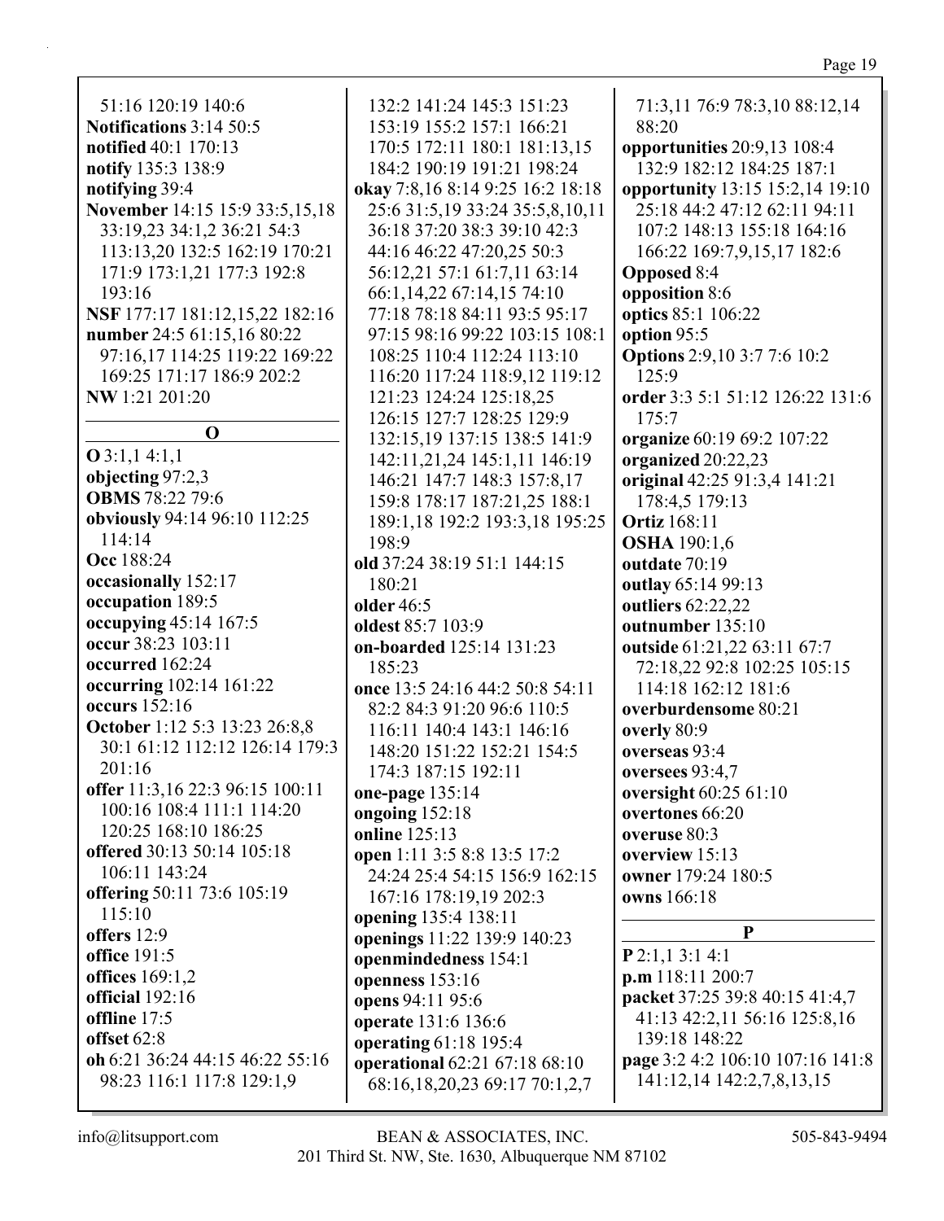51:16 120:19 140:6
**Notifications** 3:14 50:5
**notified** 40:1 170:13
**notify** 135:3 138:9
**notifying** 39:4
**November** 14:15 15:9 33:5,15,18 33:19,23 34:1,2 36:21 54:3 113:13,20 132:5 162:19 170:21 171:9 173:1,21 177:3 192:8 193:16
**NSF** 177:17 181:12,15,22 182:16
**number** 24:5 61:15,16 80:22 97:16,17 114:25 119:22 169:22 169:25 171:17 186:9 202:2
**NW** 1:21 201:20

## O

**O** 3:1,1 4:1,1
**objecting** 97:2,3
**OBMS** 78:22 79:6
**obviously** 94:14 96:10 112:25 114:14
**Occ** 188:24
**occasionally** 152:17
**occupation** 189:5
**occupying** 45:14 167:5
**occur** 38:23 103:11
**occurred** 162:24
**occurring** 102:14 161:22
**occurs** 152:16
**October** 1:12 5:3 13:23 26:8,8 30:1 61:12 112:12 126:14 179:3 201:16
**offer** 11:3,16 22:3 96:15 100:11 100:16 108:4 111:1 114:20 120:25 168:10 186:25
**offered** 30:13 50:14 105:18 106:11 143:24
**offering** 50:11 73:6 105:19 115:10
**offers** 12:9
**office** 191:5
**offices** 169:1,2
**official** 192:16
**offline** 17:5
**offset** 62:8
**oh** 6:21 36:24 44:15 46:22 55:16 98:23 116:1 117:8 129:1,9 132:2 141:24 145:3 151:23 153:19 155:2 157:1 166:21 170:5 172:11 180:1 181:13,15 184:2 190:19 191:21 198:24
**okay** 7:8,16 8:14 9:25 16:2 18:18 25:6 31:5,19 33:24 35:5,8,10,11 36:18 37:20 38:3 39:10 42:3 44:16 46:22 47:20,25 50:3 56:12,21 57:1 61:7,11 63:14 66:1,14,22 67:14,15 74:10 77:18 78:18 84:11 93:5 95:17 97:15 98:16 99:22 103:15 108:1 108:25 110:4 112:24 113:10 116:20 117:24 118:9,12 119:12 121:23 124:24 125:18,25 126:15 127:7 128:25 129:9 132:15,19 137:15 138:5 141:9 142:11,21,24 145:1,11 146:19 146:21 147:7 148:3 157:8,17 159:8 178:17 187:21,25 188:1 189:1,18 192:2 193:3,18 195:25 198:9
**old** 37:24 38:19 51:1 144:15 180:21
**older** 46:5
**oldest** 85:7 103:9
**on-boarded** 125:14 131:23 185:23
**once** 13:5 24:16 44:2 50:8 54:11 82:2 84:3 91:20 96:6 110:5 116:11 140:4 143:1 146:16 148:20 151:22 152:21 154:5 174:3 187:15 192:11
**one-page** 135:14
**ongoing** 152:18
**online** 125:13
**open** 1:11 3:5 8:8 13:5 17:2 24:24 25:4 54:15 156:9 162:15 167:16 178:19,19 202:3
**opening** 135:4 138:11
**openings** 11:22 139:9 140:23
**openmindedness** 154:1
**openness** 153:16
**opens** 94:11 95:6
**operate** 131:6 136:6
**operating** 61:18 195:4
**operational** 62:21 67:18 68:10 68:16,18,20,23 69:17 70:1,2,7 71:3,11 76:9 78:3,10 88:12,14 88:20
**opportunities** 20:9,13 108:4 132:9 182:12 184:25 187:1
**opportunity** 13:15 15:2,14 19:10 25:18 44:2 47:12 62:11 94:11 107:2 148:13 155:18 164:16 166:22 169:7,9,15,17 182:6
**Opposed** 8:4
**opposition** 8:6
**optics** 85:1 106:22
**option** 95:5
**Options** 2:9,10 3:7 7:6 10:2 125:9
**order** 3:3 5:1 51:12 126:22 131:6 175:7
**organize** 60:19 69:2 107:22
**organized** 20:22,23
**original** 42:25 91:3,4 141:21 178:4,5 179:13
**Ortiz** 168:11
**OSHA** 190:1,6
**outdate** 70:19
**outlay** 65:14 99:13
**outliers** 62:22,22
**outnumber** 135:10
**outside** 61:21,22 63:11 67:7 72:18,22 92:8 102:25 105:15 114:18 162:12 181:6
**overburdensome** 80:21
**overly** 80:9
**overseas** 93:4
**oversees** 93:4,7
**oversight** 60:25 61:10
**overtones** 66:20
**overuse** 80:3
**overview** 15:13
**owner** 179:24 180:5
**owns** 166:18

## P

**P** 2:1,1 3:1 4:1
**p.m** 118:11 200:7
**packet** 37:25 39:8 40:15 41:4,7 41:13 42:2,11 56:16 125:8,16 139:18 148:22
**page** 3:2 4:2 106:10 107:16 141:8 141:12,14 142:2,7,8,13,15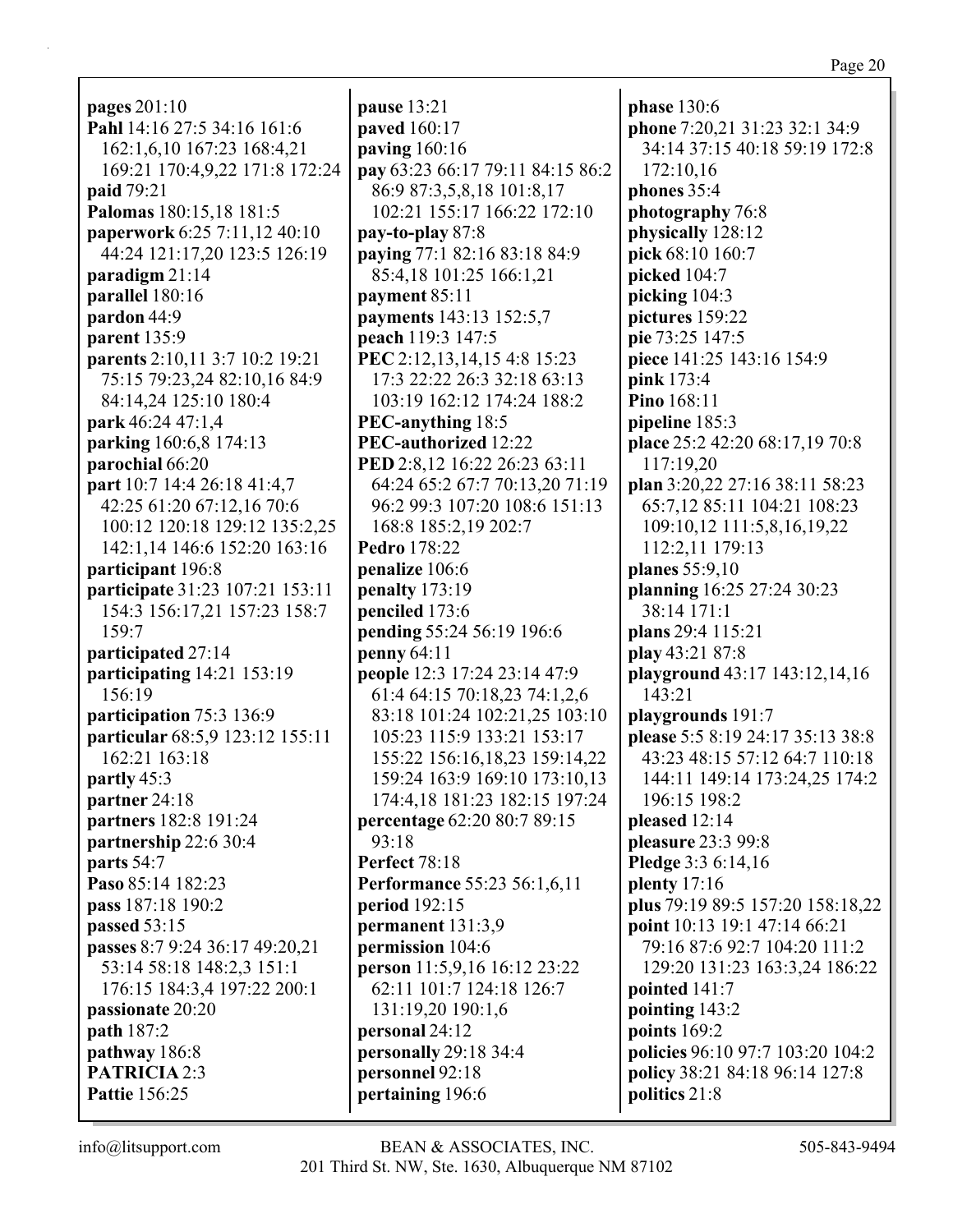**pages** 201:10
**Pahl** 14:16 27:5 34:16 161:6 162:1,6,10 167:23 168:4,21 169:21 170:4,9,22 171:8 172:24
**paid** 79:21
**Palomas** 180:15,18 181:5
**paperwork** 6:25 7:11,12 40:10 44:24 121:17,20 123:5 126:19
**paradigm** 21:14
**parallel** 180:16
**pardon** 44:9
**parent** 135:9
**parents** 2:10,11 3:7 10:2 19:21 75:15 79:23,24 82:10,16 84:9 84:14,24 125:10 180:4
**park** 46:24 47:1,4
**parking** 160:6,8 174:13
**parochial** 66:20
**part** 10:7 14:4 26:18 41:4,7 42:25 61:20 67:12,16 70:6 100:12 120:18 129:12 135:2,25 142:1,14 146:6 152:20 163:16
**participant** 196:8
**participate** 31:23 107:21 153:11 154:3 156:17,21 157:23 158:7 159:7
**participated** 27:14
**participating** 14:21 153:19 156:19
**participation** 75:3 136:9
**particular** 68:5,9 123:12 155:11 162:21 163:18
**partly** 45:3
**partner** 24:18
**partners** 182:8 191:24
**partnership** 22:6 30:4
**parts** 54:7
**Paso** 85:14 182:23
**pass** 187:18 190:2
**passed** 53:15
**passes** 8:7 9:24 36:17 49:20,21 53:14 58:18 148:2,3 151:1 176:15 184:3,4 197:22 200:1
**passionate** 20:20
**path** 187:2
**pathway** 186:8
**PATRICIA** 2:3
**Pattie** 156:25
**pause** 13:21
**paved** 160:17
**paving** 160:16
**pay** 63:23 66:17 79:11 84:15 86:2 86:9 87:3,5,8,18 101:8,17 102:21 155:17 166:22 172:10
**pay-to-play** 87:8
**paying** 77:1 82:16 83:18 84:9 85:4,18 101:25 166:1,21
**payment** 85:11
**payments** 143:13 152:5,7
**peach** 119:3 147:5
**PEC** 2:12,13,14,15 4:8 15:23 17:3 22:22 26:3 32:18 63:13 103:19 162:12 174:24 188:2
**PEC-anything** 18:5
**PEC-authorized** 12:22
**PED** 2:8,12 16:22 26:23 63:11 64:24 65:2 67:7 70:13,20 71:19 96:2 99:3 107:20 108:6 151:13 168:8 185:2,19 202:7
**Pedro** 178:22
**penalize** 106:6
**penalty** 173:19
**penciled** 173:6
**pending** 55:24 56:19 196:6
**penny** 64:11
**people** 12:3 17:24 23:14 47:9 61:4 64:15 70:18,23 74:1,2,6 83:18 101:24 102:21,25 103:10 105:23 115:9 133:21 153:17 155:22 156:16,18,23 159:14,22 159:24 163:9 169:10 173:10,13 174:4,18 181:23 182:15 197:24
**percentage** 62:20 80:7 89:15 93:18
**Perfect** 78:18
**Performance** 55:23 56:1,6,11
**period** 192:15
**permanent** 131:3,9
**permission** 104:6
**person** 11:5,9,16 16:12 23:22 62:11 101:7 124:18 126:7 131:19,20 190:1,6
**personal** 24:12
**personally** 29:18 34:4
**personnel** 92:18
**pertaining** 196:6
**phase** 130:6
**phone** 7:20,21 31:23 32:1 34:9 34:14 37:15 40:18 59:19 172:8 172:10,16
**phones** 35:4
**photography** 76:8
**physically** 128:12
**pick** 68:10 160:7
**picked** 104:7
**picking** 104:3
**pictures** 159:22
**pie** 73:25 147:5
**piece** 141:25 143:16 154:9
**pink** 173:4
**Pino** 168:11
**pipeline** 185:3
**place** 25:2 42:20 68:17,19 70:8 117:19,20
**plan** 3:20,22 27:16 38:11 58:23 65:7,12 85:11 104:21 108:23 109:10,12 111:5,8,16,19,22 112:2,11 179:13
**planes** 55:9,10
**planning** 16:25 27:24 30:23 38:14 171:1
**plans** 29:4 115:21
**play** 43:21 87:8
**playground** 43:17 143:12,14,16 143:21
**playgrounds** 191:7
**please** 5:5 8:19 24:17 35:13 38:8 43:23 48:15 57:12 64:7 110:18 144:11 149:14 173:24,25 174:2 196:15 198:2
**pleased** 12:14
**pleasure** 23:3 99:8
**Pledge** 3:3 6:14,16
**plenty** 17:16
**plus** 79:19 89:5 157:20 158:18,22
**point** 10:13 19:1 47:14 66:21 79:16 87:6 92:7 104:20 111:2 129:20 131:23 163:3,24 186:22
**pointed** 141:7
**pointing** 143:2
**points** 169:2
**policies** 96:10 97:7 103:20 104:2
**policy** 38:21 84:18 96:14 127:8
**politics** 21:8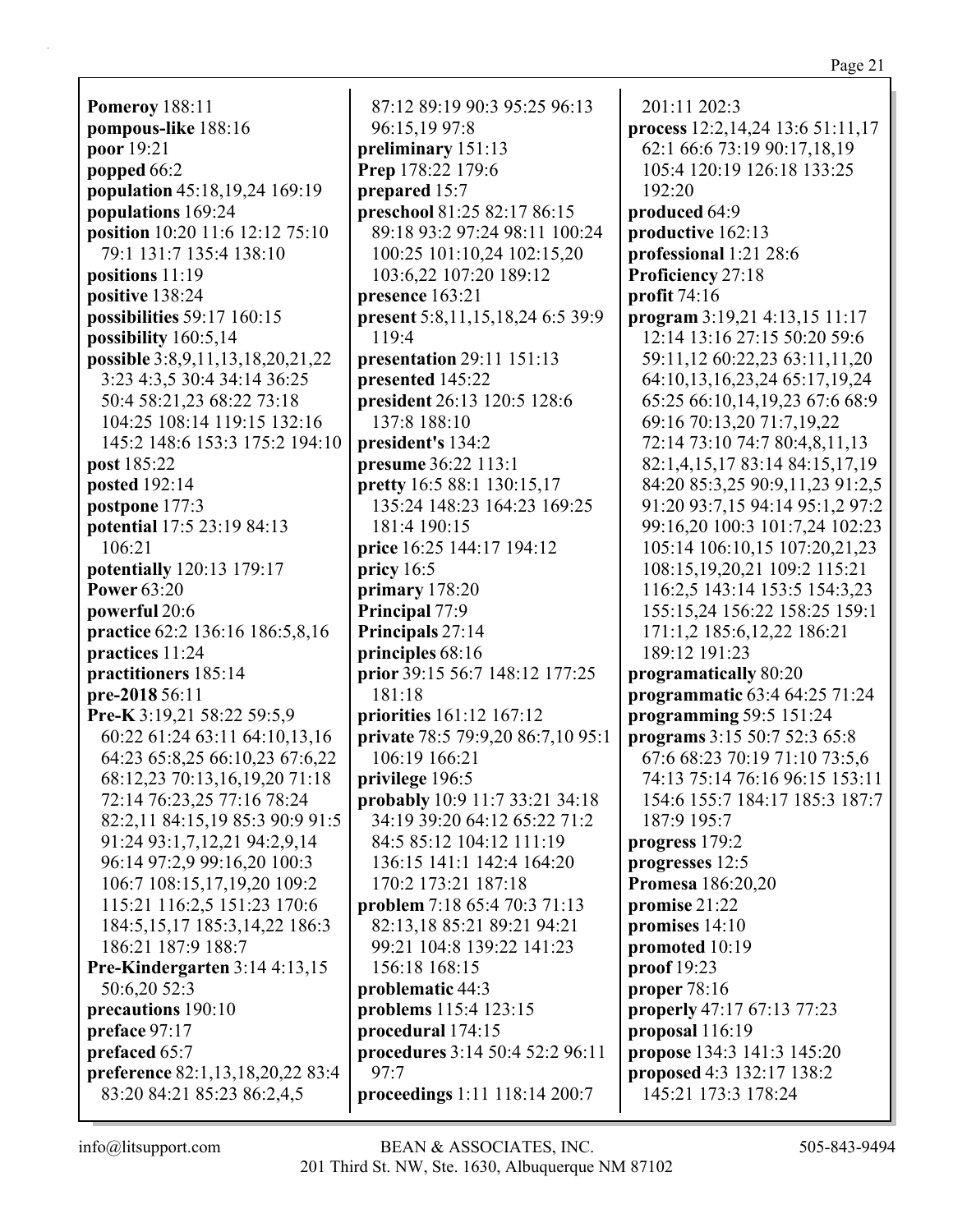**Pomeroy** 188:11
**pompous-like** 188:16
**poor** 19:21
**popped** 66:2
**population** 45:18,19,24 169:19
**populations** 169:24
**position** 10:20 11:6 12:12 75:10 79:1 131:7 135:4 138:10
**positions** 11:19
**positive** 138:24
**possibilities** 59:17 160:15
**possibility** 160:5,14
**possible** 3:8,9,11,13,18,20,21,22 3:23 4:3,5 30:4 34:14 36:25 50:4 58:21,23 68:22 73:18 104:25 108:14 119:15 132:16 145:2 148:6 153:3 175:2 194:10
**post** 185:22
**posted** 192:14
**postpone** 177:3
**potential** 17:5 23:19 84:13 106:21
**potentially** 120:13 179:17
**Power** 63:20
**powerful** 20:6
**practice** 62:2 136:16 186:5,8,16
**practices** 11:24
**practitioners** 185:14
**pre-2018** 56:11
**Pre-K** 3:19,21 58:22 59:5,9 60:22 61:24 63:11 64:10,13,16 64:23 65:8,25 66:10,23 67:6,22 68:12,23 70:13,16,19,20 71:18 72:14 76:23,25 77:16 78:24 82:2,11 84:15,19 85:3 90:9 91:5 91:24 93:1,7,12,21 94:2,9,14 96:14 97:2,9 99:16,20 100:3 106:7 108:15,17,19,20 109:2 115:21 116:2,5 151:23 170:6 184:5,15,17 185:3,14,22 186:3 186:21 187:9 188:7
**Pre-Kindergarten** 3:14 4:13,15 50:6,20 52:3
**precautions** 190:10
**preface** 97:17
**prefaced** 65:7
**preference** 82:1,13,18,20,22 83:4 83:20 84:21 85:23 86:2,4,5 87:12 89:19 90:3 95:25 96:13 96:15,19 97:8
**preliminary** 151:13
**Prep** 178:22 179:6
**prepared** 15:7
**preschool** 81:25 82:17 86:15 89:18 93:2 97:24 98:11 100:24 100:25 101:10,24 102:15,20 103:6,22 107:20 189:12
**presence** 163:21
**present** 5:8,11,15,18,24 6:5 39:9 119:4
**presentation** 29:11 151:13
**presented** 145:22
**president** 26:13 120:5 128:6 137:8 188:10
**president's** 134:2
**presume** 36:22 113:1
**pretty** 16:5 88:1 130:15,17 135:24 148:23 164:23 169:25 181:4 190:15
**price** 16:25 144:17 194:12
**pricy** 16:5
**primary** 178:20
**Principal** 77:9
**Principals** 27:14
**principles** 68:16
**prior** 39:15 56:7 148:12 177:25 181:18
**priorities** 161:12 167:12
**private** 78:5 79:9,20 86:7,10 95:1 106:19 166:21
**privilege** 196:5
**probably** 10:9 11:7 33:21 34:18 34:19 39:20 64:12 65:22 71:2 84:5 85:12 104:12 111:19 136:15 141:1 142:4 164:20 170:2 173:21 187:18
**problem** 7:18 65:4 70:3 71:13 82:13,18 85:21 89:21 94:21 99:21 104:8 139:22 141:23 156:18 168:15
**problematic** 44:3
**problems** 115:4 123:15
**procedural** 174:15
**procedures** 3:14 50:4 52:2 96:11 97:7
**proceedings** 1:11 118:14 200:7 201:11 202:3
**process** 12:2,14,24 13:6 51:11,17 62:1 66:6 73:19 90:17,18,19 105:4 120:19 126:18 133:25 192:20
**produced** 64:9
**productive** 162:13
**professional** 1:21 28:6
**Proficiency** 27:18
**profit** 74:16
**program** 3:19,21 4:13,15 11:17 12:14 13:16 27:15 50:20 59:6 59:11,12 60:22,23 63:11,11,20 64:10,13,16,23,24 65:17,19,24 65:25 66:10,14,19,23 67:6 68:9 69:16 70:13,20 71:7,19,22 72:14 73:10 74:7 80:4,8,11,13 82:1,4,15,17 83:14 84:15,17,19 84:20 85:3,25 90:9,11,23 91:2,5 91:20 93:7,15 94:14 95:1,2 97:2 99:16,20 100:3 101:7,24 102:23 105:14 106:10,15 107:20,21,23 108:15,19,20,21 109:2 115:21 116:2,5 143:14 153:5 154:3,23 155:15,24 156:22 158:25 159:1 171:1,2 185:6,12,22 186:21 189:12 191:23
**programatically** 80:20
**programmatic** 63:4 64:25 71:24
**programming** 59:5 151:24
**programs** 3:15 50:7 52:3 65:8 67:6 68:23 70:19 71:10 73:5,6 74:13 75:14 76:16 96:15 153:11 154:6 155:7 184:17 185:3 187:7 187:9 195:7
**progress** 179:2
**progresses** 12:5
**Promesa** 186:20,20
**promise** 21:22
**promises** 14:10
**promoted** 10:19
**proof** 19:23
**proper** 78:16
**properly** 47:17 67:13 77:23
**proposal** 116:19
**propose** 134:3 141:3 145:20
**proposed** 4:3 132:17 138:2 145:21 173:3 178:24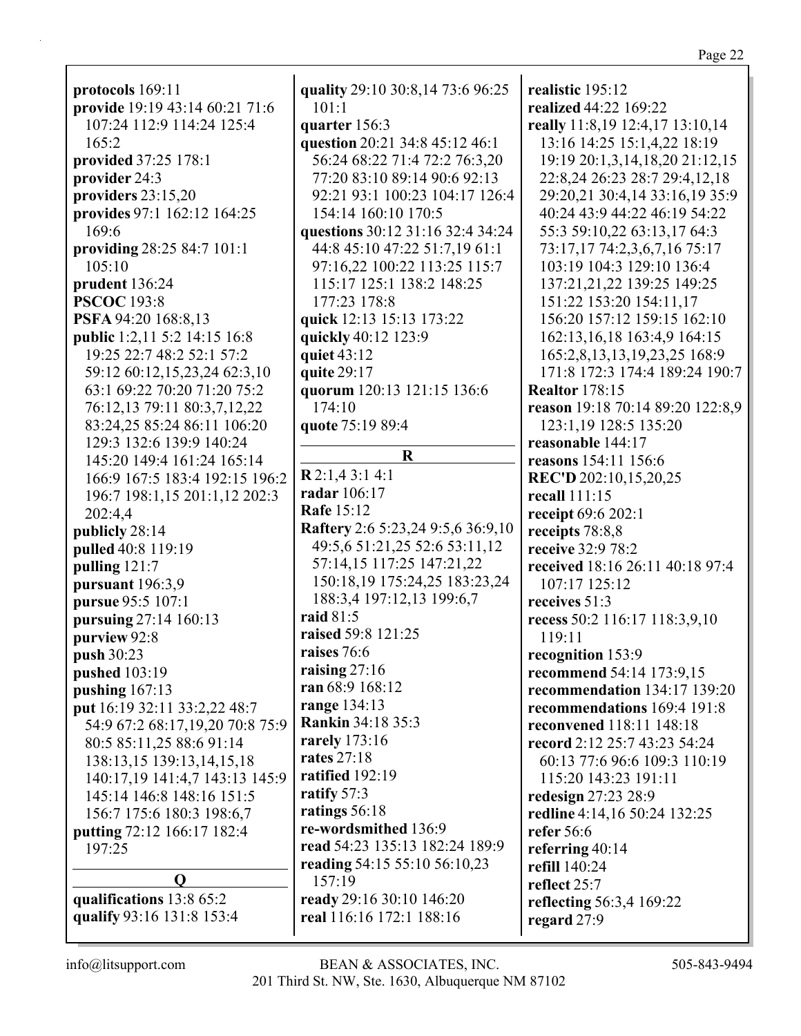**protocols** 169:11
**provide** 19:19 43:14 60:21 71:6 107:24 112:9 114:24 125:4 165:2
**provided** 37:25 178:1
**provider** 24:3
**providers** 23:15,20
**provides** 97:1 162:12 164:25 169:6
**providing** 28:25 84:7 101:1 105:10
**prudent** 136:24
**PSCOC** 193:8
**PSFA** 94:20 168:8,13
**public** 1:2,11 5:2 14:15 16:8 19:25 22:7 48:2 52:1 57:2 59:12 60:12,15,23,24 62:3,10 63:1 69:22 70:20 71:20 75:2 76:12,13 79:11 80:3,7,12,22 83:24,25 85:24 86:11 106:20 129:3 132:6 139:9 140:24 145:20 149:4 161:24 165:14 166:9 167:5 183:4 192:15 196:2 196:7 198:1,15 201:1,12 202:3 202:4,4
**publicly** 28:14
**pulled** 40:8 119:19
**pulling** 121:7
**pursuant** 196:3,9
**pursue** 95:5 107:1
**pursuing** 27:14 160:13
**purview** 92:8
**push** 30:23
**pushed** 103:19
**pushing** 167:13
**put** 16:19 32:11 33:2,22 48:7 54:9 67:2 68:17,19,20 70:8 75:9 80:5 85:11,25 88:6 91:14 138:13,15 139:13,14,15,18 140:17,19 141:4,7 143:13 145:9 145:14 146:8 148:16 151:5 156:7 175:6 180:3 198:6,7
**putting** 72:12 166:17 182:4 197:25

## Q

**qualifications** 13:8 65:2
**qualify** 93:16 131:8 153:4
**quality** 29:10 30:8,14 73:6 96:25 101:1
**quarter** 156:3
**question** 20:21 34:8 45:12 46:1 56:24 68:22 71:4 72:2 76:3,20 77:20 83:10 89:14 90:6 92:13 92:21 93:1 100:23 104:17 126:4 154:14 160:10 170:5
**questions** 30:12 31:16 32:4 34:24 44:8 45:10 47:22 51:7,19 61:1 97:16,22 100:22 113:25 115:7 115:17 125:1 138:2 148:25 177:23 178:8
**quick** 12:13 15:13 173:22
**quickly** 40:12 123:9
**quiet** 43:12
**quite** 29:17
**quorum** 120:13 121:15 136:6 174:10
**quote** 75:19 89:4

## R

**R** 2:1,4 3:1 4:1
**radar** 106:17
**Rafe** 15:12
**Raftery** 2:6 5:23,24 9:5,6 36:9,10 49:5,6 51:21,25 52:6 53:11,12 57:14,15 117:25 147:21,22 150:18,19 175:24,25 183:23,24 188:3,4 197:12,13 199:6,7
**raid** 81:5
**raised** 59:8 121:25
**raises** 76:6
**raising** 27:16
**ran** 68:9 168:12
**range** 134:13
**Rankin** 34:18 35:3
**rarely** 173:16
**rates** 27:18
**ratified** 192:19
**ratify** 57:3
**ratings** 56:18
**re-wordsmithed** 136:9
**read** 54:23 135:13 182:24 189:9
**reading** 54:15 55:10 56:10,23 157:19
**ready** 29:16 30:10 146:20
**real** 116:16 172:1 188:16
**realistic** 195:12
**realized** 44:22 169:22
**really** 11:8,19 12:4,17 13:10,14 13:16 14:25 15:1,4,22 18:19 19:19 20:1,3,14,18,20 21:12,15 22:8,24 26:23 28:7 29:4,12,18 29:20,21 30:4,14 33:16,19 35:9 40:24 43:9 44:22 46:19 54:22 55:3 59:10,22 63:13,17 64:3 73:17,17 74:2,3,6,7,16 75:17 103:19 104:3 129:10 136:4 137:21,21,22 139:25 149:25 151:22 153:20 154:11,17 156:20 157:12 159:15 162:10 162:13,16,18 163:4,9 164:15 165:2,8,13,13,19,23,25 168:9 171:8 172:3 174:4 189:24 190:7
**Realtor** 178:15
**reason** 19:18 70:14 89:20 122:8,9 123:1,19 128:5 135:20
**reasonable** 144:17
**reasons** 154:11 156:6
**REC'D** 202:10,15,20,25
**recall** 111:15
**receipt** 69:6 202:1
**receipts** 78:8,8
**receive** 32:9 78:2
**received** 18:16 26:11 40:18 97:4 107:17 125:12
**receives** 51:3
**recess** 50:2 116:17 118:3,9,10 119:11
**recognition** 153:9
**recommend** 54:14 173:9,15
**recommendation** 134:17 139:20
**recommendations** 169:4 191:8
**reconvened** 118:11 148:18
**record** 2:12 25:7 43:23 54:24 60:13 77:6 96:6 109:3 110:19 115:20 143:23 191:11
**redesign** 27:23 28:9
**redline** 4:14,16 50:24 132:25
**refer** 56:6
**referring** 40:14
**refill** 140:24
**reflect** 25:7
**reflecting** 56:3,4 169:22
**regard** 27:9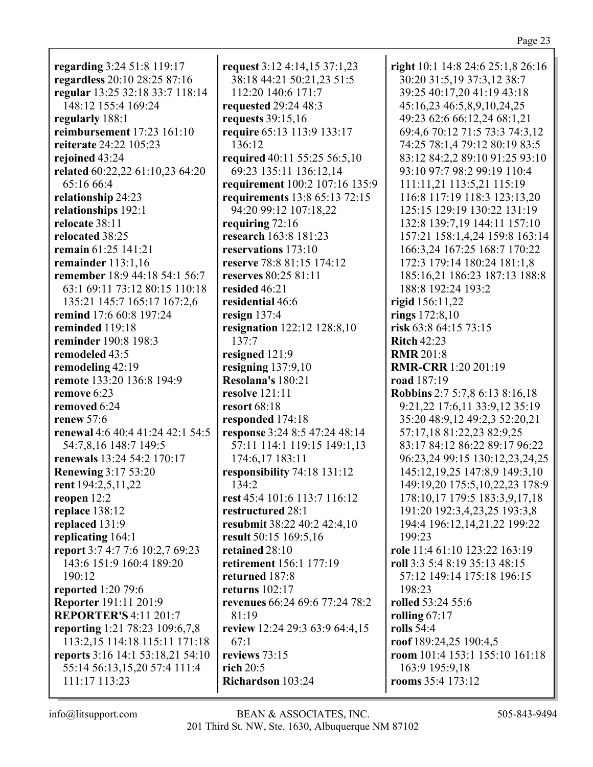**regarding** 3:24 51:8 119:17
**regardless** 20:10 28:25 87:16
**regular** 13:25 32:18 33:7 118:14 148:12 155:4 169:24
**regularly** 188:1
**reimbursement** 17:23 161:10
**reiterate** 24:22 105:23
**rejoined** 43:24
**related** 60:22,22 61:10,23 64:20 65:16 66:4
**relationship** 24:23
**relationships** 192:1
**relocate** 38:11
**relocated** 38:25
**remain** 61:25 141:21
**remainder** 113:1,16
**remember** 18:9 44:18 54:1 56:7 63:1 69:11 73:12 80:15 110:18 135:21 145:7 165:17 167:2,6
**remind** 17:6 60:8 197:24
**reminded** 119:18
**reminder** 190:8 198:3
**remodeled** 43:5
**remodeling** 42:19
**remote** 133:20 136:8 194:9
**remove** 6:23
**removed** 6:24
**renew** 57:6
**renewal** 4:6 40:4 41:24 42:1 54:5 54:7,8,16 148:7 149:5
**renewals** 13:24 54:2 170:17
**Renewing** 3:17 53:20
**rent** 194:2,5,11,22
**reopen** 12:2
**replace** 138:12
**replaced** 131:9
**replicating** 164:1
**report** 3:7 4:7 7:6 10:2,7 69:23 143:6 151:9 160:4 189:20 190:12
**reported** 1:20 79:6
**Reporter** 191:11 201:9
**REPORTER'S** 4:11 201:7
**reporting** 1:21 78:23 109:6,7,8 113:2,15 114:18 115:11 171:18
**reports** 3:16 14:1 53:18,21 54:10 55:14 56:13,15,20 57:4 111:4 111:17 113:23
**request** 3:12 4:14,15 37:1,23 38:18 44:21 50:21,23 51:5 112:20 140:6 171:7
**requested** 29:24 48:3
**requests** 39:15,16
**require** 65:13 113:9 133:17 136:12
**required** 40:11 55:25 56:5,10 69:23 135:11 136:12,14
**requirement** 100:2 107:16 135:9
**requirements** 13:8 65:13 72:15 94:20 99:12 107:18,22
**requiring** 72:16
**research** 163:8 181:23
**reservations** 173:10
**reserve** 78:8 81:15 174:12
**reserves** 80:25 81:11
**resided** 46:21
**residential** 46:6
**resign** 137:4
**resignation** 122:12 128:8,10 137:7
**resigned** 121:9
**resigning** 137:9,10
**Resolana's** 180:21
**resolve** 121:11
**resort** 68:18
**responded** 174:18
**response** 3:24 8:5 47:24 48:14 57:11 114:1 119:15 149:1,13 174:6,17 183:11
**responsibility** 74:18 131:12 134:2
**rest** 45:4 101:6 113:7 116:12
**restructured** 28:1
**resubmit** 38:22 40:2 42:4,10
**result** 50:15 169:5,16
**retained** 28:10
**retirement** 156:1 177:19
**returned** 187:8
**returns** 102:17
**revenues** 66:24 69:6 77:24 78:2 81:19
**review** 12:24 29:3 63:9 64:4,15 67:1
**reviews** 73:15
**rich** 20:5
**Richardson** 103:24
**right** 10:1 14:8 24:6 25:1,8 26:16 30:20 31:5,19 37:3,12 38:7 39:25 40:17,20 41:19 43:18 45:16,23 46:5,8,9,10,24,25 49:23 62:6 66:12,24 68:1,21 69:4,6 70:12 71:5 73:3 74:3,12 74:25 78:1,4 79:12 80:19 83:5 83:12 84:2,2 89:10 91:25 93:10 93:10 97:7 98:2 99:19 110:4 111:11,21 113:5,21 115:19 116:8 117:19 118:3 123:13,20 125:15 129:19 130:22 131:19 132:8 139:7,19 144:11 157:10 157:21 158:1,4,24 159:8 163:14 166:3,24 167:25 168:7 170:22 172:3 179:14 180:24 181:1,8 185:16,21 186:23 187:13 188:8 188:8 192:24 193:2
**rigid** 156:11,22
**rings** 172:8,10
**risk** 63:8 64:15 73:15
**Ritch** 42:23
**RMR** 201:8
**RMR-CRR** 1:20 201:19
**road** 187:19
**Robbins** 2:7 5:7,8 6:13 8:16,18 9:21,22 17:6,11 33:9,12 35:19 35:20 48:9,12 49:2,3 52:20,21 57:17,18 81:22,23 82:9,25 83:17 84:12 86:22 89:17 96:22 96:23,24 99:15 130:12,23,24,25 145:12,19,25 147:8,9 149:3,10 149:19,20 175:5,10,22,23 178:9 178:10,17 179:5 183:3,9,17,18 191:20 192:3,4,23,25 193:3,8 194:4 196:12,14,21,22 199:22 199:23
**role** 11:4 61:10 123:22 163:19
**roll** 3:3 5:4 8:19 35:13 48:15 57:12 149:14 175:18 196:15 198:23
**rolled** 53:24 55:6
**rolling** 67:17
**rolls** 54:4
**roof** 189:24,25 190:4,5
**room** 101:4 153:1 155:10 161:18 163:9 195:9,18
**rooms** 35:4 173:12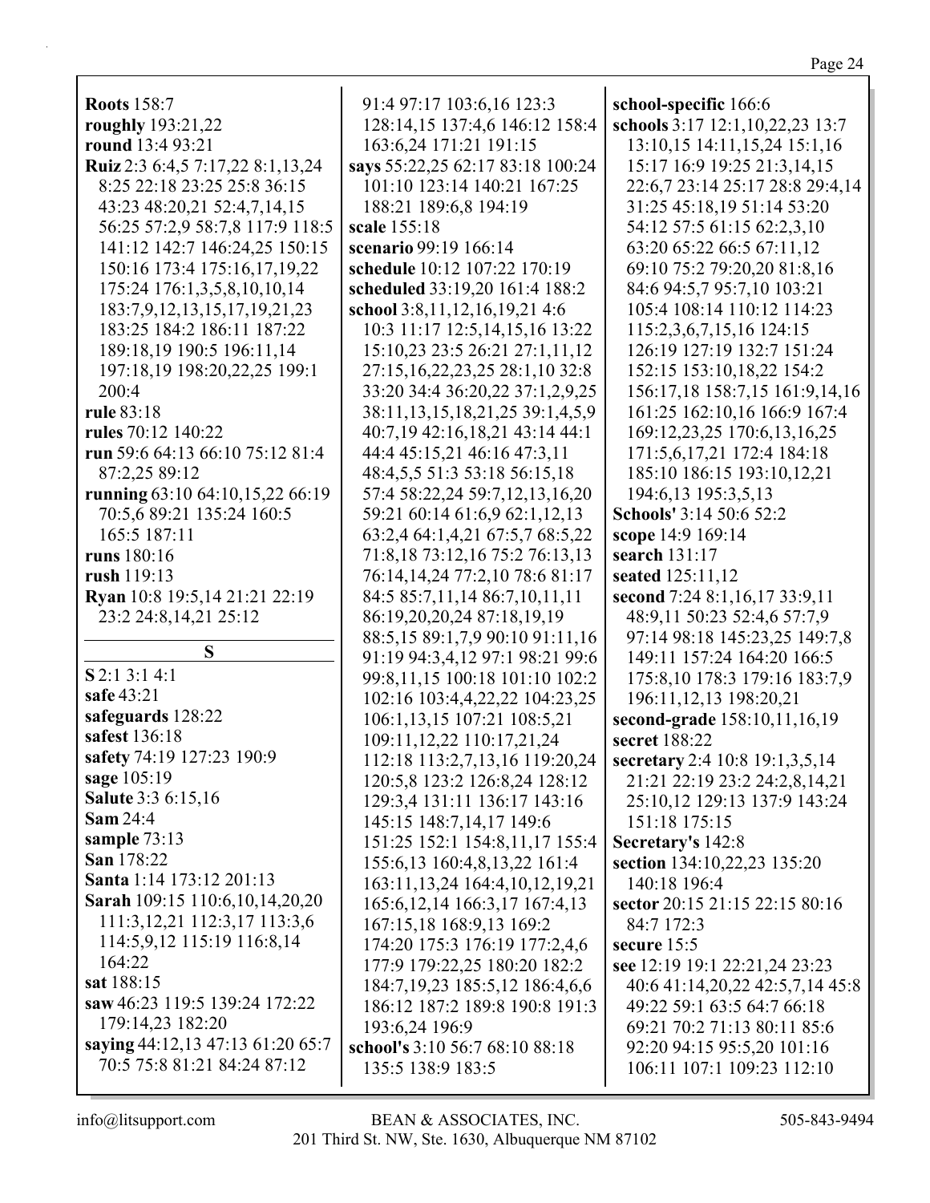**Roots** 158:7
**roughly** 193:21,22
**round** 13:4 93:21
**Ruiz** 2:3 6:4,5 7:17,22 8:1,13,24 8:25 22:18 23:25 25:8 36:15 43:23 48:20,21 52:4,7,14,15 56:25 57:2,9 58:7,8 117:9 118:5 141:12 142:7 146:24,25 150:15 150:16 173:4 175:16,17,19,22 175:24 176:1,3,5,8,10,10,14 183:7,9,12,13,15,17,19,21,23 183:25 184:2 186:11 187:22 189:18,19 190:5 196:11,14 197:18,19 198:20,22,25 199:1 200:4
**rule** 83:18
**rules** 70:12 140:22
**run** 59:6 64:13 66:10 75:12 81:4 87:2,25 89:12
**running** 63:10 64:10,15,22 66:19 70:5,6 89:21 135:24 160:5 165:5 187:11
**runs** 180:16
**rush** 119:13
**Ryan** 10:8 19:5,14 21:21 22:19 23:2 24:8,14,21 25:12

## S

**S** 2:1 3:1 4:1
**safe** 43:21
**safeguards** 128:22
**safest** 136:18
**safety** 74:19 127:23 190:9
**sage** 105:19
**Salute** 3:3 6:15,16
**Sam** 24:4
**sample** 73:13
**San** 178:22
**Santa** 1:14 173:12 201:13
**Sarah** 109:15 110:6,10,14,20,20 111:3,12,21 112:3,17 113:3,6 114:5,9,12 115:19 116:8,14 164:22
**sat** 188:15
**saw** 46:23 119:5 139:24 172:22 179:14,23 182:20
**saying** 44:12,13 47:13 61:20 65:7 70:5 75:8 81:21 84:24 87:12 91:4 97:17 103:6,16 123:3 128:14,15 137:4,6 146:12 158:4 163:6,24 171:21 191:15
**says** 55:22,25 62:17 83:18 100:24 101:10 123:14 140:21 167:25 188:21 189:6,8 194:19
**scale** 155:18
**scenario** 99:19 166:14
**schedule** 10:12 107:22 170:19
**scheduled** 33:19,20 161:4 188:2
**school** 3:8,11,12,16,19,21 4:6 10:3 11:17 12:5,14,15,16 13:22 15:10,23 23:5 26:21 27:1,11,12 27:15,16,22,23,25 28:1,10 32:8 33:20 34:4 36:20,22 37:1,2,9,25 38:11,13,15,18,21,25 39:1,4,5,9 40:7,19 42:16,18,21 43:14 44:1 44:4 45:15,21 46:16 47:3,11 48:4,5,5 51:3 53:18 56:15,18 57:4 58:22,24 59:7,12,13,16,20 59:21 60:14 61:6,9 62:1,12,13 63:2,4 64:1,4,21 67:5,7 68:5,22 71:8,18 73:12,16 75:2 76:13,13 76:14,14,24 77:2,10 78:6 81:17 84:5 85:7,11,14 86:7,10,11,11 86:19,20,20,24 87:18,19,19 88:5,15 89:1,7,9 90:10 91:11,16 91:19 94:3,4,12 97:1 98:21 99:6 99:8,11,15 100:18 101:10 102:2 102:16 103:4,4,22,22 104:23,25 106:1,13,15 107:21 108:5,21 109:11,12,22 110:17,21,24 112:18 113:2,7,13,16 119:20,24 120:5,8 123:2 126:8,24 128:12 129:3,4 131:11 136:17 143:16 145:15 148:7,14,17 149:6 151:25 152:1 154:8,11,17 155:4 155:6,13 160:4,8,13,22 161:4 163:11,13,24 164:4,10,12,19,21 165:6,12,14 166:3,17 167:4,13 167:15,18 168:9,13 169:2 174:20 175:3 176:19 177:2,4,6 177:9 179:22,25 180:20 182:2 184:7,19,23 185:5,12 186:4,6,6 186:12 187:2 189:8 190:8 191:3 193:6,24 196:9
**school's** 3:10 56:7 68:10 88:18 135:5 138:9 183:5
**school-specific** 166:6
**schools** 3:17 12:1,10,22,23 13:7 13:10,15 14:11,15,24 15:1,16 15:17 16:9 19:25 21:3,14,15 22:6,7 23:14 25:17 28:8 29:4,14 31:25 45:18,19 51:14 53:20 54:12 57:5 61:15 62:2,3,10 63:20 65:22 66:5 67:11,12 69:10 75:2 79:20,20 81:8,16 84:6 94:5,7 95:7,10 103:21 105:4 108:14 110:12 114:23 115:2,3,6,7,15,16 124:15 126:19 127:19 132:7 151:24 152:15 153:10,18,22 154:2 156:17,18 158:7,15 161:9,14,16 161:25 162:10,16 166:9 167:4 169:12,23,25 170:6,13,16,25 171:5,6,17,21 172:4 184:18 185:10 186:15 193:10,12,21 194:6,13 195:3,5,13
**Schools'** 3:14 50:6 52:2
**scope** 14:9 169:14
**search** 131:17
**seated** 125:11,12
**second** 7:24 8:1,16,17 33:9,11 48:9,11 50:23 52:4,6 57:7,9 97:14 98:18 145:23,25 149:7,8 149:11 157:24 164:20 166:5 175:8,10 178:3 179:16 183:7,9 196:11,12,13 198:20,21
**second-grade** 158:10,11,16,19
**secret** 188:22
**secretary** 2:4 10:8 19:1,3,5,14 21:21 22:19 23:2 24:2,8,14,21 25:10,12 129:13 137:9 143:24 151:18 175:15
**Secretary's** 142:8
**section** 134:10,22,23 135:20 140:18 196:4
**sector** 20:15 21:15 22:15 80:16 84:7 172:3
**secure** 15:5
**see** 12:19 19:1 22:21,24 23:23 40:6 41:14,20,22 42:5,7,14 45:8 49:22 59:1 63:5 64:7 66:18 69:21 70:2 71:13 80:11 85:6 92:20 94:15 95:5,20 101:16 106:11 107:1 109:23 112:10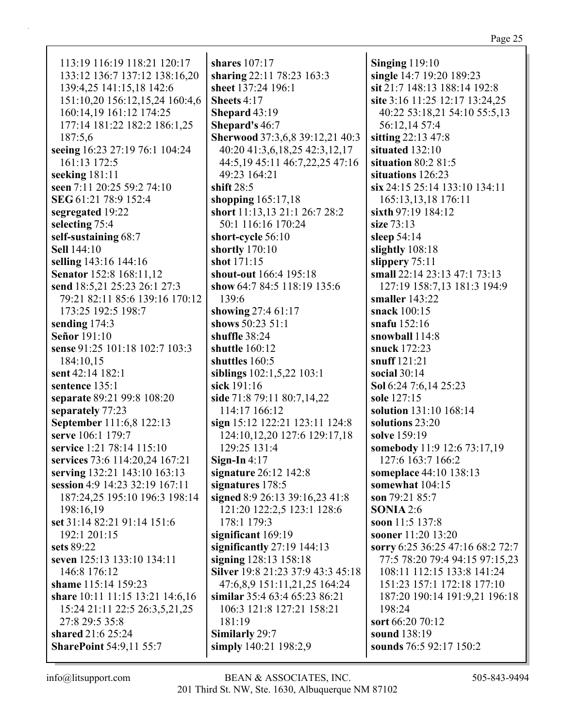113:19 116:19 118:21 120:17 133:12 136:7 137:12 138:16,20 139:4,25 141:15,18 142:6 151:10,20 156:12,15,24 160:4,6 160:14,19 161:12 174:25 177:14 181:22 182:2 186:1,25 187:5,6
**seeing** 16:23 27:19 76:1 104:24 161:13 172:5
**seeking** 181:11
**seen** 7:11 20:25 59:2 74:10
**SEG** 61:21 78:9 152:4
**segregated** 19:22
**selecting** 75:4
**self-sustaining** 68:7
**Sell** 144:10
**selling** 143:16 144:16
**Senator** 152:8 168:11,12
**send** 18:5,21 25:23 26:1 27:3 79:21 82:11 85:6 139:16 170:12 173:25 192:5 198:7
**sending** 174:3
**Señor** 191:10
**sense** 91:25 101:18 102:7 103:3 184:10,15
**sent** 42:14 182:1
**sentence** 135:1
**separate** 89:21 99:8 108:20
**separately** 77:23
**September** 111:6,8 122:13
**serve** 106:1 179:7
**service** 1:21 78:14 115:10
**services** 73:6 114:20,24 167:21
**serving** 132:21 143:10 163:13
**session** 4:9 14:23 32:19 167:11 187:24,25 195:10 196:3 198:14 198:16,19
**set** 31:14 82:21 91:14 151:6 192:1 201:15
**sets** 89:22
**seven** 125:13 133:10 134:11 146:8 176:12
**shame** 115:14 159:23
**share** 10:11 11:15 13:21 14:6,16 15:24 21:11 22:5 26:3,5,21,25 27:8 29:5 35:8
**shared** 21:6 25:24
**SharePoint** 54:9,11 55:7
**shares** 107:17
**sharing** 22:11 78:23 163:3
**sheet** 137:24 196:1
**Sheets** 4:17
**Shepard** 43:19
**Shepard's** 46:7
**Sherwood** 37:3,6,8 39:12,21 40:3 40:20 41:3,6,18,25 42:3,12,17 44:5,19 45:11 46:7,22,25 47:16 49:23 164:21
**shift** 28:5
**shopping** 165:17,18
**short** 11:13,13 21:1 26:7 28:2 50:1 116:16 170:24
**short-cycle** 56:10
**shortly** 170:10
**shot** 171:15
**shout-out** 166:4 195:18
**show** 64:7 84:5 118:19 135:6 139:6
**showing** 27:4 61:17
**shows** 50:23 51:1
**shuffle** 38:24
**shuttle** 160:12
**shuttles** 160:5
**siblings** 102:1,5,22 103:1
**sick** 191:16
**side** 71:8 79:11 80:7,14,22 114:17 166:12
**sign** 15:12 122:21 123:11 124:8 124:10,12,20 127:6 129:17,18 129:25 131:4
**Sign-In** 4:17
**signature** 26:12 142:8
**signatures** 178:5
**signed** 8:9 26:13 39:16,23 41:8 121:20 122:2,5 123:1 128:6 178:1 179:3
**significant** 169:19
**significantly** 27:19 144:13
**signing** 128:13 158:18
**Silver** 19:8 21:23 37:9 43:3 45:18 47:6,8,9 151:11,21,25 164:24
**similar** 35:4 63:4 65:23 86:21 106:3 121:8 127:21 158:21 181:19
**Similarly** 29:7
**simply** 140:21 198:2,9
**Singing** 119:10
**single** 14:7 19:20 189:23
**sit** 21:7 148:13 188:14 192:8
**site** 3:16 11:25 12:17 13:24,25 40:22 53:18,21 54:10 55:5,13 56:12,14 57:4
**sitting** 22:13 47:8
**situated** 132:10
**situation** 80:2 81:5
**situations** 126:23
**six** 24:15 25:14 133:10 134:11 165:13,13,18 176:11
**sixth** 97:19 184:12
**size** 73:13
**sleep** 54:14
**slightly** 108:18
**slippery** 75:11
**small** 22:14 23:13 47:1 73:13 127:19 158:7,13 181:3 194:9
**smaller** 143:22
**snack** 100:15
**snafu** 152:16
**snowball** 114:8
**snuck** 172:23
**snuff** 121:21
**social** 30:14
**Sol** 6:24 7:6,14 25:23
**sole** 127:15
**solution** 131:10 168:14
**solutions** 23:20
**solve** 159:19
**somebody** 11:9 12:6 73:17,19 127:6 163:7 166:2
**someplace** 44:10 138:13
**somewhat** 104:15
**son** 79:21 85:7
**SONIA** 2:6
**soon** 11:5 137:8
**sooner** 11:20 13:20
**sorry** 6:25 36:25 47:16 68:2 72:7 77:5 78:20 79:4 94:15 97:15,23 108:11 112:15 133:8 141:24 151:23 157:1 172:18 177:10 187:20 190:14 191:9,21 196:18 198:24
**sort** 66:20 70:12
**sound** 138:19
**sounds** 76:5 92:17 150:2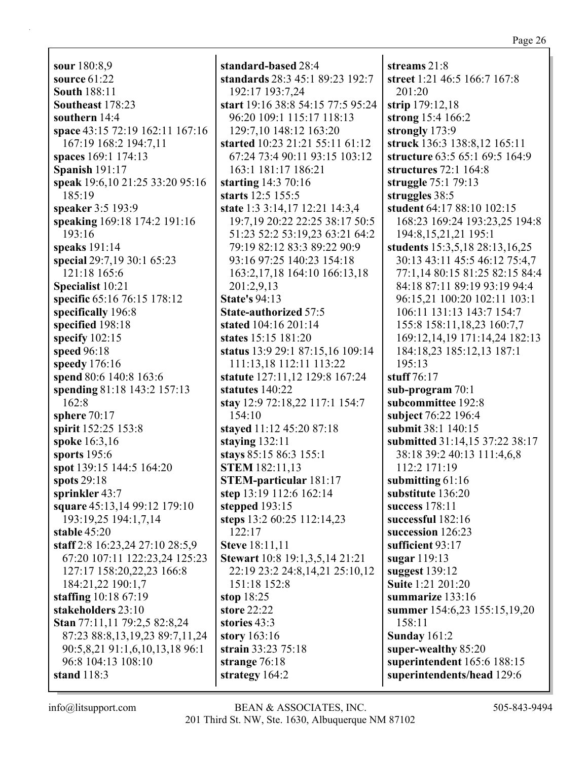**sour** 180:8,9
**source** 61:22
**South** 188:11
**Southeast** 178:23
**southern** 14:4
**space** 43:15 72:19 162:11 167:16 167:19 168:2 194:7,11
**spaces** 169:1 174:13
**Spanish** 191:17
**speak** 19:6,10 21:25 33:20 95:16 185:19
**speaker** 3:5 193:9
**speaking** 169:18 174:2 191:16 193:16
**speaks** 191:14
**special** 29:7,19 30:1 65:23 121:18 165:6
**Specialist** 10:21
**specific** 65:16 76:15 178:12
**specifically** 196:8
**specified** 198:18
**specify** 102:15
**speed** 96:18
**speedy** 176:16
**spend** 80:6 140:8 163:6
**spending** 81:18 143:2 157:13 162:8
**sphere** 70:17
**spirit** 152:25 153:8
**spoke** 16:3,16
**sports** 195:6
**spot** 139:15 144:5 164:20
**spots** 29:18
**sprinkler** 43:7
**square** 45:13,14 99:12 179:10 193:19,25 194:1,7,14
**stable** 45:20
**staff** 2:8 16:23,24 27:10 28:5,9 67:20 107:11 122:23,24 125:23 127:17 158:20,22,23 166:8 184:21,22 190:1,7
**staffing** 10:18 67:19
**stakeholders** 23:10
**Stan** 77:11,11 79:2,5 82:8,24 87:23 88:8,13,19,23 89:7,11,24 90:5,8,21 91:1,6,10,13,18 96:1 96:8 104:13 108:10
**stand** 118:3
**standard-based** 28:4
**standards** 28:3 45:1 89:23 192:7 192:17 193:7,24
**start** 19:16 38:8 54:15 77:5 95:24 96:20 109:1 115:17 118:13 129:7,10 148:12 163:20
**started** 10:23 21:21 55:11 61:12 67:24 73:4 90:11 93:15 103:12 163:1 181:17 186:21
**starting** 14:3 70:16
**starts** 12:5 155:5
**state** 1:3 3:14,17 12:21 14:3,4 19:7,19 20:22 22:25 38:17 50:5 51:23 52:2 53:19,23 63:21 64:2 79:19 82:12 83:3 89:22 90:9 93:16 97:25 140:23 154:18 163:2,17,18 164:10 166:13,18 201:2,9,13
**State's** 94:13
**State-authorized** 57:5
**stated** 104:16 201:14
**states** 15:15 181:20
**status** 13:9 29:1 87:15,16 109:14 111:13,18 112:11 113:22
**statute** 127:11,12 129:8 167:24
**statutes** 140:22
**stay** 12:9 72:18,22 117:1 154:7 154:10
**stayed** 11:12 45:20 87:18
**staying** 132:11
**stays** 85:15 86:3 155:1
**STEM** 182:11,13
**STEM-particular** 181:17
**step** 13:19 112:6 162:14
**stepped** 193:15
**steps** 13:2 60:25 112:14,23 122:17
**Steve** 18:11,11
**Stewart** 10:8 19:1,3,5,14 21:21 22:19 23:2 24:8,14,21 25:10,12 151:18 152:8
**stop** 18:25
**store** 22:22
**stories** 43:3
**story** 163:16
**strain** 33:23 75:18
**strange** 76:18
**strategy** 164:2
**streams** 21:8
**street** 1:21 46:5 166:7 167:8 201:20
**strip** 179:12,18
**strong** 15:4 166:2
**strongly** 173:9
**struck** 136:3 138:8,12 165:11
**structure** 63:5 65:1 69:5 164:9
**structures** 72:1 164:8
**struggle** 75:1 79:13
**struggles** 38:5
**student** 64:17 88:10 102:15 168:23 169:24 193:23,25 194:8 194:8,15,21,21 195:1
**students** 15:3,5,18 28:13,16,25 30:13 43:11 45:5 46:12 75:4,7 77:1,14 80:15 81:25 82:15 84:4 84:18 87:11 89:19 93:19 94:4 96:15,21 100:20 102:11 103:1 106:11 131:13 143:7 154:7 155:8 158:11,18,23 160:7,7 169:12,14,19 171:14,24 182:13 184:18,23 185:12,13 187:1 195:13
**stuff** 76:17
**sub-program** 70:1
**subcommittee** 192:8
**subject** 76:22 196:4
**submit** 38:1 140:15
**submitted** 31:14,15 37:22 38:17 38:18 39:2 40:13 111:4,6,8 112:2 171:19
**submitting** 61:16
**substitute** 136:20
**success** 178:11
**successful** 182:16
**succession** 126:23
**sufficient** 93:17
**sugar** 119:13
**suggest** 139:12
**Suite** 1:21 201:20
**summarize** 133:16
**summer** 154:6,23 155:15,19,20 158:11
**Sunday** 161:2
**super-wealthy** 85:20
**superintendent** 165:6 188:15
**superintendents/head** 129:6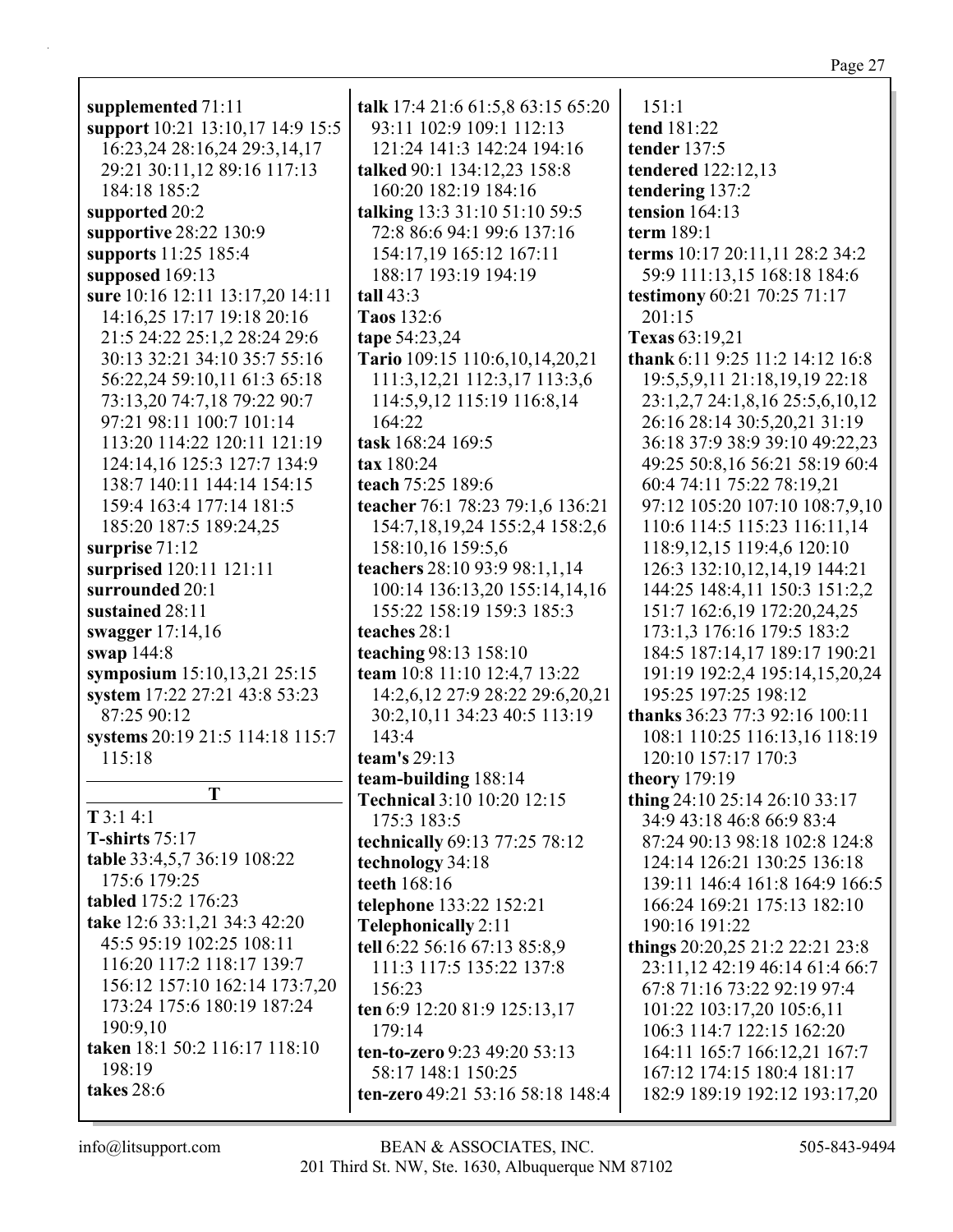**supplemented** 71:11
**support** 10:21 13:10,17 14:9 15:5 16:23,24 28:16,24 29:3,14,17 29:21 30:11,12 89:16 117:13 184:18 185:2
**supported** 20:2
**supportive** 28:22 130:9
**supports** 11:25 185:4
**supposed** 169:13
**sure** 10:16 12:11 13:17,20 14:11 14:16,25 17:17 19:18 20:16 21:5 24:22 25:1,2 28:24 29:6 30:13 32:21 34:10 35:7 55:16 56:22,24 59:10,11 61:3 65:18 73:13,20 74:7,18 79:22 90:7 97:21 98:11 100:7 101:14 113:20 114:22 120:11 121:19 124:14,16 125:3 127:7 134:9 138:7 140:11 144:14 154:15 159:4 163:4 177:14 181:5 185:20 187:5 189:24,25
**surprise** 71:12
**surprised** 120:11 121:11
**surrounded** 20:1
**sustained** 28:11
**swagger** 17:14,16
**swap** 144:8
**symposium** 15:10,13,21 25:15
**system** 17:22 27:21 43:8 53:23 87:25 90:12
**systems** 20:19 21:5 114:18 115:7 115:18

## T

**T** 3:1 4:1
**T-shirts** 75:17
**table** 33:4,5,7 36:19 108:22 175:6 179:25
**tabled** 175:2 176:23
**take** 12:6 33:1,21 34:3 42:20 45:5 95:19 102:25 108:11 116:20 117:2 118:17 139:7 156:12 157:10 162:14 173:7,20 173:24 175:6 180:19 187:24 190:9,10
**taken** 18:1 50:2 116:17 118:10 198:19
**takes** 28:6
**talk** 17:4 21:6 61:5,8 63:15 65:20 93:11 102:9 109:1 112:13 121:24 141:3 142:24 194:16
**talked** 90:1 134:12,23 158:8 160:20 182:19 184:16
**talking** 13:3 31:10 51:10 59:5 72:8 86:6 94:1 99:6 137:16 154:17,19 165:12 167:11 188:17 193:19 194:19
**tall** 43:3
**Taos** 132:6
**tape** 54:23,24
**Tario** 109:15 110:6,10,14,20,21 111:3,12,21 112:3,17 113:3,6 114:5,9,12 115:19 116:8,14 164:22
**task** 168:24 169:5
**tax** 180:24
**teach** 75:25 189:6
**teacher** 76:1 78:23 79:1,6 136:21 154:7,18,19,24 155:2,4 158:2,6 158:10,16 159:5,6
**teachers** 28:10 93:9 98:1,1,14 100:14 136:13,20 155:14,14,16 155:22 158:19 159:3 185:3
**teaches** 28:1
**teaching** 98:13 158:10
**team** 10:8 11:10 12:4,7 13:22 14:2,6,12 27:9 28:22 29:6,20,21 30:2,10,11 34:23 40:5 113:19 143:4
**team's** 29:13
**team-building** 188:14
**Technical** 3:10 10:20 12:15 175:3 183:5
**technically** 69:13 77:25 78:12
**technology** 34:18
**teeth** 168:16
**telephone** 133:22 152:21
**Telephonically** 2:11
**tell** 6:22 56:16 67:13 85:8,9 111:3 117:5 135:22 137:8 156:23
**ten** 6:9 12:20 81:9 125:13,17 179:14
**ten-to-zero** 9:23 49:20 53:13 58:17 148:1 150:25
**ten-zero** 49:21 53:16 58:18 148:4 151:1
**tend** 181:22
**tender** 137:5
**tendered** 122:12,13
**tendering** 137:2
**tension** 164:13
**term** 189:1
**terms** 10:17 20:11,11 28:2 34:2 59:9 111:13,15 168:18 184:6
**testimony** 60:21 70:25 71:17 201:15
**Texas** 63:19,21
**thank** 6:11 9:25 11:2 14:12 16:8 19:5,5,9,11 21:18,19,19 22:18 23:1,2,7 24:1,8,16 25:5,6,10,12 26:16 28:14 30:5,20,21 31:19 36:18 37:9 38:9 39:10 49:22,23 49:25 50:8,16 56:21 58:19 60:4 60:4 74:11 75:22 78:19,21 97:12 105:20 107:10 108:7,9,10 110:6 114:5 115:23 116:11,14 118:9,12,15 119:4,6 120:10 126:3 132:10,12,14,19 144:21 144:25 148:4,11 150:3 151:2,2 151:7 162:6,19 172:20,24,25 173:1,3 176:16 179:5 183:2 184:5 187:14,17 189:17 190:21 191:19 192:2,4 195:14,15,20,24 195:25 197:25 198:12
**thanks** 36:23 77:3 92:16 100:11 108:1 110:25 116:13,16 118:19 120:10 157:17 170:3
**theory** 179:19
**thing** 24:10 25:14 26:10 33:17 34:9 43:18 46:8 66:9 83:4 87:24 90:13 98:18 102:8 124:8 124:14 126:21 130:25 136:18 139:11 146:4 161:8 164:9 166:5 166:24 169:21 175:13 182:10 190:16 191:22
**things** 20:20,25 21:2 22:21 23:8 23:11,12 42:19 46:14 61:4 66:7 67:8 71:16 73:22 92:19 97:4 101:22 103:17,20 105:6,11 106:3 114:7 122:15 162:20 164:11 165:7 166:12,21 167:7 167:12 174:15 180:4 181:17 182:9 189:19 192:12 193:17,20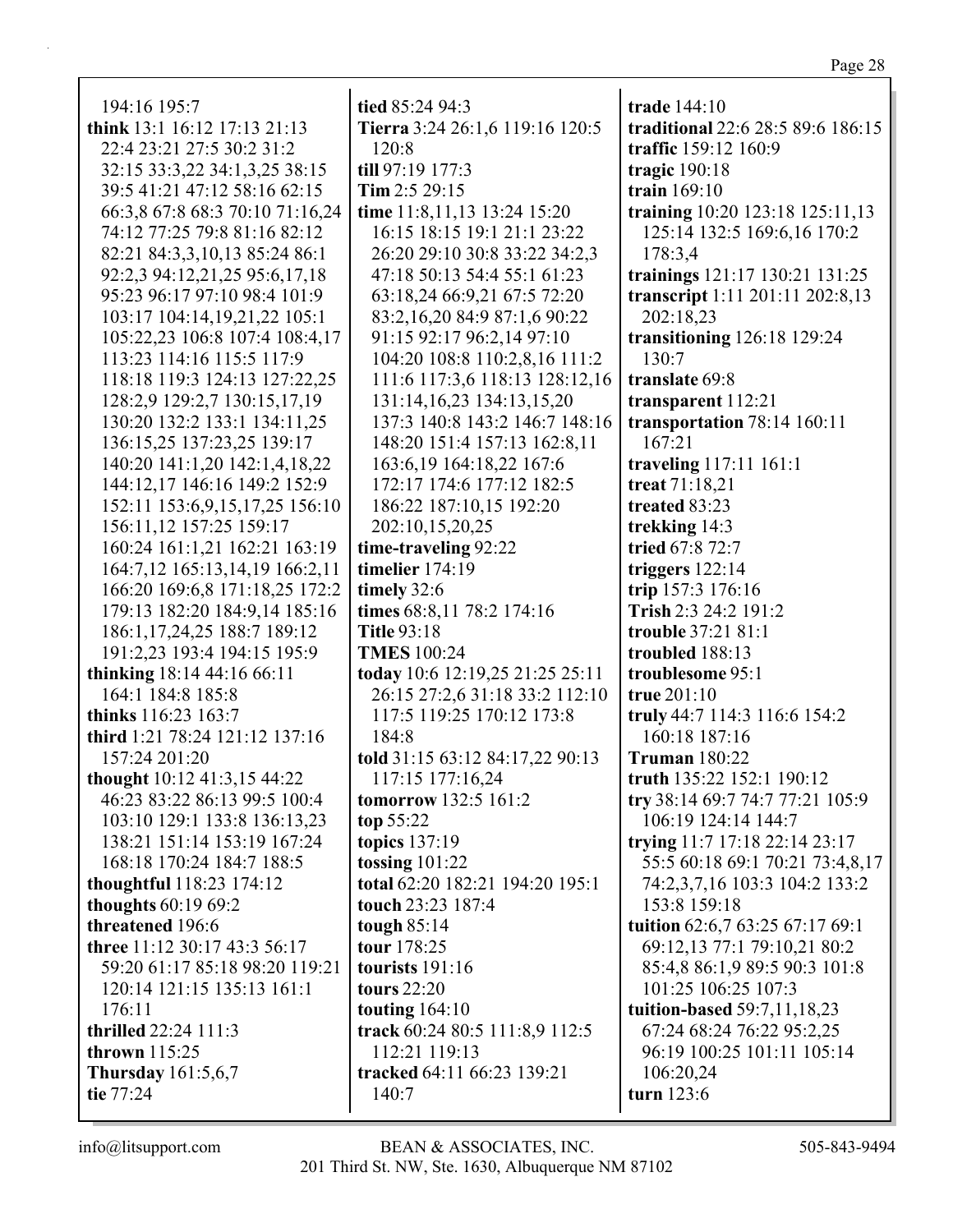194:16 195:7
**think** 13:1 16:12 17:13 21:13 22:4 23:21 27:5 30:2 31:2 32:15 33:3,22 34:1,3,25 38:15 39:5 41:21 47:12 58:16 62:15 66:3,8 67:8 68:3 70:10 71:16,24 74:12 77:25 79:8 81:16 82:12 82:21 84:3,3,10,13 85:24 86:1 92:2,3 94:12,21,25 95:6,17,18 95:23 96:17 97:10 98:4 101:9 103:17 104:14,19,21,22 105:1 105:22,23 106:8 107:4 108:4,17 113:23 114:16 115:5 117:9 118:18 119:3 124:13 127:22,25 128:2,9 129:2,7 130:15,17,19 130:20 132:2 133:1 134:11,25 136:15,25 137:23,25 139:17 140:20 141:1,20 142:1,4,18,22 144:12,17 146:16 149:2 152:9 152:11 153:6,9,15,17,25 156:10 156:11,12 157:25 159:17 160:24 161:1,21 162:21 163:19 164:7,12 165:13,14,19 166:2,11 166:20 169:6,8 171:18,25 172:2 179:13 182:20 184:9,14 185:16 186:1,17,24,25 188:7 189:12 191:2,23 193:4 194:15 195:9
**thinking** 18:14 44:16 66:11 164:1 184:8 185:8
**thinks** 116:23 163:7
**third** 1:21 78:24 121:12 137:16 157:24 201:20
**thought** 10:12 41:3,15 44:22 46:23 83:22 86:13 99:5 100:4 103:10 129:1 133:8 136:13,23 138:21 151:14 153:19 167:24 168:18 170:24 184:7 188:5
**thoughtful** 118:23 174:12
**thoughts** 60:19 69:2
**threatened** 196:6
**three** 11:12 30:17 43:3 56:17 59:20 61:17 85:18 98:20 119:21 120:14 121:15 135:13 161:1 176:11
**thrilled** 22:24 111:3
**thrown** 115:25
**Thursday** 161:5,6,7
**tie** 77:24
**tied** 85:24 94:3
**Tierra** 3:24 26:1,6 119:16 120:5 120:8
**till** 97:19 177:3
**Tim** 2:5 29:15
**time** 11:8,11,13 13:24 15:20 16:15 18:15 19:1 21:1 23:22 26:20 29:10 30:8 33:22 34:2,3 47:18 50:13 54:4 55:1 61:23 63:18,24 66:9,21 67:5 72:20 83:2,16,20 84:9 87:1,6 90:22 91:15 92:17 96:2,14 97:10 104:20 108:8 110:2,8,16 111:2 111:6 117:3,6 118:13 128:12,16 131:14,16,23 134:13,15,20 137:3 140:8 143:2 146:7 148:16 148:20 151:4 157:13 162:8,11 163:6,19 164:18,22 167:6 172:17 174:6 177:12 182:5 186:22 187:10,15 192:20 202:10,15,20,25
**time-traveling** 92:22
**timelier** 174:19
**timely** 32:6
**times** 68:8,11 78:2 174:16
**Title** 93:18
**TMES** 100:24
**today** 10:6 12:19,25 21:25 25:11 26:15 27:2,6 31:18 33:2 112:10 117:5 119:25 170:12 173:8 184:8
**told** 31:15 63:12 84:17,22 90:13 117:15 177:16,24
**tomorrow** 132:5 161:2
**top** 55:22
**topics** 137:19
**tossing** 101:22
**total** 62:20 182:21 194:20 195:1
**touch** 23:23 187:4
**tough** 85:14
**tour** 178:25
**tourists** 191:16
**tours** 22:20
**touting** 164:10
**track** 60:24 80:5 111:8,9 112:5 112:21 119:13
**tracked** 64:11 66:23 139:21 140:7
**trade** 144:10
**traditional** 22:6 28:5 89:6 186:15
**traffic** 159:12 160:9
**tragic** 190:18
**train** 169:10
**training** 10:20 123:18 125:11,13 125:14 132:5 169:6,16 170:2 178:3,4
**trainings** 121:17 130:21 131:25
**transcript** 1:11 201:11 202:8,13 202:18,23
**transitioning** 126:18 129:24 130:7
**translate** 69:8
**transparent** 112:21
**transportation** 78:14 160:11 167:21
**traveling** 117:11 161:1
**treat** 71:18,21
**treated** 83:23
**trekking** 14:3
**tried** 67:8 72:7
**triggers** 122:14
**trip** 157:3 176:16
**Trish** 2:3 24:2 191:2
**trouble** 37:21 81:1
**troubled** 188:13
**troublesome** 95:1
**true** 201:10
**truly** 44:7 114:3 116:6 154:2 160:18 187:16
**Truman** 180:22
**truth** 135:22 152:1 190:12
**try** 38:14 69:7 74:7 77:21 105:9 106:19 124:14 144:7
**trying** 11:7 17:18 22:14 23:17 55:5 60:18 69:1 70:21 73:4,8,17 74:2,3,7,16 103:3 104:2 133:2 153:8 159:18
**tuition** 62:6,7 63:25 67:17 69:1 69:12,13 77:1 79:10,21 80:2 85:4,8 86:1,9 89:5 90:3 101:8 101:25 106:25 107:3
**tuition-based** 59:7,11,18,23 67:24 68:24 76:22 95:2,25 96:19 100:25 101:11 105:14 106:20,24
**turn** 123:6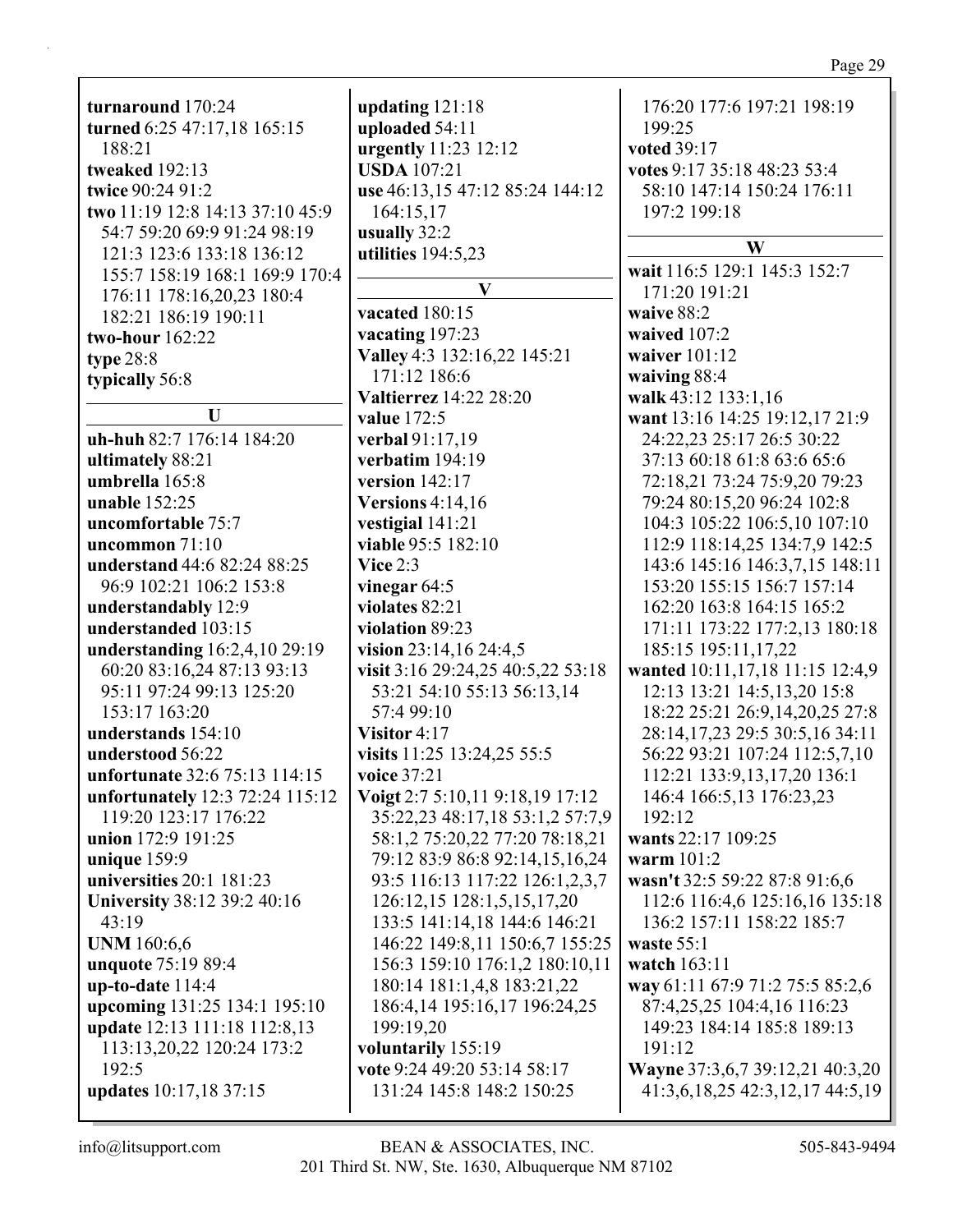**turnaround** 170:24
**turned** 6:25 47:17,18 165:15 188:21
**tweaked** 192:13
**twice** 90:24 91:2
**two** 11:19 12:8 14:13 37:10 45:9 54:7 59:20 69:9 91:24 98:19 121:3 123:6 133:18 136:12 155:7 158:19 168:1 169:9 170:4 176:11 178:16,20,23 180:4 182:21 186:19 190:11
**two-hour** 162:22
**type** 28:8
**typically** 56:8

## U

**uh-huh** 82:7 176:14 184:20
**ultimately** 88:21
**umbrella** 165:8
**unable** 152:25
**uncomfortable** 75:7
**uncommon** 71:10
**understand** 44:6 82:24 88:25 96:9 102:21 106:2 153:8
**understandably** 12:9
**understanded** 103:15
**understanding** 16:2,4,10 29:19 60:20 83:16,24 87:13 93:13 95:11 97:24 99:13 125:20 153:17 163:20
**understands** 154:10
**understood** 56:22
**unfortunate** 32:6 75:13 114:15
**unfortunately** 12:3 72:24 115:12 119:20 123:17 176:22
**union** 172:9 191:25
**unique** 159:9
**universities** 20:1 181:23
**University** 38:12 39:2 40:16 43:19
**UNM** 160:6,6
**unquote** 75:19 89:4
**up-to-date** 114:4
**upcoming** 131:25 134:1 195:10
**update** 12:13 111:18 112:8,13 113:13,20,22 120:24 173:2 192:5
**updates** 10:17,18 37:15
**updating** 121:18
**uploaded** 54:11
**urgently** 11:23 12:12
**USDA** 107:21
**use** 46:13,15 47:12 85:24 144:12 164:15,17
**usually** 32:2
**utilities** 194:5,23

## V

**vacated** 180:15
**vacating** 197:23
**Valley** 4:3 132:16,22 145:21 171:12 186:6
**Valtierrez** 14:22 28:20
**value** 172:5
**verbal** 91:17,19
**verbatim** 194:19
**version** 142:17
**Versions** 4:14,16
**vestigial** 141:21
**viable** 95:5 182:10
**Vice** 2:3
**vinegar** 64:5
**violates** 82:21
**violation** 89:23
**vision** 23:14,16 24:4,5
**visit** 3:16 29:24,25 40:5,22 53:18 53:21 54:10 55:13 56:13,14 57:4 99:10
**Visitor** 4:17
**visits** 11:25 13:24,25 55:5
**voice** 37:21
**Voigt** 2:7 5:10,11 9:18,19 17:12 35:22,23 48:17,18 53:1,2 57:7,9 58:1,2 75:20,22 77:20 78:18,21 79:12 83:9 86:8 92:14,15,16,24 93:5 116:13 117:22 126:1,2,3,7 126:12,15 128:1,5,15,17,20 133:5 141:14,18 144:6 146:21 146:22 149:8,11 150:6,7 155:25 156:3 159:10 176:1,2 180:10,11 180:14 181:1,4,8 183:21,22 186:4,14 195:16,17 196:24,25 199:19,20
**voluntarily** 155:19
**vote** 9:24 49:20 53:14 58:17 131:24 145:8 148:2 150:25 176:20 177:6 197:21 198:19 199:25
**voted** 39:17
**votes** 9:17 35:18 48:23 53:4 58:10 147:14 150:24 176:11 197:2 199:18

## W

**wait** 116:5 129:1 145:3 152:7 171:20 191:21
**waive** 88:2
**waived** 107:2
**waiver** 101:12
**waiving** 88:4
**walk** 43:12 133:1,16
**want** 13:16 14:25 19:12,17 21:9 24:22,23 25:17 26:5 30:22 37:13 60:18 61:8 63:6 65:6 72:18,21 73:24 75:9,20 79:23 79:24 80:15,20 96:24 102:8 104:3 105:22 106:5,10 107:10 112:9 118:14,25 134:7,9 142:5 143:6 145:16 146:3,7,15 148:11 153:20 155:15 156:7 157:14 162:20 163:8 164:15 165:2 171:11 173:22 177:2,13 180:18 185:15 195:11,17,22
**wanted** 10:11,17,18 11:15 12:4,9 12:13 13:21 14:5,13,20 15:8 18:22 25:21 26:9,14,20,25 27:8 28:14,17,23 29:5 30:5,16 34:11 56:22 93:21 107:24 112:5,7,10 112:21 133:9,13,17,20 136:1 146:4 166:5,13 176:23,23 192:12
**wants** 22:17 109:25
**warm** 101:2
**wasn't** 32:5 59:22 87:8 91:6,6 112:6 116:4,6 125:16,16 135:18 136:2 157:11 158:22 185:7
**waste** 55:1
**watch** 163:11
**way** 61:11 67:9 71:2 75:5 85:2,6 87:4,25,25 104:4,16 116:23 149:23 184:14 185:8 189:13 191:12
**Wayne** 37:3,6,7 39:12,21 40:3,20 41:3,6,18,25 42:3,12,17 44:5,19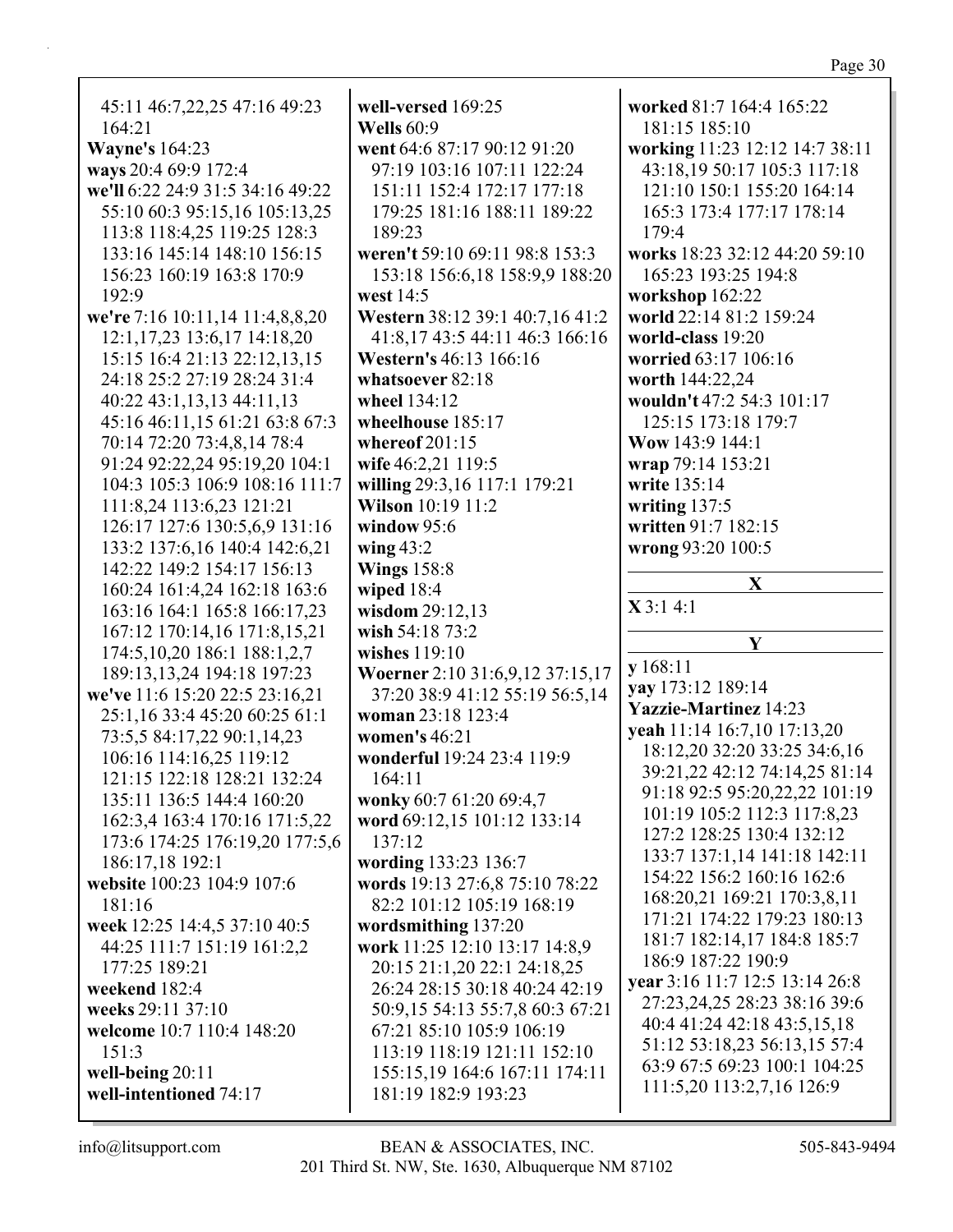45:11 46:7,22,25 47:16 49:23 164:21
**Wayne's** 164:23
**ways** 20:4 69:9 172:4
**we'll** 6:22 24:9 31:5 34:16 49:22 55:10 60:3 95:15,16 105:13,25 113:8 118:4,25 119:25 128:3 133:16 145:14 148:10 156:15 156:23 160:19 163:8 170:9 192:9
**we're** 7:16 10:11,14 11:4,8,8,20 12:1,17,23 13:6,17 14:18,20 15:15 16:4 21:13 22:12,13,15 24:18 25:2 27:19 28:24 31:4 40:22 43:1,13,13 44:11,13 45:16 46:11,15 61:21 63:8 67:3 70:14 72:20 73:4,8,14 78:4 91:24 92:22,24 95:19,20 104:1 104:3 105:3 106:9 108:16 111:7 111:8,24 113:6,23 121:21 126:17 127:6 130:5,6,9 131:16 133:2 137:6,16 140:4 142:6,21 142:22 149:2 154:17 156:13 160:24 161:4,24 162:18 163:6 163:16 164:1 165:8 166:17,23 167:12 170:14,16 171:8,15,21 174:5,10,20 186:1 188:1,2,7 189:13,13,24 194:18 197:23
**we've** 11:6 15:20 22:5 23:16,21 25:1,16 33:4 45:20 60:25 61:1 73:5,5 84:17,22 90:1,14,23 106:16 114:16,25 119:12 121:15 122:18 128:21 132:24 135:11 136:5 144:4 160:20 162:3,4 163:4 170:16 171:5,22 173:6 174:25 176:19,20 177:5,6 186:17,18 192:1
**website** 100:23 104:9 107:6 181:16
**week** 12:25 14:4,5 37:10 40:5 44:25 111:7 151:19 161:2,2 177:25 189:21
**weekend** 182:4
**weeks** 29:11 37:10
**welcome** 10:7 110:4 148:20 151:3
**well-being** 20:11
**well-intentioned** 74:17
**well-versed** 169:25
**Wells** 60:9
**went** 64:6 87:17 90:12 91:20 97:19 103:16 107:11 122:24 151:11 152:4 172:17 177:18 179:25 181:16 188:11 189:22 189:23
**weren't** 59:10 69:11 98:8 153:3 153:18 156:6,18 158:9,9 188:20
**west** 14:5
**Western** 38:12 39:1 40:7,16 41:2 41:8,17 43:5 44:11 46:3 166:16
**Western's** 46:13 166:16
**whatsoever** 82:18
**wheel** 134:12
**wheelhouse** 185:17
**whereof** 201:15
**wife** 46:2,21 119:5
**willing** 29:3,16 117:1 179:21
**Wilson** 10:19 11:2
**window** 95:6
**wing** 43:2
**Wings** 158:8
**wiped** 18:4
**wisdom** 29:12,13
**wish** 54:18 73:2
**wishes** 119:10
**Woerner** 2:10 31:6,9,12 37:15,17 37:20 38:9 41:12 55:19 56:5,14
**woman** 23:18 123:4
**women's** 46:21
**wonderful** 19:24 23:4 119:9 164:11
**wonky** 60:7 61:20 69:4,7
**word** 69:12,15 101:12 133:14 137:12
**wording** 133:23 136:7
**words** 19:13 27:6,8 75:10 78:22 82:2 101:12 105:19 168:19
**wordsmithing** 137:20
**work** 11:25 12:10 13:17 14:8,9 20:15 21:1,20 22:1 24:18,25 26:24 28:15 30:18 40:24 42:19 50:9,15 54:13 55:7,8 60:3 67:21 67:21 85:10 105:9 106:19 113:19 118:19 121:11 152:10 155:15,19 164:6 167:11 174:11 181:19 182:9 193:23
**worked** 81:7 164:4 165:22 181:15 185:10
**working** 11:23 12:12 14:7 38:11 43:18,19 50:17 105:3 117:18 121:10 150:1 155:20 164:14 165:3 173:4 177:17 178:14 179:4
**works** 18:23 32:12 44:20 59:10 165:23 193:25 194:8
**workshop** 162:22
**world** 22:14 81:2 159:24
**world-class** 19:20
**worried** 63:17 106:16
**worth** 144:22,24
**wouldn't** 47:2 54:3 101:17 125:15 173:18 179:7
**Wow** 143:9 144:1
**wrap** 79:14 153:21
**write** 135:14
**writing** 137:5
**written** 91:7 182:15
**wrong** 93:20 100:5

## X

**X** 3:1 4:1

## Y

**y** 168:11
**yay** 173:12 189:14
**Yazzie-Martinez** 14:23
**yeah** 11:14 16:7,10 17:13,20 18:12,20 32:20 33:25 34:6,16 39:21,22 42:12 74:14,25 81:14 91:18 92:5 95:20,22,22 101:19 101:19 105:2 112:3 117:8,23 127:2 128:25 130:4 132:12 133:7 137:1,14 141:18 142:11 154:22 156:2 160:16 162:6 168:20,21 169:21 170:3,8,11 171:21 174:22 179:23 180:13 181:7 182:14,17 184:8 185:7 186:9 187:22 190:9
**year** 3:16 11:7 12:5 13:14 26:8 27:23,24,25 28:23 38:16 39:6 40:4 41:24 42:18 43:5,15,18 51:12 53:18,23 56:13,15 57:4 63:9 67:5 69:23 100:1 104:25 111:5,20 113:2,7,16 126:9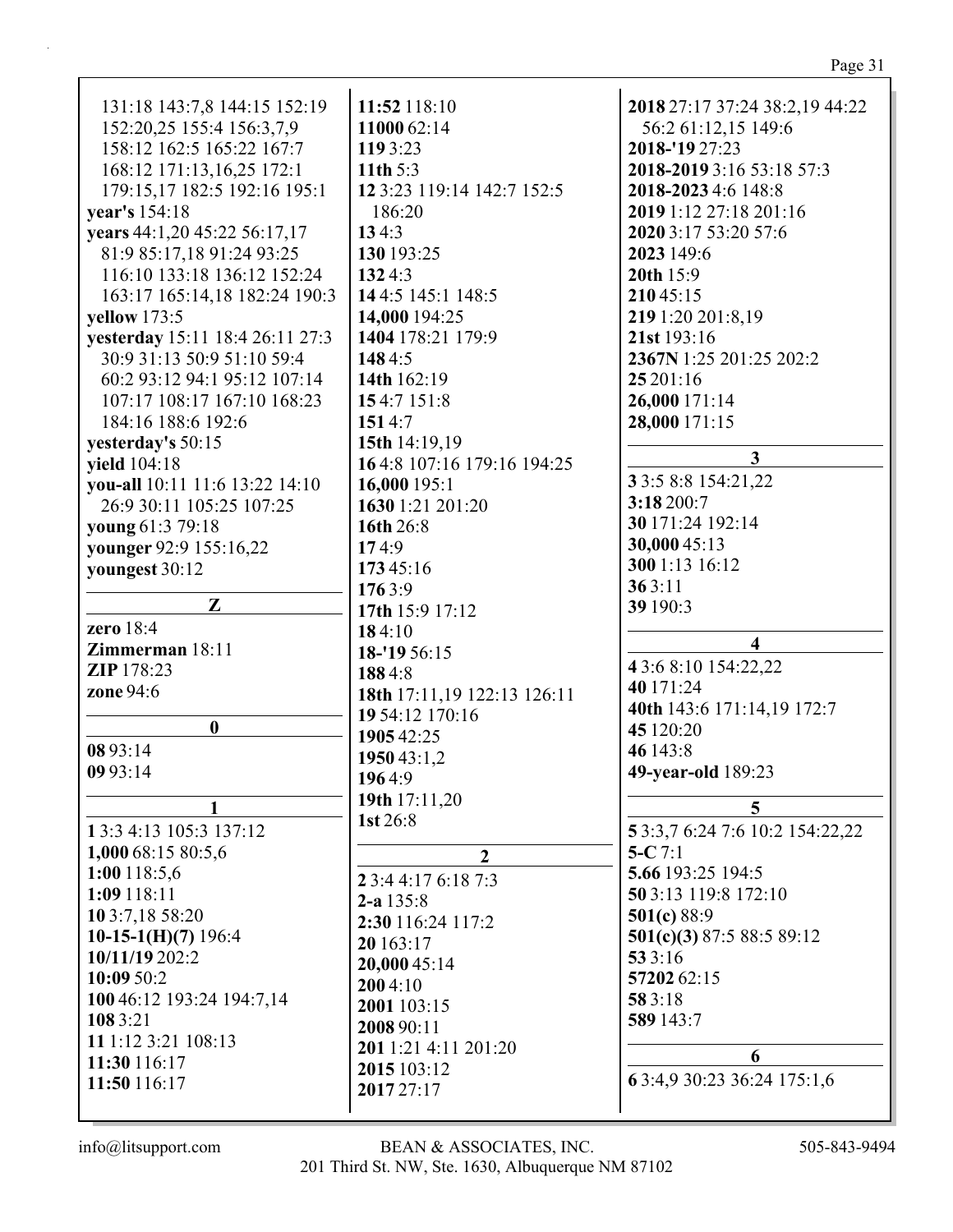131:18 143:7,8 144:15 152:19 152:20,25 155:4 156:3,7,9 158:12 162:5 165:22 167:7 168:12 171:13,16,25 172:1 179:15,17 182:5 192:16 195:1
**year's** 154:18
**years** 44:1,20 45:22 56:17,17 81:9 85:17,18 91:24 93:25 116:10 133:18 136:12 152:24 163:17 165:14,18 182:24 190:3
**yellow** 173:5
**yesterday** 15:11 18:4 26:11 27:3 30:9 31:13 50:9 51:10 59:4 60:2 93:12 94:1 95:12 107:14 107:17 108:17 167:10 168:23 184:16 188:6 192:6
**yesterday's** 50:15
**yield** 104:18
**you-all** 10:11 11:6 13:22 14:10 26:9 30:11 105:25 107:25
**young** 61:3 79:18
**younger** 92:9 155:16,22
**youngest** 30:12

**Z**

**zero** 18:4
**Zimmerman** 18:11
**ZIP** 178:23
**zone** 94:6

**0**

**08** 93:14
**09** 93:14

**1**

**1** 3:3 4:13 105:3 137:12
**1,000** 68:15 80:5,6
**1:00** 118:5,6
**1:09** 118:11
**10** 3:7,18 58:20
**10-15-1(H)(7)** 196:4
**10/11/19** 202:2
**10:09** 50:2
**100** 46:12 193:24 194:7,14
**108** 3:21
**11** 1:12 3:21 108:13
**11:30** 116:17
**11:50** 116:17
**11:52** 118:10
**11000** 62:14
**119** 3:23
**11th** 5:3
**12** 3:23 119:14 142:7 152:5 186:20
**13** 4:3
**130** 193:25
**132** 4:3
**14** 4:5 145:1 148:5
**14,000** 194:25
**1404** 178:21 179:9
**148** 4:5
**14th** 162:19
**15** 4:7 151:8
**151** 4:7
**15th** 14:19,19
**16** 4:8 107:16 179:16 194:25
**16,000** 195:1
**1630** 1:21 201:20
**16th** 26:8
**17** 4:9
**173** 45:16
**176** 3:9
**17th** 15:9 17:12
**18** 4:10
**18-'19** 56:15
**188** 4:8
**18th** 17:11,19 122:13 126:11
**19** 54:12 170:16
**1905** 42:25
**1950** 43:1,2
**196** 4:9
**19th** 17:11,20
**1st** 26:8

**2**

**2** 3:4 4:17 6:18 7:3
**2-a** 135:8
**2:30** 116:24 117:2
**20** 163:17
**20,000** 45:14
**200** 4:10
**2001** 103:15
**2008** 90:11
**201** 1:21 4:11 201:20
**2015** 103:12
**2017** 27:17
**2018** 27:17 37:24 38:2,19 44:22 56:2 61:12,15 149:6
**2018-'19** 27:23
**2018-2019** 3:16 53:18 57:3
**2018-2023** 4:6 148:8
**2019** 1:12 27:18 201:16
**2020** 3:17 53:20 57:6
**2023** 149:6
**20th** 15:9
**210** 45:15
**219** 1:20 201:8,19
**21st** 193:16
**2367N** 1:25 201:25 202:2
**25** 201:16
**26,000** 171:14
**28,000** 171:15

**3**

**3** 3:5 8:8 154:21,22
**3:18** 200:7
**30** 171:24 192:14
**30,000** 45:13
**300** 1:13 16:12
**36** 3:11
**39** 190:3

**4**

**4** 3:6 8:10 154:22,22
**40** 171:24
**40th** 143:6 171:14,19 172:7
**45** 120:20
**46** 143:8
**49-year-old** 189:23

**5**

**5** 3:3,7 6:24 7:6 10:2 154:22,22
**5-C** 7:1
**5.66** 193:25 194:5
**50** 3:13 119:8 172:10
**501(c)** 88:9
**501(c)(3)** 87:5 88:5 89:12
**53** 3:16
**57202** 62:15
**58** 3:18
**589** 143:7

**6**

**6** 3:4,9 30:23 36:24 175:1,6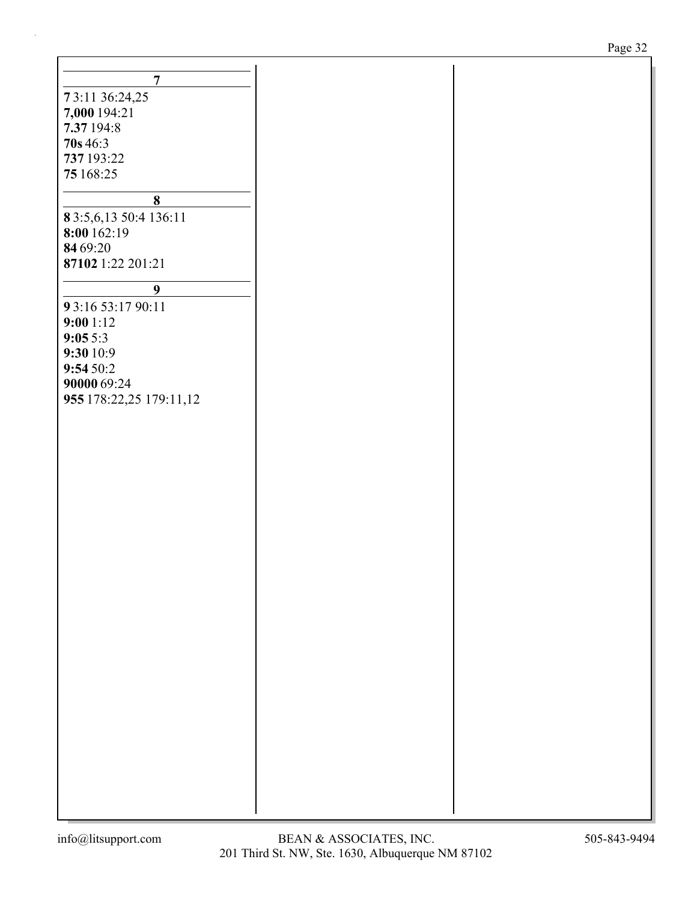**7**

**7** 3:11 36:24,25
**7,000** 194:21
**7.37** 194:8
**70s** 46:3
**737** 193:22
**75** 168:25

**8**

**8** 3:5,6,13 50:4 136:11
**8:00** 162:19
**84** 69:20
**87102** 1:22 201:21

**9**

**9** 3:16 53:17 90:11
**9:00** 1:12
**9:05** 5:3
**9:30** 10:9
**9:54** 50:2
**90000** 69:24
**955** 178:22,25 179:11,12